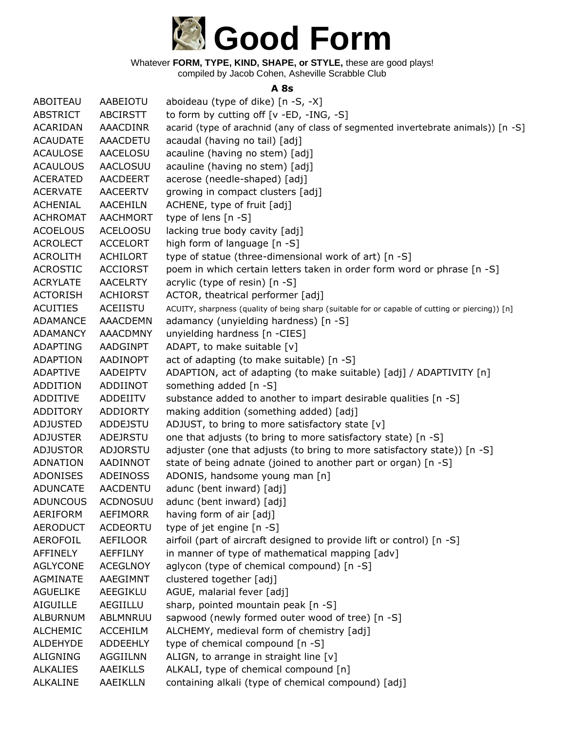# Good Form

Whatever **FORM, TYPE, KIND, SHAPE, or STYLE,** these are good plays!
compiled by Jacob Cohen, Asheville Scrabble Club

### A 8s

| | | |
|---|---|---|
| ABOITEAU | AABEIOTU | aboideau (type of dike) [n -S, -X] |
| ABSTRICT | ABCIRSTT | to form by cutting off [v -ED, -ING, -S] |
| ACARIDAN | AAACDINR | acarid (type of arachnid (any of class of segmented invertebrate animals)) [n -S] |
| ACAUDATE | AAACDETU | acaudal (having no tail) [adj] |
| ACAULOSE | AACELOSU | acauline (having no stem) [adj] |
| ACAULOUS | AACLOSUU | acauline (having no stem) [adj] |
| ACERATED | AACDEERT | acerose (needle-shaped) [adj] |
| ACERVATE | AACEERTV | growing in compact clusters [adj] |
| ACHENIAL | AACEHILN | ACHENE, type of fruit [adj] |
| ACHROMAT | AACHMORT | type of lens [n -S] |
| ACOELOUS | ACELOOSU | lacking true body cavity [adj] |
| ACROLECT | ACCELORT | high form of language [n -S] |
| ACROLITH | ACHILORT | type of statue (three-dimensional work of art) [n -S] |
| ACROSTIC | ACCIORST | poem in which certain letters taken in order form word or phrase [n -S] |
| ACRYLATE | AACELRTY | acrylic (type of resin) [n -S] |
| ACTORISH | ACHIORST | ACTOR, theatrical performer [adj] |
| ACUITIES | ACEIISTU | ACUITY, sharpness (quality of being sharp (suitable for or capable of cutting or piercing)) [n] |
| ADAMANCE | AAACDEMN | adamancy (unyielding hardness) [n -S] |
| ADAMANCY | AAACDMNY | unyielding hardness [n -CIES] |
| ADAPTING | AADGINPT | ADAPT, to make suitable [v] |
| ADAPTION | AADINOPT | act of adapting (to make suitable) [n -S] |
| ADAPTIVE | AADEIPTV | ADAPTION, act of adapting (to make suitable) [adj] / ADAPTIVITY [n] |
| ADDITION | ADDIINOT | something added [n -S] |
| ADDITIVE | ADDEIITV | substance added to another to impart desirable qualities [n -S] |
| ADDITORY | ADDIORTY | making addition (something added) [adj] |
| ADJUSTED | ADDEJSTU | ADJUST, to bring to more satisfactory state [v] |
| ADJUSTER | ADEJRSTU | one that adjusts (to bring to more satisfactory state) [n -S] |
| ADJUSTOR | ADJORSTU | adjuster (one that adjusts (to bring to more satisfactory state)) [n -S] |
| ADNATION | AADINNOT | state of being adnate (joined to another part or organ) [n -S] |
| ADONISES | ADEINOSS | ADONIS, handsome young man [n] |
| ADUNCATE | AACDENTU | adunc (bent inward) [adj] |
| ADUNCOUS | ACDNOSUU | adunc (bent inward) [adj] |
| AERIFORM | AEFIMORR | having form of air [adj] |
| AERODUCT | ACDEORTU | type of jet engine [n -S] |
| AEROFOIL | AEFILOOR | airfoil (part of aircraft designed to provide lift or control) [n -S] |
| AFFINELY | AEFFILNY | in manner of type of mathematical mapping [adv] |
| AGLYCONE | ACEGLNOY | aglycon (type of chemical compound) [n -S] |
| AGMINATE | AAEGIMNT | clustered together [adj] |
| AGUELIKE | AEEGIKLU | AGUE, malarial fever [adj] |
| AIGUILLE | AEGIILLU | sharp, pointed mountain peak [n -S] |
| ALBURNUM | ABLMNRUU | sapwood (newly formed outer wood of tree) [n -S] |
| ALCHEMIC | ACCEHILM | ALCHEMY, medieval form of chemistry [adj] |
| ALDEHYDE | ADDEEHLY | type of chemical compound [n -S] |
| ALIGNING | AGGIILNN | ALIGN, to arrange in straight line [v] |
| ALKALIES | AAEIKLLS | ALKALI, type of chemical compound [n] |
| ALKALINE | AAEIKLLN | containing alkali (type of chemical compound) [adj] |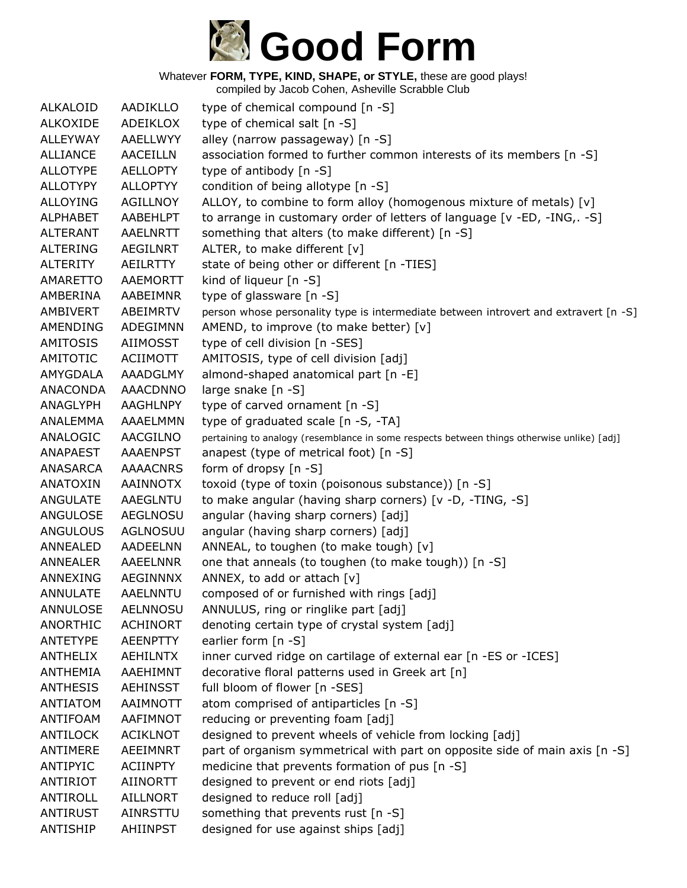# Good Form

Whatever **FORM, TYPE, KIND, SHAPE, or STYLE,** these are good plays!
compiled by Jacob Cohen, Asheville Scrabble Club

| | | |
|---|---|---|
| ALKALOID | AADIKLLO | type of chemical compound [n -S] |
| ALKOXIDE | ADEIKLOX | type of chemical salt [n -S] |
| ALLEYWAY | AAELLWYY | alley (narrow passageway) [n -S] |
| ALLIANCE | AACEILLN | association formed to further common interests of its members [n -S] |
| ALLOTYPE | AELLOPTY | type of antibody [n -S] |
| ALLOTYPY | ALLOPTYY | condition of being allotype [n -S] |
| ALLOYING | AGILLNOY | ALLOY, to combine to form alloy (homogenous mixture of metals) [v] |
| ALPHABET | AABEHLPT | to arrange in customary order of letters of language [v -ED, -ING,. -S] |
| ALTERANT | AAELNRTT | something that alters (to make different) [n -S] |
| ALTERING | AEGILNRT | ALTER, to make different [v] |
| ALTERITY | AEILRTTY | state of being other or different [n -TIES] |
| AMARETTO | AAEMORTT | kind of liqueur [n -S] |
| AMBERINA | AABEIMNR | type of glassware [n -S] |
| AMBIVERT | ABEIMRTV | person whose personality type is intermediate between introvert and extravert [n -S] |
| AMENDING | ADEGIMNN | AMEND, to improve (to make better) [v] |
| AMITOSIS | AIIMOSST | type of cell division [n -SES] |
| AMITOTIC | ACIIMOTT | AMITOSIS, type of cell division [adj] |
| AMYGDALA | AAADGLMY | almond-shaped anatomical part [n -E] |
| ANACONDA | AAACDNNO | large snake [n -S] |
| ANAGLYPH | AAGHLNPY | type of carved ornament [n -S] |
| ANALEMMA | AAAELMMN | type of graduated scale [n -S, -TA] |
| ANALOGIC | AACGILNO | pertaining to analogy (resemblance in some respects between things otherwise unlike) [adj] |
| ANAPAEST | AAAENPST | anapest (type of metrical foot) [n -S] |
| ANASARCA | AAAACNRS | form of dropsy [n -S] |
| ANATOXIN | AAINNOTX | toxoid (type of toxin (poisonous substance)) [n -S] |
| ANGULATE | AAEGLNTU | to make angular (having sharp corners) [v -D, -TING, -S] |
| ANGULOSE | AEGLNOSU | angular (having sharp corners) [adj] |
| ANGULOUS | AGLNOSUU | angular (having sharp corners) [adj] |
| ANNEALED | AADEELNN | ANNEAL, to toughen (to make tough) [v] |
| ANNEALER | AAEELNNR | one that anneals (to toughen (to make tough)) [n -S] |
| ANNEXING | AEGINNNX | ANNEX, to add or attach [v] |
| ANNULATE | AAELNNTU | composed of or furnished with rings [adj] |
| ANNULOSE | AELNNOSU | ANNULUS, ring or ringlike part [adj] |
| ANORTHIC | ACHINORT | denoting certain type of crystal system [adj] |
| ANTETYPE | AEENPTTY | earlier form [n -S] |
| ANTHELIX | AEHILNTX | inner curved ridge on cartilage of external ear [n -ES or -ICES] |
| ANTHEMIA | AAEHIMNT | decorative floral patterns used in Greek art [n] |
| ANTHESIS | AEHINSST | full bloom of flower [n -SES] |
| ANTIATOM | AAIMNOTT | atom comprised of antiparticles [n -S] |
| ANTIFOAM | AAFIMNOT | reducing or preventing foam [adj] |
| ANTILOCK | ACIKLNOT | designed to prevent wheels of vehicle from locking [adj] |
| ANTIMERE | AEEIMNRT | part of organism symmetrical with part on opposite side of main axis [n -S] |
| ANTIPYIC | ACIINPTY | medicine that prevents formation of pus [n -S] |
| ANTIRIOT | AIINORTT | designed to prevent or end riots [adj] |
| ANTIROLL | AILLNORT | designed to reduce roll [adj] |
| ANTIRUST | AINRSTTU | something that prevents rust [n -S] |
| ANTISHIP | AHIINPST | designed for use against ships [adj] |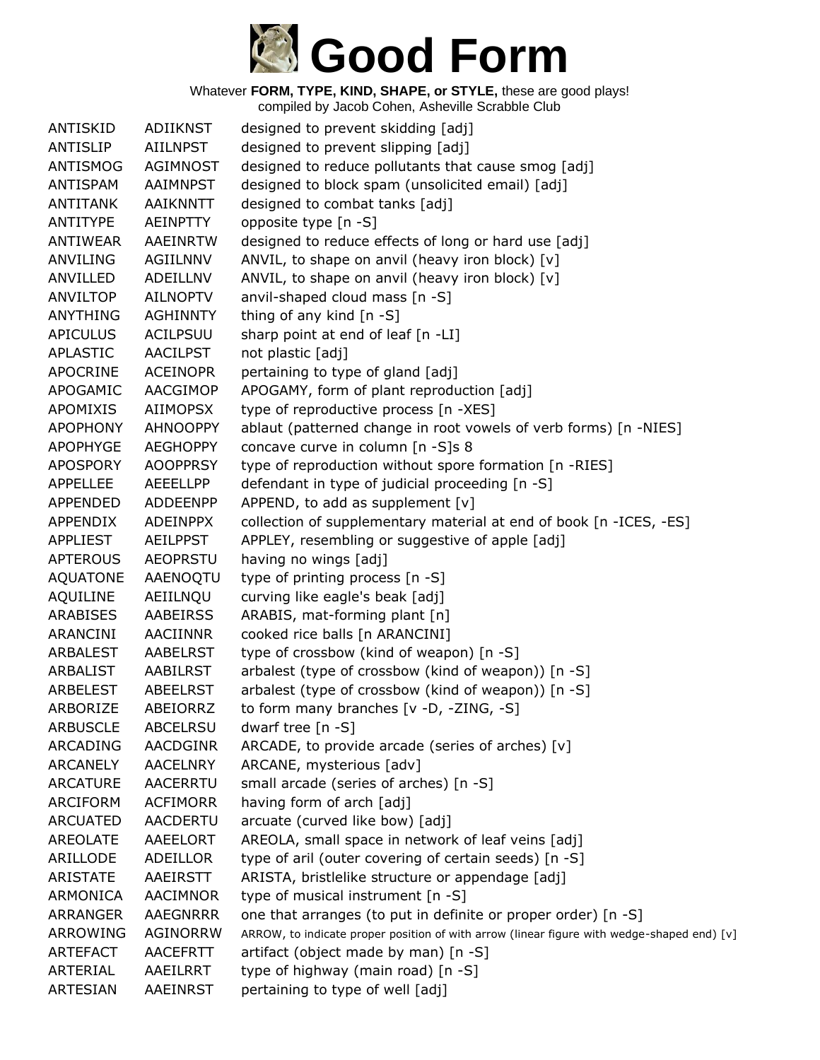# Good Form

Whatever **FORM, TYPE, KIND, SHAPE, or STYLE,** these are good plays!
compiled by Jacob Cohen, Asheville Scrabble Club

| | | |
|---|---|---|
| ANTISKID | ADIIKNST | designed to prevent skidding [adj] |
| ANTISLIP | AIILNPST | designed to prevent slipping [adj] |
| ANTISMOG | AGIMNOST | designed to reduce pollutants that cause smog [adj] |
| ANTISPAM | AAIMNPST | designed to block spam (unsolicited email) [adj] |
| ANTITANK | AAIKNNTT | designed to combat tanks [adj] |
| ANTITYPE | AEINPTTY | opposite type [n -S] |
| ANTIWEAR | AAEINRTW | designed to reduce effects of long or hard use [adj] |
| ANVILING | AGIILNNV | ANVIL, to shape on anvil (heavy iron block) [v] |
| ANVILLED | ADEILLNV | ANVIL, to shape on anvil (heavy iron block) [v] |
| ANVILTOP | AILNOPTV | anvil-shaped cloud mass [n -S] |
| ANYTHING | AGHINNTY | thing of any kind [n -S] |
| APICULUS | ACILPSUU | sharp point at end of leaf [n -LI] |
| APLASTIC | AACILPST | not plastic [adj] |
| APOCRINE | ACEINOPR | pertaining to type of gland [adj] |
| APOGAMIC | AACGIMOP | APOGAMY, form of plant reproduction [adj] |
| APOMIXIS | AIIMOPSX | type of reproductive process [n -XES] |
| APOPHONY | AHNOOPPY | ablaut (patterned change in root vowels of verb forms) [n -NIES] |
| APOPHYGE | AEGHOPPY | concave curve in column [n -S]s 8 |
| APOSPORY | AOOPPRSY | type of reproduction without spore formation [n -RIES] |
| APPELLEE | AEEELLPP | defendant in type of judicial proceeding [n -S] |
| APPENDED | ADDEENPP | APPEND, to add as supplement [v] |
| APPENDIX | ADEINPPX | collection of supplementary material at end of book [n -ICES, -ES] |
| APPLIEST | AEILPPST | APPLEY, resembling or suggestive of apple [adj] |
| APTEROUS | AEOPRSTU | having no wings [adj] |
| AQUATONE | AAENOQTU | type of printing process [n -S] |
| AQUILINE | AEIILNQU | curving like eagle's beak [adj] |
| ARABISES | AABEIRSS | ARABIS, mat-forming plant [n] |
| ARANCINI | AACIINNR | cooked rice balls [n ARANCINI] |
| ARBALEST | AABELRST | type of crossbow (kind of weapon) [n -S] |
| ARBALIST | AABILRST | arbalest (type of crossbow (kind of weapon)) [n -S] |
| ARBELEST | ABEELRST | arbalest (type of crossbow (kind of weapon)) [n -S] |
| ARBORIZE | ABEIORRZ | to form many branches [v -D, -ZING, -S] |
| ARBUSCLE | ABCELRSU | dwarf tree [n -S] |
| ARCADING | AACDGINR | ARCADE, to provide arcade (series of arches) [v] |
| ARCANELY | AACELNRY | ARCANE, mysterious [adv] |
| ARCATURE | AACERRTU | small arcade (series of arches) [n -S] |
| ARCIFORM | ACFIMORR | having form of arch [adj] |
| ARCUATED | AACDERTU | arcuate (curved like bow) [adj] |
| AREOLATE | AAEELORT | AREOLA, small space in network of leaf veins [adj] |
| ARILLODE | ADEILLOR | type of aril (outer covering of certain seeds) [n -S] |
| ARISTATE | AAEIRSTT | ARISTA, bristlelike structure or appendage [adj] |
| ARMONICA | AACIMNOR | type of musical instrument [n -S] |
| ARRANGER | AAEGNRRR | one that arranges (to put in definite or proper order) [n -S] |
| ARROWING | AGINORRW | ARROW, to indicate proper position of with arrow (linear figure with wedge-shaped end) [v] |
| ARTEFACT | AACEFRTT | artifact (object made by man) [n -S] |
| ARTERIAL | AAEILRRT | type of highway (main road) [n -S] |
| ARTESIAN | AAEINRST | pertaining to type of well [adj] |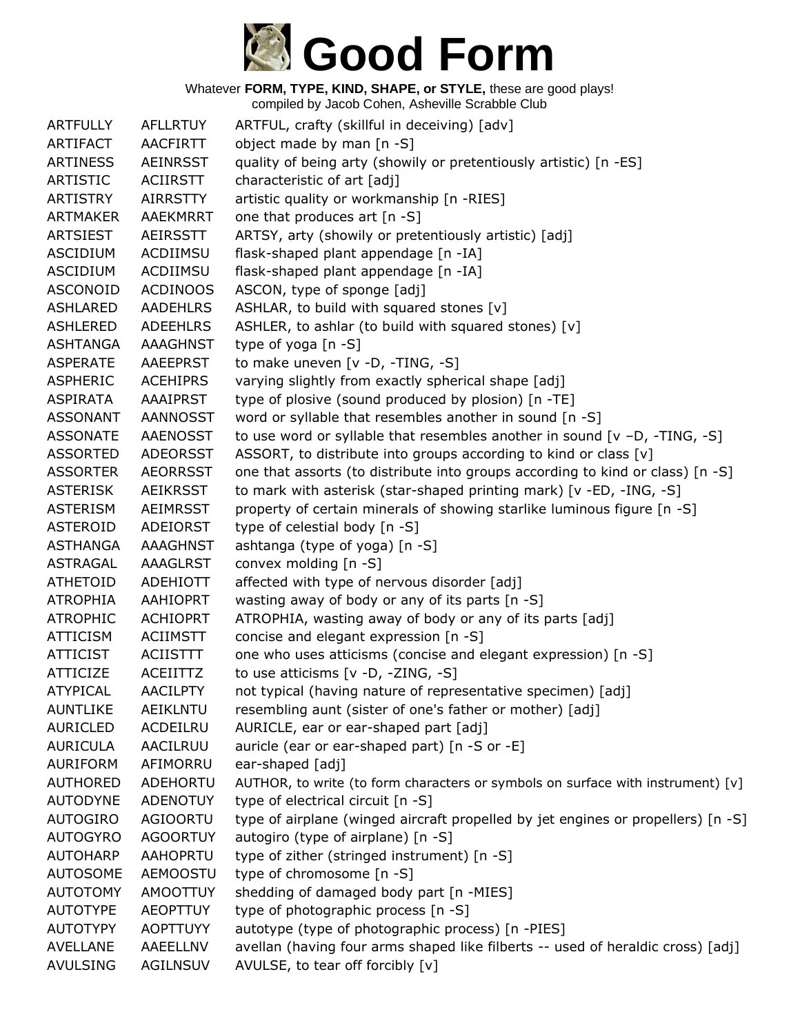# Good Form

Whatever **FORM, TYPE, KIND, SHAPE, or STYLE,** these are good plays!
compiled by Jacob Cohen, Asheville Scrabble Club

| | | |
|---|---|---|
| ARTFULLY | AFLLRTUY | ARTFUL, crafty (skillful in deceiving) [adv] |
| ARTIFACT | AACFIRTT | object made by man [n -S] |
| ARTINESS | AEINRSST | quality of being arty (showily or pretentiously artistic) [n -ES] |
| ARTISTIC | ACIIRSTT | characteristic of art [adj] |
| ARTISTRY | AIRRSTTY | artistic quality or workmanship [n -RIES] |
| ARTMAKER | AAEKMRRT | one that produces art [n -S] |
| ARTSIEST | AEIRSSTT | ARTSY, arty (showily or pretentiously artistic) [adj] |
| ASCIDIUM | ACDIIMSU | flask-shaped plant appendage [n -IA] |
| ASCIDIUM | ACDIIMSU | flask-shaped plant appendage [n -IA] |
| ASCONOID | ACDINOOS | ASCON, type of sponge [adj] |
| ASHLARED | AADEHLRS | ASHLAR, to build with squared stones [v] |
| ASHLERED | ADEEHLRS | ASHLER, to ashlar (to build with squared stones) [v] |
| ASHTANGA | AAAGHNST | type of yoga [n -S] |
| ASPERATE | AAEEPRST | to make uneven [v -D, -TING, -S] |
| ASPHERIC | ACEHIPRS | varying slightly from exactly spherical shape [adj] |
| ASPIRATA | AAAIPRST | type of plosive (sound produced by plosion) [n -TE] |
| ASSONANT | AANNOSST | word or syllable that resembles another in sound [n -S] |
| ASSONATE | AAENOSST | to use word or syllable that resembles another in sound [v –D, -TING, -S] |
| ASSORTED | ADEORSST | ASSORT, to distribute into groups according to kind or class [v] |
| ASSORTER | AEORRSST | one that assorts (to distribute into groups according to kind or class) [n -S] |
| ASTERISK | AEIKRSST | to mark with asterisk (star-shaped printing mark) [v -ED, -ING, -S] |
| ASTERISM | AEIMRSST | property of certain minerals of showing starlike luminous figure [n -S] |
| ASTEROID | ADEIORST | type of celestial body [n -S] |
| ASTHANGA | AAAGHNST | ashtanga (type of yoga) [n -S] |
| ASTRAGAL | AAAGLRST | convex molding [n -S] |
| ATHETOID | ADEHIOTT | affected with type of nervous disorder [adj] |
| ATROPHIA | AAHIOPRT | wasting away of body or any of its parts [n -S] |
| ATROPHIC | ACHIOPRT | ATROPHIA, wasting away of body or any of its parts [adj] |
| ATTICISM | ACIIMSTT | concise and elegant expression [n -S] |
| ATTICIST | ACIISTTT | one who uses atticisms (concise and elegant expression) [n -S] |
| ATTICIZE | ACEIITTZ | to use atticisms [v -D, -ZING, -S] |
| ATYPICAL | AACILPTY | not typical (having nature of representative specimen) [adj] |
| AUNTLIKE | AEIKLNTU | resembling aunt (sister of one's father or mother) [adj] |
| AURICLED | ACDEILRU | AURICLE, ear or ear-shaped part [adj] |
| AURICULA | AACILRUU | auricle (ear or ear-shaped part) [n -S or -E] |
| AURIFORM | AFIMORRU | ear-shaped [adj] |
| AUTHORED | ADEHORTU | AUTHOR, to write (to form characters or symbols on surface with instrument) [v] |
| AUTODYNE | ADENOTUY | type of electrical circuit [n -S] |
| AUTOGIRO | AGIOORTU | type of airplane (winged aircraft propelled by jet engines or propellers) [n -S] |
| AUTOGYRO | AGOORTUY | autogiro (type of airplane) [n -S] |
| AUTOHARP | AAHOPRTU | type of zither (stringed instrument) [n -S] |
| AUTOSOME | AEMOOSTU | type of chromosome [n -S] |
| AUTOTOMY | AMOOTTUY | shedding of damaged body part [n -MIES] |
| AUTOTYPE | AEOPTTUY | type of photographic process [n -S] |
| AUTOTYPY | AOPTTUYY | autotype (type of photographic process) [n -PIES] |
| AVELLANE | AAEELLNV | avellan (having four arms shaped like filberts -- used of heraldic cross) [adj] |
| AVULSING | AGILNSUV | AVULSE, to tear off forcibly [v] |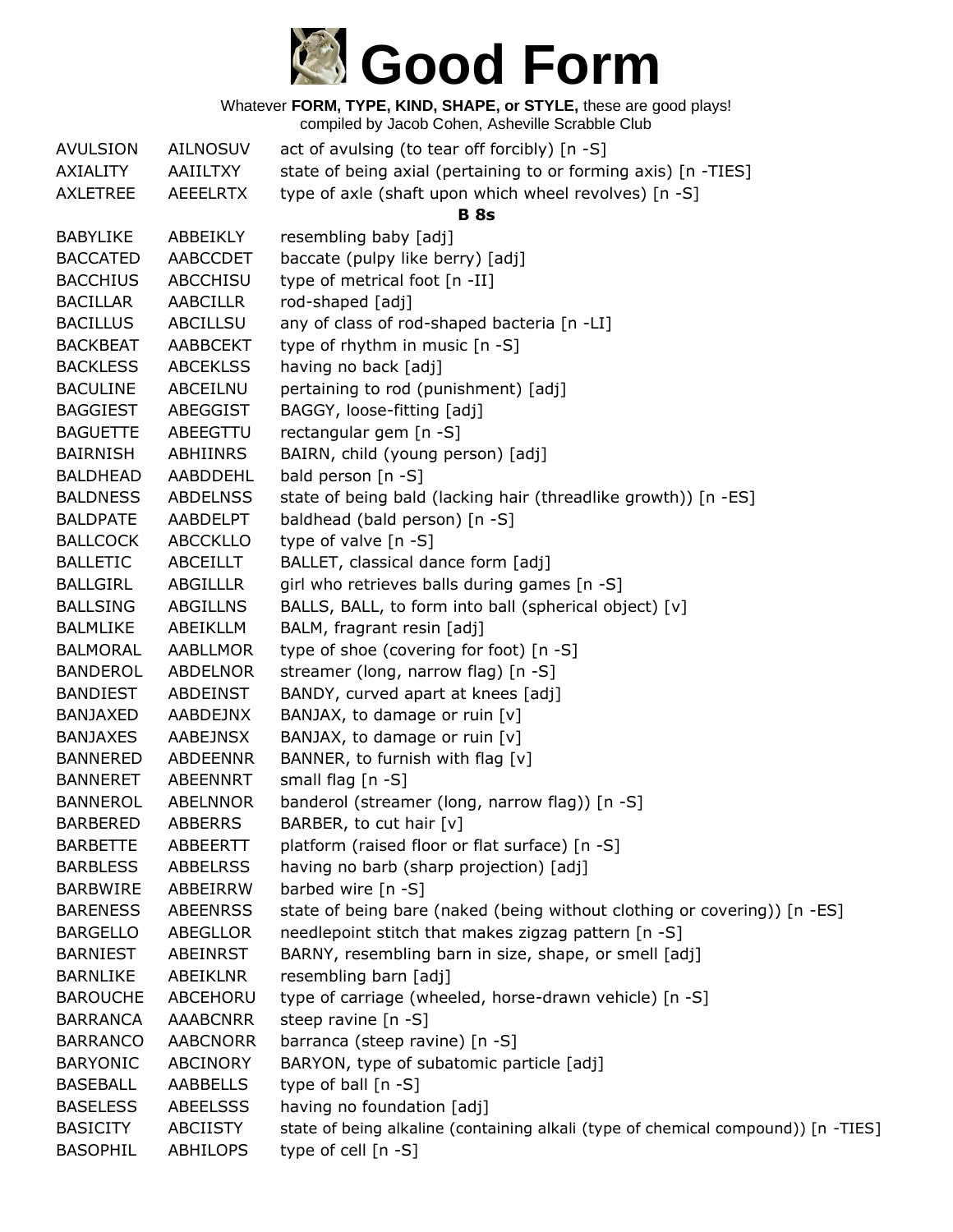# Good Form

Whatever **FORM, TYPE, KIND, SHAPE, or STYLE,** these are good plays!
compiled by Jacob Cohen, Asheville Scrabble Club

| | | |
|---|---|---|
| AVULSION | AILNOSUV | act of avulsing (to tear off forcibly) [n -S] |
| AXIALITY | AAIILTXY | state of being axial (pertaining to or forming axis) [n -TIES] |
| AXLETREE | AEEELRTX | type of axle (shaft upon which wheel revolves) [n -S] |
| | | **B 8s** |
| BABYLIKE | ABBEIKLY | resembling baby [adj] |
| BACCATED | AABCCDET | baccate (pulpy like berry) [adj] |
| BACCHIUS | ABCCHISU | type of metrical foot [n -II] |
| BACILLAR | AABCILLR | rod-shaped [adj] |
| BACILLUS | ABCILLSU | any of class of rod-shaped bacteria [n -LI] |
| BACKBEAT | AABBCEKT | type of rhythm in music [n -S] |
| BACKLESS | ABCEKLSS | having no back [adj] |
| BACULINE | ABCEILNU | pertaining to rod (punishment) [adj] |
| BAGGIEST | ABEGGIST | BAGGY, loose-fitting [adj] |
| BAGUETTE | ABEEGTTU | rectangular gem [n -S] |
| BAIRNISH | ABHIINRS | BAIRN, child (young person) [adj] |
| BALDHEAD | AABDDEHL | bald person [n -S] |
| BALDNESS | ABDELNSS | state of being bald (lacking hair (threadlike growth)) [n -ES] |
| BALDPATE | AABDELPT | baldhead (bald person) [n -S] |
| BALLCOCK | ABCCKLLO | type of valve [n -S] |
| BALLETIC | ABCEILLT | BALLET, classical dance form [adj] |
| BALLGIRL | ABGILLLR | girl who retrieves balls during games [n -S] |
| BALLSING | ABGILLNS | BALLS, BALL, to form into ball (spherical object) [v] |
| BALMLIKE | ABEIKLLM | BALM, fragrant resin [adj] |
| BALMORAL | AABLLMOR | type of shoe (covering for foot) [n -S] |
| BANDEROL | ABDELNOR | streamer (long, narrow flag) [n -S] |
| BANDIEST | ABDEINST | BANDY, curved apart at knees [adj] |
| BANJAXED | AABDEJNX | BANJAX, to damage or ruin [v] |
| BANJAXES | AABEJNSX | BANJAX, to damage or ruin [v] |
| BANNERED | ABDEENNR | BANNER, to furnish with flag [v] |
| BANNERET | ABEENNRT | small flag [n -S] |
| BANNEROL | ABELNNOR | banderol (streamer (long, narrow flag)) [n -S] |
| BARBERED | ABBERRS | BARBER, to cut hair [v] |
| BARBETTE | ABBEERTT | platform (raised floor or flat surface) [n -S] |
| BARBLESS | ABBELRSS | having no barb (sharp projection) [adj] |
| BARBWIRE | ABBEIRRW | barbed wire [n -S] |
| BARENESS | ABEENRSS | state of being bare (naked (being without clothing or covering)) [n -ES] |
| BARGELLO | ABEGLLOR | needlepoint stitch that makes zigzag pattern [n -S] |
| BARNIEST | ABEINRST | BARNY, resembling barn in size, shape, or smell [adj] |
| BARNLIKE | ABEIKLNR | resembling barn [adj] |
| BAROUCHE | ABCEHORU | type of carriage (wheeled, horse-drawn vehicle) [n -S] |
| BARRANCA | AAABCNRR | steep ravine [n -S] |
| BARRANCO | AABCNORR | barranca (steep ravine) [n -S] |
| BARYONIC | ABCINORY | BARYON, type of subatomic particle [adj] |
| BASEBALL | AABBELLS | type of ball [n -S] |
| BASELESS | ABEELSSS | having no foundation [adj] |
| BASICITY | ABCIISTY | state of being alkaline (containing alkali (type of chemical compound)) [n -TIES] |
| BASOPHIL | ABHILOPS | type of cell [n -S] |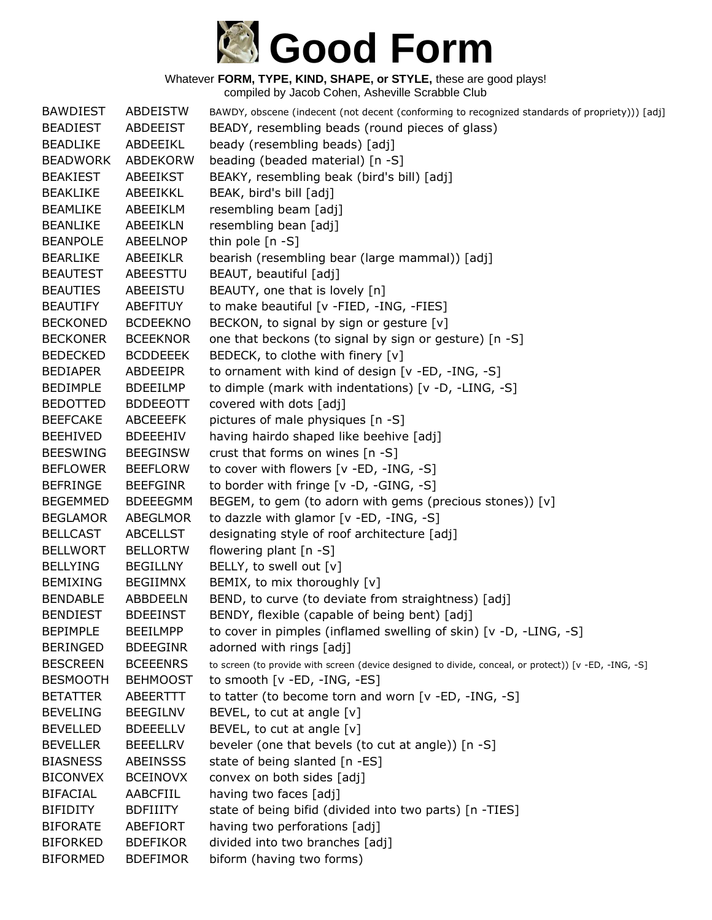# Good Form

Whatever **FORM, TYPE, KIND, SHAPE, or STYLE,** these are good plays!
compiled by Jacob Cohen, Asheville Scrabble Club

| | | |
|---|---|---|
| BAWDIEST | ABDEISTW | BAWDY, obscene (indecent (not decent (conforming to recognized standards of propriety))) [adj] |
| BEADIEST | ABDEEIST | BEADY, resembling beads (round pieces of glass) |
| BEADLIKE | ABDEEIKL | beady (resembling beads) [adj] |
| BEADWORK | ABDEKORW | beading (beaded material) [n -S] |
| BEAKIEST | ABEEIKST | BEAKY, resembling beak (bird's bill) [adj] |
| BEAKLIKE | ABEEIKKL | BEAK, bird's bill [adj] |
| BEAMLIKE | ABEEIKLM | resembling beam [adj] |
| BEANLIKE | ABEEIKLN | resembling bean [adj] |
| BEANPOLE | ABEELNOP | thin pole [n -S] |
| BEARLIKE | ABEEIKLR | bearish (resembling bear (large mammal)) [adj] |
| BEAUTEST | ABEESTTU | BEAUT, beautiful [adj] |
| BEAUTIES | ABEEISTU | BEAUTY, one that is lovely [n] |
| BEAUTIFY | ABEFITUY | to make beautiful [v -FIED, -ING, -FIES] |
| BECKONED | BCDEEKNO | BECKON, to signal by sign or gesture [v] |
| BECKONER | BCEEKNOR | one that beckons (to signal by sign or gesture) [n -S] |
| BEDECKED | BCDDEEEK | BEDECK, to clothe with finery [v] |
| BEDIAPER | ABDEEIPR | to ornament with kind of design [v -ED, -ING, -S] |
| BEDIMPLE | BDEEILMP | to dimple (mark with indentations) [v -D, -LING, -S] |
| BEDOTTED | BDDEEOTT | covered with dots [adj] |
| BEEFCAKE | ABCEEEFK | pictures of male physiques [n -S] |
| BEEHIVED | BDEEEHIV | having hairdo shaped like beehive [adj] |
| BEESWING | BEEGINSW | crust that forms on wines [n -S] |
| BEFLOWER | BEEFLORW | to cover with flowers [v -ED, -ING, -S] |
| BEFRINGE | BEEFGINR | to border with fringe [v -D, -GING, -S] |
| BEGEMMED | BDEEEGMM | BEGEM, to gem (to adorn with gems (precious stones)) [v] |
| BEGLAMOR | ABEGLMOR | to dazzle with glamor [v -ED, -ING, -S] |
| BELLCAST | ABCELLST | designating style of roof architecture [adj] |
| BELLWORT | BELLORTW | flowering plant [n -S] |
| BELLYING | BEGILLNY | BELLY, to swell out [v] |
| BEMIXING | BEGIIMNX | BEMIX, to mix thoroughly [v] |
| BENDABLE | ABBDEELN | BEND, to curve (to deviate from straightness) [adj] |
| BENDIEST | BDEEINST | BENDY, flexible (capable of being bent) [adj] |
| BEPIMPLE | BEEILMPP | to cover in pimples (inflamed swelling of skin) [v -D, -LING, -S] |
| BERINGED | BDEEGINR | adorned with rings [adj] |
| BESCREEN | BCEEENRS | to screen (to provide with screen (device designed to divide, conceal, or protect)) [v -ED, -ING, -S] |
| BESMOOTH | BEHMOOST | to smooth [v -ED, -ING, -ES] |
| BETATTER | ABEERTTT | to tatter (to become torn and worn [v -ED, -ING, -S] |
| BEVELING | BEEGILNV | BEVEL, to cut at angle [v] |
| BEVELLED | BDEEELLV | BEVEL, to cut at angle [v] |
| BEVELLER | BEEELLRV | beveler (one that bevels (to cut at angle)) [n -S] |
| BIASNESS | ABEINSSS | state of being slanted [n -ES] |
| BICONVEX | BCEINOVX | convex on both sides [adj] |
| BIFACIAL | AABCFIIL | having two faces [adj] |
| BIFIDITY | BDFIIITY | state of being bifid (divided into two parts) [n -TIES] |
| BIFORATE | ABEFIORT | having two perforations [adj] |
| BIFORKED | BDEFIKOR | divided into two branches [adj] |
| BIFORMED | BDEFIMOR | biform (having two forms) |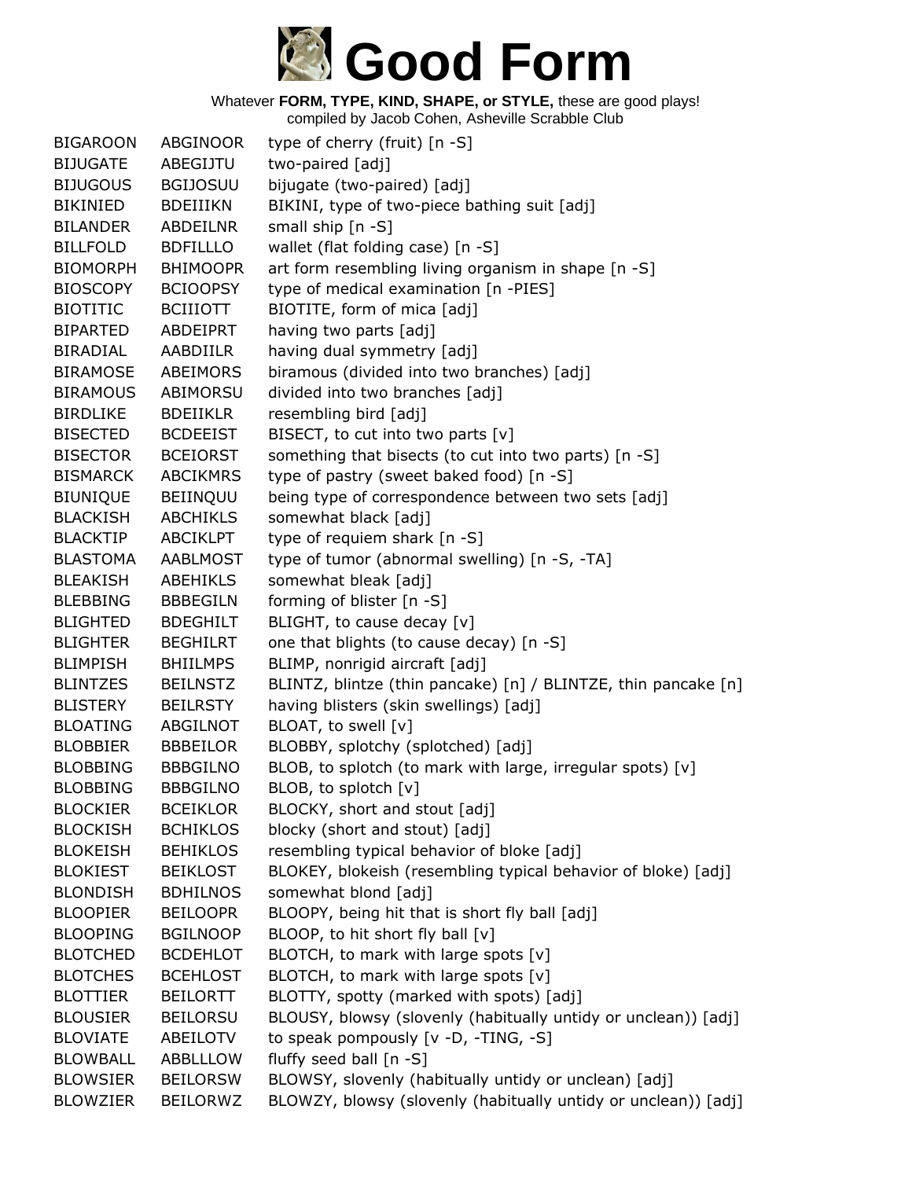# Good Form

Whatever **FORM, TYPE, KIND, SHAPE, or STYLE,** these are good plays!
compiled by Jacob Cohen, Asheville Scrabble Club

| | | |
|---|---|---|
| BIGAROON | ABGINOOR | type of cherry (fruit) [n -S] |
| BIJUGATE | ABEGIJTU | two-paired [adj] |
| BIJUGOUS | BGIJOSUU | bijugate (two-paired) [adj] |
| BIKINIED | BDEIIIKN | BIKINI, type of two-piece bathing suit [adj] |
| BILANDER | ABDEILNR | small ship [n -S] |
| BILLFOLD | BDFILLLO | wallet (flat folding case) [n -S] |
| BIOMORPH | BHIMOOPR | art form resembling living organism in shape [n -S] |
| BIOSCOPY | BCIOOPSY | type of medical examination [n -PIES] |
| BIOTITIC | BCIIIOTT | BIOTITE, form of mica [adj] |
| BIPARTED | ABDEIPRT | having two parts [adj] |
| BIRADIAL | AABDIILR | having dual symmetry [adj] |
| BIRAMOSE | ABEIMORS | biramous (divided into two branches) [adj] |
| BIRAMOUS | ABIMORSU | divided into two branches [adj] |
| BIRDLIKE | BDEIIKLR | resembling bird [adj] |
| BISECTED | BCDEEIST | BISECT, to cut into two parts [v] |
| BISECTOR | BCEIORST | something that bisects (to cut into two parts) [n -S] |
| BISMARCK | ABCIKMRS | type of pastry (sweet baked food) [n -S] |
| BIUNIQUE | BEIINQUU | being type of correspondence between two sets [adj] |
| BLACKISH | ABCHIKLS | somewhat black [adj] |
| BLACKTIP | ABCIKLPT | type of requiem shark [n -S] |
| BLASTOMA | AABLMOST | type of tumor (abnormal swelling) [n -S, -TA] |
| BLEAKISH | ABEHIKLS | somewhat bleak [adj] |
| BLEBBING | BBBEGILN | forming of blister [n -S] |
| BLIGHTED | BDEGHILT | BLIGHT, to cause decay [v] |
| BLIGHTER | BEGHILRT | one that blights (to cause decay) [n -S] |
| BLIMPISH | BHIILMPS | BLIMP, nonrigid aircraft [adj] |
| BLINTZES | BEILNSTZ | BLINTZ, blintze (thin pancake) [n] / BLINTZE, thin pancake [n] |
| BLISTERY | BEILRSTY | having blisters (skin swellings) [adj] |
| BLOATING | ABGILNOT | BLOAT, to swell [v] |
| BLOBBIER | BBBEILOR | BLOBBY, splotchy (splotched) [adj] |
| BLOBBING | BBBGILNO | BLOB, to splotch (to mark with large, irregular spots) [v] |
| BLOBBING | BBBGILNO | BLOB, to splotch [v] |
| BLOCKIER | BCEIKLOR | BLOCKY, short and stout [adj] |
| BLOCKISH | BCHIKLOS | blocky (short and stout) [adj] |
| BLOKEISH | BEHIKLOS | resembling typical behavior of bloke [adj] |
| BLOKIEST | BEIKLOST | BLOKEY, blokeish (resembling typical behavior of bloke) [adj] |
| BLONDISH | BDHILNOS | somewhat blond [adj] |
| BLOOPIER | BEILOOPR | BLOOPY, being hit that is short fly ball [adj] |
| BLOOPING | BGILNOOP | BLOOP, to hit short fly ball [v] |
| BLOTCHED | BCDEHLOT | BLOTCH, to mark with large spots [v] |
| BLOTCHES | BCEHLOST | BLOTCH, to mark with large spots [v] |
| BLOTTIER | BEILORTT | BLOTTY, spotty (marked with spots) [adj] |
| BLOUSIER | BEILORSU | BLOUSY, blowsy (slovenly (habitually untidy or unclean)) [adj] |
| BLOVIATE | ABEILOTV | to speak pompously [v -D, -TING, -S] |
| BLOWBALL | ABBLLLOW | fluffy seed ball [n -S] |
| BLOWSIER | BEILORSW | BLOWSY, slovenly (habitually untidy or unclean) [adj] |
| BLOWZIER | BEILORWZ | BLOWZY, blowsy (slovenly (habitually untidy or unclean)) [adj] |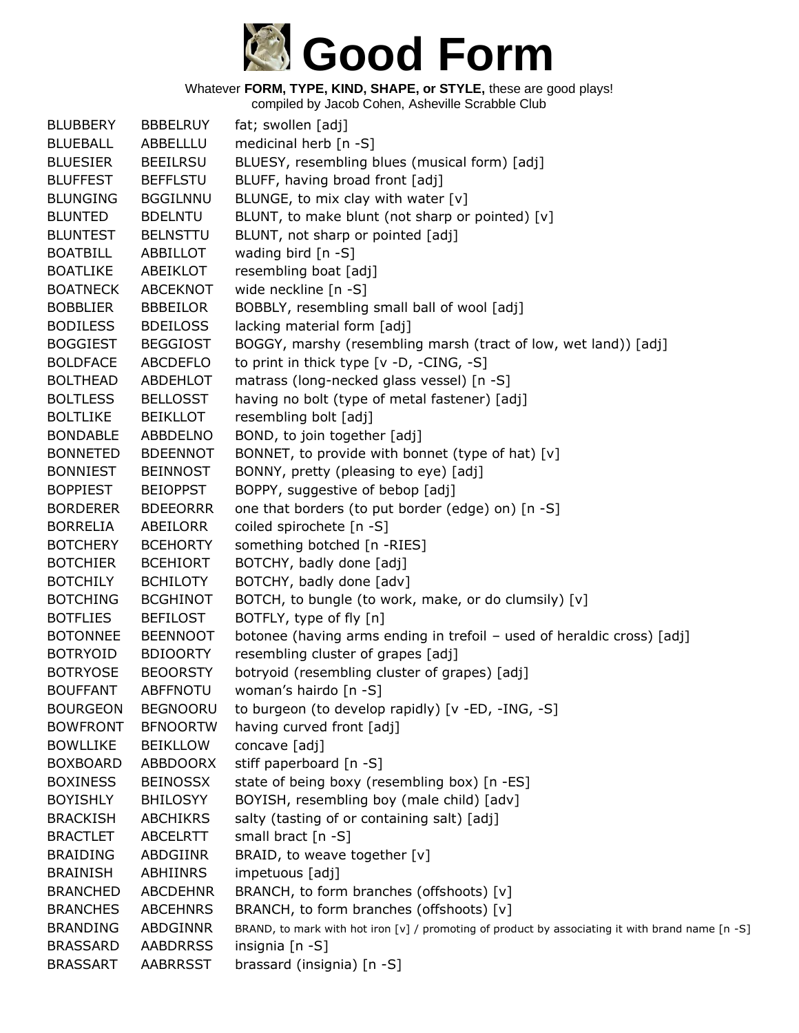# Good Form

Whatever **FORM, TYPE, KIND, SHAPE, or STYLE,** these are good plays!
compiled by Jacob Cohen, Asheville Scrabble Club

| | | |
|---|---|---|
| BLUBBERY | BBBELRUY | fat; swollen [adj] |
| BLUEBALL | ABBELLLU | medicinal herb [n -S] |
| BLUESIER | BEEILRSU | BLUESY, resembling blues (musical form) [adj] |
| BLUFFEST | BEFFLSTU | BLUFF, having broad front [adj] |
| BLUNGING | BGGILNNU | BLUNGE, to mix clay with water [v] |
| BLUNTED | BDELNTU | BLUNT, to make blunt (not sharp or pointed) [v] |
| BLUNTEST | BELNSTTU | BLUNT, not sharp or pointed [adj] |
| BOATBILL | ABBILLOT | wading bird [n -S] |
| BOATLIKE | ABEIKLOT | resembling boat [adj] |
| BOATNECK | ABCEKNOT | wide neckline [n -S] |
| BOBBLIER | BBBEILOR | BOBBLY, resembling small ball of wool [adj] |
| BODILESS | BDEILOSS | lacking material form [adj] |
| BOGGIEST | BEGGIOST | BOGGY, marshy (resembling marsh (tract of low, wet land)) [adj] |
| BOLDFACE | ABCDEFLO | to print in thick type [v -D, -CING, -S] |
| BOLTHEAD | ABDEHLOT | matrass (long-necked glass vessel) [n -S] |
| BOLTLESS | BELLOSST | having no bolt (type of metal fastener) [adj] |
| BOLTLIKE | BEIKLLOT | resembling bolt [adj] |
| BONDABLE | ABBDELNO | BOND, to join together [adj] |
| BONNETED | BDEENNOT | BONNET, to provide with bonnet (type of hat) [v] |
| BONNIEST | BEINNOST | BONNY, pretty (pleasing to eye) [adj] |
| BOPPIEST | BEIOPPST | BOPPY, suggestive of bebop [adj] |
| BORDERER | BDEEORRR | one that borders (to put border (edge) on) [n -S] |
| BORRELIA | ABEILORR | coiled spirochete [n -S] |
| BOTCHERY | BCEHORTY | something botched [n -RIES] |
| BOTCHIER | BCEHIORT | BOTCHY, badly done [adj] |
| BOTCHILY | BCHILOTY | BOTCHY, badly done [adv] |
| BOTCHING | BCGHINOT | BOTCH, to bungle (to work, make, or do clumsily) [v] |
| BOTFLIES | BEFILOST | BOTFLY, type of fly [n] |
| BOTONNEE | BEENNOOT | botonee (having arms ending in trefoil – used of heraldic cross) [adj] |
| BOTRYOID | BDIOORTY | resembling cluster of grapes [adj] |
| BOTRYOSE | BEOORSTY | botryoid (resembling cluster of grapes) [adj] |
| BOUFFANT | ABFFNOTU | woman's hairdo [n -S] |
| BOURGEON | BEGNOORU | to burgeon (to develop rapidly) [v -ED, -ING, -S] |
| BOWFRONT | BFNOORTW | having curved front [adj] |
| BOWLLIKE | BEIKLLOW | concave [adj] |
| BOXBOARD | ABBDOORX | stiff paperboard [n -S] |
| BOXINESS | BEINOSSX | state of being boxy (resembling box) [n -ES] |
| BOYISHLY | BHILOSYY | BOYISH, resembling boy (male child) [adv] |
| BRACKISH | ABCHIKRS | salty (tasting of or containing salt) [adj] |
| BRACTLET | ABCELRTT | small bract [n -S] |
| BRAIDING | ABDGIINR | BRAID, to weave together [v] |
| BRAINISH | ABHIINRS | impetuous [adj] |
| BRANCHED | ABCDEHNR | BRANCH, to form branches (offshoots) [v] |
| BRANCHES | ABCEHNRS | BRANCH, to form branches (offshoots) [v] |
| BRANDING | ABDGINNR | BRAND, to mark with hot iron [v] / promoting of product by associating it with brand name [n -S] |
| BRASSARD | AABDRRSS | insignia [n -S] |
| BRASSART | AABRRSST | brassard (insignia) [n -S] |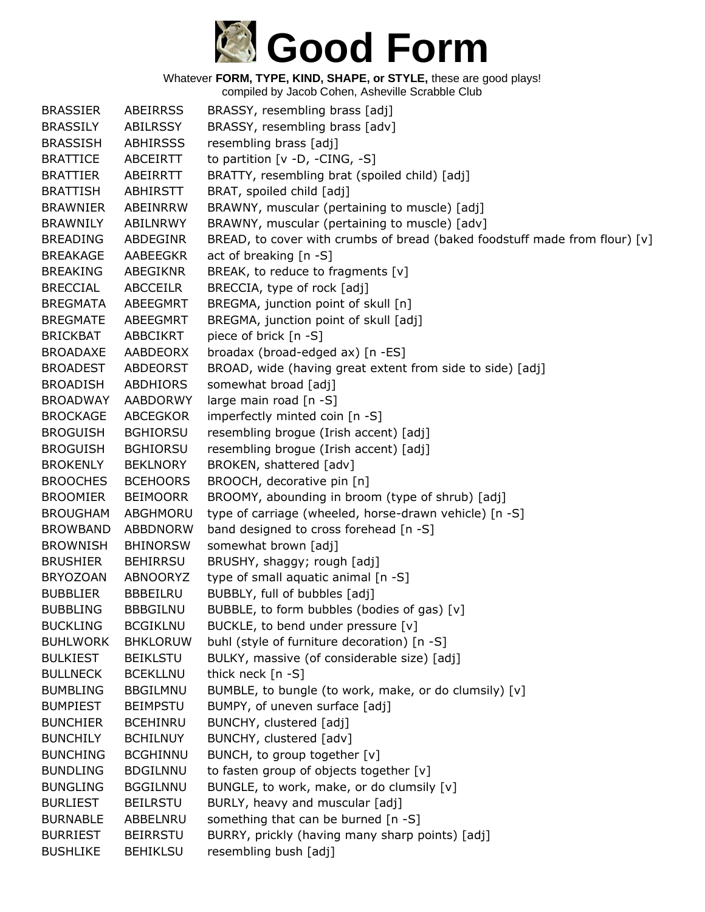# Good Form

Whatever **FORM, TYPE, KIND, SHAPE, or STYLE,** these are good plays!
compiled by Jacob Cohen, Asheville Scrabble Club

| | | |
|---|---|---|
| BRASSIER | ABEIRRSS | BRASSY, resembling brass [adj] |
| BRASSILY | ABILRSSY | BRASSY, resembling brass [adv] |
| BRASSISH | ABHIRSSS | resembling brass [adj] |
| BRATTICE | ABCEIRTT | to partition [v -D, -CING, -S] |
| BRATTIER | ABEIRRTT | BRATTY, resembling brat (spoiled child) [adj] |
| BRATTISH | ABHIRSTT | BRAT, spoiled child [adj] |
| BRAWNIER | ABEINRRW | BRAWNY, muscular (pertaining to muscle) [adj] |
| BRAWNILY | ABILNRWY | BRAWNY, muscular (pertaining to muscle) [adv] |
| BREADING | ABDEGINR | BREAD, to cover with crumbs of bread (baked foodstuff made from flour) [v] |
| BREAKAGE | AABEEGKR | act of breaking [n -S] |
| BREAKING | ABEGIKNR | BREAK, to reduce to fragments [v] |
| BRECCIAL | ABCCEILR | BRECCIA, type of rock [adj] |
| BREGMATA | ABEEGMRT | BREGMA, junction point of skull [n] |
| BREGMATE | ABEEGMRT | BREGMA, junction point of skull [adj] |
| BRICKBAT | ABBCIKRT | piece of brick [n -S] |
| BROADAXE | AABDEORX | broadax (broad-edged ax) [n -ES] |
| BROADEST | ABDEORST | BROAD, wide (having great extent from side to side) [adj] |
| BROADISH | ABDHIORS | somewhat broad [adj] |
| BROADWAY | AABDORWY | large main road [n -S] |
| BROCKAGE | ABCEGKOR | imperfectly minted coin [n -S] |
| BROGUISH | BGHIORSU | resembling brogue (Irish accent) [adj] |
| BROGUISH | BGHIORSU | resembling brogue (Irish accent) [adj] |
| BROKENLY | BEKLNORY | BROKEN, shattered [adv] |
| BROOCHES | BCEHOORS | BROOCH, decorative pin [n] |
| BROOMIER | BEIMOORR | BROOMY, abounding in broom (type of shrub) [adj] |
| BROUGHAM | ABGHMORU | type of carriage (wheeled, horse-drawn vehicle) [n -S] |
| BROWBAND | ABBDNORW | band designed to cross forehead [n -S] |
| BROWNISH | BHINORSW | somewhat brown [adj] |
| BRUSHIER | BEHIRRSU | BRUSHY, shaggy; rough [adj] |
| BRYOZOAN | ABNOORYZ | type of small aquatic animal [n -S] |
| BUBBLIER | BBBEILRU | BUBBLY, full of bubbles [adj] |
| BUBBLING | BBBGILNU | BUBBLE, to form bubbles (bodies of gas) [v] |
| BUCKLING | BCGIKLNU | BUCKLE, to bend under pressure [v] |
| BUHLWORK | BHKLORUW | buhl (style of furniture decoration) [n -S] |
| BULKIEST | BEIKLSTU | BULKY, massive (of considerable size) [adj] |
| BULLNECK | BCEKLLNU | thick neck [n -S] |
| BUMBLING | BBGILMNU | BUMBLE, to bungle (to work, make, or do clumsily) [v] |
| BUMPIEST | BEIMPSTU | BUMPY, of uneven surface [adj] |
| BUNCHIER | BCEHINRU | BUNCHY, clustered [adj] |
| BUNCHILY | BCHILNUY | BUNCHY, clustered [adv] |
| BUNCHING | BCGHINNU | BUNCH, to group together [v] |
| BUNDLING | BDGILNNU | to fasten group of objects together [v] |
| BUNGLING | BGGILNNU | BUNGLE, to work, make, or do clumsily [v] |
| BURLIEST | BEILRSTU | BURLY, heavy and muscular [adj] |
| BURNABLE | ABBELNRU | something that can be burned [n -S] |
| BURRIEST | BEIRRSTU | BURRY, prickly (having many sharp points) [adj] |
| BUSHLIKE | BEHIKLSU | resembling bush [adj] |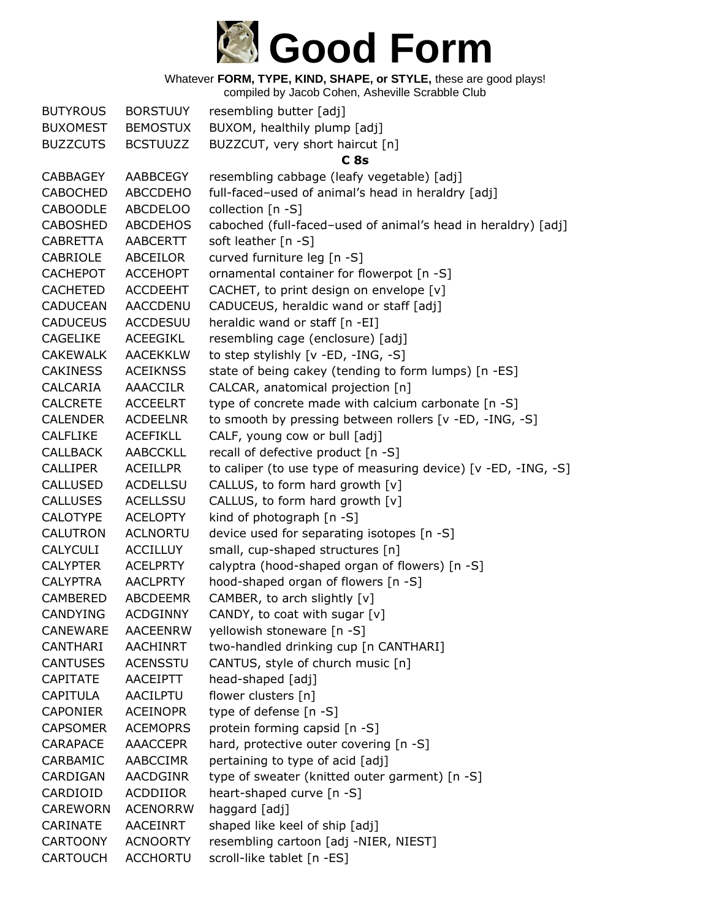# Good Form

Whatever **FORM, TYPE, KIND, SHAPE, or STYLE,** these are good plays!
compiled by Jacob Cohen, Asheville Scrabble Club

| | | |
|---|---|---|
| BUTYROUS | BORSTUUY | resembling butter [adj] |
| BUXOMEST | BEMOSTUX | BUXOM, healthily plump [adj] |
| BUZZCUTS | BCSTUUZZ | BUZZCUT, very short haircut [n] |
| | | **C 8s** |
| CABBAGEY | AABBCEGY | resembling cabbage (leafy vegetable) [adj] |
| CABOCHED | ABCCDEHO | full-faced–used of animal's head in heraldry [adj] |
| CABOODLE | ABCDELOO | collection [n -S] |
| CABOSHED | ABCDEHOS | caboched (full-faced–used of animal's head in heraldry) [adj] |
| CABRETTA | AABCERTT | soft leather [n -S] |
| CABRIOLE | ABCEILOR | curved furniture leg [n -S] |
| CACHEPOT | ACCEHOPT | ornamental container for flowerpot [n -S] |
| CACHETED | ACCDEEHT | CACHET, to print design on envelope [v] |
| CADUCEAN | AACCDENU | CADUCEUS, heraldic wand or staff [adj] |
| CADUCEUS | ACCDESUU | heraldic wand or staff [n -EI] |
| CAGELIKE | ACEEGIKL | resembling cage (enclosure) [adj] |
| CAKEWALK | AACEKKLW | to step stylishly [v -ED, -ING, -S] |
| CAKINESS | ACEIKNSS | state of being cakey (tending to form lumps) [n -ES] |
| CALCARIA | AAACCILR | CALCAR, anatomical projection [n] |
| CALCRETE | ACCEELRT | type of concrete made with calcium carbonate [n -S] |
| CALENDER | ACDEELNR | to smooth by pressing between rollers [v -ED, -ING, -S] |
| CALFLIKE | ACEFIKLL | CALF, young cow or bull [adj] |
| CALLBACK | AABCCKLL | recall of defective product [n -S] |
| CALLIPER | ACEILLPR | to caliper (to use type of measuring device) [v -ED, -ING, -S] |
| CALLUSED | ACDELLSU | CALLUS, to form hard growth [v] |
| CALLUSES | ACELLSSU | CALLUS, to form hard growth [v] |
| CALOTYPE | ACELOPTY | kind of photograph [n -S] |
| CALUTRON | ACLNORTU | device used for separating isotopes [n -S] |
| CALYCULI | ACCILLUY | small, cup-shaped structures [n] |
| CALYPTER | ACELPRTY | calyptra (hood-shaped organ of flowers) [n -S] |
| CALYPTRA | AACLPRTY | hood-shaped organ of flowers [n -S] |
| CAMBERED | ABCDEEMR | CAMBER, to arch slightly [v] |
| CANDYING | ACDGINNY | CANDY, to coat with sugar [v] |
| CANEWARE | AACEENRW | yellowish stoneware [n -S] |
| CANTHARI | AACHINRT | two-handled drinking cup [n CANTHARI] |
| CANTUSES | ACENSSTU | CANTUS, style of church music [n] |
| CAPITATE | AACEIPTT | head-shaped [adj] |
| CAPITULA | AACILPTU | flower clusters [n] |
| CAPONIER | ACEINOPR | type of defense [n -S] |
| CAPSOMER | ACEMOPRS | protein forming capsid [n -S] |
| CARAPACE | AAACCEPR | hard, protective outer covering [n -S] |
| CARBAMIC | AABCCIMR | pertaining to type of acid [adj] |
| CARDIGAN | AACDGINR | type of sweater (knitted outer garment) [n -S] |
| CARDIOID | ACDDIIOR | heart-shaped curve [n -S] |
| CAREWORN | ACENORRW | haggard [adj] |
| CARINATE | AACEINRT | shaped like keel of ship [adj] |
| CARTOONY | ACNOORTY | resembling cartoon [adj -NIER, NIEST] |
| CARTOUCH | ACCHORTU | scroll-like tablet [n -ES] |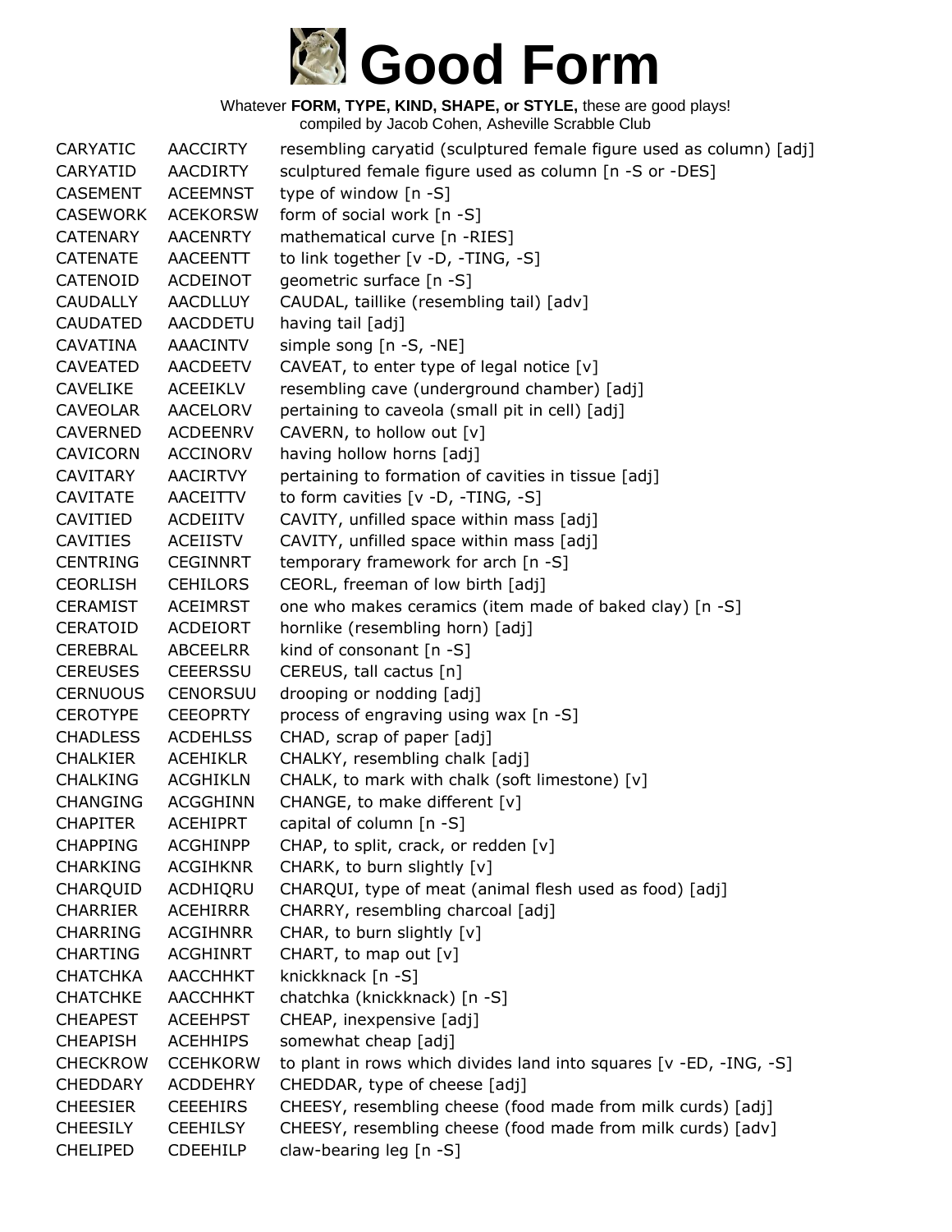# Good Form

Whatever **FORM, TYPE, KIND, SHAPE, or STYLE,** these are good plays!
compiled by Jacob Cohen, Asheville Scrabble Club

| | | |
|---|---|---|
| CARYATIC | AACCIRTY | resembling caryatid (sculptured female figure used as column) [adj] |
| CARYATID | AACDIRTY | sculptured female figure used as column [n -S or -DES] |
| CASEMENT | ACEEMNST | type of window [n -S] |
| CASEWORK | ACEKORSW | form of social work [n -S] |
| CATENARY | AACENRTY | mathematical curve [n -RIES] |
| CATENATE | AACEENTT | to link together [v -D, -TING, -S] |
| CATENOID | ACDEINOT | geometric surface [n -S] |
| CAUDALLY | AACDLLUY | CAUDAL, taillike (resembling tail) [adv] |
| CAUDATED | AACDDETU | having tail [adj] |
| CAVATINA | AAACINTV | simple song [n -S, -NE] |
| CAVEATED | AACDEETV | CAVEAT, to enter type of legal notice [v] |
| CAVELIKE | ACEEIKLV | resembling cave (underground chamber) [adj] |
| CAVEOLAR | AACELORV | pertaining to caveola (small pit in cell) [adj] |
| CAVERNED | ACDEENRV | CAVERN, to hollow out [v] |
| CAVICORN | ACCINORV | having hollow horns [adj] |
| CAVITARY | AACIRTVY | pertaining to formation of cavities in tissue [adj] |
| CAVITATE | AACEITTV | to form cavities [v -D, -TING, -S] |
| CAVITIED | ACDEIITV | CAVITY, unfilled space within mass [adj] |
| CAVITIES | ACEIISTV | CAVITY, unfilled space within mass [adj] |
| CENTRING | CEGINNRT | temporary framework for arch [n -S] |
| CEORLISH | CEHILORS | CEORL, freeman of low birth [adj] |
| CERAMIST | ACEIMRST | one who makes ceramics (item made of baked clay) [n -S] |
| CERATOID | ACDEIORT | hornlike (resembling horn) [adj] |
| CEREBRAL | ABCEELRR | kind of consonant [n -S] |
| CEREUSES | CEEERSSU | CEREUS, tall cactus [n] |
| CERNUOUS | CENORSUU | drooping or nodding [adj] |
| CEROTYPE | CEEOPRTY | process of engraving using wax [n -S] |
| CHADLESS | ACDEHLSS | CHAD, scrap of paper [adj] |
| CHALKIER | ACEHIKLR | CHALKY, resembling chalk [adj] |
| CHALKING | ACGHIKLN | CHALK, to mark with chalk (soft limestone) [v] |
| CHANGING | ACGGHINN | CHANGE, to make different [v] |
| CHAPITER | ACEHIPRT | capital of column [n -S] |
| CHAPPING | ACGHINPP | CHAP, to split, crack, or redden [v] |
| CHARKING | ACGIHKNR | CHARK, to burn slightly [v] |
| CHARQUID | ACDHIQRU | CHARQUI, type of meat (animal flesh used as food) [adj] |
| CHARRIER | ACEHIRRR | CHARRY, resembling charcoal [adj] |
| CHARRING | ACGIHNRR | CHAR, to burn slightly [v] |
| CHARTING | ACGHINRT | CHART, to map out [v] |
| CHATCHKA | AACCHHKT | knickknack [n -S] |
| CHATCHKE | AACCHHKT | chatchka (knickknack) [n -S] |
| CHEAPEST | ACEEHPST | CHEAP, inexpensive [adj] |
| CHEAPISH | ACEHHIPS | somewhat cheap [adj] |
| CHECKROW | CCEHKORW | to plant in rows which divides land into squares [v -ED, -ING, -S] |
| CHEDDARY | ACDDEHRY | CHEDDAR, type of cheese [adj] |
| CHEESIER | CEEEHIRS | CHEESY, resembling cheese (food made from milk curds) [adj] |
| CHEESILY | CEEHILSY | CHEESY, resembling cheese (food made from milk curds) [adv] |
| CHELIPED | CDEEHILP | claw-bearing leg [n -S] |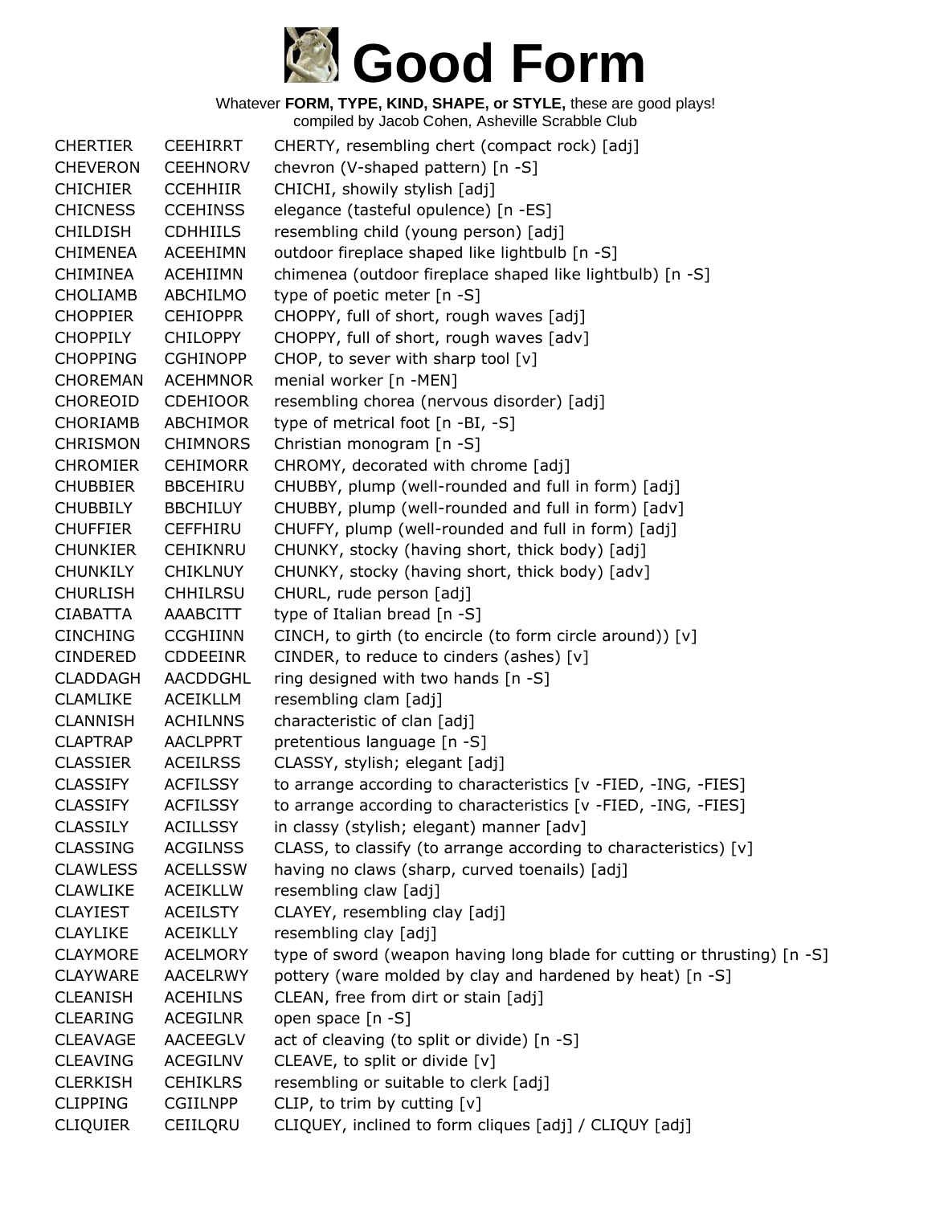# Good Form

Whatever **FORM, TYPE, KIND, SHAPE, or STYLE,** these are good plays!
compiled by Jacob Cohen, Asheville Scrabble Club

| | | |
|---|---|---|
| CHERTIER | CEEHIRRT | CHERTY, resembling chert (compact rock) [adj] |
| CHEVERON | CEEHNORV | chevron (V-shaped pattern) [n -S] |
| CHICHIER | CCEHHIIR | CHICHI, showily stylish [adj] |
| CHICNESS | CCEHINSS | elegance (tasteful opulence) [n -ES] |
| CHILDISH | CDHHIILS | resembling child (young person) [adj] |
| CHIMENEA | ACEEHIMN | outdoor fireplace shaped like lightbulb [n -S] |
| CHIMINEA | ACEHIIMN | chimenea (outdoor fireplace shaped like lightbulb) [n -S] |
| CHOLIAMB | ABCHILMO | type of poetic meter [n -S] |
| CHOPPIER | CEHIOPPR | CHOPPY, full of short, rough waves [adj] |
| CHOPPILY | CHILOPPY | CHOPPY, full of short, rough waves [adv] |
| CHOPPING | CGHINOPP | CHOP, to sever with sharp tool [v] |
| CHOREMAN | ACEHMNOR | menial worker [n -MEN] |
| CHOREOID | CDEHIOOR | resembling chorea (nervous disorder) [adj] |
| CHORIAMB | ABCHIMOR | type of metrical foot [n -BI, -S] |
| CHRISMON | CHIMNORS | Christian monogram [n -S] |
| CHROMIER | CEHIMORR | CHROMY, decorated with chrome [adj] |
| CHUBBIER | BBCEHIRU | CHUBBY, plump (well-rounded and full in form) [adj] |
| CHUBBILY | BBCHILUY | CHUBBY, plump (well-rounded and full in form) [adv] |
| CHUFFIER | CEFFHIRU | CHUFFY, plump (well-rounded and full in form) [adj] |
| CHUNKIER | CEHIKNRU | CHUNKY, stocky (having short, thick body) [adj] |
| CHUNKILY | CHIKLNUY | CHUNKY, stocky (having short, thick body) [adv] |
| CHURLISH | CHHILRSU | CHURL, rude person [adj] |
| CIABATTA | AAABCITT | type of Italian bread [n -S] |
| CINCHING | CCGHIINN | CINCH, to girth (to encircle (to form circle around)) [v] |
| CINDERED | CDDEEINR | CINDER, to reduce to cinders (ashes) [v] |
| CLADDAGH | AACDDGHL | ring designed with two hands [n -S] |
| CLAMLIKE | ACEIKLLM | resembling clam [adj] |
| CLANNISH | ACHILNNS | characteristic of clan [adj] |
| CLAPTRAP | AACLPPRT | pretentious language [n -S] |
| CLASSIER | ACEILRSS | CLASSY, stylish; elegant [adj] |
| CLASSIFY | ACFILSSY | to arrange according to characteristics [v -FIED, -ING, -FIES] |
| CLASSIFY | ACFILSSY | to arrange according to characteristics [v -FIED, -ING, -FIES] |
| CLASSILY | ACILLSSY | in classy (stylish; elegant) manner [adv] |
| CLASSING | ACGILNSS | CLASS, to classify (to arrange according to characteristics) [v] |
| CLAWLESS | ACELLSSW | having no claws (sharp, curved toenails) [adj] |
| CLAWLIKE | ACEIKLLW | resembling claw [adj] |
| CLAYIEST | ACEILSTY | CLAYEY, resembling clay [adj] |
| CLAYLIKE | ACEIKLLY | resembling clay [adj] |
| CLAYMORE | ACELMORY | type of sword (weapon having long blade for cutting or thrusting) [n -S] |
| CLAYWARE | AACELRWY | pottery (ware molded by clay and hardened by heat) [n -S] |
| CLEANISH | ACEHILNS | CLEAN, free from dirt or stain [adj] |
| CLEARING | ACEGILNR | open space [n -S] |
| CLEAVAGE | AACEEGLV | act of cleaving (to split or divide) [n -S] |
| CLEAVING | ACEGILNV | CLEAVE, to split or divide [v] |
| CLERKISH | CEHIKLRS | resembling or suitable to clerk [adj] |
| CLIPPING | CGIILNPP | CLIP, to trim by cutting [v] |
| CLIQUIER | CEIILQRU | CLIQUEY, inclined to form cliques [adj] / CLIQUY [adj] |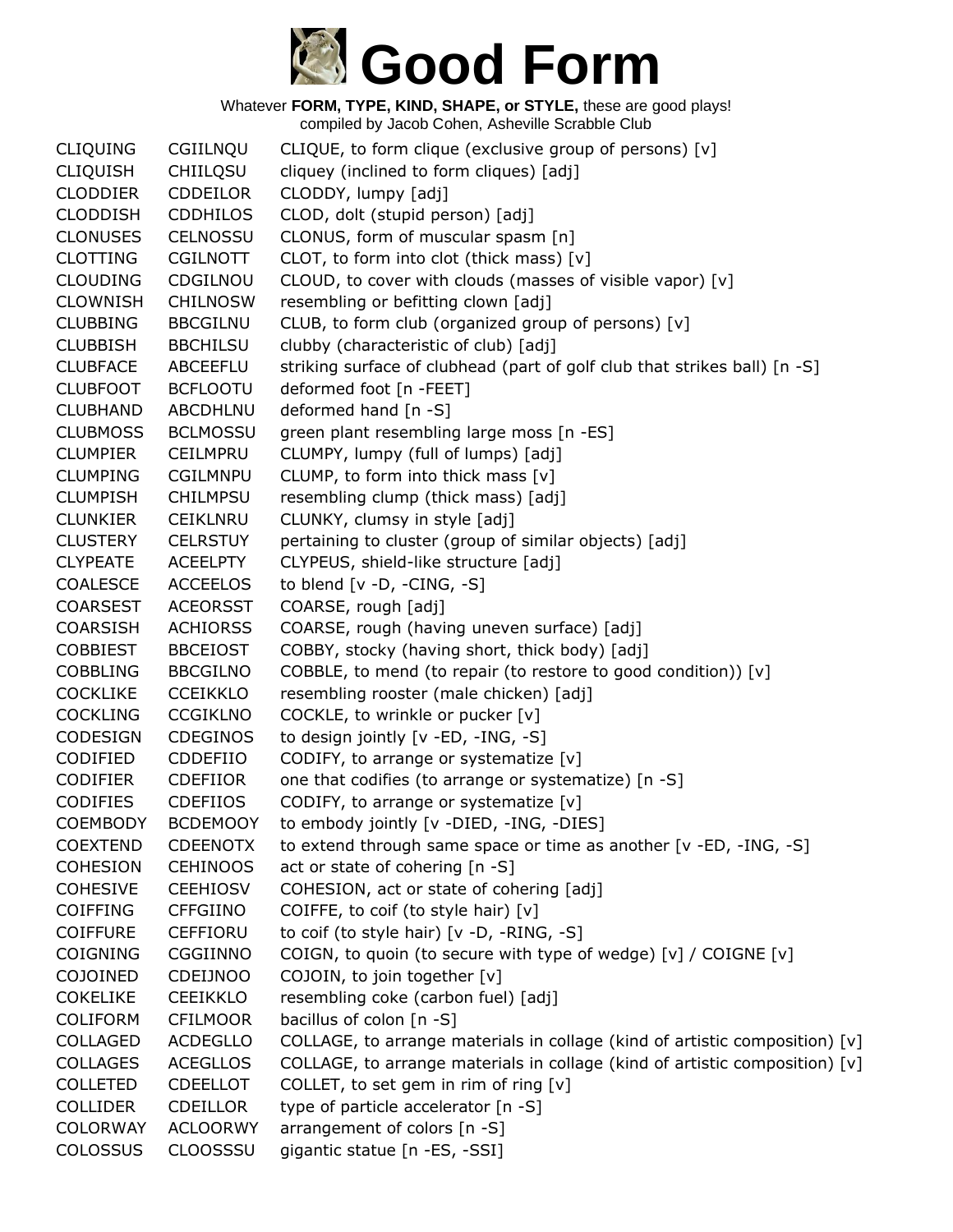# Good Form

Whatever **FORM, TYPE, KIND, SHAPE, or STYLE,** these are good plays!
compiled by Jacob Cohen, Asheville Scrabble Club

| | | |
|---|---|---|
| CLIQUING | CGIILNQU | CLIQUE, to form clique (exclusive group of persons) [v] |
| CLIQUISH | CHIILQSU | cliquey (inclined to form cliques) [adj] |
| CLODDIER | CDDEILOR | CLODDY, lumpy [adj] |
| CLODDISH | CDDHILOS | CLOD, dolt (stupid person) [adj] |
| CLONUSES | CELNOSSU | CLONUS, form of muscular spasm [n] |
| CLOTTING | CGILNOTT | CLOT, to form into clot (thick mass) [v] |
| CLOUDING | CDGILNOU | CLOUD, to cover with clouds (masses of visible vapor) [v] |
| CLOWNISH | CHILNOSW | resembling or befitting clown [adj] |
| CLUBBING | BBCGILNU | CLUB, to form club (organized group of persons) [v] |
| CLUBBISH | BBCHILSU | clubby (characteristic of club) [adj] |
| CLUBFACE | ABCEEFLU | striking surface of clubhead (part of golf club that strikes ball) [n -S] |
| CLUBFOOT | BCFLOOTU | deformed foot [n -FEET] |
| CLUBHAND | ABCDHLNU | deformed hand [n -S] |
| CLUBMOSS | BCLMOSSU | green plant resembling large moss [n -ES] |
| CLUMPIER | CEILMPRU | CLUMPY, lumpy (full of lumps) [adj] |
| CLUMPING | CGILMNPU | CLUMP, to form into thick mass [v] |
| CLUMPISH | CHILMPSU | resembling clump (thick mass) [adj] |
| CLUNKIER | CEIKLNRU | CLUNKY, clumsy in style [adj] |
| CLUSTERY | CELRSTUY | pertaining to cluster (group of similar objects) [adj] |
| CLYPEATE | ACEELPTY | CLYPEUS, shield-like structure [adj] |
| COALESCE | ACCEELOS | to blend [v -D, -CING, -S] |
| COARSEST | ACEORSST | COARSE, rough [adj] |
| COARSISH | ACHIORSS | COARSE, rough (having uneven surface) [adj] |
| COBBIEST | BBCEIOST | COBBY, stocky (having short, thick body) [adj] |
| COBBLING | BBCGILNO | COBBLE, to mend (to repair (to restore to good condition)) [v] |
| COCKLIKE | CCEIKKLO | resembling rooster (male chicken) [adj] |
| COCKLING | CCGIKLNO | COCKLE, to wrinkle or pucker [v] |
| CODESIGN | CDEGINOS | to design jointly [v -ED, -ING, -S] |
| CODIFIED | CDDEFIIO | CODIFY, to arrange or systematize [v] |
| CODIFIER | CDEFIIOR | one that codifies (to arrange or systematize) [n -S] |
| CODIFIES | CDEFIIOS | CODIFY, to arrange or systematize [v] |
| COEMBODY | BCDEMOOY | to embody jointly [v -DIED, -ING, -DIES] |
| COEXTEND | CDEENOTX | to extend through same space or time as another [v -ED, -ING, -S] |
| COHESION | CEHINOOS | act or state of cohering [n -S] |
| COHESIVE | CEEHIOSV | COHESION, act or state of cohering [adj] |
| COIFFING | CFFGIINO | COIFFE, to coif (to style hair) [v] |
| COIFFURE | CEFFIORU | to coif (to style hair) [v -D, -RING, -S] |
| COIGNING | CGGIINNO | COIGN, to quoin (to secure with type of wedge) [v] / COIGNE [v] |
| COJOINED | CDEIJNOO | COJOIN, to join together [v] |
| COKELIKE | CEEIKKLO | resembling coke (carbon fuel) [adj] |
| COLIFORM | CFILMOOR | bacillus of colon [n -S] |
| COLLAGED | ACDEGLLO | COLLAGE, to arrange materials in collage (kind of artistic composition) [v] |
| COLLAGES | ACEGLLOS | COLLAGE, to arrange materials in collage (kind of artistic composition) [v] |
| COLLETED | CDEELLOT | COLLET, to set gem in rim of ring [v] |
| COLLIDER | CDEILLOR | type of particle accelerator [n -S] |
| COLORWAY | ACLOORWY | arrangement of colors [n -S] |
| COLOSSUS | CLOOSSSU | gigantic statue [n -ES, -SSI] |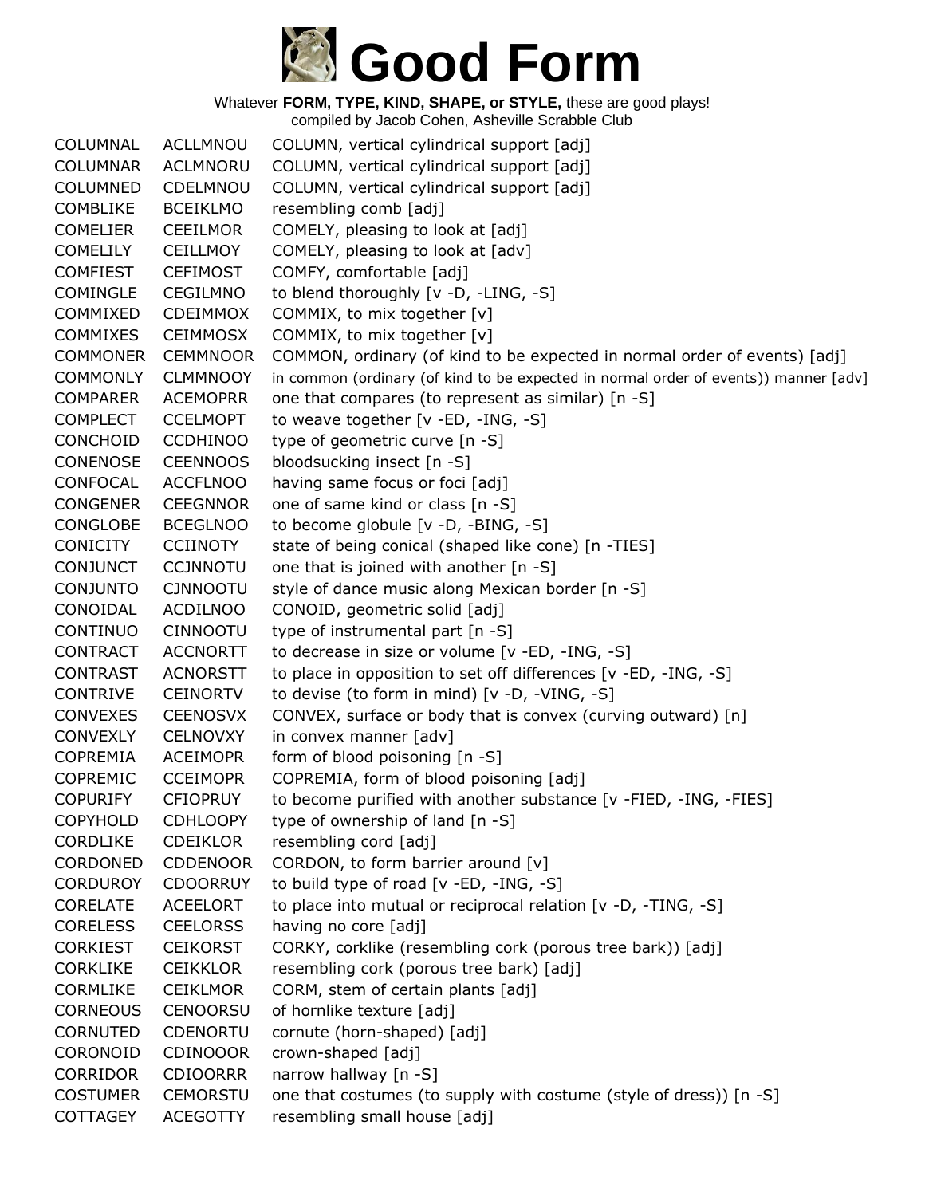# Good Form

Whatever **FORM, TYPE, KIND, SHAPE, or STYLE,** these are good plays!
compiled by Jacob Cohen, Asheville Scrabble Club

| | | |
|---|---|---|
| COLUMNAL | ACLLMNOU | COLUMN, vertical cylindrical support [adj] |
| COLUMNAR | ACLMNORU | COLUMN, vertical cylindrical support [adj] |
| COLUMNED | CDELMNOU | COLUMN, vertical cylindrical support [adj] |
| COMBLIKE | BCEIKLMO | resembling comb [adj] |
| COMELIER | CEEILMOR | COMELY, pleasing to look at [adj] |
| COMELILY | CEILLMOY | COMELY, pleasing to look at [adv] |
| COMFIEST | CEFIMOST | COMFY, comfortable [adj] |
| COMINGLE | CEGILMNO | to blend thoroughly [v -D, -LING, -S] |
| COMMIXED | CDEIMMOX | COMMIX, to mix together [v] |
| COMMIXES | CEIMMOSX | COMMIX, to mix together [v] |
| COMMONER | CEMMNOOR | COMMON, ordinary (of kind to be expected in normal order of events) [adj] |
| COMMONLY | CLMMNOOY | in common (ordinary (of kind to be expected in normal order of events)) manner [adv] |
| COMPARER | ACEMOPRR | one that compares (to represent as similar) [n -S] |
| COMPLECT | CCELMOPT | to weave together [v -ED, -ING, -S] |
| CONCHOID | CCDHINOO | type of geometric curve [n -S] |
| CONENOSE | CEENNOOS | bloodsucking insect [n -S] |
| CONFOCAL | ACCFLNOO | having same focus or foci [adj] |
| CONGENER | CEEGNNOR | one of same kind or class [n -S] |
| CONGLOBE | BCEGLNOO | to become globule [v -D, -BING, -S] |
| CONICITY | CCIINOTY | state of being conical (shaped like cone) [n -TIES] |
| CONJUNCT | CCJNNOTU | one that is joined with another [n -S] |
| CONJUNTO | CJNNOOTU | style of dance music along Mexican border [n -S] |
| CONOIDAL | ACDILNOO | CONOID, geometric solid [adj] |
| CONTINUO | CINNOOTU | type of instrumental part [n -S] |
| CONTRACT | ACCNORTT | to decrease in size or volume [v -ED, -ING, -S] |
| CONTRAST | ACNORSTT | to place in opposition to set off differences [v -ED, -ING, -S] |
| CONTRIVE | CEINORTV | to devise (to form in mind) [v -D, -VING, -S] |
| CONVEXES | CEENOSVX | CONVEX, surface or body that is convex (curving outward) [n] |
| CONVEXLY | CELNOVXY | in convex manner [adv] |
| COPREMIA | ACEIMOPR | form of blood poisoning [n -S] |
| COPREMIC | CCEIMOPR | COPREMIA, form of blood poisoning [adj] |
| COPURIFY | CFIOPRUY | to become purified with another substance [v -FIED, -ING, -FIES] |
| COPYHOLD | CDHLOOPY | type of ownership of land [n -S] |
| CORDLIKE | CDEIKLOR | resembling cord [adj] |
| CORDONED | CDDENOOR | CORDON, to form barrier around [v] |
| CORDUROY | CDOORRUY | to build type of road [v -ED, -ING, -S] |
| CORELATE | ACEELORT | to place into mutual or reciprocal relation [v -D, -TING, -S] |
| CORELESS | CEELORSS | having no core [adj] |
| CORKIEST | CEIKORST | CORKY, corklike (resembling cork (porous tree bark)) [adj] |
| CORKLIKE | CEIKKLOR | resembling cork (porous tree bark) [adj] |
| CORMLIKE | CEIKLMOR | CORM, stem of certain plants [adj] |
| CORNEOUS | CENOORSU | of hornlike texture [adj] |
| CORNUTED | CDENORTU | cornute (horn-shaped) [adj] |
| CORONOID | CDINOOOR | crown-shaped [adj] |
| CORRIDOR | CDIOORRR | narrow hallway [n -S] |
| COSTUMER | CEMORSTU | one that costumes (to supply with costume (style of dress)) [n -S] |
| COTTAGEY | ACEGOTTY | resembling small house [adj] |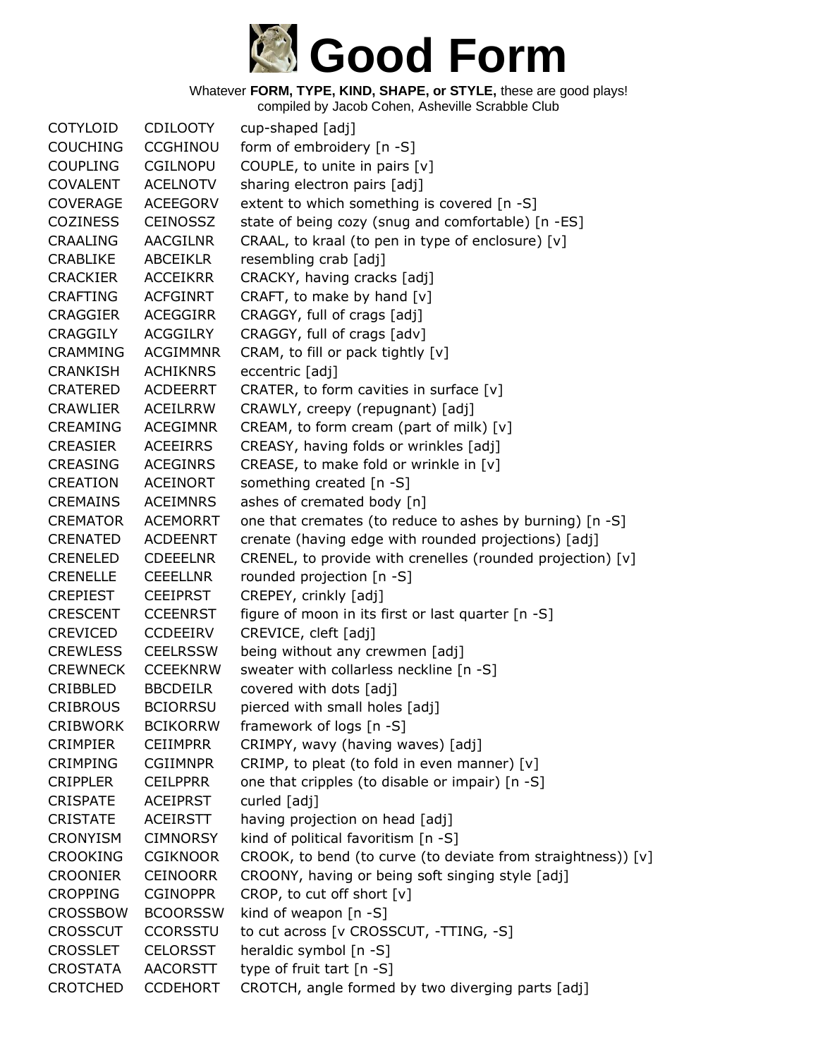# Good Form

Whatever **FORM, TYPE, KIND, SHAPE, or STYLE,** these are good plays!
compiled by Jacob Cohen, Asheville Scrabble Club

| | | |
|---|---|---|
| COTYLOID | CDILOOTY | cup-shaped [adj] |
| COUCHING | CCGHINOU | form of embroidery [n -S] |
| COUPLING | CGILNOPU | COUPLE, to unite in pairs [v] |
| COVALENT | ACELNOTV | sharing electron pairs [adj] |
| COVERAGE | ACEEGORV | extent to which something is covered [n -S] |
| COZINESS | CEINOSSZ | state of being cozy (snug and comfortable) [n -ES] |
| CRAALING | AACGILNR | CRAAL, to kraal (to pen in type of enclosure) [v] |
| CRABLIKE | ABCEIKLR | resembling crab [adj] |
| CRACKIER | ACCEIKRR | CRACKY, having cracks [adj] |
| CRAFTING | ACFGINRT | CRAFT, to make by hand [v] |
| CRAGGIER | ACEGGIRR | CRAGGY, full of crags [adj] |
| CRAGGILY | ACGGILRY | CRAGGY, full of crags [adv] |
| CRAMMING | ACGIMMNR | CRAM, to fill or pack tightly [v] |
| CRANKISH | ACHIKNRS | eccentric [adj] |
| CRATERED | ACDEERRT | CRATER, to form cavities in surface [v] |
| CRAWLIER | ACEILRRW | CRAWLY, creepy (repugnant) [adj] |
| CREAMING | ACEGIMNR | CREAM, to form cream (part of milk) [v] |
| CREASIER | ACEEIRRS | CREASY, having folds or wrinkles [adj] |
| CREASING | ACEGINRS | CREASE, to make fold or wrinkle in [v] |
| CREATION | ACEINORT | something created [n -S] |
| CREMAINS | ACEIMNRS | ashes of cremated body [n] |
| CREMATOR | ACEMORRT | one that cremates (to reduce to ashes by burning) [n -S] |
| CRENATED | ACDEENRT | crenate (having edge with rounded projections) [adj] |
| CRENELED | CDEEELNR | CRENEL, to provide with crenelles (rounded projection) [v] |
| CRENELLE | CEEELLNR | rounded projection [n -S] |
| CREPIEST | CEEIPRST | CREPEY, crinkly [adj] |
| CRESCENT | CCEENRST | figure of moon in its first or last quarter [n -S] |
| CREVICED | CCDEEIRV | CREVICE, cleft [adj] |
| CREWLESS | CEELRSSW | being without any crewmen [adj] |
| CREWNECK | CCEEKNRW | sweater with collarless neckline [n -S] |
| CRIBBLED | BBCDEILR | covered with dots [adj] |
| CRIBROUS | BCIORRSU | pierced with small holes [adj] |
| CRIBWORK | BCIKORRW | framework of logs [n -S] |
| CRIMPIER | CEIIMPRR | CRIMPY, wavy (having waves) [adj] |
| CRIMPING | CGIIMNPR | CRIMP, to pleat (to fold in even manner) [v] |
| CRIPPLER | CEILPPRR | one that cripples (to disable or impair) [n -S] |
| CRISPATE | ACEIPRST | curled [adj] |
| CRISTATE | ACEIRSTT | having projection on head [adj] |
| CRONYISM | CIMNORSY | kind of political favoritism [n -S] |
| CROOKING | CGIKNOOR | CROOK, to bend (to curve (to deviate from straightness)) [v] |
| CROONIER | CEINOORR | CROONY, having or being soft singing style [adj] |
| CROPPING | CGINOPPR | CROP, to cut off short [v] |
| CROSSBOW | BCOORSSW | kind of weapon [n -S] |
| CROSSCUT | CCORSSTU | to cut across [v CROSSCUT, -TTING, -S] |
| CROSSLET | CELORSST | heraldic symbol [n -S] |
| CROSTATA | AACORSTT | type of fruit tart [n -S] |
| CROTCHED | CCDEHORT | CROTCH, angle formed by two diverging parts [adj] |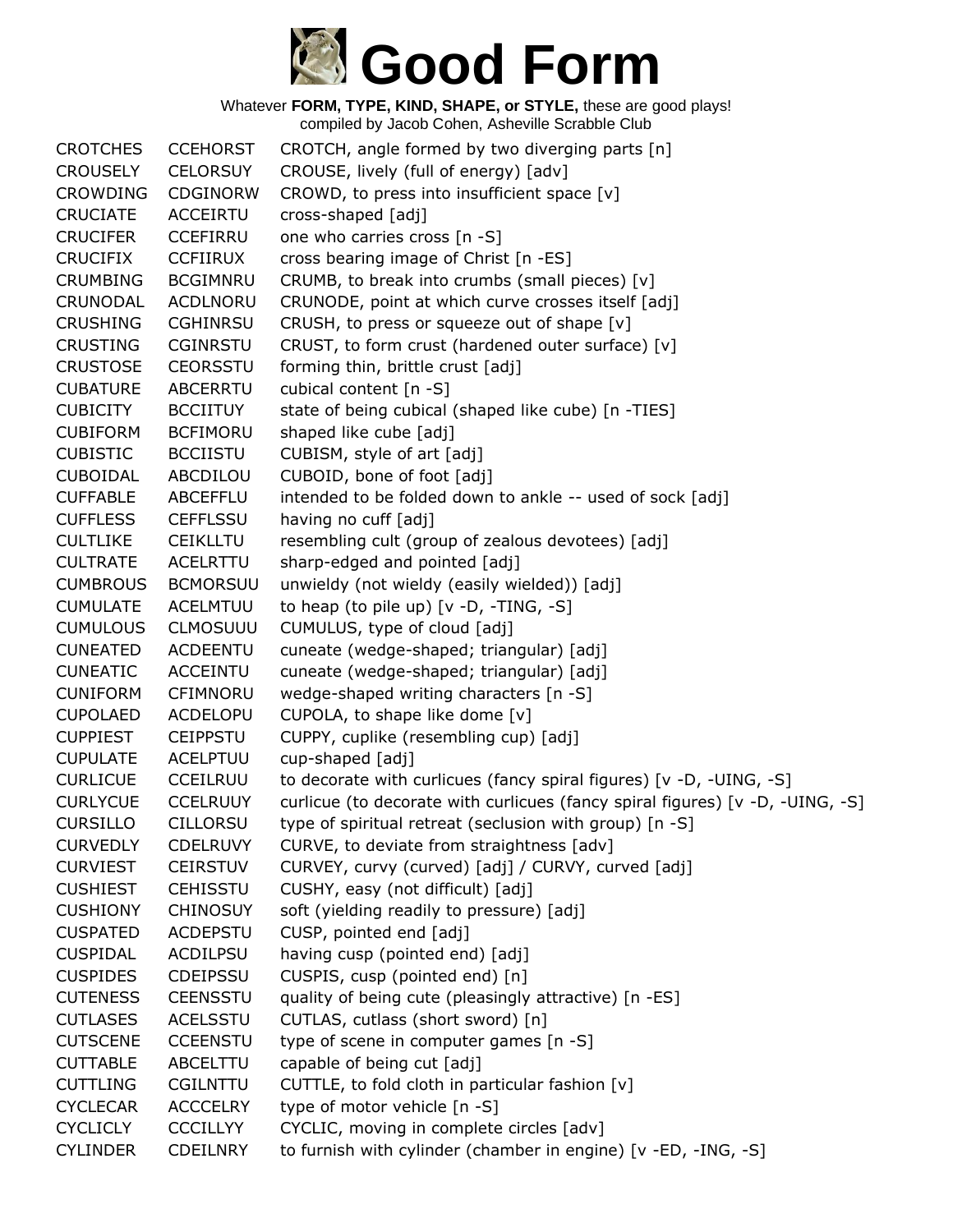# Good Form

Whatever **FORM, TYPE, KIND, SHAPE, or STYLE,** these are good plays!
compiled by Jacob Cohen, Asheville Scrabble Club

| | | |
|---|---|---|
| CROTCHES | CCEHORST | CROTCH, angle formed by two diverging parts [n] |
| CROUSELY | CELORSUY | CROUSE, lively (full of energy) [adv] |
| CROWDING | CDGINORW | CROWD, to press into insufficient space [v] |
| CRUCIATE | ACCEIRTU | cross-shaped [adj] |
| CRUCIFER | CCEFIRRU | one who carries cross [n -S] |
| CRUCIFIX | CCFIIRUX | cross bearing image of Christ [n -ES] |
| CRUMBING | BCGIMNRU | CRUMB, to break into crumbs (small pieces) [v] |
| CRUNODAL | ACDLNORU | CRUNODE, point at which curve crosses itself [adj] |
| CRUSHING | CGHINRSU | CRUSH, to press or squeeze out of shape [v] |
| CRUSTING | CGINRSTU | CRUST, to form crust (hardened outer surface) [v] |
| CRUSTOSE | CEORSSTU | forming thin, brittle crust [adj] |
| CUBATURE | ABCERRTU | cubical content [n -S] |
| CUBICITY | BCCIITUY | state of being cubical (shaped like cube) [n -TIES] |
| CUBIFORM | BCFIMORU | shaped like cube [adj] |
| CUBISTIC | BCCIISTU | CUBISM, style of art [adj] |
| CUBOIDAL | ABCDILOU | CUBOID, bone of foot [adj] |
| CUFFABLE | ABCEFFLU | intended to be folded down to ankle -- used of sock [adj] |
| CUFFLESS | CEFFLSSU | having no cuff [adj] |
| CULTLIKE | CEIKLLTU | resembling cult (group of zealous devotees) [adj] |
| CULTRATE | ACELRTTU | sharp-edged and pointed [adj] |
| CUMBROUS | BCMORSUU | unwieldy (not wieldy (easily wielded)) [adj] |
| CUMULATE | ACELMTUU | to heap (to pile up) [v -D, -TING, -S] |
| CUMULOUS | CLMOSUUU | CUMULUS, type of cloud [adj] |
| CUNEATED | ACDEENTU | cuneate (wedge-shaped; triangular) [adj] |
| CUNEATIC | ACCEINTU | cuneate (wedge-shaped; triangular) [adj] |
| CUNIFORM | CFIMNORU | wedge-shaped writing characters [n -S] |
| CUPOLAED | ACDELOPU | CUPOLA, to shape like dome [v] |
| CUPPIEST | CEIPPSTU | CUPPY, cuplike (resembling cup) [adj] |
| CUPULATE | ACELPTUU | cup-shaped [adj] |
| CURLICUE | CCEILRUU | to decorate with curlicues (fancy spiral figures) [v -D, -UING, -S] |
| CURLYCUE | CCELRUUY | curlicue (to decorate with curlicues (fancy spiral figures) [v -D, -UING, -S] |
| CURSILLO | CILLORSU | type of spiritual retreat (seclusion with group) [n -S] |
| CURVEDLY | CDELRUVY | CURVE, to deviate from straightness [adv] |
| CURVIEST | CEIRSTUV | CURVEY, curvy (curved) [adj] / CURVY, curved [adj] |
| CUSHIEST | CEHISSTU | CUSHY, easy (not difficult) [adj] |
| CUSHIONY | CHINOSUY | soft (yielding readily to pressure) [adj] |
| CUSPATED | ACDEPSTU | CUSP, pointed end [adj] |
| CUSPIDAL | ACDILPSU | having cusp (pointed end) [adj] |
| CUSPIDES | CDEIPSSU | CUSPIS, cusp (pointed end) [n] |
| CUTENESS | CEENSSTU | quality of being cute (pleasingly attractive) [n -ES] |
| CUTLASES | ACELSSTU | CUTLAS, cutlass (short sword) [n] |
| CUTSCENE | CCEENSTU | type of scene in computer games [n -S] |
| CUTTABLE | ABCELTTU | capable of being cut [adj] |
| CUTTLING | CGILNTTU | CUTTLE, to fold cloth in particular fashion [v] |
| CYCLECAR | ACCCELRY | type of motor vehicle [n -S] |
| CYCLICLY | CCCILLYY | CYCLIC, moving in complete circles [adv] |
| CYLINDER | CDEILNRY | to furnish with cylinder (chamber in engine) [v -ED, -ING, -S] |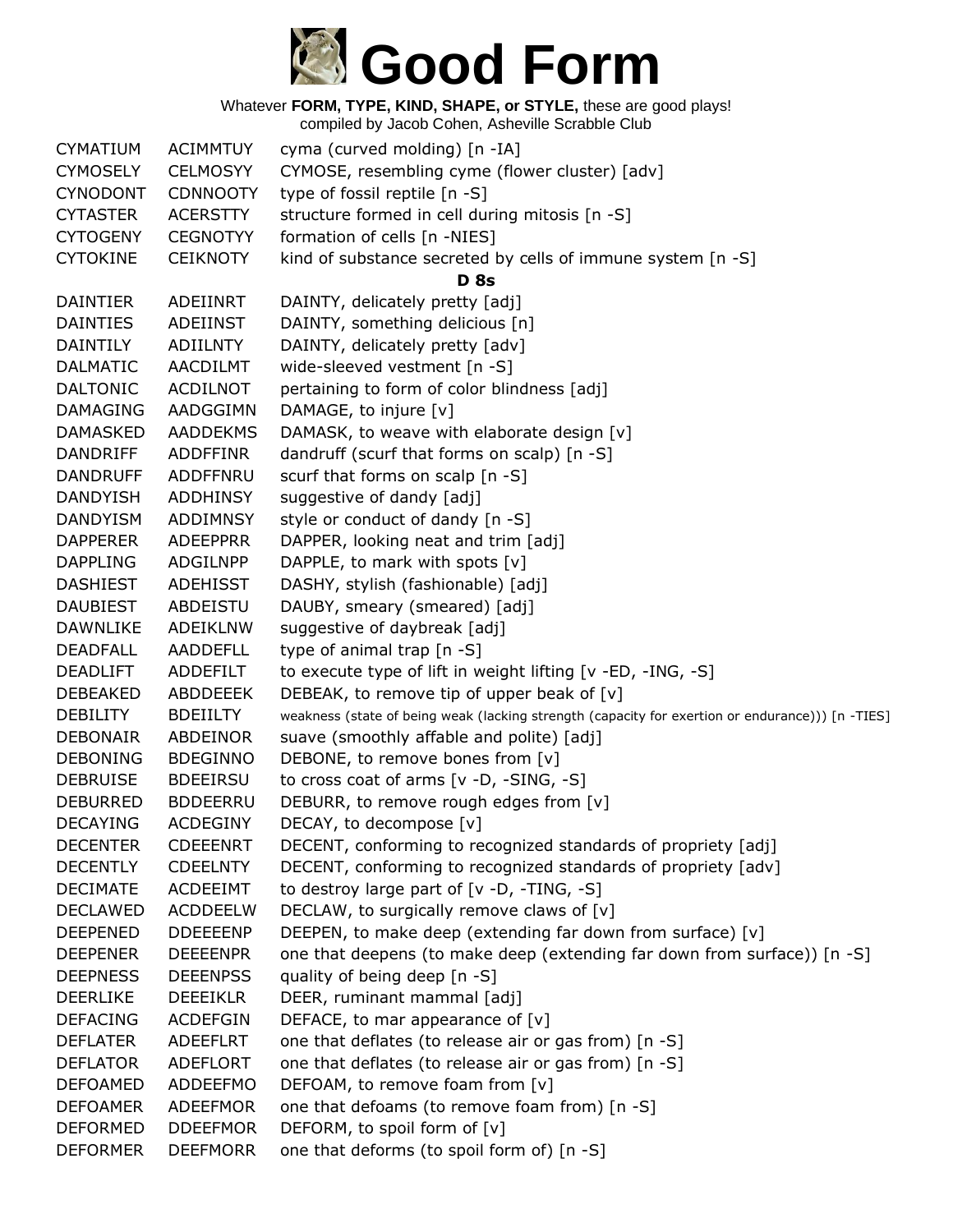# Good Form

Whatever **FORM, TYPE, KIND, SHAPE, or STYLE,** these are good plays!
compiled by Jacob Cohen, Asheville Scrabble Club

| | | |
|---|---|---|
| CYMATIUM | ACIMMTUY | cyma (curved molding) [n -IA] |
| CYMOSELY | CELMOSYY | CYMOSE, resembling cyme (flower cluster) [adv] |
| CYNODONT | CDNNOOTY | type of fossil reptile [n -S] |
| CYTASTER | ACERSTTY | structure formed in cell during mitosis [n -S] |
| CYTOGENY | CEGNOTYY | formation of cells [n -NIES] |
| CYTOKINE | CEIKNOTY | kind of substance secreted by cells of immune system [n -S] |

**D 8s**

| | | |
|---|---|---|
| DAINTIER | ADEIINRT | DAINTY, delicately pretty [adj] |
| DAINTIES | ADEIINST | DAINTY, something delicious [n] |
| DAINTILY | ADIILNTY | DAINTY, delicately pretty [adv] |
| DALMATIC | AACDILMT | wide-sleeved vestment [n -S] |
| DALTONIC | ACDILNOT | pertaining to form of color blindness [adj] |
| DAMAGING | AADGGIMN | DAMAGE, to injure [v] |
| DAMASKED | AADDEKMS | DAMASK, to weave with elaborate design [v] |
| DANDRIFF | ADDFFINR | dandruff (scurf that forms on scalp) [n -S] |
| DANDRUFF | ADDFFNRU | scurf that forms on scalp [n -S] |
| DANDYISH | ADDHINSY | suggestive of dandy [adj] |
| DANDYISM | ADDIMNSY | style or conduct of dandy [n -S] |
| DAPPERER | ADEEPPRR | DAPPER, looking neat and trim [adj] |
| DAPPLING | ADGILNPP | DAPPLE, to mark with spots [v] |
| DASHIEST | ADEHISST | DASHY, stylish (fashionable) [adj] |
| DAUBIEST | ABDEISTU | DAUBY, smeary (smeared) [adj] |
| DAWNLIKE | ADEIKLNW | suggestive of daybreak [adj] |
| DEADFALL | AADDEFLL | type of animal trap [n -S] |
| DEADLIFT | ADDEFILT | to execute type of lift in weight lifting [v -ED, -ING, -S] |
| DEBEAKED | ABDDEEEK | DEBEAK, to remove tip of upper beak of [v] |
| DEBILITY | BDEIILTY | weakness (state of being weak (lacking strength (capacity for exertion or endurance))) [n -TIES] |
| DEBONAIR | ABDEINOR | suave (smoothly affable and polite) [adj] |
| DEBONING | BDEGINNO | DEBONE, to remove bones from [v] |
| DEBRUISE | BDEEIRSU | to cross coat of arms [v -D, -SING, -S] |
| DEBURRED | BDDEERRU | DEBURR, to remove rough edges from [v] |
| DECAYING | ACDEGINY | DECAY, to decompose [v] |
| DECENTER | CDEEENRT | DECENT, conforming to recognized standards of propriety [adj] |
| DECENTLY | CDEELNTY | DECENT, conforming to recognized standards of propriety [adv] |
| DECIMATE | ACDEEIMT | to destroy large part of [v -D, -TING, -S] |
| DECLAWED | ACDDEELW | DECLAW, to surgically remove claws of [v] |
| DEEPENED | DDEEEENP | DEEPEN, to make deep (extending far down from surface) [v] |
| DEEPENER | DEEEENPR | one that deepens (to make deep (extending far down from surface)) [n -S] |
| DEEPNESS | DEEENPSS | quality of being deep [n -S] |
| DEERLIKE | DEEEIKLR | DEER, ruminant mammal [adj] |
| DEFACING | ACDEFGIN | DEFACE, to mar appearance of [v] |
| DEFLATER | ADEEFLRT | one that deflates (to release air or gas from) [n -S] |
| DEFLATOR | ADEFLORT | one that deflates (to release air or gas from) [n -S] |
| DEFOAMED | ADDEEFMO | DEFOAM, to remove foam from [v] |
| DEFOAMER | ADEEFMOR | one that defoams (to remove foam from) [n -S] |
| DEFORMED | DDEEFMOR | DEFORM, to spoil form of [v] |
| DEFORMER | DEEFMORR | one that deforms (to spoil form of) [n -S] |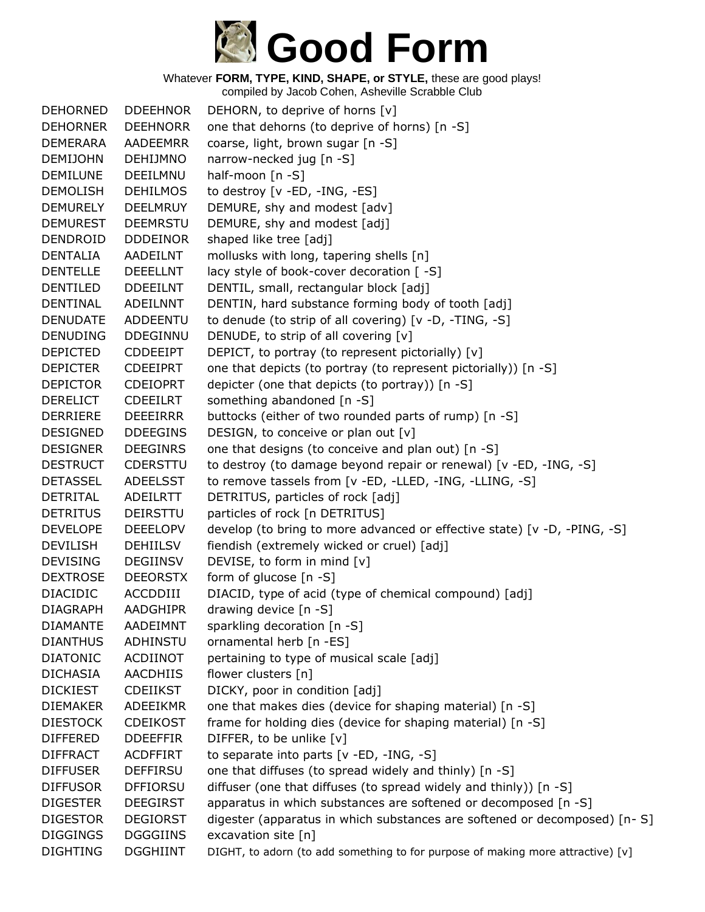# Good Form

Whatever **FORM, TYPE, KIND, SHAPE, or STYLE,** these are good plays!
compiled by Jacob Cohen, Asheville Scrabble Club

| | | |
|---|---|---|
| DEHORNED | DDEEHNOR | DEHORN, to deprive of horns [v] |
| DEHORNER | DEEHNORR | one that dehorns (to deprive of horns) [n -S] |
| DEMERARA | AADEEMRR | coarse, light, brown sugar [n -S] |
| DEMIJOHN | DEHIJMNO | narrow-necked jug [n -S] |
| DEMILUNE | DEEILMNU | half-moon [n -S] |
| DEMOLISH | DEHILMOS | to destroy [v -ED, -ING, -ES] |
| DEMURELY | DEELMRUY | DEMURE, shy and modest [adv] |
| DEMUREST | DEEMRSTU | DEMURE, shy and modest [adj] |
| DENDROID | DDDEINOR | shaped like tree [adj] |
| DENTALIA | AADEILNT | mollusks with long, tapering shells [n] |
| DENTELLE | DEEELLNT | lacy style of book-cover decoration [ -S] |
| DENTILED | DDEEILNT | DENTIL, small, rectangular block [adj] |
| DENTINAL | ADEILNNT | DENTIN, hard substance forming body of tooth [adj] |
| DENUDATE | ADDEENTU | to denude (to strip of all covering) [v -D, -TING, -S] |
| DENUDING | DDEGINNU | DENUDE, to strip of all covering [v] |
| DEPICTED | CDDEEIPT | DEPICT, to portray (to represent pictorially) [v] |
| DEPICTER | CDEEIPRT | one that depicts (to portray (to represent pictorially)) [n -S] |
| DEPICTOR | CDEIOPRT | depicter (one that depicts (to portray)) [n -S] |
| DERELICT | CDEEILRT | something abandoned [n -S] |
| DERRIERE | DEEEIRRR | buttocks (either of two rounded parts of rump) [n -S] |
| DESIGNED | DDEEGINS | DESIGN, to conceive or plan out [v] |
| DESIGNER | DEEGINRS | one that designs (to conceive and plan out) [n -S] |
| DESTRUCT | CDERSTTU | to destroy (to damage beyond repair or renewal) [v -ED, -ING, -S] |
| DETASSEL | ADEELSST | to remove tassels from [v -ED, -LLED, -ING, -LLING, -S] |
| DETRITAL | ADEILRTT | DETRITUS, particles of rock [adj] |
| DETRITUS | DEIRSTTU | particles of rock [n DETRITUS] |
| DEVELOPE | DEEELOPV | develop (to bring to more advanced or effective state) [v -D, -PING, -S] |
| DEVILISH | DEHIILSV | fiendish (extremely wicked or cruel) [adj] |
| DEVISING | DEGIINSV | DEVISE, to form in mind [v] |
| DEXTROSE | DEEORSTX | form of glucose [n -S] |
| DIACIDIC | ACCDDIII | DIACID, type of acid (type of chemical compound) [adj] |
| DIAGRAPH | AADGHIPR | drawing device [n -S] |
| DIAMANTE | AADEIMNT | sparkling decoration [n -S] |
| DIANTHUS | ADHINSTU | ornamental herb [n -ES] |
| DIATONIC | ACDIINOT | pertaining to type of musical scale [adj] |
| DICHASIA | AACDHIIS | flower clusters [n] |
| DICKIEST | CDEIIKST | DICKY, poor in condition [adj] |
| DIEMAKER | ADEEIKMR | one that makes dies (device for shaping material) [n -S] |
| DIESTOCK | CDEIKOST | frame for holding dies (device for shaping material) [n -S] |
| DIFFERED | DDEEFFIR | DIFFER, to be unlike [v] |
| DIFFRACT | ACDFFIRT | to separate into parts [v -ED, -ING, -S] |
| DIFFUSER | DEFFIRSU | one that diffuses (to spread widely and thinly) [n -S] |
| DIFFUSOR | DFFIORSU | diffuser (one that diffuses (to spread widely and thinly)) [n -S] |
| DIGESTER | DEEGIRST | apparatus in which substances are softened or decomposed [n -S] |
| DIGESTOR | DEGIORST | digester (apparatus in which substances are softened or decomposed) [n- S] |
| DIGGINGS | DGGGIINS | excavation site [n] |
| DIGHTING | DGGHIINT | DIGHT, to adorn (to add something to for purpose of making more attractive) [v] |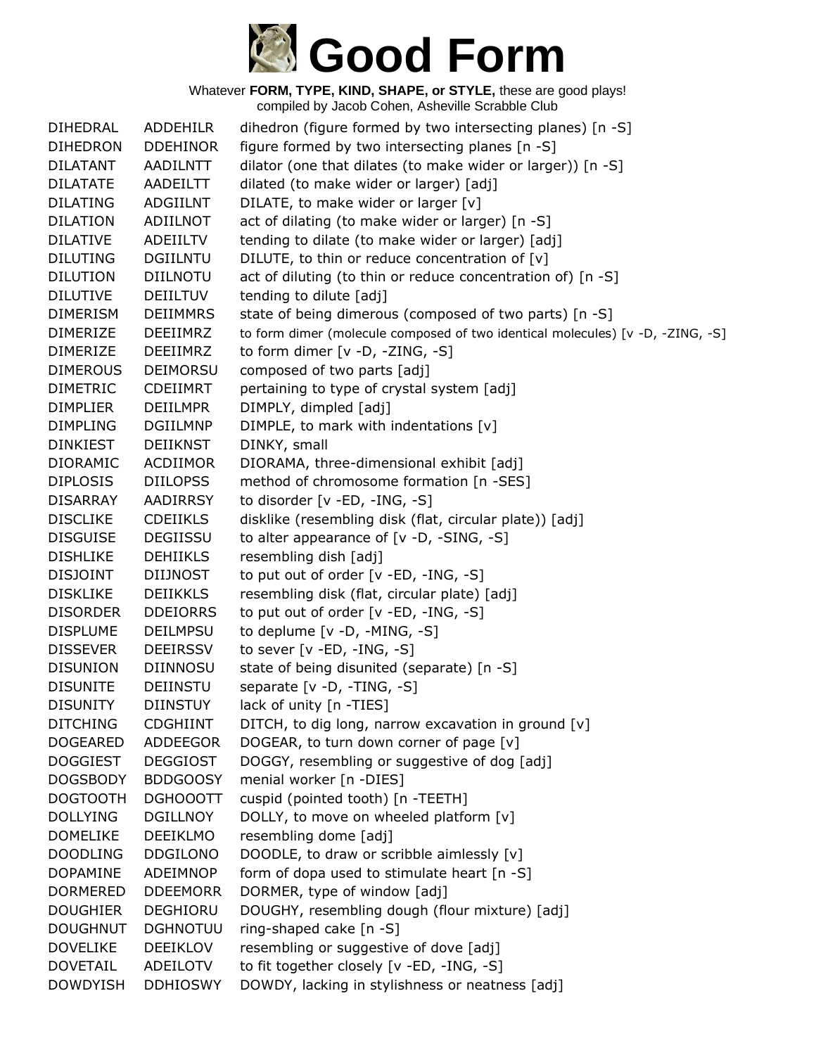# Good Form

Whatever **FORM, TYPE, KIND, SHAPE, or STYLE,** these are good plays!
compiled by Jacob Cohen, Asheville Scrabble Club

| | | |
|---|---|---|
| DIHEDRAL | ADDEHILR | dihedron (figure formed by two intersecting planes) [n -S] |
| DIHEDRON | DDEHINOR | figure formed by two intersecting planes [n -S] |
| DILATANT | AADILNTT | dilator (one that dilates (to make wider or larger)) [n -S] |
| DILATATE | AADEILTT | dilated (to make wider or larger) [adj] |
| DILATING | ADGIILNT | DILATE, to make wider or larger [v] |
| DILATION | ADIILNOT | act of dilating (to make wider or larger) [n -S] |
| DILATIVE | ADEIILTV | tending to dilate (to make wider or larger) [adj] |
| DILUTING | DGIILNTU | DILUTE, to thin or reduce concentration of [v] |
| DILUTION | DIILNOTU | act of diluting (to thin or reduce concentration of) [n -S] |
| DILUTIVE | DEIILTUV | tending to dilute [adj] |
| DIMERISM | DEIIMMRS | state of being dimerous (composed of two parts) [n -S] |
| DIMERIZE | DEEIIMRZ | to form dimer (molecule composed of two identical molecules) [v -D, -ZING, -S] |
| DIMERIZE | DEEIIMRZ | to form dimer [v -D, -ZING, -S] |
| DIMEROUS | DEIMORSU | composed of two parts [adj] |
| DIMETRIC | CDEIIMRT | pertaining to type of crystal system [adj] |
| DIMPLIER | DEIILMPR | DIMPLY, dimpled [adj] |
| DIMPLING | DGIILMNP | DIMPLE, to mark with indentations [v] |
| DINKIEST | DEIIKNST | DINKY, small |
| DIORAMIC | ACDIIMOR | DIORAMA, three-dimensional exhibit [adj] |
| DIPLOSIS | DIILOPSS | method of chromosome formation [n -SES] |
| DISARRAY | AADIRRSY | to disorder [v -ED, -ING, -S] |
| DISCLIKE | CDEIIKLS | disklike (resembling disk (flat, circular plate)) [adj] |
| DISGUISE | DEGIISSU | to alter appearance of [v -D, -SING, -S] |
| DISHLIKE | DEHIIKLS | resembling dish [adj] |
| DISJOINT | DIIJNOST | to put out of order [v -ED, -ING, -S] |
| DISKLIKE | DEIIKKLS | resembling disk (flat, circular plate) [adj] |
| DISORDER | DDEIORRS | to put out of order [v -ED, -ING, -S] |
| DISPLUME | DEILMPSU | to deplume [v -D, -MING, -S] |
| DISSEVER | DEEIRSSV | to sever [v -ED, -ING, -S] |
| DISUNION | DIINNOSU | state of being disunited (separate) [n -S] |
| DISUNITE | DEIINSTU | separate [v -D, -TING, -S] |
| DISUNITY | DIINSTUY | lack of unity [n -TIES] |
| DITCHING | CDGHIINT | DITCH, to dig long, narrow excavation in ground [v] |
| DOGEARED | ADDEEGOR | DOGEAR, to turn down corner of page [v] |
| DOGGIEST | DEGGIOST | DOGGY, resembling or suggestive of dog [adj] |
| DOGSBODY | BDDGOOSY | menial worker [n -DIES] |
| DOGTOOTH | DGHOOOTT | cuspid (pointed tooth) [n -TEETH] |
| DOLLYING | DGILLNOY | DOLLY, to move on wheeled platform [v] |
| DOMELIKE | DEEIKLMO | resembling dome [adj] |
| DOODLING | DDGILONO | DOODLE, to draw or scribble aimlessly [v] |
| DOPAMINE | ADEIMNOP | form of dopa used to stimulate heart [n -S] |
| DORMERED | DDEEMORR | DORMER, type of window [adj] |
| DOUGHIER | DEGHIORU | DOUGHY, resembling dough (flour mixture) [adj] |
| DOUGHNUT | DGHNOTUU | ring-shaped cake [n -S] |
| DOVELIKE | DEEIKLOV | resembling or suggestive of dove [adj] |
| DOVETAIL | ADEILOTV | to fit together closely [v -ED, -ING, -S] |
| DOWDYISH | DDHIOSWY | DOWDY, lacking in stylishness or neatness [adj] |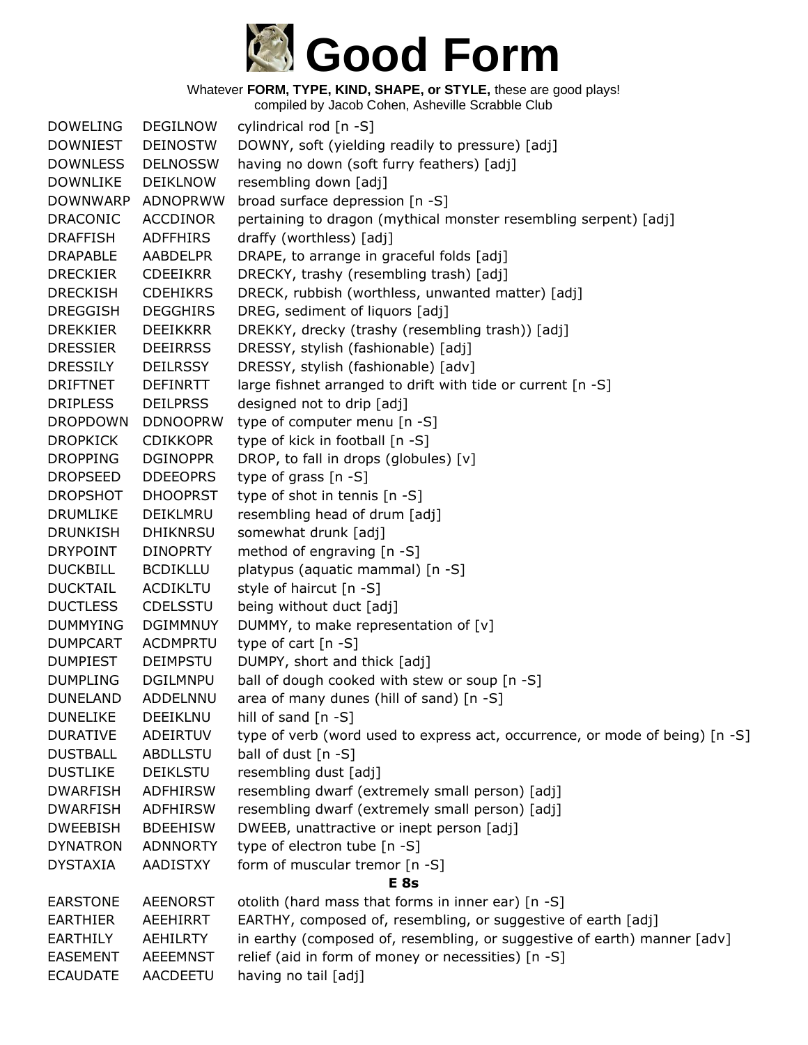# Good Form

Whatever **FORM, TYPE, KIND, SHAPE, or STYLE,** these are good plays!
compiled by Jacob Cohen, Asheville Scrabble Club

| | | |
|---|---|---|
| DOWELING | DEGILNOW | cylindrical rod [n -S] |
| DOWNIEST | DEINOSTW | DOWNY, soft (yielding readily to pressure) [adj] |
| DOWNLESS | DELNOSSW | having no down (soft furry feathers) [adj] |
| DOWNLIKE | DEIKLNOW | resembling down [adj] |
| DOWNWARP | ADNOPRWW | broad surface depression [n -S] |
| DRACONIC | ACCDINOR | pertaining to dragon (mythical monster resembling serpent) [adj] |
| DRAFFISH | ADFFHIRS | draffy (worthless) [adj] |
| DRAPABLE | AABDELPR | DRAPE, to arrange in graceful folds [adj] |
| DRECKIER | CDEEIKRR | DRECKY, trashy (resembling trash) [adj] |
| DRECKISH | CDEHIKRS | DRECK, rubbish (worthless, unwanted matter) [adj] |
| DREGGISH | DEGGHIRS | DREG, sediment of liquors [adj] |
| DREKKIER | DEEIKKRR | DREKKY, drecky (trashy (resembling trash)) [adj] |
| DRESSIER | DEEIRRSS | DRESSY, stylish (fashionable) [adj] |
| DRESSILY | DEILRSSY | DRESSY, stylish (fashionable) [adv] |
| DRIFTNET | DEFINRTT | large fishnet arranged to drift with tide or current [n -S] |
| DRIPLESS | DEILPRSS | designed not to drip [adj] |
| DROPDOWN | DDNOOPRW | type of computer menu [n -S] |
| DROPKICK | CDIKKOPR | type of kick in football [n -S] |
| DROPPING | DGINOPPR | DROP, to fall in drops (globules) [v] |
| DROPSEED | DDEEOPRS | type of grass [n -S] |
| DROPSHOT | DHOOPRST | type of shot in tennis [n -S] |
| DRUMLIKE | DEIKLMRU | resembling head of drum [adj] |
| DRUNKISH | DHIKNRSU | somewhat drunk [adj] |
| DRYPOINT | DINOPRTY | method of engraving [n -S] |
| DUCKBILL | BCDIKLLU | platypus (aquatic mammal) [n -S] |
| DUCKTAIL | ACDIKLTU | style of haircut [n -S] |
| DUCTLESS | CDELSSTU | being without duct [adj] |
| DUMMYING | DGIMMNUY | DUMMY, to make representation of [v] |
| DUMPCART | ACDMPRTU | type of cart [n -S] |
| DUMPIEST | DEIMPSTU | DUMPY, short and thick [adj] |
| DUMPLING | DGILMNPU | ball of dough cooked with stew or soup [n -S] |
| DUNELAND | ADDELNNU | area of many dunes (hill of sand) [n -S] |
| DUNELIKE | DEEIKLNU | hill of sand [n -S] |
| DURATIVE | ADEIRTUV | type of verb (word used to express act, occurrence, or mode of being) [n -S] |
| DUSTBALL | ABDLLSTU | ball of dust [n -S] |
| DUSTLIKE | DEIKLSTU | resembling dust [adj] |
| DWARFISH | ADFHIRSW | resembling dwarf (extremely small person) [adj] |
| DWARFISH | ADFHIRSW | resembling dwarf (extremely small person) [adj] |
| DWEEBISH | BDEEHISW | DWEEB, unattractive or inept person [adj] |
| DYNATRON | ADNNORTY | type of electron tube [n -S] |
| DYSTAXIA | AADISTXY | form of muscular tremor [n -S] |

**E 8s**

| | | |
|---|---|---|
| EARSTONE | AEENORST | otolith (hard mass that forms in inner ear) [n -S] |
| EARTHIER | AEEHIRRT | EARTHY, composed of, resembling, or suggestive of earth [adj] |
| EARTHILY | AEHILRTY | in earthy (composed of, resembling, or suggestive of earth) manner [adv] |
| EASEMENT | AEEEMNST | relief (aid in form of money or necessities) [n -S] |
| ECAUDATE | AACDEETU | having no tail [adj] |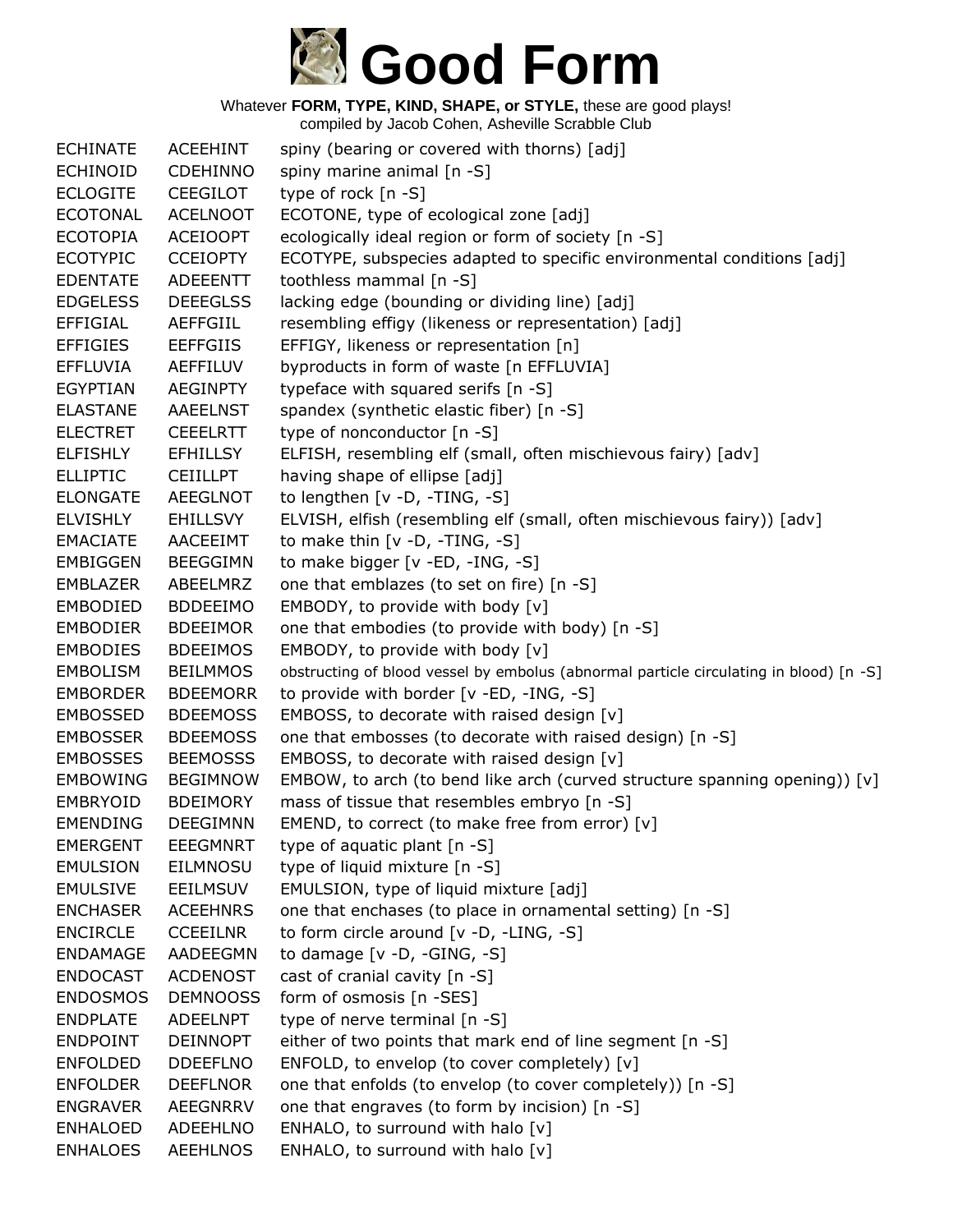# Good Form

Whatever **FORM, TYPE, KIND, SHAPE, or STYLE,** these are good plays!
compiled by Jacob Cohen, Asheville Scrabble Club

| | | |
|---|---|---|
| ECHINATE | ACEEHINT | spiny (bearing or covered with thorns) [adj] |
| ECHINOID | CDEHINNO | spiny marine animal [n -S] |
| ECLOGITE | CEEGILOT | type of rock [n -S] |
| ECOTONAL | ACELNOOT | ECOTONE, type of ecological zone [adj] |
| ECOTOPIA | ACEIOOPT | ecologically ideal region or form of society [n -S] |
| ECOTYPIC | CCEIOPTY | ECOTYPE, subspecies adapted to specific environmental conditions [adj] |
| EDENTATE | ADEEENTT | toothless mammal [n -S] |
| EDGELESS | DEEEGLSS | lacking edge (bounding or dividing line) [adj] |
| EFFIGIAL | AEFFGIIL | resembling effigy (likeness or representation) [adj] |
| EFFIGIES | EEFFGIIS | EFFIGY, likeness or representation [n] |
| EFFLUVIA | AEFFILUV | byproducts in form of waste [n EFFLUVIA] |
| EGYPTIAN | AEGINPTY | typeface with squared serifs [n -S] |
| ELASTANE | AAEELNST | spandex (synthetic elastic fiber) [n -S] |
| ELECTRET | CEEELRTT | type of nonconductor [n -S] |
| ELFISHLY | EFHILLSY | ELFISH, resembling elf (small, often mischievous fairy) [adv] |
| ELLIPTIC | CEIILLPT | having shape of ellipse [adj] |
| ELONGATE | AEEGLNOT | to lengthen [v -D, -TING, -S] |
| ELVISHLY | EHILLSVY | ELVISH, elfish (resembling elf (small, often mischievous fairy)) [adv] |
| EMACIATE | AACEEIMT | to make thin [v -D, -TING, -S] |
| EMBIGGEN | BEEGGIMN | to make bigger [v -ED, -ING, -S] |
| EMBLAZER | ABEELMRZ | one that emblazes (to set on fire) [n -S] |
| EMBODIED | BDDEEIMO | EMBODY, to provide with body [v] |
| EMBODIER | BDEEIMOR | one that embodies (to provide with body) [n -S] |
| EMBODIES | BDEEIMOS | EMBODY, to provide with body [v] |
| EMBOLISM | BEILMMOS | obstructing of blood vessel by embolus (abnormal particle circulating in blood) [n -S] |
| EMBORDER | BDEEMORR | to provide with border [v -ED, -ING, -S] |
| EMBOSSED | BDEEMOSS | EMBOSS, to decorate with raised design [v] |
| EMBOSSER | BDEEMOSS | one that embosses (to decorate with raised design) [n -S] |
| EMBOSSES | BEEMOSSS | EMBOSS, to decorate with raised design [v] |
| EMBOWING | BEGIMNOW | EMBOW, to arch (to bend like arch (curved structure spanning opening)) [v] |
| EMBRYOID | BDEIMORY | mass of tissue that resembles embryo [n -S] |
| EMENDING | DEEGIMNN | EMEND, to correct (to make free from error) [v] |
| EMERGENT | EEEGMNRT | type of aquatic plant [n -S] |
| EMULSION | EILMNOSU | type of liquid mixture [n -S] |
| EMULSIVE | EEILMSUV | EMULSION, type of liquid mixture [adj] |
| ENCHASER | ACEEHNRS | one that enchases (to place in ornamental setting) [n -S] |
| ENCIRCLE | CCEEILNR | to form circle around [v -D, -LING, -S] |
| ENDAMAGE | AADEEGMN | to damage [v -D, -GING, -S] |
| ENDOCAST | ACDENOST | cast of cranial cavity [n -S] |
| ENDOSMOS | DEMNOOSS | form of osmosis [n -SES] |
| ENDPLATE | ADEELNPT | type of nerve terminal [n -S] |
| ENDPOINT | DEINNOPT | either of two points that mark end of line segment [n -S] |
| ENFOLDED | DDEEFLNO | ENFOLD, to envelop (to cover completely) [v] |
| ENFOLDER | DEEFLNOR | one that enfolds (to envelop (to cover completely)) [n -S] |
| ENGRAVER | AEEGNRRV | one that engraves (to form by incision) [n -S] |
| ENHALOED | ADEEHLNO | ENHALO, to surround with halo [v] |
| ENHALOES | AEEHLNOS | ENHALO, to surround with halo [v] |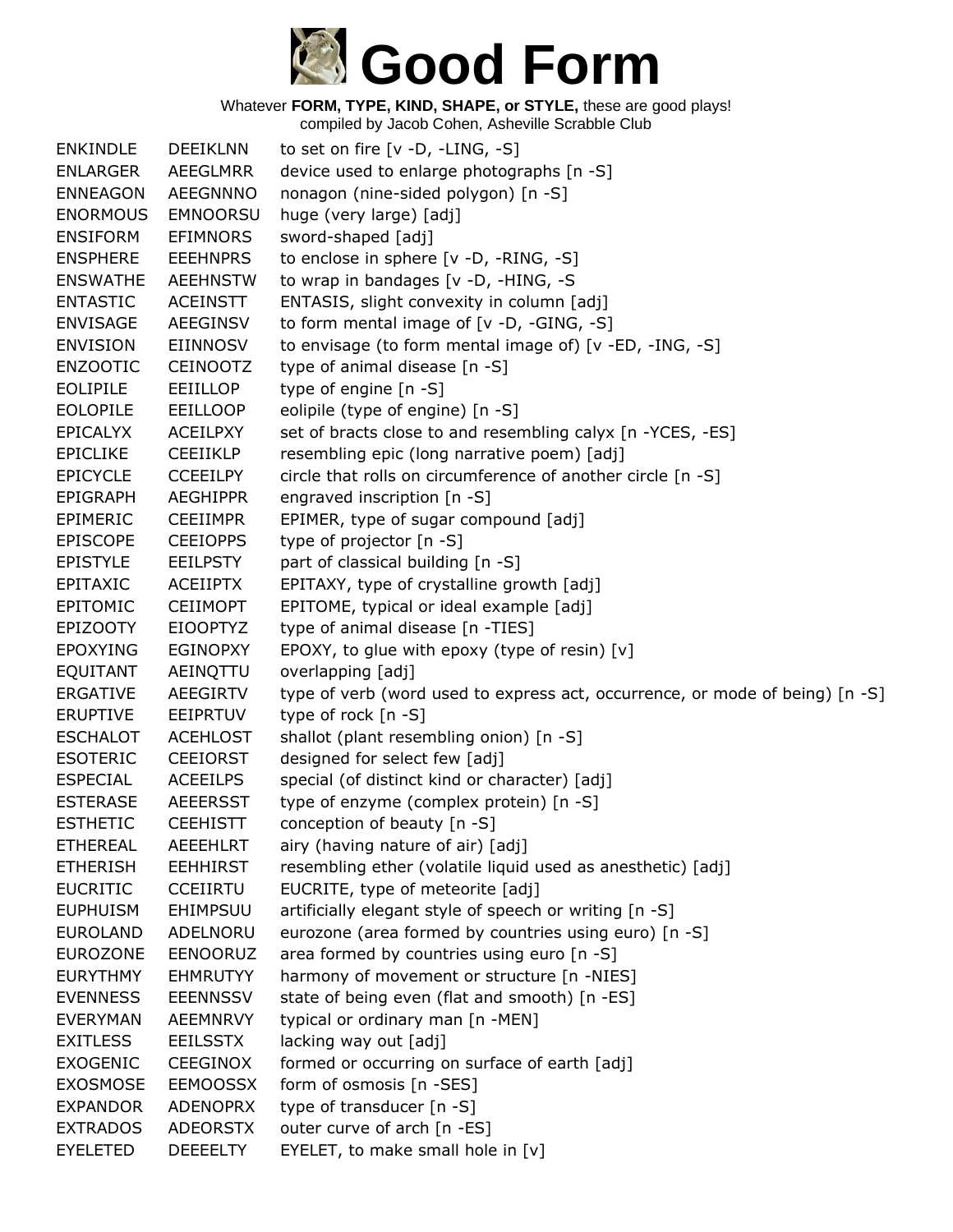# Good Form

Whatever **FORM, TYPE, KIND, SHAPE, or STYLE,** these are good plays!
compiled by Jacob Cohen, Asheville Scrabble Club

| | | |
|---|---|---|
| ENKINDLE | DEEIKLNN | to set on fire [v -D, -LING, -S] |
| ENLARGER | AEEGLMRR | device used to enlarge photographs [n -S] |
| ENNEAGON | AEEGNNNO | nonagon (nine-sided polygon) [n -S] |
| ENORMOUS | EMNOORSU | huge (very large) [adj] |
| ENSIFORM | EFIMNORS | sword-shaped [adj] |
| ENSPHERE | EEEHNPRS | to enclose in sphere [v -D, -RING, -S] |
| ENSWATHE | AEEHNSTW | to wrap in bandages [v -D, -HING, -S |
| ENTASTIC | ACEINSTT | ENTASIS, slight convexity in column [adj] |
| ENVISAGE | AEEGINSV | to form mental image of [v -D, -GING, -S] |
| ENVISION | EIINNOSV | to envisage (to form mental image of) [v -ED, -ING, -S] |
| ENZOOTIC | CEINOOTZ | type of animal disease [n -S] |
| EOLIPILE | EEIILLOP | type of engine [n -S] |
| EOLOPILE | EEILLOOP | eolipile (type of engine) [n -S] |
| EPICALYX | ACEILPXY | set of bracts close to and resembling calyx [n -YCES, -ES] |
| EPICLIKE | CEEIIKLP | resembling epic (long narrative poem) [adj] |
| EPICYCLE | CCEEILPY | circle that rolls on circumference of another circle [n -S] |
| EPIGRAPH | AEGHIPPR | engraved inscription [n -S] |
| EPIMERIC | CEEIIMPR | EPIMER, type of sugar compound [adj] |
| EPISCOPE | CEEIOPPS | type of projector [n -S] |
| EPISTYLE | EEILPSTY | part of classical building [n -S] |
| EPITAXIC | ACEIIPTX | EPITAXY, type of crystalline growth [adj] |
| EPITOMIC | CEIIMOPT | EPITOME, typical or ideal example [adj] |
| EPIZOOTY | EIOOPTYZ | type of animal disease [n -TIES] |
| EPOXYING | EGINOPXY | EPOXY, to glue with epoxy (type of resin) [v] |
| EQUITANT | AEINQTTU | overlapping [adj] |
| ERGATIVE | AEEGIRTV | type of verb (word used to express act, occurrence, or mode of being) [n -S] |
| ERUPTIVE | EEIPRTUV | type of rock [n -S] |
| ESCHALOT | ACEHLOST | shallot (plant resembling onion) [n -S] |
| ESOTERIC | CEEIORST | designed for select few [adj] |
| ESPECIAL | ACEEILPS | special (of distinct kind or character) [adj] |
| ESTERASE | AEEERSST | type of enzyme (complex protein) [n -S] |
| ESTHETIC | CEEHISTT | conception of beauty [n -S] |
| ETHEREAL | AEEEHLRT | airy (having nature of air) [adj] |
| ETHERISH | EEHHIRST | resembling ether (volatile liquid used as anesthetic) [adj] |
| EUCRITIC | CCEIIRTU | EUCRITE, type of meteorite [adj] |
| EUPHUISM | EHIMPSUU | artificially elegant style of speech or writing [n -S] |
| EUROLAND | ADELNORU | eurozone (area formed by countries using euro) [n -S] |
| EUROZONE | EENOORUZ | area formed by countries using euro [n -S] |
| EURYTHMY | EHMRUTYY | harmony of movement or structure [n -NIES] |
| EVENNESS | EEENNSSV | state of being even (flat and smooth) [n -ES] |
| EVERYMAN | AEEMNRVY | typical or ordinary man [n -MEN] |
| EXITLESS | EEILSSTX | lacking way out [adj] |
| EXOGENIC | CEEGINOX | formed or occurring on surface of earth [adj] |
| EXOSMOSE | EEMOOSSX | form of osmosis [n -SES] |
| EXPANDOR | ADENOPRX | type of transducer [n -S] |
| EXTRADOS | ADEORSTX | outer curve of arch [n -ES] |
| EYELETED | DEEEELTY | EYELET, to make small hole in [v] |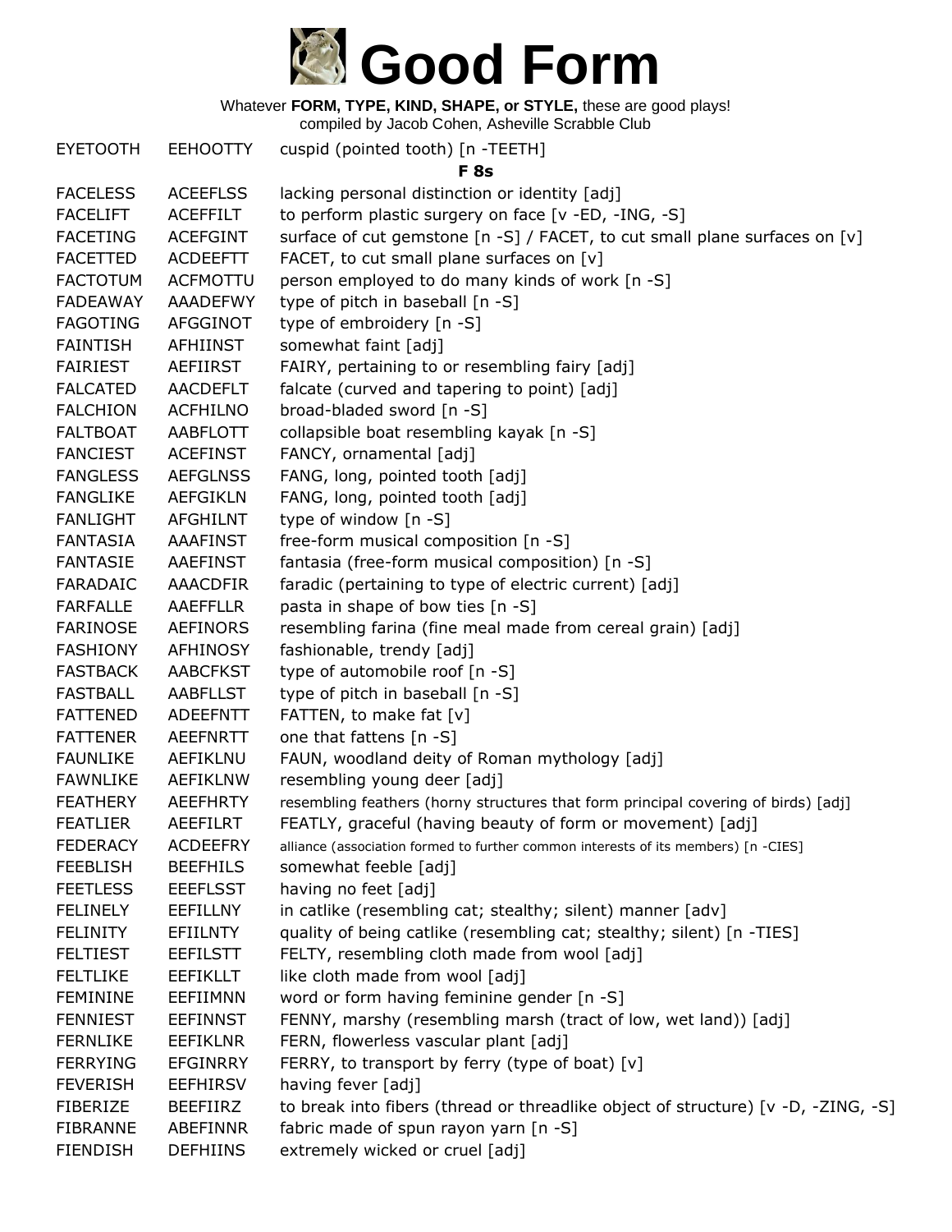# Good Form

Whatever **FORM, TYPE, KIND, SHAPE, or STYLE,** these are good plays!
compiled by Jacob Cohen, Asheville Scrabble Club

| | | |
|---|---|---|
| EYETOOTH | EEHOOTTY | cuspid (pointed tooth) [n -TEETH] |

### F 8s

| | | |
|---|---|---|
| FACELESS | ACEEFLSS | lacking personal distinction or identity [adj] |
| FACELIFT | ACEFFILT | to perform plastic surgery on face [v -ED, -ING, -S] |
| FACETING | ACEFGINT | surface of cut gemstone [n -S] / FACET, to cut small plane surfaces on [v] |
| FACETTED | ACDEEFTT | FACET, to cut small plane surfaces on [v] |
| FACTOTUM | ACFMOTTU | person employed to do many kinds of work [n -S] |
| FADEAWAY | AAADEFWY | type of pitch in baseball [n -S] |
| FAGOTING | AFGGINOT | type of embroidery [n -S] |
| FAINTISH | AFHIINST | somewhat faint [adj] |
| FAIRIEST | AEFIIRST | FAIRY, pertaining to or resembling fairy [adj] |
| FALCATED | AACDEFLT | falcate (curved and tapering to point) [adj] |
| FALCHION | ACFHILNO | broad-bladed sword [n -S] |
| FALTBOAT | AABFLOTT | collapsible boat resembling kayak [n -S] |
| FANCIEST | ACEFINST | FANCY, ornamental [adj] |
| FANGLESS | AEFGLNSS | FANG, long, pointed tooth [adj] |
| FANGLIKE | AEFGIKLN | FANG, long, pointed tooth [adj] |
| FANLIGHT | AFGHILNT | type of window [n -S] |
| FANTASIA | AAAFINST | free-form musical composition [n -S] |
| FANTASIE | AAEFINST | fantasia (free-form musical composition) [n -S] |
| FARADAIC | AAACDFIR | faradic (pertaining to type of electric current) [adj] |
| FARFALLE | AAEFFLLR | pasta in shape of bow ties [n -S] |
| FARINOSE | AEFINORS | resembling farina (fine meal made from cereal grain) [adj] |
| FASHIONY | AFHINOSY | fashionable, trendy [adj] |
| FASTBACK | AABCFKST | type of automobile roof [n -S] |
| FASTBALL | AABFLLST | type of pitch in baseball [n -S] |
| FATTENED | ADEEFNTT | FATTEN, to make fat [v] |
| FATTENER | AEEFNRTT | one that fattens [n -S] |
| FAUNLIKE | AEFIKLNU | FAUN, woodland deity of Roman mythology [adj] |
| FAWNLIKE | AEFIKLNW | resembling young deer [adj] |
| FEATHERY | AEEFHRTY | resembling feathers (horny structures that form principal covering of birds) [adj] |
| FEATLIER | AEEFILRT | FEATLY, graceful (having beauty of form or movement) [adj] |
| FEDERACY | ACDEEFRY | alliance (association formed to further common interests of its members) [n -CIES] |
| FEEBLISH | BEEFHILS | somewhat feeble [adj] |
| FEETLESS | EEEFLSST | having no feet [adj] |
| FELINELY | EEFILLNY | in catlike (resembling cat; stealthy; silent) manner [adv] |
| FELINITY | EFIILNTY | quality of being catlike (resembling cat; stealthy; silent) [n -TIES] |
| FELTIEST | EEFILSTT | FELTY, resembling cloth made from wool [adj] |
| FELTLIKE | EEFIKLLT | like cloth made from wool [adj] |
| FEMININE | EEFIIMNN | word or form having feminine gender [n -S] |
| FENNIEST | EEFINNST | FENNY, marshy (resembling marsh (tract of low, wet land)) [adj] |
| FERNLIKE | EEFIKLNR | FERN, flowerless vascular plant [adj] |
| FERRYING | EFGINRRY | FERRY, to transport by ferry (type of boat) [v] |
| FEVERISH | EEFHIRSV | having fever [adj] |
| FIBERIZE | BEEFIIRZ | to break into fibers (thread or threadlike object of structure) [v -D, -ZING, -S] |
| FIBRANNE | ABEFINNR | fabric made of spun rayon yarn [n -S] |
| FIENDISH | DEFHIINS | extremely wicked or cruel [adj] |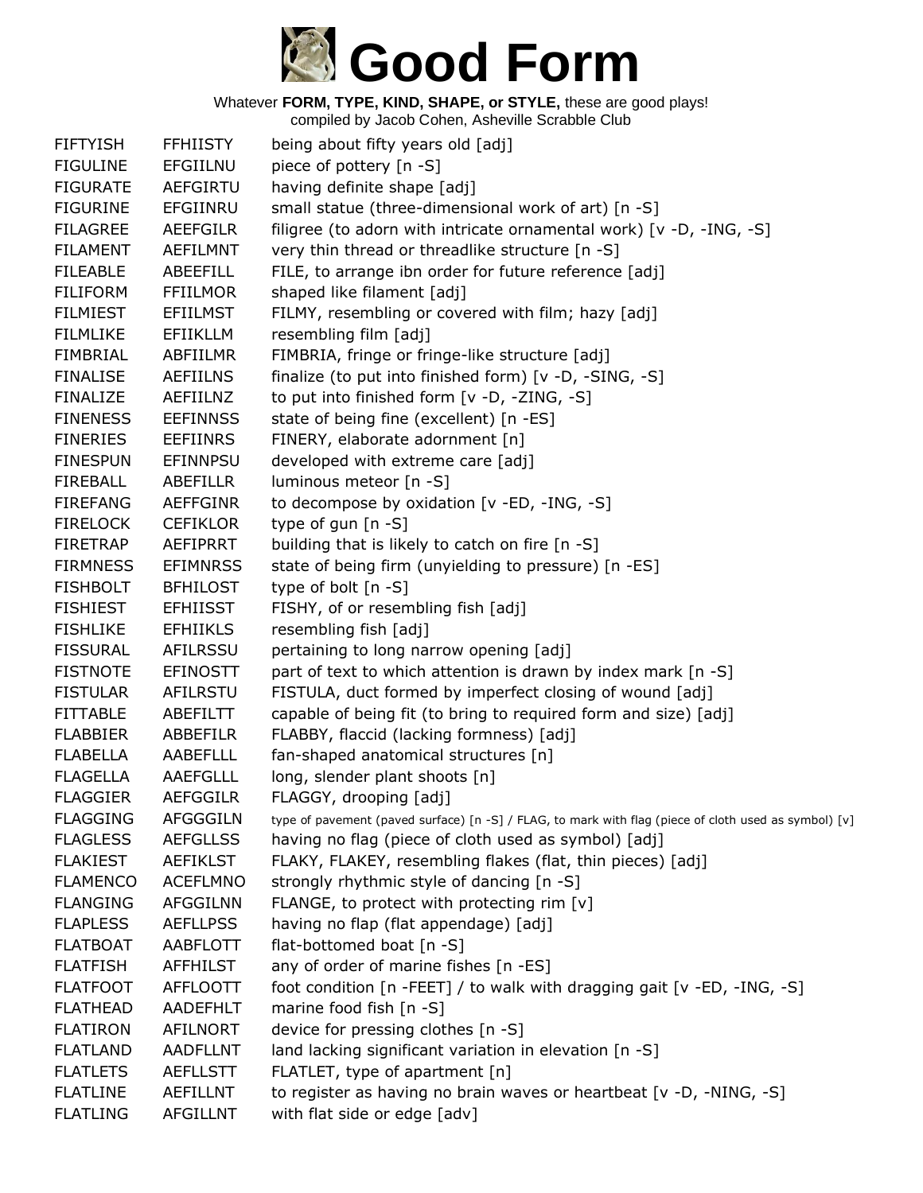# Good Form

Whatever **FORM, TYPE, KIND, SHAPE, or STYLE,** these are good plays!
compiled by Jacob Cohen, Asheville Scrabble Club

| | | |
|---|---|---|
| FIFTYISH | FFHIISTY | being about fifty years old [adj] |
| FIGULINE | EFGIILNU | piece of pottery [n -S] |
| FIGURATE | AEFGIRTU | having definite shape [adj] |
| FIGURINE | EFGIINRU | small statue (three-dimensional work of art) [n -S] |
| FILAGREE | AEEFGILR | filigree (to adorn with intricate ornamental work) [v -D, -ING, -S] |
| FILAMENT | AEFILMNT | very thin thread or threadlike structure [n -S] |
| FILEABLE | ABEEFILL | FILE, to arrange ibn order for future reference [adj] |
| FILIFORM | FFIILMOR | shaped like filament [adj] |
| FILMIEST | EFIILMST | FILMY, resembling or covered with film; hazy [adj] |
| FILMLIKE | EFIIKLLM | resembling film [adj] |
| FIMBRIAL | ABFIILMR | FIMBRIA, fringe or fringe-like structure [adj] |
| FINALISE | AEFIILNS | finalize (to put into finished form) [v -D, -SING, -S] |
| FINALIZE | AEFIILNZ | to put into finished form [v -D, -ZING, -S] |
| FINENESS | EEFINNSS | state of being fine (excellent) [n -ES] |
| FINERIES | EEFIINRS | FINERY, elaborate adornment [n] |
| FINESPUN | EFINNPSU | developed with extreme care [adj] |
| FIREBALL | ABEFILLR | luminous meteor [n -S] |
| FIREFANG | AEFFGINR | to decompose by oxidation [v -ED, -ING, -S] |
| FIRELOCK | CEFIKLOR | type of gun [n -S] |
| FIRETRAP | AEFIPRRT | building that is likely to catch on fire [n -S] |
| FIRMNESS | EFIMNRSS | state of being firm (unyielding to pressure) [n -ES] |
| FISHBOLT | BFHILOST | type of bolt [n -S] |
| FISHIEST | EFHIISST | FISHY, of or resembling fish [adj] |
| FISHLIKE | EFHIIKLS | resembling fish [adj] |
| FISSURAL | AFILRSSU | pertaining to long narrow opening [adj] |
| FISTNOTE | EFINOSTT | part of text to which attention is drawn by index mark [n -S] |
| FISTULAR | AFILRSTU | FISTULA, duct formed by imperfect closing of wound [adj] |
| FITTABLE | ABEFILTT | capable of being fit (to bring to required form and size) [adj] |
| FLABBIER | ABBEFILR | FLABBY, flaccid (lacking formness) [adj] |
| FLABELLA | AABEFLLL | fan-shaped anatomical structures [n] |
| FLAGELLA | AAEFGLLL | long, slender plant shoots [n] |
| FLAGGIER | AEFGGILR | FLAGGY, drooping [adj] |
| FLAGGING | AFGGGILN | type of pavement (paved surface) [n -S] / FLAG, to mark with flag (piece of cloth used as symbol) [v] |
| FLAGLESS | AEFGLLSS | having no flag (piece of cloth used as symbol) [adj] |
| FLAKIEST | AEFIKLST | FLAKY, FLAKEY, resembling flakes (flat, thin pieces) [adj] |
| FLAMENCO | ACEFLMNO | strongly rhythmic style of dancing [n -S] |
| FLANGING | AFGGILNN | FLANGE, to protect with protecting rim [v] |
| FLAPLESS | AEFLLPSS | having no flap (flat appendage) [adj] |
| FLATBOAT | AABFLOTT | flat-bottomed boat [n -S] |
| FLATFISH | AFFHILST | any of order of marine fishes [n -ES] |
| FLATFOOT | AFFLOOTT | foot condition [n -FEET] / to walk with dragging gait [v -ED, -ING, -S] |
| FLATHEAD | AADEFHLT | marine food fish [n -S] |
| FLATIRON | AFILNORT | device for pressing clothes [n -S] |
| FLATLAND | AADFLLNT | land lacking significant variation in elevation [n -S] |
| FLATLETS | AEFLLSTT | FLATLET, type of apartment [n] |
| FLATLINE | AEFILLNT | to register as having no brain waves or heartbeat [v -D, -NING, -S] |
| FLATLING | AFGILLNT | with flat side or edge [adv] |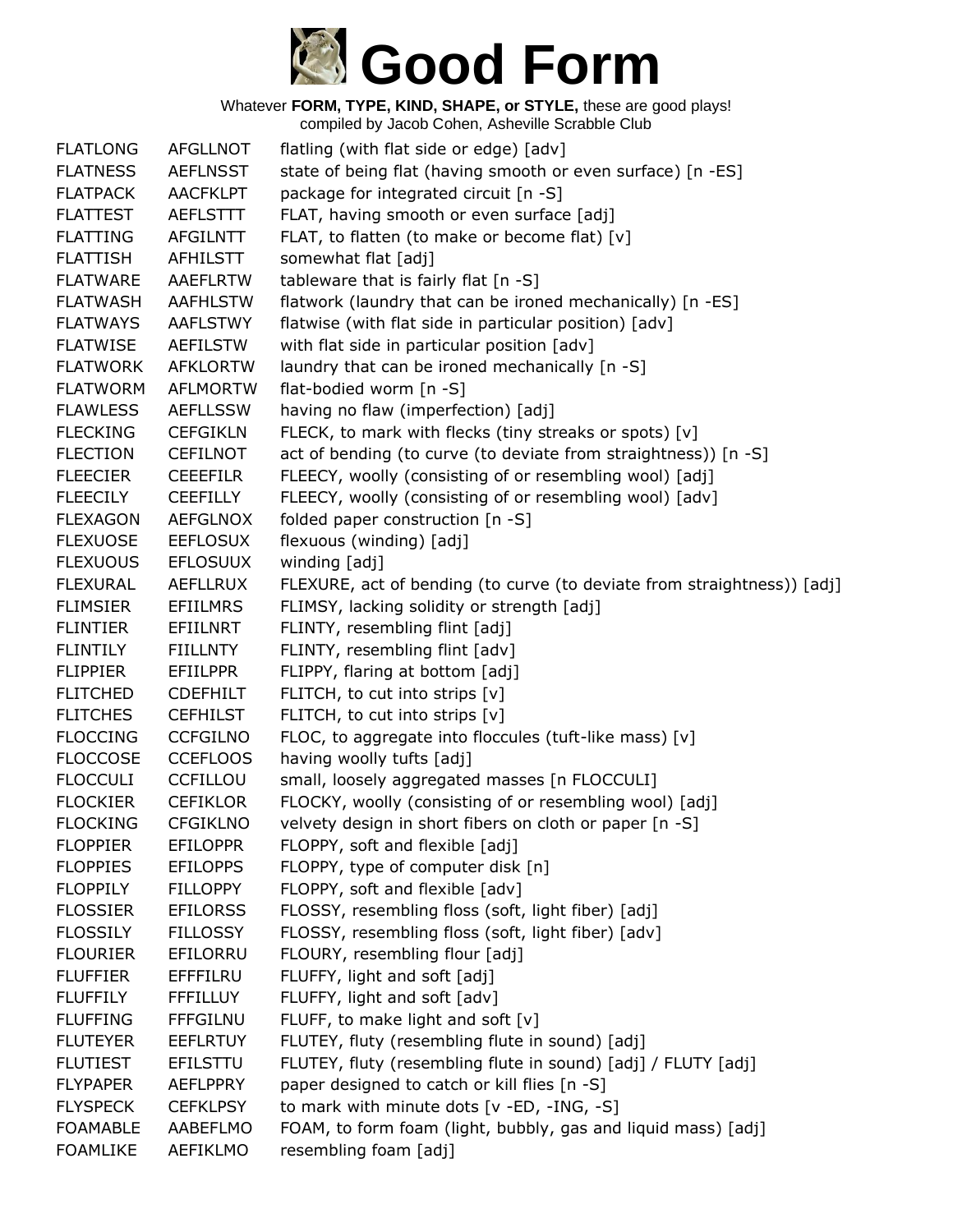# Good Form

Whatever **FORM, TYPE, KIND, SHAPE, or STYLE,** these are good plays!
compiled by Jacob Cohen, Asheville Scrabble Club

| | | |
|---|---|---|
| FLATLONG | AFGLLNOT | flatling (with flat side or edge) [adv] |
| FLATNESS | AEFLNSST | state of being flat (having smooth or even surface) [n -ES] |
| FLATPACK | AACFKLPT | package for integrated circuit [n -S] |
| FLATTEST | AEFLSTTT | FLAT, having smooth or even surface [adj] |
| FLATTING | AFGILNTT | FLAT, to flatten (to make or become flat) [v] |
| FLATTISH | AFHILSTT | somewhat flat [adj] |
| FLATWARE | AAEFLRTW | tableware that is fairly flat [n -S] |
| FLATWASH | AAFHLSTW | flatwork (laundry that can be ironed mechanically) [n -ES] |
| FLATWAYS | AAFLSTWY | flatwise (with flat side in particular position) [adv] |
| FLATWISE | AEFILSTW | with flat side in particular position [adv] |
| FLATWORK | AFKLORTW | laundry that can be ironed mechanically [n -S] |
| FLATWORM | AFLMORTW | flat-bodied worm [n -S] |
| FLAWLESS | AEFLLSSW | having no flaw (imperfection) [adj] |
| FLECKING | CEFGIKLN | FLECK, to mark with flecks (tiny streaks or spots) [v] |
| FLECTION | CEFILNOT | act of bending (to curve (to deviate from straightness)) [n -S] |
| FLEECIER | CEEEFILR | FLEECY, woolly (consisting of or resembling wool) [adj] |
| FLEECILY | CEEFILLY | FLEECY, woolly (consisting of or resembling wool) [adv] |
| FLEXAGON | AEFGLNOX | folded paper construction [n -S] |
| FLEXUOSE | EEFLOSUX | flexuous (winding) [adj] |
| FLEXUOUS | EFLOSUUX | winding [adj] |
| FLEXURAL | AEFLLRUX | FLEXURE, act of bending (to curve (to deviate from straightness)) [adj] |
| FLIMSIER | EFIILMRS | FLIMSY, lacking solidity or strength [adj] |
| FLINTIER | EFIILNRT | FLINTY, resembling flint [adj] |
| FLINTILY | FIILLNTY | FLINTY, resembling flint [adv] |
| FLIPPIER | EFIILPPR | FLIPPY, flaring at bottom [adj] |
| FLITCHED | CDEFHILT | FLITCH, to cut into strips [v] |
| FLITCHES | CEFHILST | FLITCH, to cut into strips [v] |
| FLOCCING | CCFGILNO | FLOC, to aggregate into floccules (tuft-like mass) [v] |
| FLOCCOSE | CCEFLOOS | having woolly tufts [adj] |
| FLOCCULI | CCFILLOU | small, loosely aggregated masses [n FLOCCULI] |
| FLOCKIER | CEFIKLOR | FLOCKY, woolly (consisting of or resembling wool) [adj] |
| FLOCKING | CFGIKLNO | velvety design in short fibers on cloth or paper [n -S] |
| FLOPPIER | EFILOPPR | FLOPPY, soft and flexible [adj] |
| FLOPPIES | EFILOPPS | FLOPPY, type of computer disk [n] |
| FLOPPILY | FILLOPPY | FLOPPY, soft and flexible [adv] |
| FLOSSIER | EFILORSS | FLOSSY, resembling floss (soft, light fiber) [adj] |
| FLOSSILY | FILLOSSY | FLOSSY, resembling floss (soft, light fiber) [adv] |
| FLOURIER | EFILORRU | FLOURY, resembling flour [adj] |
| FLUFFIER | EFFFILRU | FLUFFY, light and soft [adj] |
| FLUFFILY | FFFILLUY | FLUFFY, light and soft [adv] |
| FLUFFING | FFFGILNU | FLUFF, to make light and soft [v] |
| FLUTEYER | EEFLRTUY | FLUTEY, fluty (resembling flute in sound) [adj] |
| FLUTIEST | EFILSTTU | FLUTEY, fluty (resembling flute in sound) [adj] / FLUTY [adj] |
| FLYPAPER | AEFLPPRY | paper designed to catch or kill flies [n -S] |
| FLYSPECK | CEFKLPSY | to mark with minute dots [v -ED, -ING, -S] |
| FOAMABLE | AABEFLMO | FOAM, to form foam (light, bubbly, gas and liquid mass) [adj] |
| FOAMLIKE | AEFIKLMO | resembling foam [adj] |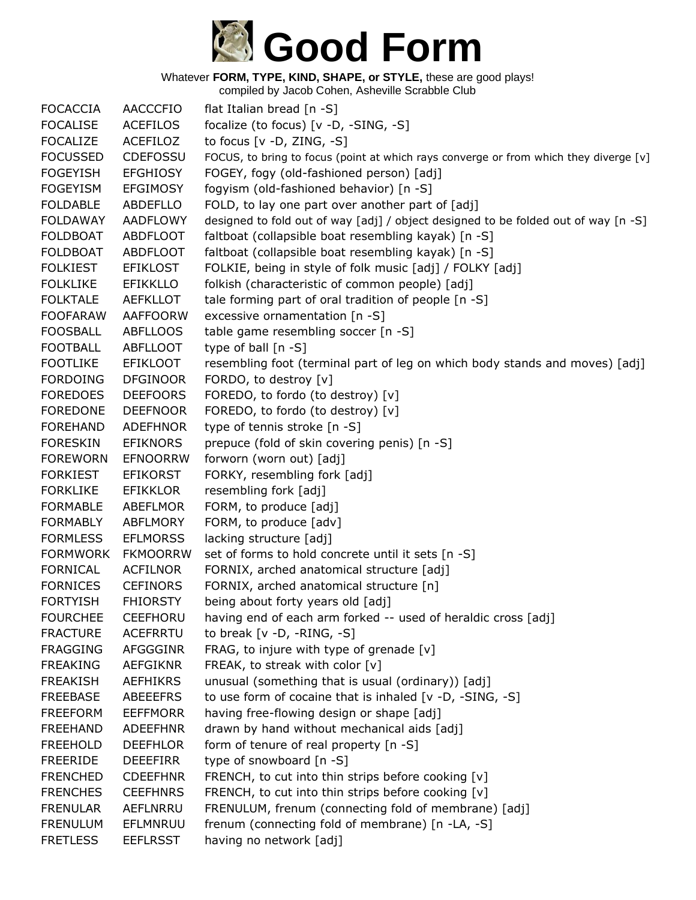# Good Form

Whatever **FORM, TYPE, KIND, SHAPE, or STYLE,** these are good plays!
compiled by Jacob Cohen, Asheville Scrabble Club

| | | |
|---|---|---|
| FOCACCIA | AACCCFIO | flat Italian bread [n -S] |
| FOCALISE | ACEFILOS | focalize (to focus) [v -D, -SING, -S] |
| FOCALIZE | ACEFILOZ | to focus [v -D, ZING, -S] |
| FOCUSSED | CDEFOSSU | FOCUS, to bring to focus (point at which rays converge or from which they diverge [v] |
| FOGEYISH | EFGHIOSY | FOGEY, fogy (old-fashioned person) [adj] |
| FOGEYISM | EFGIMOSY | fogyism (old-fashioned behavior) [n -S] |
| FOLDABLE | ABDEFLLO | FOLD, to lay one part over another part of [adj] |
| FOLDAWAY | AADFLOWY | designed to fold out of way [adj] / object designed to be folded out of way [n -S] |
| FOLDBOAT | ABDFLOOT | faltboat (collapsible boat resembling kayak) [n -S] |
| FOLDBOAT | ABDFLOOT | faltboat (collapsible boat resembling kayak) [n -S] |
| FOLKIEST | EFIKLOST | FOLKIE, being in style of folk music [adj] / FOLKY [adj] |
| FOLKLIKE | EFIKKLLO | folkish (characteristic of common people) [adj] |
| FOLKTALE | AEFKLLOT | tale forming part of oral tradition of people [n -S] |
| FOOFARAW | AAFFOORW | excessive ornamentation [n -S] |
| FOOSBALL | ABFLLOOS | table game resembling soccer [n -S] |
| FOOTBALL | ABFLLOOT | type of ball [n -S] |
| FOOTLIKE | EFIKLOOT | resembling foot (terminal part of leg on which body stands and moves) [adj] |
| FORDOING | DFGINOOR | FORDO, to destroy [v] |
| FOREDOES | DEEFOORS | FOREDO, to fordo (to destroy) [v] |
| FOREDONE | DEEFNOOR | FOREDO, to fordo (to destroy) [v] |
| FOREHAND | ADEFHNOR | type of tennis stroke [n -S] |
| FORESKIN | EFIKNORS | prepuce (fold of skin covering penis) [n -S] |
| FOREWORN | EFNOORRW | forworn (worn out) [adj] |
| FORKIEST | EFIKORST | FORKY, resembling fork [adj] |
| FORKLIKE | EFIKKLOR | resembling fork [adj] |
| FORMABLE | ABEFLMOR | FORM, to produce [adj] |
| FORMABLY | ABFLMORY | FORM, to produce [adv] |
| FORMLESS | EFLMORSS | lacking structure [adj] |
| FORMWORK | FKMOORRW | set of forms to hold concrete until it sets [n -S] |
| FORNICAL | ACFILNOR | FORNIX, arched anatomical structure [adj] |
| FORNICES | CEFINORS | FORNIX, arched anatomical structure [n] |
| FORTYISH | FHIORSTY | being about forty years old [adj] |
| FOURCHEE | CEEFHORU | having end of each arm forked -- used of heraldic cross [adj] |
| FRACTURE | ACEFRRTU | to break [v -D, -RING, -S] |
| FRAGGING | AFGGGINR | FRAG, to injure with type of grenade [v] |
| FREAKING | AEFGIKNR | FREAK, to streak with color [v] |
| FREAKISH | AEFHIKRS | unusual (something that is usual (ordinary)) [adj] |
| FREEBASE | ABEEEFRS | to use form of cocaine that is inhaled [v -D, -SING, -S] |
| FREEFORM | EEFFMORR | having free-flowing design or shape [adj] |
| FREEHAND | ADEEFHNR | drawn by hand without mechanical aids [adj] |
| FREEHOLD | DEEFHLOR | form of tenure of real property [n -S] |
| FREERIDE | DEEEFIRR | type of snowboard [n -S] |
| FRENCHED | CDEEFHNR | FRENCH, to cut into thin strips before cooking [v] |
| FRENCHES | CEEFHNRS | FRENCH, to cut into thin strips before cooking [v] |
| FRENULAR | AEFLNRRU | FRENULUM, frenum (connecting fold of membrane) [adj] |
| FRENULUM | EFLMNRUU | frenum (connecting fold of membrane) [n -LA, -S] |
| FRETLESS | EEFLRSST | having no network [adj] |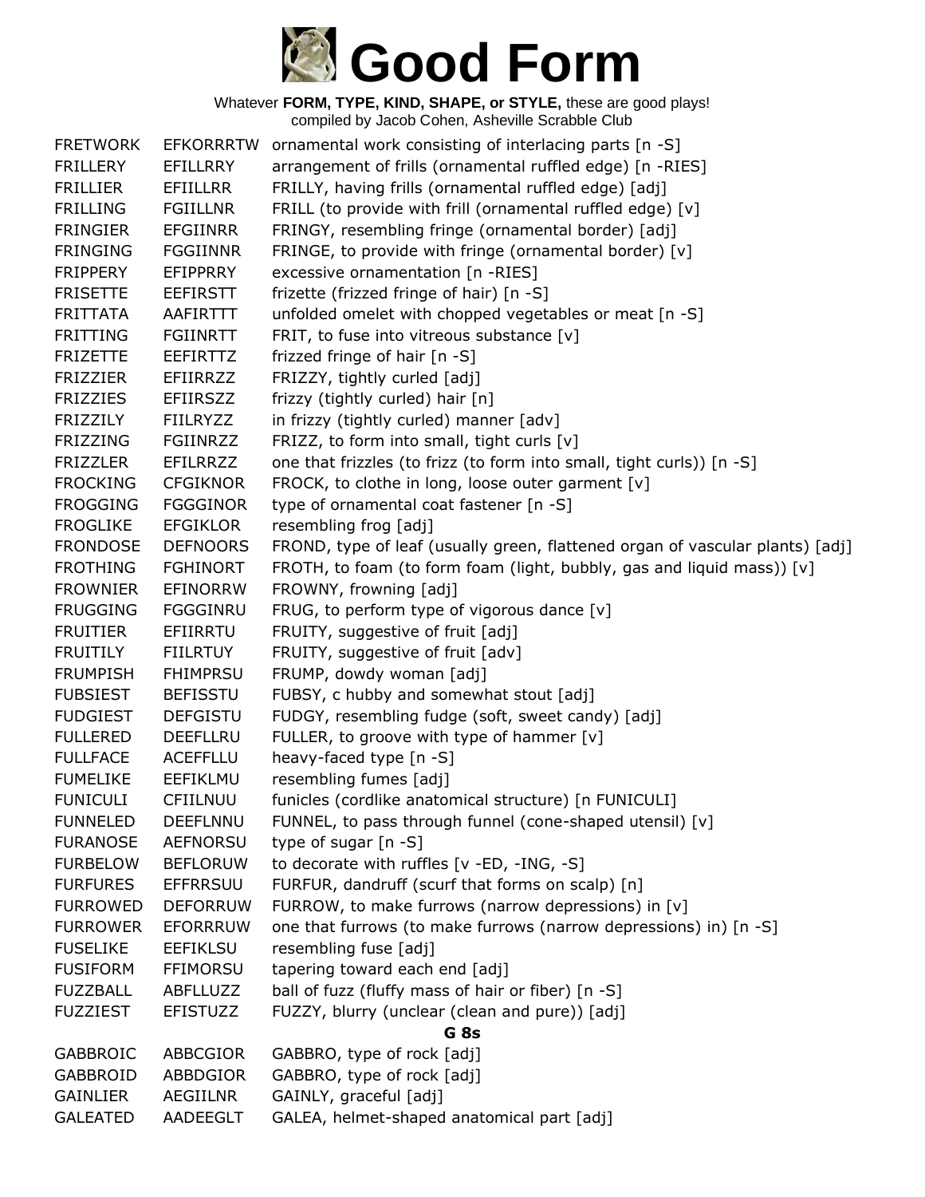# Good Form

Whatever **FORM, TYPE, KIND, SHAPE, or STYLE,** these are good plays!
compiled by Jacob Cohen, Asheville Scrabble Club

| | | |
|---|---|---|
| FRETWORK | EFKORRRTW | ornamental work consisting of interlacing parts [n -S] |
| FRILLERY | EFILLRRY | arrangement of frills (ornamental ruffled edge) [n -RIES] |
| FRILLIER | EFIILLRR | FRILLY, having frills (ornamental ruffled edge) [adj] |
| FRILLING | FGIILLNR | FRILL (to provide with frill (ornamental ruffled edge) [v] |
| FRINGIER | EFGIINRR | FRINGY, resembling fringe (ornamental border) [adj] |
| FRINGING | FGGIINNR | FRINGE, to provide with fringe (ornamental border) [v] |
| FRIPPERY | EFIPPRRY | excessive ornamentation [n -RIES] |
| FRISETTE | EEFIRSTT | frizette (frizzed fringe of hair) [n -S] |
| FRITTATA | AAFIRTTT | unfolded omelet with chopped vegetables or meat [n -S] |
| FRITTING | FGIINRTT | FRIT, to fuse into vitreous substance [v] |
| FRIZETTE | EEFIRTTZ | frizzed fringe of hair [n -S] |
| FRIZZIER | EFIIRRZZ | FRIZZY, tightly curled [adj] |
| FRIZZIES | EFIIRSZZ | frizzy (tightly curled) hair [n] |
| FRIZZILY | FIILRYZZ | in frizzy (tightly curled) manner [adv] |
| FRIZZING | FGIINRZZ | FRIZZ, to form into small, tight curls [v] |
| FRIZZLER | EFILRRZZ | one that frizzles (to frizz (to form into small, tight curls)) [n -S] |
| FROCKING | CFGIKNOR | FROCK, to clothe in long, loose outer garment [v] |
| FROGGING | FGGGINOR | type of ornamental coat fastener [n -S] |
| FROGLIKE | EFGIKLOR | resembling frog [adj] |
| FRONDOSE | DEFNOORS | FROND, type of leaf (usually green, flattened organ of vascular plants) [adj] |
| FROTHING | FGHINORT | FROTH, to foam (to form foam (light, bubbly, gas and liquid mass)) [v] |
| FROWNIER | EFINORRW | FROWNY, frowning [adj] |
| FRUGGING | FGGGINRU | FRUG, to perform type of vigorous dance [v] |
| FRUITIER | EFIIRRTU | FRUITY, suggestive of fruit [adj] |
| FRUITILY | FIILRTUY | FRUITY, suggestive of fruit [adv] |
| FRUMPISH | FHIMPRSU | FRUMP, dowdy woman [adj] |
| FUBSIEST | BEFISSTU | FUBSY, c hubby and somewhat stout [adj] |
| FUDGIEST | DEFGISTU | FUDGY, resembling fudge (soft, sweet candy) [adj] |
| FULLERED | DEEFLLRU | FULLER, to groove with type of hammer [v] |
| FULLFACE | ACEFFLLU | heavy-faced type [n -S] |
| FUMELIKE | EEFIKLMU | resembling fumes [adj] |
| FUNICULI | CFIILNUU | funicles (cordlike anatomical structure) [n FUNICULI] |
| FUNNELED | DEEFLNNU | FUNNEL, to pass through funnel (cone-shaped utensil) [v] |
| FURANOSE | AEFNORSU | type of sugar [n -S] |
| FURBELOW | BEFLORUW | to decorate with ruffles [v -ED, -ING, -S] |
| FURFURES | EFFRRSUU | FURFUR, dandruff (scurf that forms on scalp) [n] |
| FURROWED | DEFORRUW | FURROW, to make furrows (narrow depressions) in [v] |
| FURROWER | EFORRRUW | one that furrows (to make furrows (narrow depressions) in) [n -S] |
| FUSELIKE | EEFIKLSU | resembling fuse [adj] |
| FUSIFORM | FFIMORSU | tapering toward each end [adj] |
| FUZZBALL | ABFLLUZZ | ball of fuzz (fluffy mass of hair or fiber) [n -S] |
| FUZZIEST | EFISTUZZ | FUZZY, blurry (unclear (clean and pure)) [adj] |
| | | **G 8s** |
| GABBROIC | ABBCGIOR | GABBRO, type of rock [adj] |
| GABBROID | ABBDGIOR | GABBRO, type of rock [adj] |
| GAINLIER | AEGIILNR | GAINLY, graceful [adj] |
| GALEATED | AADEEGLT | GALEA, helmet-shaped anatomical part [adj] |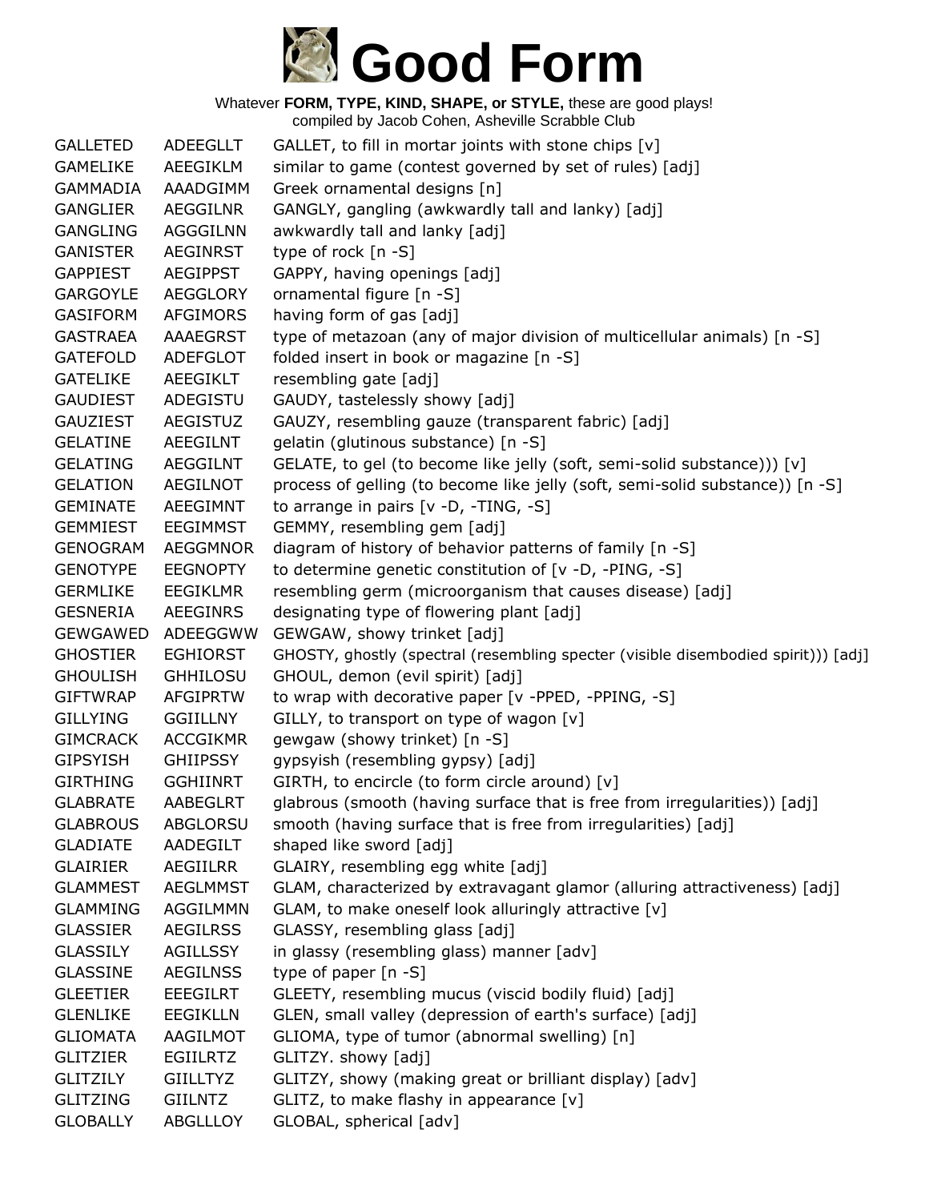# Good Form

Whatever **FORM, TYPE, KIND, SHAPE, or STYLE,** these are good plays!
compiled by Jacob Cohen, Asheville Scrabble Club

| | | |
|---|---|---|
| GALLETED | ADEEGLLT | GALLET, to fill in mortar joints with stone chips [v] |
| GAMELIKE | AEEGIKLM | similar to game (contest governed by set of rules) [adj] |
| GAMMADIA | AAADGIMM | Greek ornamental designs [n] |
| GANGLIER | AEGGILNR | GANGLY, gangling (awkwardly tall and lanky) [adj] |
| GANGLING | AGGGILNN | awkwardly tall and lanky [adj] |
| GANISTER | AEGINRST | type of rock [n -S] |
| GAPPIEST | AEGIPPST | GAPPY, having openings [adj] |
| GARGOYLE | AEGGLORY | ornamental figure [n -S] |
| GASIFORM | AFGIMORS | having form of gas [adj] |
| GASTRAEA | AAAEGRST | type of metazoan (any of major division of multicellular animals) [n -S] |
| GATEFOLD | ADEFGLOT | folded insert in book or magazine [n -S] |
| GATELIKE | AEEGIKLT | resembling gate [adj] |
| GAUDIEST | ADEGISTU | GAUDY, tastelessly showy [adj] |
| GAUZIEST | AEGISTUZ | GAUZY, resembling gauze (transparent fabric) [adj] |
| GELATINE | AEEGILNT | gelatin (glutinous substance) [n -S] |
| GELATING | AEGGILNT | GELATE, to gel (to become like jelly (soft, semi-solid substance))) [v] |
| GELATION | AEGILNOT | process of gelling (to become like jelly (soft, semi-solid substance)) [n -S] |
| GEMINATE | AEEGIMNT | to arrange in pairs [v -D, -TING, -S] |
| GEMMIEST | EEGIMMST | GEMMY, resembling gem [adj] |
| GENOGRAM | AEGGMNOR | diagram of history of behavior patterns of family [n -S] |
| GENOTYPE | EEGNOPTY | to determine genetic constitution of [v -D, -PING, -S] |
| GERMLIKE | EEGIKLMR | resembling germ (microorganism that causes disease) [adj] |
| GESNERIA | AEEGINRS | designating type of flowering plant [adj] |
| GEWGAWED | ADEEGGWW | GEWGAW, showy trinket [adj] |
| GHOSTIER | EGHIORST | GHOSTY, ghostly (spectral (resembling specter (visible disembodied spirit))) [adj] |
| GHOULISH | GHHILOSU | GHOUL, demon (evil spirit) [adj] |
| GIFTWRAP | AFGIPRTW | to wrap with decorative paper [v -PPED, -PPING, -S] |
| GILLYING | GGIILLNY | GILLY, to transport on type of wagon [v] |
| GIMCRACK | ACCGIKMR | gewgaw (showy trinket) [n -S] |
| GIPSYISH | GHIIPSSY | gypsyish (resembling gypsy) [adj] |
| GIRTHING | GGHIINRT | GIRTH, to encircle (to form circle around) [v] |
| GLABRATE | AABEGLRT | glabrous (smooth (having surface that is free from irregularities)) [adj] |
| GLABROUS | ABGLORSU | smooth (having surface that is free from irregularities) [adj] |
| GLADIATE | AADEGILT | shaped like sword [adj] |
| GLAIRIER | AEGIILRR | GLAIRY, resembling egg white [adj] |
| GLAMMEST | AEGLMMST | GLAM, characterized by extravagant glamor (alluring attractiveness) [adj] |
| GLAMMING | AGGILMMN | GLAM, to make oneself look alluringly attractive [v] |
| GLASSIER | AEGILRSS | GLASSY, resembling glass [adj] |
| GLASSILY | AGILLSSY | in glassy (resembling glass) manner [adv] |
| GLASSINE | AEGILNSS | type of paper [n -S] |
| GLEETIER | EEEGILRT | GLEETY, resembling mucus (viscid bodily fluid) [adj] |
| GLENLIKE | EEGIKLLN | GLEN, small valley (depression of earth's surface) [adj] |
| GLIOMATA | AAGILMOT | GLIOMA, type of tumor (abnormal swelling) [n] |
| GLITZIER | EGIILRTZ | GLITZY. showy [adj] |
| GLITZILY | GIILLTYZ | GLITZY, showy (making great or brilliant display) [adv] |
| GLITZING | GIILNTZ | GLITZ, to make flashy in appearance [v] |
| GLOBALLY | ABGLLLOY | GLOBAL, spherical [adv] |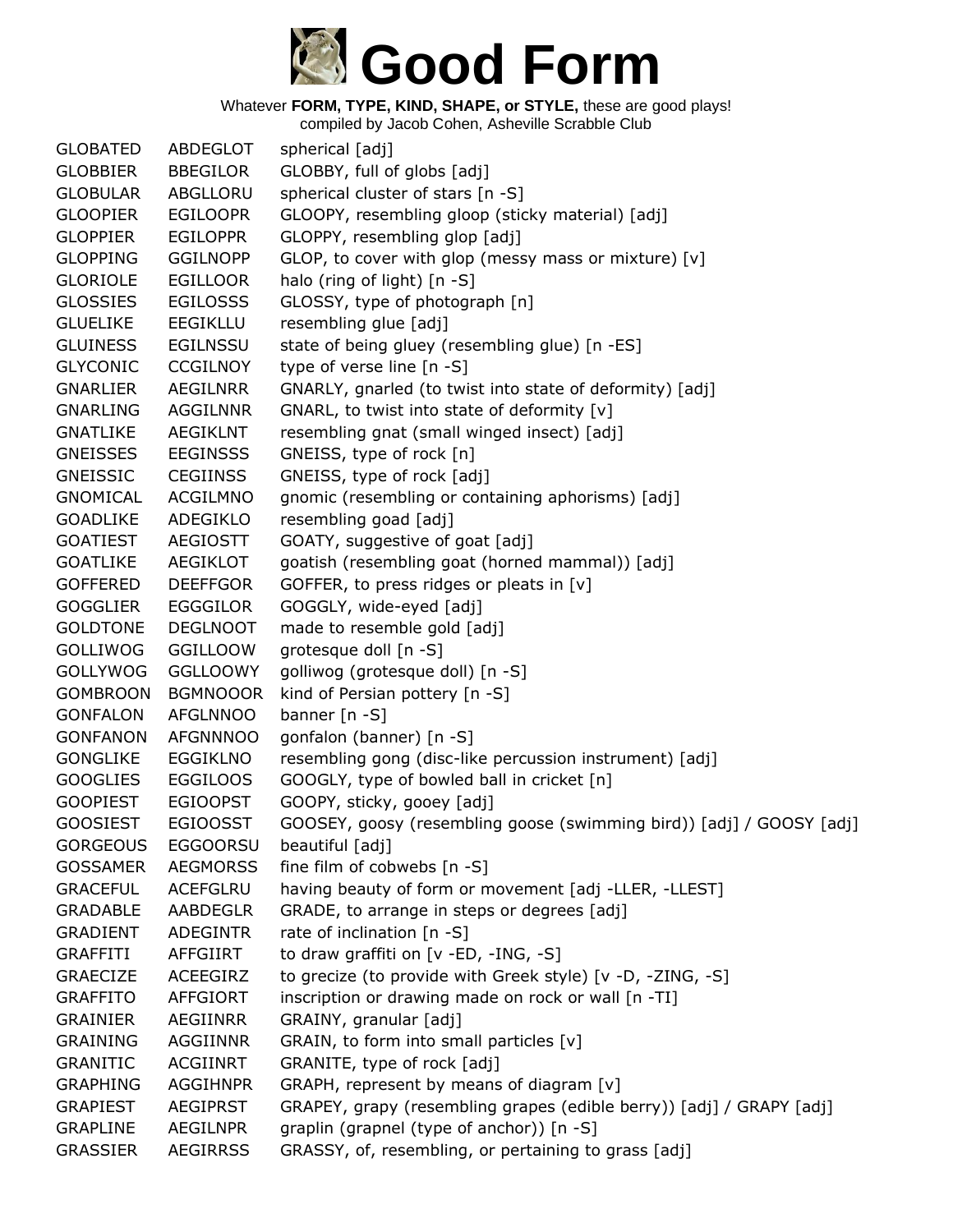# Good Form

Whatever **FORM, TYPE, KIND, SHAPE, or STYLE,** these are good plays!
compiled by Jacob Cohen, Asheville Scrabble Club

| | | |
|---|---|---|
| GLOBATED | ABDEGLOT | spherical [adj] |
| GLOBBIER | BBEGILOR | GLOBBY, full of globs [adj] |
| GLOBULAR | ABGLLORU | spherical cluster of stars [n -S] |
| GLOOPIER | EGILOOPR | GLOOPY, resembling gloop (sticky material) [adj] |
| GLOPPIER | EGILOPPR | GLOPPY, resembling glop [adj] |
| GLOPPING | GGILNOPP | GLOP, to cover with glop (messy mass or mixture) [v] |
| GLORIOLE | EGILLOOR | halo (ring of light) [n -S] |
| GLOSSIES | EGILOSSS | GLOSSY, type of photograph [n] |
| GLUELIKE | EEGIKLLU | resembling glue [adj] |
| GLUINESS | EGILNSSU | state of being gluey (resembling glue) [n -ES] |
| GLYCONIC | CCGILNOY | type of verse line [n -S] |
| GNARLIER | AEGILNRR | GNARLY, gnarled (to twist into state of deformity) [adj] |
| GNARLING | AGGILNNR | GNARL, to twist into state of deformity [v] |
| GNATLIKE | AEGIKLNT | resembling gnat (small winged insect) [adj] |
| GNEISSES | EEGINSSS | GNEISS, type of rock [n] |
| GNEISSIC | CEGIINSS | GNEISS, type of rock [adj] |
| GNOMICAL | ACGILMNO | gnomic (resembling or containing aphorisms) [adj] |
| GOADLIKE | ADEGIKLO | resembling goad [adj] |
| GOATIEST | AEGIOSTT | GOATY, suggestive of goat [adj] |
| GOATLIKE | AEGIKLOT | goatish (resembling goat (horned mammal)) [adj] |
| GOFFERED | DEEFFGOR | GOFFER, to press ridges or pleats in [v] |
| GOGGLIER | EGGGILOR | GOGGLY, wide-eyed [adj] |
| GOLDTONE | DEGLNOOT | made to resemble gold [adj] |
| GOLLIWOG | GGILLOOW | grotesque doll [n -S] |
| GOLLYWOG | GGLLOOWY | golliwog (grotesque doll) [n -S] |
| GOMBROON | BGMNOOOR | kind of Persian pottery [n -S] |
| GONFALON | AFGLNNOO | banner [n -S] |
| GONFANON | AFGNNNOO | gonfalon (banner) [n -S] |
| GONGLIKE | EGGIKLNO | resembling gong (disc-like percussion instrument) [adj] |
| GOOGLIES | EGGILOOS | GOOGLY, type of bowled ball in cricket [n] |
| GOOPIEST | EGIOOPST | GOOPY, sticky, gooey [adj] |
| GOOSIEST | EGIOOSST | GOOSEY, goosy (resembling goose (swimming bird)) [adj] / GOOSY [adj] |
| GORGEOUS | EGGOORSU | beautiful [adj] |
| GOSSAMER | AEGMORSS | fine film of cobwebs [n -S] |
| GRACEFUL | ACEFGLRU | having beauty of form or movement [adj -LLER, -LLEST] |
| GRADABLE | AABDEGLR | GRADE, to arrange in steps or degrees [adj] |
| GRADIENT | ADEGINTR | rate of inclination [n -S] |
| GRAFFITI | AFFGIIRT | to draw graffiti on [v -ED, -ING, -S] |
| GRAECIZE | ACEEGIRZ | to grecize (to provide with Greek style) [v -D, -ZING, -S] |
| GRAFFITO | AFFGIORT | inscription or drawing made on rock or wall [n -TI] |
| GRAINIER | AEGIINRR | GRAINY, granular [adj] |
| GRAINING | AGGIINNR | GRAIN, to form into small particles [v] |
| GRANITIC | ACGIINRT | GRANITE, type of rock [adj] |
| GRAPHING | AGGIHNPR | GRAPH, represent by means of diagram [v] |
| GRAPIEST | AEGIPRST | GRAPEY, grapy (resembling grapes (edible berry)) [adj] / GRAPY [adj] |
| GRAPLINE | AEGILNPR | graplin (grapnel (type of anchor)) [n -S] |
| GRASSIER | AEGIRRSS | GRASSY, of, resembling, or pertaining to grass [adj] |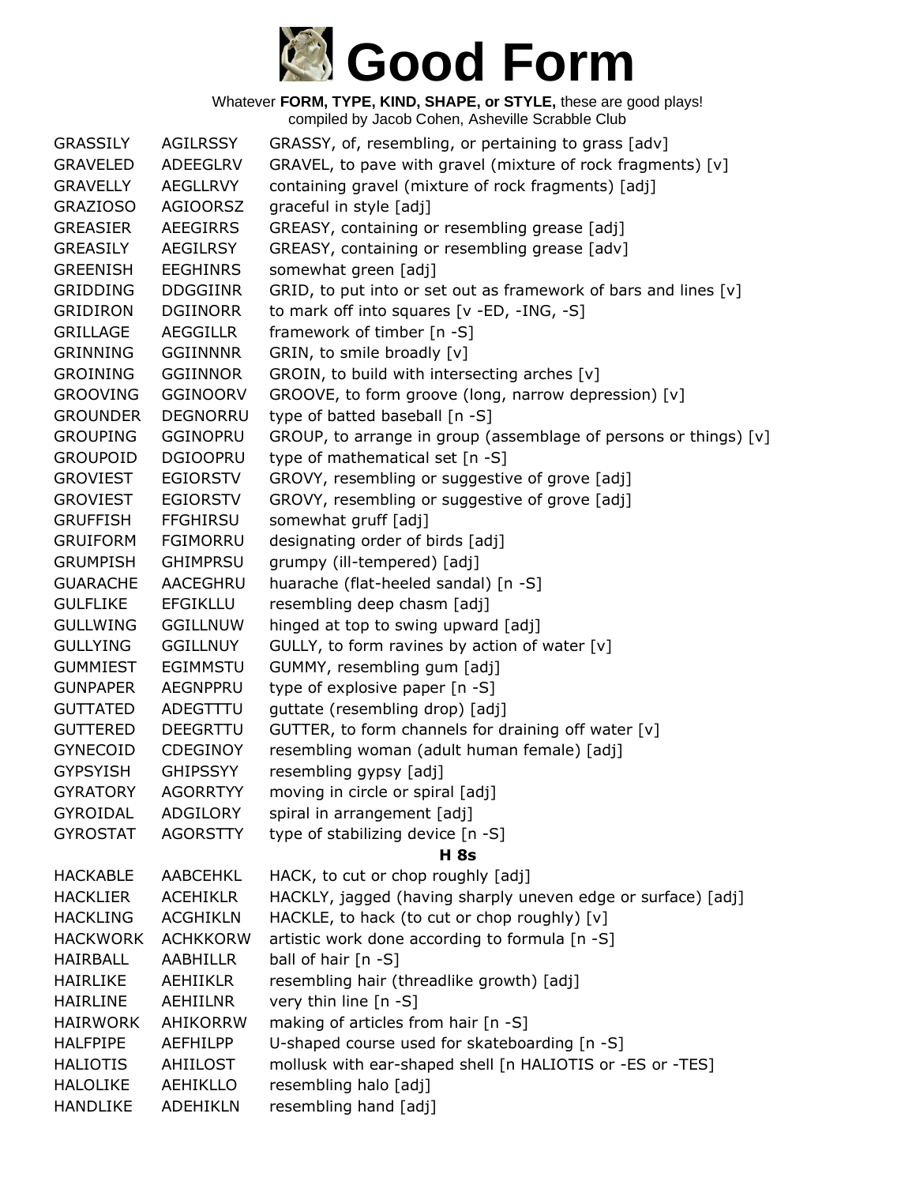# Good Form

Whatever **FORM, TYPE, KIND, SHAPE, or STYLE,** these are good plays!
compiled by Jacob Cohen, Asheville Scrabble Club

| | | |
|---|---|---|
| GRASSILY | AGILRSSY | GRASSY, of, resembling, or pertaining to grass [adv] |
| GRAVELED | ADEEGLRV | GRAVEL, to pave with gravel (mixture of rock fragments) [v] |
| GRAVELLY | AEGLLRVY | containing gravel (mixture of rock fragments) [adj] |
| GRAZIOSO | AGIOORSZ | graceful in style [adj] |
| GREASIER | AEEGIRRS | GREASY, containing or resembling grease [adj] |
| GREASILY | AEGILRSY | GREASY, containing or resembling grease [adv] |
| GREENISH | EEGHINRS | somewhat green [adj] |
| GRIDDING | DDGGIINR | GRID, to put into or set out as framework of bars and lines [v] |
| GRIDIRON | DGIINORR | to mark off into squares [v -ED, -ING, -S] |
| GRILLAGE | AEGGILLR | framework of timber [n -S] |
| GRINNING | GGIINNNR | GRIN, to smile broadly [v] |
| GROINING | GGIINNOR | GROIN, to build with intersecting arches [v] |
| GROOVING | GGINOORV | GROOVE, to form groove (long, narrow depression) [v] |
| GROUNDER | DEGNORRU | type of batted baseball [n -S] |
| GROUPING | GGINOPRU | GROUP, to arrange in group (assemblage of persons or things) [v] |
| GROUPOID | DGIOOPRU | type of mathematical set [n -S] |
| GROVIEST | EGIORSTV | GROVY, resembling or suggestive of grove [adj] |
| GROVIEST | EGIORSTV | GROVY, resembling or suggestive of grove [adj] |
| GRUFFISH | FFGHIRSU | somewhat gruff [adj] |
| GRUIFORM | FGIMORRU | designating order of birds [adj] |
| GRUMPISH | GHIMPRSU | grumpy (ill-tempered) [adj] |
| GUARACHE | AACEGHRU | huarache (flat-heeled sandal) [n -S] |
| GULFLIKE | EFGIKLLU | resembling deep chasm [adj] |
| GULLWING | GGILLNUW | hinged at top to swing upward [adj] |
| GULLYING | GGILLNUY | GULLY, to form ravines by action of water [v] |
| GUMMIEST | EGIMMSTU | GUMMY, resembling gum [adj] |
| GUNPAPER | AEGNPPRU | type of explosive paper [n -S] |
| GUTTATED | ADEGTTTU | guttate (resembling drop) [adj] |
| GUTTERED | DEEGRTTU | GUTTER, to form channels for draining off water [v] |
| GYNECOID | CDEGINOY | resembling woman (adult human female) [adj] |
| GYPSYISH | GHIPSSYY | resembling gypsy [adj] |
| GYRATORY | AGORRTYY | moving in circle or spiral [adj] |
| GYROIDAL | ADGILORY | spiral in arrangement [adj] |
| GYROSTAT | AGORSTTY | type of stabilizing device [n -S] |

**H 8s**

| | | |
|---|---|---|
| HACKABLE | AABCEHKL | HACK, to cut or chop roughly [adj] |
| HACKLIER | ACEHIKLR | HACKLY, jagged (having sharply uneven edge or surface) [adj] |
| HACKLING | ACGHIKLN | HACKLE, to hack (to cut or chop roughly) [v] |
| HACKWORK | ACHKKORW | artistic work done according to formula [n -S] |
| HAIRBALL | AABHILLR | ball of hair [n -S] |
| HAIRLIKE | AEHIIKLR | resembling hair (threadlike growth) [adj] |
| HAIRLINE | AEHIILNR | very thin line [n -S] |
| HAIRWORK | AHIKORRW | making of articles from hair [n -S] |
| HALFPIPE | AEFHILPP | U-shaped course used for skateboarding [n -S] |
| HALIOTIS | AHIILOST | mollusk with ear-shaped shell [n HALIOTIS or -ES or -TES] |
| HALOLIKE | AEHIKLLO | resembling halo [adj] |
| HANDLIKE | ADEHIKLN | resembling hand [adj] |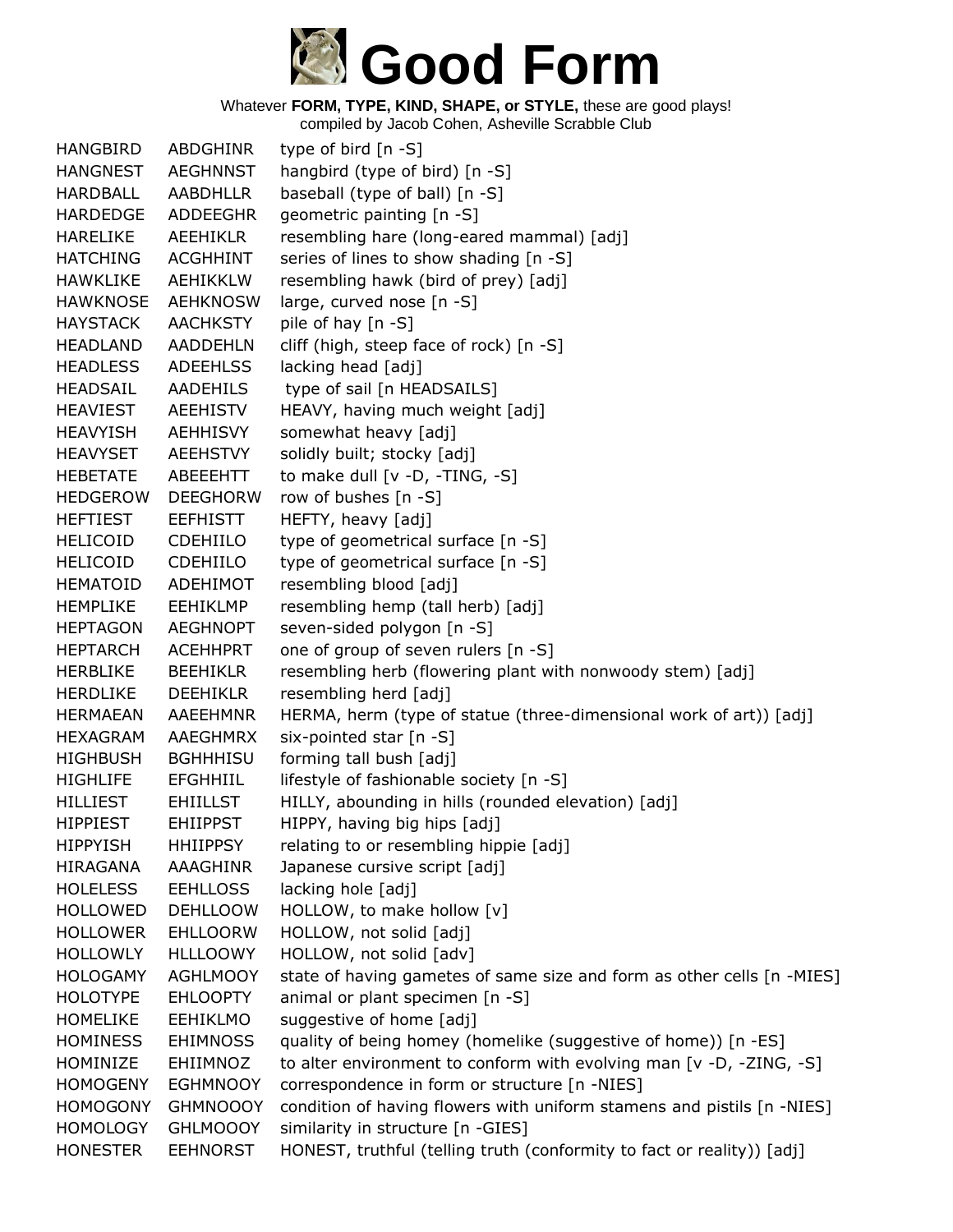# Good Form

Whatever **FORM, TYPE, KIND, SHAPE, or STYLE,** these are good plays!
compiled by Jacob Cohen, Asheville Scrabble Club

| | | |
|---|---|---|
| HANGBIRD | ABDGHINR | type of bird [n -S] |
| HANGNEST | AEGHNNST | hangbird (type of bird) [n -S] |
| HARDBALL | AABDHLLR | baseball (type of ball) [n -S] |
| HARDEDGE | ADDEEGHR | geometric painting [n -S] |
| HARELIKE | AEEHIKLR | resembling hare (long-eared mammal) [adj] |
| HATCHING | ACGHHINT | series of lines to show shading [n -S] |
| HAWKLIKE | AEHIKKLW | resembling hawk (bird of prey) [adj] |
| HAWKNOSE | AEHKNOSW | large, curved nose [n -S] |
| HAYSTACK | AACHKSTY | pile of hay [n -S] |
| HEADLAND | AADDEHLN | cliff (high, steep face of rock) [n -S] |
| HEADLESS | ADEEHLSS | lacking head [adj] |
| HEADSAIL | AADEHILS | type of sail [n HEADSAILS] |
| HEAVIEST | AEEHISTV | HEAVY, having much weight [adj] |
| HEAVYISH | AEHHISVY | somewhat heavy [adj] |
| HEAVYSET | AEEHSTVY | solidly built; stocky [adj] |
| HEBETATE | ABEEEHTT | to make dull [v -D, -TING, -S] |
| HEDGEROW | DEEGHORW | row of bushes [n -S] |
| HEFTIEST | EEFHISTT | HEFTY, heavy [adj] |
| HELICOID | CDEHIILO | type of geometrical surface [n -S] |
| HELICOID | CDEHIILO | type of geometrical surface [n -S] |
| HEMATOID | ADEHIMOT | resembling blood [adj] |
| HEMPLIKE | EEHIKLMP | resembling hemp (tall herb) [adj] |
| HEPTAGON | AEGHNOPT | seven-sided polygon [n -S] |
| HEPTARCH | ACEHHPRT | one of group of seven rulers [n -S] |
| HERBLIKE | BEEHIKLR | resembling herb (flowering plant with nonwoody stem) [adj] |
| HERDLIKE | DEEHIKLR | resembling herd [adj] |
| HERMAEAN | AAEEHMNR | HERMA, herm (type of statue (three-dimensional work of art)) [adj] |
| HEXAGRAM | AAEGHMRX | six-pointed star [n -S] |
| HIGHBUSH | BGHHHISU | forming tall bush [adj] |
| HIGHLIFE | EFGHHIIL | lifestyle of fashionable society [n -S] |
| HILLIEST | EHIILLST | HILLY, abounding in hills (rounded elevation) [adj] |
| HIPPIEST | EHIIPPST | HIPPY, having big hips [adj] |
| HIPPYISH | HHIIPPSY | relating to or resembling hippie [adj] |
| HIRAGANA | AAAGHINR | Japanese cursive script [adj] |
| HOLELESS | EEHLLOSS | lacking hole [adj] |
| HOLLOWED | DEHLLOOW | HOLLOW, to make hollow [v] |
| HOLLOWER | EHLLOORW | HOLLOW, not solid [adj] |
| HOLLOWLY | HLLLOOWY | HOLLOW, not solid [adv] |
| HOLOGAMY | AGHLMOOY | state of having gametes of same size and form as other cells [n -MIES] |
| HOLOTYPE | EHLOOPTY | animal or plant specimen [n -S] |
| HOMELIKE | EEHIKLMO | suggestive of home [adj] |
| HOMINESS | EHIMNOSS | quality of being homey (homelike (suggestive of home)) [n -ES] |
| HOMINIZE | EHIIMNOZ | to alter environment to conform with evolving man [v -D, -ZING, -S] |
| HOMOGENY | EGHMNOOY | correspondence in form or structure [n -NIES] |
| HOMOGONY | GHMNOOOY | condition of having flowers with uniform stamens and pistils [n -NIES] |
| HOMOLOGY | GHLMOOOY | similarity in structure [n -GIES] |
| HONESTER | EEHNORST | HONEST, truthful (telling truth (conformity to fact or reality)) [adj] |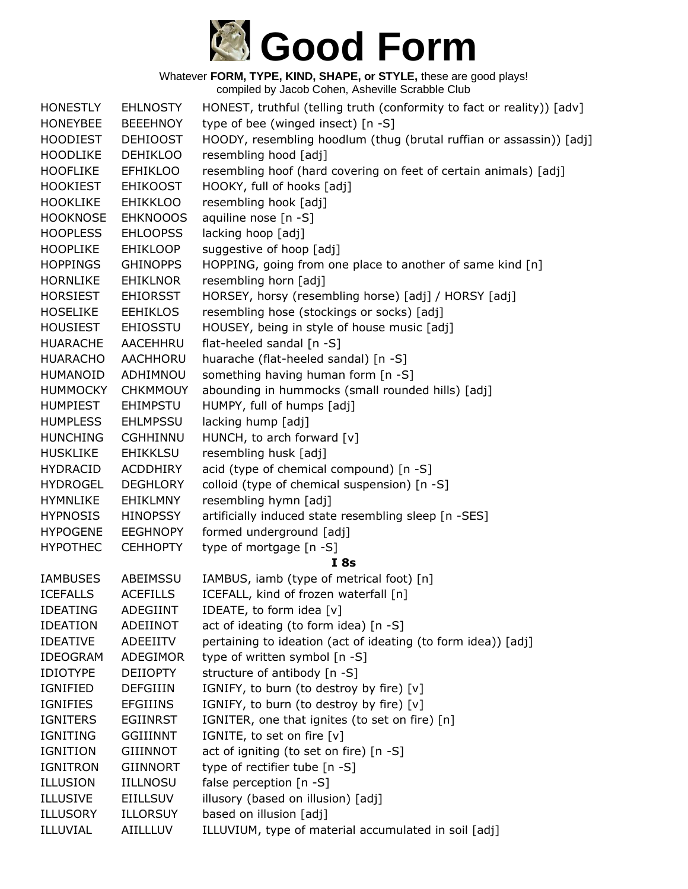# Good Form

Whatever **FORM, TYPE, KIND, SHAPE, or STYLE,** these are good plays!
compiled by Jacob Cohen, Asheville Scrabble Club

| | | |
|---|---|---|
| HONESTLY | EHLNOSTY | HONEST, truthful (telling truth (conformity to fact or reality)) [adv] |
| HONEYBEE | BEEEHNOY | type of bee (winged insect) [n -S] |
| HOODIEST | DEHIOOST | HOODY, resembling hoodlum (thug (brutal ruffian or assassin)) [adj] |
| HOODLIKE | DEHIKLOO | resembling hood [adj] |
| HOOFLIKE | EFHIKLOO | resembling hoof (hard covering on feet of certain animals) [adj] |
| HOOKIEST | EHIKOOST | HOOKY, full of hooks [adj] |
| HOOKLIKE | EHIKKLOO | resembling hook [adj] |
| HOOKNOSE | EHKNOOOS | aquiline nose [n -S] |
| HOOPLESS | EHLOOPSS | lacking hoop [adj] |
| HOOPLIKE | EHIKLOOP | suggestive of hoop [adj] |
| HOPPINGS | GHINOPPS | HOPPING, going from one place to another of same kind [n] |
| HORNLIKE | EHIKLNOR | resembling horn [adj] |
| HORSIEST | EHIORSST | HORSEY, horsy (resembling horse) [adj] / HORSY [adj] |
| HOSELIKE | EEHIKLOS | resembling hose (stockings or socks) [adj] |
| HOUSIEST | EHIOSSTU | HOUSEY, being in style of house music [adj] |
| HUARACHE | AACEHHRU | flat-heeled sandal [n -S] |
| HUARACHO | AACHHORU | huarache (flat-heeled sandal) [n -S] |
| HUMANOID | ADHIMNOU | something having human form [n -S] |
| HUMMOCKY | CHKMMOUY | abounding in hummocks (small rounded hills) [adj] |
| HUMPIEST | EHIMPSTU | HUMPY, full of humps [adj] |
| HUMPLESS | EHLMPSSU | lacking hump [adj] |
| HUNCHING | CGHHINNU | HUNCH, to arch forward [v] |
| HUSKLIKE | EHIKKLSU | resembling husk [adj] |
| HYDRACID | ACDDHIRY | acid (type of chemical compound) [n -S] |
| HYDROGEL | DEGHLORY | colloid (type of chemical suspension) [n -S] |
| HYMNLIKE | EHIKLMNY | resembling hymn [adj] |
| HYPNOSIS | HINOPSSY | artificially induced state resembling sleep [n -SES] |
| HYPOGENE | EEGHNOPY | formed underground [adj] |
| HYPOTHEC | CEHHOPTY | type of mortgage [n -S] |

### I 8s

| | | |
|---|---|---|
| IAMBUSES | ABEIMSSU | IAMBUS, iamb (type of metrical foot) [n] |
| ICEFALLS | ACEFILLS | ICEFALL, kind of frozen waterfall [n] |
| IDEATING | ADEGIINT | IDEATE, to form idea [v] |
| IDEATION | ADEIINOT | act of ideating (to form idea) [n -S] |
| IDEATIVE | ADEEIITV | pertaining to ideation (act of ideating (to form idea)) [adj] |
| IDEOGRAM | ADEGIMOR | type of written symbol [n -S] |
| IDIOTYPE | DEIIOPTY | structure of antibody [n -S] |
| IGNIFIED | DEFGIIIN | IGNIFY, to burn (to destroy by fire) [v] |
| IGNIFIES | EFGIIINS | IGNIFY, to burn (to destroy by fire) [v] |
| IGNITERS | EGIINRST | IGNITER, one that ignites (to set on fire) [n] |
| IGNITING | GGIIINNT | IGNITE, to set on fire [v] |
| IGNITION | GIIINNOT | act of igniting (to set on fire) [n -S] |
| IGNITRON | GIINNORT | type of rectifier tube [n -S] |
| ILLUSION | IILLNOSU | false perception [n -S] |
| ILLUSIVE | EIILLSUV | illusory (based on illusion) [adj] |
| ILLUSORY | ILLORSUY | based on illusion [adj] |
| ILLUVIAL | AIILLLUV | ILLUVIUM, type of material accumulated in soil [adj] |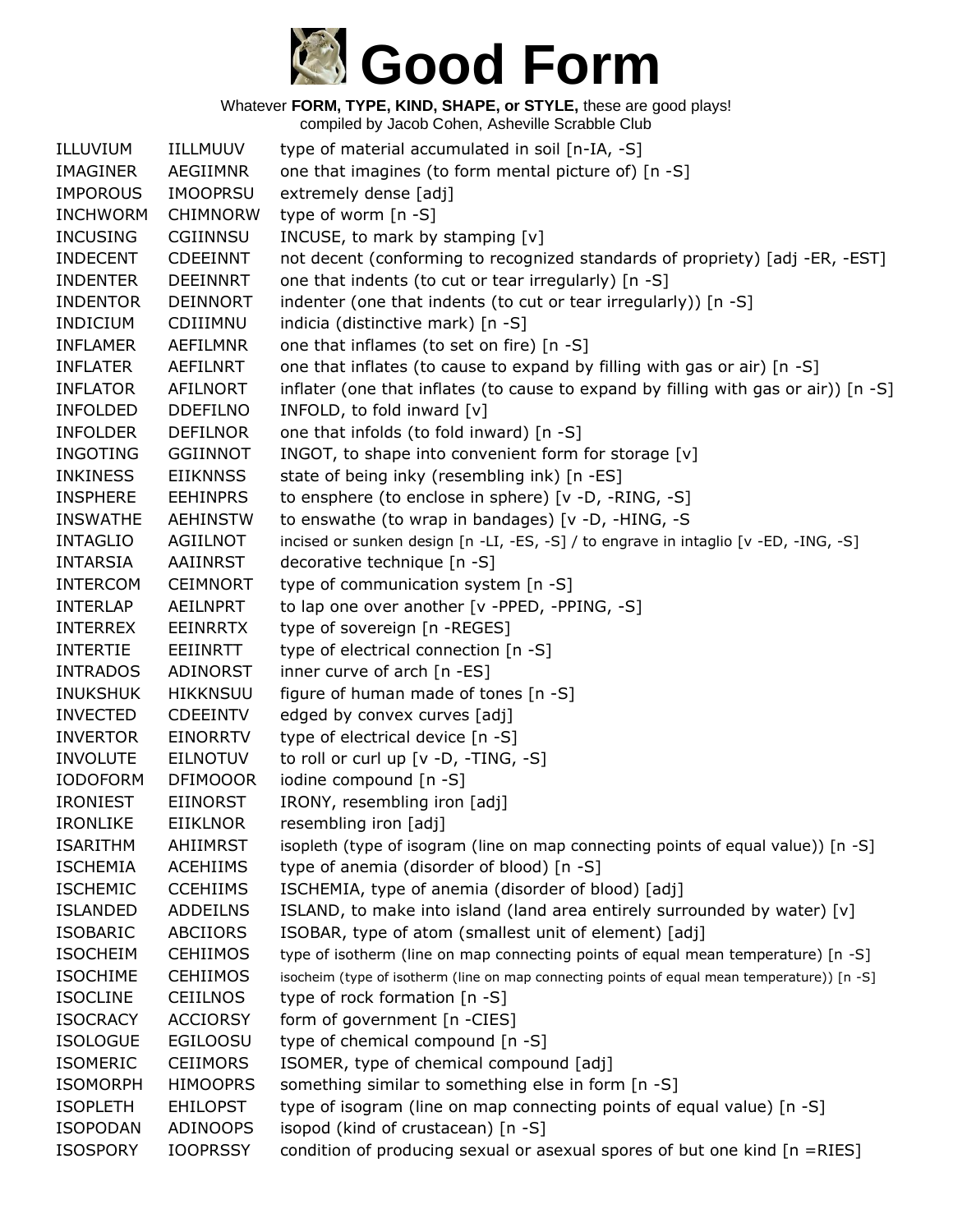# Good Form

Whatever **FORM, TYPE, KIND, SHAPE, or STYLE,** these are good plays!
compiled by Jacob Cohen, Asheville Scrabble Club

| | | |
|---|---|---|
| ILLUVIUM | IILLMUUV | type of material accumulated in soil [n-IA, -S] |
| IMAGINER | AEGIIMNR | one that imagines (to form mental picture of) [n -S] |
| IMPOROUS | IMOOPRSU | extremely dense [adj] |
| INCHWORM | CHIMNORW | type of worm [n -S] |
| INCUSING | CGIINNSU | INCUSE, to mark by stamping [v] |
| INDECENT | CDEEINNT | not decent (conforming to recognized standards of propriety) [adj -ER, -EST] |
| INDENTER | DEEINNRT | one that indents (to cut or tear irregularly) [n -S] |
| INDENTOR | DEINNORT | indenter (one that indents (to cut or tear irregularly)) [n -S] |
| INDICIUM | CDIIIMNU | indicia (distinctive mark) [n -S] |
| INFLAMER | AEFILMNR | one that inflames (to set on fire) [n -S] |
| INFLATER | AEFILNRT | one that inflates (to cause to expand by filling with gas or air) [n -S] |
| INFLATOR | AFILNORT | inflater (one that inflates (to cause to expand by filling with gas or air)) [n -S] |
| INFOLDED | DDEFILNO | INFOLD, to fold inward [v] |
| INFOLDER | DEFILNOR | one that infolds (to fold inward) [n -S] |
| INGOTING | GGIINNOT | INGOT, to shape into convenient form for storage [v] |
| INKINESS | EIIKNNSS | state of being inky (resembling ink) [n -ES] |
| INSPHERE | EEHINPRS | to ensphere (to enclose in sphere) [v -D, -RING, -S] |
| INSWATHE | AEHINSTW | to enswathe (to wrap in bandages) [v -D, -HING, -S |
| INTAGLIO | AGIILNOT | incised or sunken design [n -LI, -ES, -S] / to engrave in intaglio [v -ED, -ING, -S] |
| INTARSIA | AAIINRST | decorative technique [n -S] |
| INTERCOM | CEIMNORT | type of communication system [n -S] |
| INTERLAP | AEILNPRT | to lap one over another [v -PPED, -PPING, -S] |
| INTERREX | EEINRRTX | type of sovereign [n -REGES] |
| INTERTIE | EEIINRTT | type of electrical connection [n -S] |
| INTRADOS | ADINORST | inner curve of arch [n -ES] |
| INUKSHUK | HIKKNSUU | figure of human made of tones [n -S] |
| INVECTED | CDEEINTV | edged by convex curves [adj] |
| INVERTOR | EINORRTV | type of electrical device [n -S] |
| INVOLUTE | EILNOTUV | to roll or curl up [v -D, -TING, -S] |
| IODOFORM | DFIMOOOR | iodine compound [n -S] |
| IRONIEST | EIINORST | IRONY, resembling iron [adj] |
| IRONLIKE | EIIKLNOR | resembling iron [adj] |
| ISARITHM | AHIIMRST | isopleth (type of isogram (line on map connecting points of equal value)) [n -S] |
| ISCHEMIA | ACEHIIMS | type of anemia (disorder of blood) [n -S] |
| ISCHEMIC | CCEHIIMS | ISCHEMIA, type of anemia (disorder of blood) [adj] |
| ISLANDED | ADDEILNS | ISLAND, to make into island (land area entirely surrounded by water) [v] |
| ISOBARIC | ABCIIORS | ISOBAR, type of atom (smallest unit of element) [adj] |
| ISOCHEIM | CEHIIMOS | type of isotherm (line on map connecting points of equal mean temperature) [n -S] |
| ISOCHIME | CEHIIMOS | isocheim (type of isotherm (line on map connecting points of equal mean temperature)) [n -S] |
| ISOCLINE | CEIILNOS | type of rock formation [n -S] |
| ISOCRACY | ACCIORSY | form of government [n -CIES] |
| ISOLOGUE | EGILOOSU | type of chemical compound [n -S] |
| ISOMERIC | CEIIMORS | ISOMER, type of chemical compound [adj] |
| ISOMORPH | HIMOOPRS | something similar to something else in form [n -S] |
| ISOPLETH | EHILOPST | type of isogram (line on map connecting points of equal value) [n -S] |
| ISOPODAN | ADINOOPS | isopod (kind of crustacean) [n -S] |
| ISOSPORY | IOOPRSSY | condition of producing sexual or asexual spores of but one kind [n =RIES] |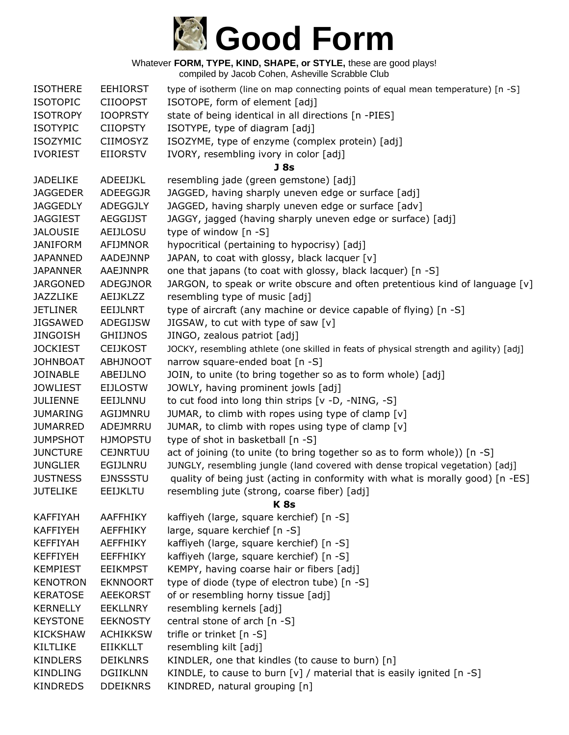# Good Form

Whatever **FORM, TYPE, KIND, SHAPE, or STYLE,** these are good plays!
compiled by Jacob Cohen, Asheville Scrabble Club

| | | |
|---|---|---|
| ISOTHERE | EEHIORST | type of isotherm (line on map connecting points of equal mean temperature) [n -S] |
| ISOTOPIC | CIIOOPST | ISOTOPE, form of element [adj] |
| ISOTROPY | IOOPRSTY | state of being identical in all directions [n -PIES] |
| ISOTYPIC | CIIOPSTY | ISOTYPE, type of diagram [adj] |
| ISOZYMIC | CIIMOSYZ | ISOZYME, type of enzyme (complex protein) [adj] |
| IVORIEST | EIIORSTV | IVORY, resembling ivory in color [adj] |
| | | **J 8s** |
| JADELIKE | ADEEIJKL | resembling jade (green gemstone) [adj] |
| JAGGEDER | ADEEGGJR | JAGGED, having sharply uneven edge or surface [adj] |
| JAGGEDLY | ADEGGJLY | JAGGED, having sharply uneven edge or surface [adv] |
| JAGGIEST | AEGGIJST | JAGGY, jagged (having sharply uneven edge or surface) [adj] |
| JALOUSIE | AEIJLOSU | type of window [n -S] |
| JANIFORM | AFIJMNOR | hypocritical (pertaining to hypocrisy) [adj] |
| JAPANNED | AADEJNNP | JAPAN, to coat with glossy, black lacquer [v] |
| JAPANNER | AAEJNNPR | one that japans (to coat with glossy, black lacquer) [n -S] |
| JARGONED | ADEGJNOR | JARGON, to speak or write obscure and often pretentious kind of language [v] |
| JAZZLIKE | AEIJKLZZ | resembling type of music [adj] |
| JETLINER | EEIJLNRT | type of aircraft (any machine or device capable of flying) [n -S] |
| JIGSAWED | ADEGIJSW | JIGSAW, to cut with type of saw [v] |
| JINGOISH | GHIIJNOS | JINGO, zealous patriot [adj] |
| JOCKIEST | CEIJKOST | JOCKY, resembling athlete (one skilled in feats of physical strength and agility) [adj] |
| JOHNBOAT | ABHJNOOT | narrow square-ended boat [n -S] |
| JOINABLE | ABEIJLNO | JOIN, to unite (to bring together so as to form whole) [adj] |
| JOWLIEST | EIJLOSTW | JOWLY, having prominent jowls [adj] |
| JULIENNE | EEIJLNNU | to cut food into long thin strips [v -D, -NING, -S] |
| JUMARING | AGIJMNRU | JUMAR, to climb with ropes using type of clamp [v] |
| JUMARRED | ADEJMRRU | JUMAR, to climb with ropes using type of clamp [v] |
| JUMPSHOT | HJMOPSTU | type of shot in basketball [n -S] |
| JUNCTURE | CEJNRTUU | act of joining (to unite (to bring together so as to form whole)) [n -S] |
| JUNGLIER | EGIJLNRU | JUNGLY, resembling jungle (land covered with dense tropical vegetation) [adj] |
| JUSTNESS | EJNSSSTU | quality of being just (acting in conformity with what is morally good) [n -ES] |
| JUTELIKE | EEIJKLTU | resembling jute (strong, coarse fiber) [adj] |
| | | **K 8s** |
| KAFFIYAH | AAFFHIKY | kaffiyeh (large, square kerchief) [n -S] |
| KAFFIYEH | AEFFHIKY | large, square kerchief [n -S] |
| KEFFIYAH | AEFFHIKY | kaffiyeh (large, square kerchief) [n -S] |
| KEFFIYEH | EEFFHIKY | kaffiyeh (large, square kerchief) [n -S] |
| KEMPIEST | EEIKMPST | KEMPY, having coarse hair or fibers [adj] |
| KENOTRON | EKNNOORT | type of diode (type of electron tube) [n -S] |
| KERATOSE | AEEKORST | of or resembling horny tissue [adj] |
| KERNELLY | EEKLLNRY | resembling kernels [adj] |
| KEYSTONE | EEKNOSTY | central stone of arch [n -S] |
| KICKSHAW | ACHIKKSW | trifle or trinket [n -S] |
| KILTLIKE | EIIKKLLT | resembling kilt [adj] |
| KINDLERS | DEIKLNRS | KINDLER, one that kindles (to cause to burn) [n] |
| KINDLING | DGIIKLNN | KINDLE, to cause to burn [v] / material that is easily ignited [n -S] |
| KINDREDS | DDEIKNRS | KINDRED, natural grouping [n] |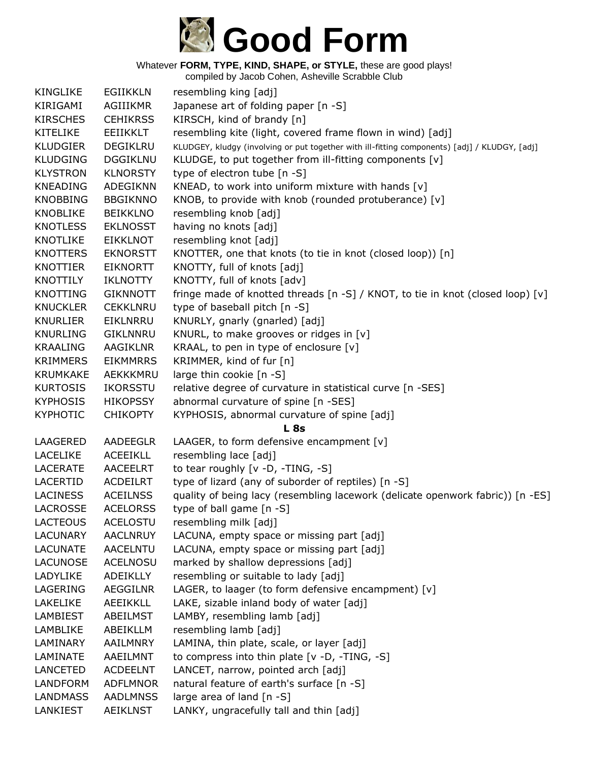# Good Form

Whatever **FORM, TYPE, KIND, SHAPE, or STYLE,** these are good plays!
compiled by Jacob Cohen, Asheville Scrabble Club

| | | |
|---|---|---|
| KINGLIKE | EGIIKKLN | resembling king [adj] |
| KIRIGAMI | AGIIIKMR | Japanese art of folding paper [n -S] |
| KIRSCHES | CEHIKRSS | KIRSCH, kind of brandy [n] |
| KITELIKE | EEIIKKLT | resembling kite (light, covered frame flown in wind) [adj] |
| KLUDGIER | DEGIKLRU | KLUDGEY, kludgy (involving or put together with ill-fitting components) [adj] / KLUDGY, [adj] |
| KLUDGING | DGGIKLNU | KLUDGE, to put together from ill-fitting components [v] |
| KLYSTRON | KLNORSTY | type of electron tube [n -S] |
| KNEADING | ADEGIKNN | KNEAD, to work into uniform mixture with hands [v] |
| KNOBBING | BBGIKNNO | KNOB, to provide with knob (rounded protuberance) [v] |
| KNOBLIKE | BEIKKLNO | resembling knob [adj] |
| KNOTLESS | EKLNOSST | having no knots [adj] |
| KNOTLIKE | EIKKLNOT | resembling knot [adj] |
| KNOTTERS | EKNORSTT | KNOTTER, one that knots (to tie in knot (closed loop)) [n] |
| KNOTTIER | EIKNORTT | KNOTTY, full of knots [adj] |
| KNOTTILY | IKLNOTTY | KNOTTY, full of knots [adv] |
| KNOTTING | GIKNNOTT | fringe made of knotted threads [n -S] / KNOT, to tie in knot (closed loop) [v] |
| KNUCKLER | CEKKLNRU | type of baseball pitch [n -S] |
| KNURLIER | EIKLNRRU | KNURLY, gnarly (gnarled) [adj] |
| KNURLING | GIKLNNRU | KNURL, to make grooves or ridges in [v] |
| KRAALING | AAGIKLNR | KRAAL, to pen in type of enclosure [v] |
| KRIMMERS | EIKMMRRS | KRIMMER, kind of fur [n] |
| KRUMKAKE | AEKKKMRU | large thin cookie [n -S] |
| KURTOSIS | IKORSSTU | relative degree of curvature in statistical curve [n -SES] |
| KYPHOSIS | HIKOPSSY | abnormal curvature of spine [n -SES] |
| KYPHOTIC | CHIKOPTY | KYPHOSIS, abnormal curvature of spine [adj] |

**L 8s**

| | | |
|---|---|---|
| LAAGERED | AADEEGLR | LAAGER, to form defensive encampment [v] |
| LACELIKE | ACEEIKLL | resembling lace [adj] |
| LACERATE | AACEELRT | to tear roughly [v -D, -TING, -S] |
| LACERTID | ACDEILRT | type of lizard (any of suborder of reptiles) [n -S] |
| LACINESS | ACEILNSS | quality of being lacy (resembling lacework (delicate openwork fabric)) [n -ES] |
| LACROSSE | ACELORSS | type of ball game [n -S] |
| LACTEOUS | ACELOSTU | resembling milk [adj] |
| LACUNARY | AACLNRUY | LACUNA, empty space or missing part [adj] |
| LACUNATE | AACELNTU | LACUNA, empty space or missing part [adj] |
| LACUNOSE | ACELNOSU | marked by shallow depressions [adj] |
| LADYLIKE | ADEIKLLY | resembling or suitable to lady [adj] |
| LAGERING | AEGGILNR | LAGER, to laager (to form defensive encampment) [v] |
| LAKELIKE | AEEIKKLL | LAKE, sizable inland body of water [adj] |
| LAMBIEST | ABEILMST | LAMBY, resembling lamb [adj] |
| LAMBLIKE | ABEIKLLM | resembling lamb [adj] |
| LAMINARY | AAILMNRY | LAMINA, thin plate, scale, or layer [adj] |
| LAMINATE | AAEILMNT | to compress into thin plate [v -D, -TING, -S] |
| LANCETED | ACDEELNT | LANCET, narrow, pointed arch [adj] |
| LANDFORM | ADFLMNOR | natural feature of earth's surface [n -S] |
| LANDMASS | AADLMNSS | large area of land [n -S] |
| LANKIEST | AEIKLNST | LANKY, ungracefully tall and thin [adj] |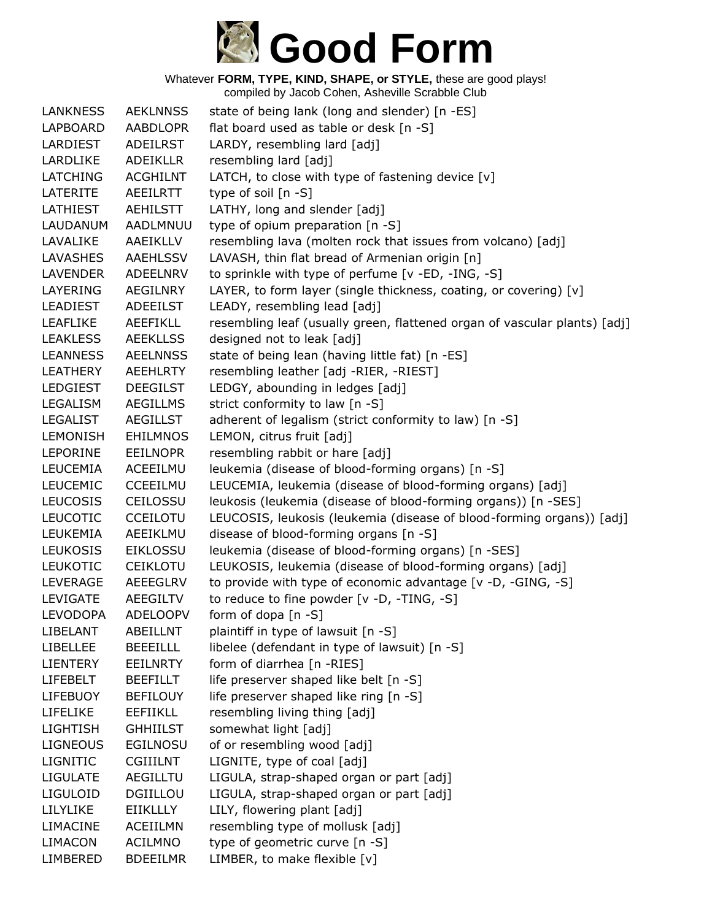# Good Form

Whatever **FORM, TYPE, KIND, SHAPE, or STYLE,** these are good plays!
compiled by Jacob Cohen, Asheville Scrabble Club

| | | |
|---|---|---|
| LANKNESS | AEKLNNSS | state of being lank (long and slender) [n -ES] |
| LAPBOARD | AABDLOPR | flat board used as table or desk [n -S] |
| LARDIEST | ADEILRST | LARDY, resembling lard [adj] |
| LARDLIKE | ADEIKLLR | resembling lard [adj] |
| LATCHING | ACGHILNT | LATCH, to close with type of fastening device [v] |
| LATERITE | AEEILRTT | type of soil [n -S] |
| LATHIEST | AEHILSTT | LATHY, long and slender [adj] |
| LAUDANUM | AADLMNUU | type of opium preparation [n -S] |
| LAVALIKE | AAEIKLLV | resembling lava (molten rock that issues from volcano) [adj] |
| LAVASHES | AAEHLSSV | LAVASH, thin flat bread of Armenian origin [n] |
| LAVENDER | ADEELNRV | to sprinkle with type of perfume [v -ED, -ING, -S] |
| LAYERING | AEGILNRY | LAYER, to form layer (single thickness, coating, or covering) [v] |
| LEADIEST | ADEEILST | LEADY, resembling lead [adj] |
| LEAFLIKE | AEEFIKLL | resembling leaf (usually green, flattened organ of vascular plants) [adj] |
| LEAKLESS | AEEKLLSS | designed not to leak [adj] |
| LEANNESS | AEELNNSS | state of being lean (having little fat) [n -ES] |
| LEATHERY | AEEHLRTY | resembling leather [adj -RIER, -RIEST] |
| LEDGIEST | DEEGILST | LEDGY, abounding in ledges [adj] |
| LEGALISM | AEGILLMS | strict conformity to law [n -S] |
| LEGALIST | AEGILLST | adherent of legalism (strict conformity to law) [n -S] |
| LEMONISH | EHILMNOS | LEMON, citrus fruit [adj] |
| LEPORINE | EEILNOPR | resembling rabbit or hare [adj] |
| LEUCEMIA | ACEEILMU | leukemia (disease of blood-forming organs) [n -S] |
| LEUCEMIC | CCEEILMU | LEUCEMIA, leukemia (disease of blood-forming organs) [adj] |
| LEUCOSIS | CEILOSSU | leukosis (leukemia (disease of blood-forming organs)) [n -SES] |
| LEUCOTIC | CCEILOTU | LEUCOSIS, leukosis (leukemia (disease of blood-forming organs)) [adj] |
| LEUKEMIA | AEEIKLMU | disease of blood-forming organs [n -S] |
| LEUKOSIS | EIKLOSSU | leukemia (disease of blood-forming organs) [n -SES] |
| LEUKOTIC | CEIKLOTU | LEUKOSIS, leukemia (disease of blood-forming organs) [adj] |
| LEVERAGE | AEEEGLRV | to provide with type of economic advantage [v -D, -GING, -S] |
| LEVIGATE | AEEGILTV | to reduce to fine powder [v -D, -TING, -S] |
| LEVODOPA | ADELOOPV | form of dopa [n -S] |
| LIBELANT | ABEILLNT | plaintiff in type of lawsuit [n -S] |
| LIBELLEE | BEEEILLL | libelee (defendant in type of lawsuit) [n -S] |
| LIENTERY | EEILNRTY | form of diarrhea [n -RIES] |
| LIFEBELT | BEEFILLT | life preserver shaped like belt [n -S] |
| LIFEBUOY | BEFILOUY | life preserver shaped like ring [n -S] |
| LIFELIKE | EEFIIKLL | resembling living thing [adj] |
| LIGHTISH | GHHIILST | somewhat light [adj] |
| LIGNEOUS | EGILNOSU | of or resembling wood [adj] |
| LIGNITIC | CGIIILNT | LIGNITE, type of coal [adj] |
| LIGULATE | AEGILLTU | LIGULA, strap-shaped organ or part [adj] |
| LIGULOID | DGIILLOU | LIGULA, strap-shaped organ or part [adj] |
| LILYLIKE | EIIKLLLY | LILY, flowering plant [adj] |
| LIMACINE | ACEIILMN | resembling type of mollusk [adj] |
| LIMACON | ACILMNO | type of geometric curve [n -S] |
| LIMBERED | BDEEILMR | LIMBER, to make flexible [v] |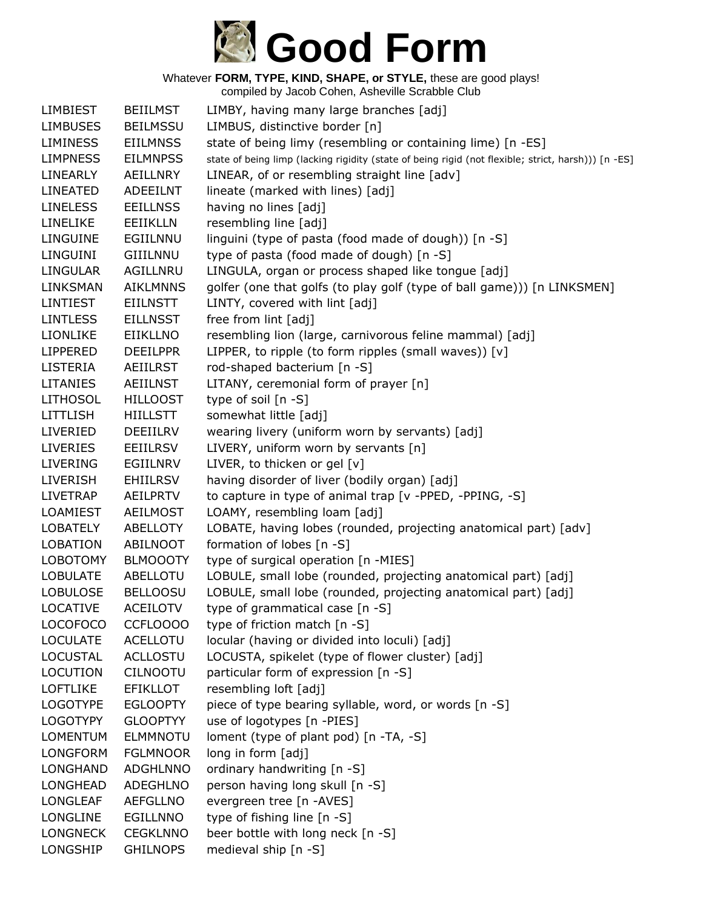# Good Form

Whatever **FORM, TYPE, KIND, SHAPE, or STYLE,** these are good plays!
compiled by Jacob Cohen, Asheville Scrabble Club

| | | |
|---|---|---|
| LIMBIEST | BEIILMST | LIMBY, having many large branches [adj] |
| LIMBUSES | BEILMSSU | LIMBUS, distinctive border [n] |
| LIMINESS | EIILMNSS | state of being limy (resembling or containing lime) [n -ES] |
| LIMPNESS | EILMNPSS | state of being limp (lacking rigidity (state of being rigid (not flexible; strict, harsh))) [n -ES] |
| LINEARLY | AEILLNRY | LINEAR, of or resembling straight line [adv] |
| LINEATED | ADEEILNT | lineate (marked with lines) [adj] |
| LINELESS | EEILLNSS | having no lines [adj] |
| LINELIKE | EEIIKLLN | resembling line [adj] |
| LINGUINE | EGIILNNU | linguini (type of pasta (food made of dough)) [n -S] |
| LINGUINI | GIIILNNU | type of pasta (food made of dough) [n -S] |
| LINGULAR | AGILLNRU | LINGULA, organ or process shaped like tongue [adj] |
| LINKSMAN | AIKLMNNS | golfer (one that golfs (to play golf (type of ball game))) [n LINKSMEN] |
| LINTIEST | EIILNSTT | LINTY, covered with lint [adj] |
| LINTLESS | EILLNSST | free from lint [adj] |
| LIONLIKE | EIIKLLNO | resembling lion (large, carnivorous feline mammal) [adj] |
| LIPPERED | DEEILPPR | LIPPER, to ripple (to form ripples (small waves)) [v] |
| LISTERIA | AEIILRST | rod-shaped bacterium [n -S] |
| LITANIES | AEIILNST | LITANY, ceremonial form of prayer [n] |
| LITHOSOL | HILLOOST | type of soil [n -S] |
| LITTLISH | HIILLSTT | somewhat little [adj] |
| LIVERIED | DEEIILRV | wearing livery (uniform worn by servants) [adj] |
| LIVERIES | EEIILRSV | LIVERY, uniform worn by servants [n] |
| LIVERING | EGIILNRV | LIVER, to thicken or gel [v] |
| LIVERISH | EHIILRSV | having disorder of liver (bodily organ) [adj] |
| LIVETRAP | AEILPRTV | to capture in type of animal trap [v -PPED, -PPING, -S] |
| LOAMIEST | AEILMOST | LOAMY, resembling loam [adj] |
| LOBATELY | ABELLOTY | LOBATE, having lobes (rounded, projecting anatomical part) [adv] |
| LOBATION | ABILNOOT | formation of lobes [n -S] |
| LOBOTOMY | BLMOOOTY | type of surgical operation [n -MIES] |
| LOBULATE | ABELLOTU | LOBULE, small lobe (rounded, projecting anatomical part) [adj] |
| LOBULOSE | BELLOOSU | LOBULE, small lobe (rounded, projecting anatomical part) [adj] |
| LOCATIVE | ACEILOTV | type of grammatical case [n -S] |
| LOCOFOCO | CCFLOOOO | type of friction match [n -S] |
| LOCULATE | ACELLOTU | locular (having or divided into loculi) [adj] |
| LOCUSTAL | ACLLOSTU | LOCUSTA, spikelet (type of flower cluster) [adj] |
| LOCUTION | CILNOOTU | particular form of expression [n -S] |
| LOFTLIKE | EFIKLLOT | resembling loft [adj] |
| LOGOTYPE | EGLOOPTY | piece of type bearing syllable, word, or words [n -S] |
| LOGOTYPY | GLOOPTYY | use of logotypes [n -PIES] |
| LOMENTUM | ELMMNOTU | loment (type of plant pod) [n -TA, -S] |
| LONGFORM | FGLMNOOR | long in form [adj] |
| LONGHAND | ADGHLNNO | ordinary handwriting [n -S] |
| LONGHEAD | ADEGHLNO | person having long skull [n -S] |
| LONGLEAF | AEFGLLNO | evergreen tree [n -AVES] |
| LONGLINE | EGILLNNO | type of fishing line [n -S] |
| LONGNECK | CEGKLNNO | beer bottle with long neck [n -S] |
| LONGSHIP | GHILNOPS | medieval ship [n -S] |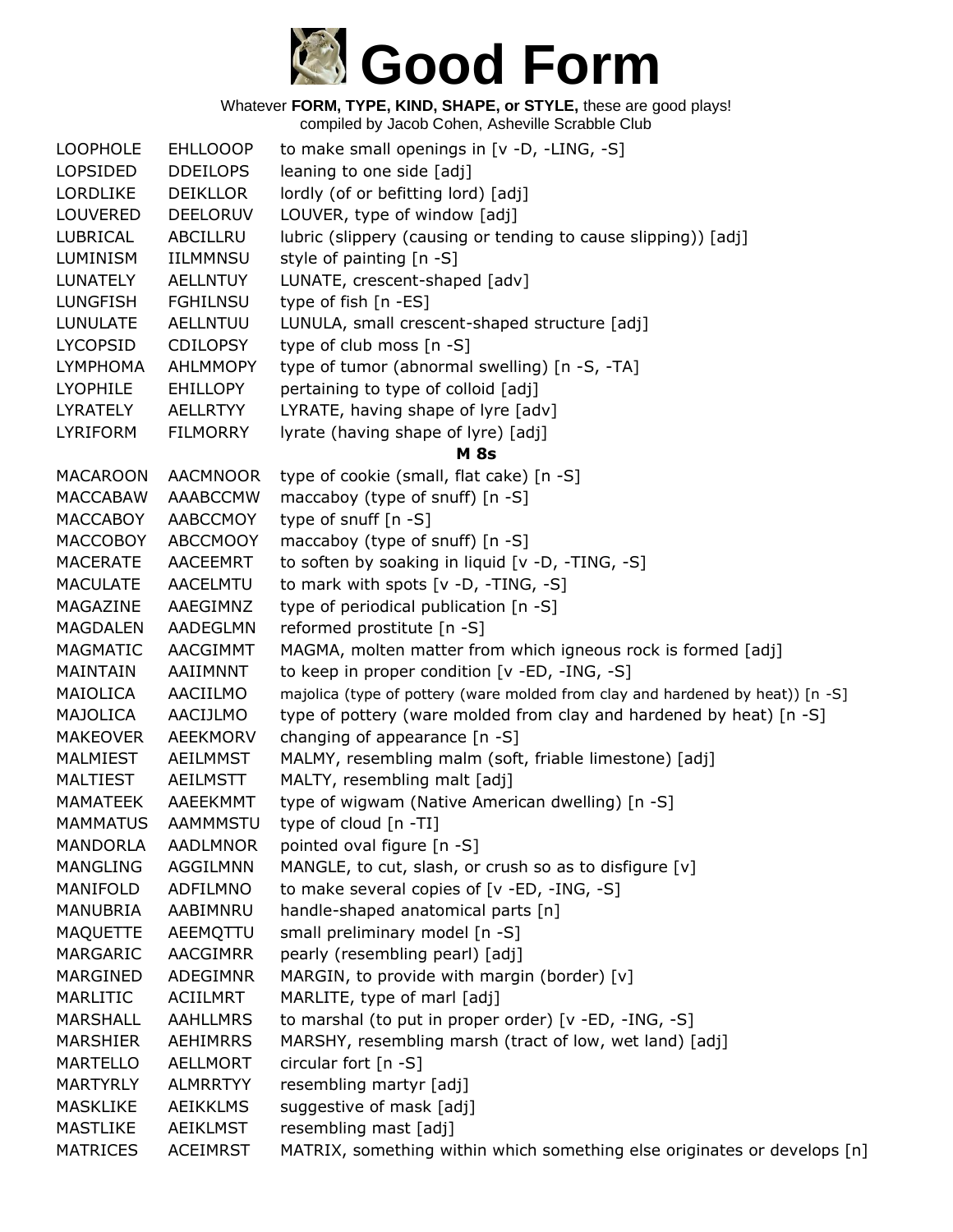# Good Form

Whatever **FORM, TYPE, KIND, SHAPE, or STYLE,** these are good plays!
compiled by Jacob Cohen, Asheville Scrabble Club

| | | |
|---|---|---|
| LOOPHOLE | EHLLOOOP | to make small openings in [v -D, -LING, -S] |
| LOPSIDED | DDEILOPS | leaning to one side [adj] |
| LORDLIKE | DEIKLLOR | lordly (of or befitting lord) [adj] |
| LOUVERED | DEELORUV | LOUVER, type of window [adj] |
| LUBRICAL | ABCILLRU | lubric (slippery (causing or tending to cause slipping)) [adj] |
| LUMINISM | IILMMNSU | style of painting [n -S] |
| LUNATELY | AELLNTUY | LUNATE, crescent-shaped [adv] |
| LUNGFISH | FGHILNSU | type of fish [n -ES] |
| LUNULATE | AELLNTUU | LUNULA, small crescent-shaped structure [adj] |
| LYCOPSID | CDILOPSY | type of club moss [n -S] |
| LYMPHOMA | AHLMMOPY | type of tumor (abnormal swelling) [n -S, -TA] |
| LYOPHILE | EHILLOPY | pertaining to type of colloid [adj] |
| LYRATELY | AELLRTYY | LYRATE, having shape of lyre [adv] |
| LYRIFORM | FILMORRY | lyrate (having shape of lyre) [adj] |
| | | **M 8s** |
| MACAROON | AACMNOOR | type of cookie (small, flat cake) [n -S] |
| MACCABAW | AAABCCMW | maccaboy (type of snuff) [n -S] |
| MACCABOY | AABCCMOY | type of snuff [n -S] |
| MACCOBOY | ABCCMOOY | maccaboy (type of snuff) [n -S] |
| MACERATE | AACEEMRT | to soften by soaking in liquid [v -D, -TING, -S] |
| MACULATE | AACELMTU | to mark with spots [v -D, -TING, -S] |
| MAGAZINE | AAEGIMNZ | type of periodical publication [n -S] |
| MAGDALEN | AADEGLMN | reformed prostitute [n -S] |
| MAGMATIC | AACGIMMT | MAGMA, molten matter from which igneous rock is formed [adj] |
| MAINTAIN | AAIIMNNT | to keep in proper condition [v -ED, -ING, -S] |
| MAIOLICA | AACIILMO | majolica (type of pottery (ware molded from clay and hardened by heat)) [n -S] |
| MAJOLICA | AACIJLMO | type of pottery (ware molded from clay and hardened by heat) [n -S] |
| MAKEOVER | AEEKMORV | changing of appearance [n -S] |
| MALMIEST | AEILMMST | MALMY, resembling malm (soft, friable limestone) [adj] |
| MALTIEST | AEILMSTT | MALTY, resembling malt [adj] |
| MAMATEEK | AAEEKMMT | type of wigwam (Native American dwelling) [n -S] |
| MAMMATUS | AAMMMSTU | type of cloud [n -TI] |
| MANDORLA | AADLMNOR | pointed oval figure [n -S] |
| MANGLING | AGGILMNN | MANGLE, to cut, slash, or crush so as to disfigure [v] |
| MANIFOLD | ADFILMNO | to make several copies of [v -ED, -ING, -S] |
| MANUBRIA | AABIMNRU | handle-shaped anatomical parts [n] |
| MAQUETTE | AEEMQTTU | small preliminary model [n -S] |
| MARGARIC | AACGIMRR | pearly (resembling pearl) [adj] |
| MARGINED | ADEGIMNR | MARGIN, to provide with margin (border) [v] |
| MARLITIC | ACIILMRT | MARLITE, type of marl [adj] |
| MARSHALL | AAHLLMRS | to marshal (to put in proper order) [v -ED, -ING, -S] |
| MARSHIER | AEHIMRRS | MARSHY, resembling marsh (tract of low, wet land) [adj] |
| MARTELLO | AELLMORT | circular fort [n -S] |
| MARTYRLY | ALMRRTYY | resembling martyr [adj] |
| MASKLIKE | AEIKKLMS | suggestive of mask [adj] |
| MASTLIKE | AEIKLMST | resembling mast [adj] |
| MATRICES | ACEIMRST | MATRIX, something within which something else originates or develops [n] |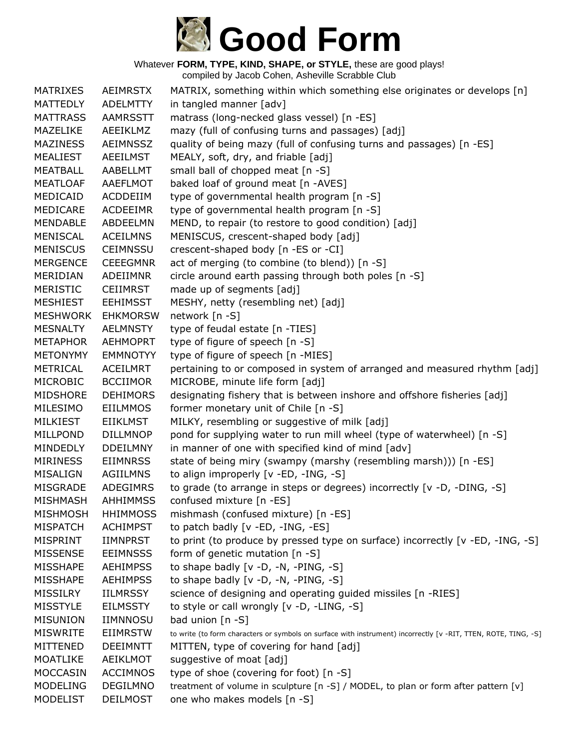# Good Form

Whatever **FORM, TYPE, KIND, SHAPE, or STYLE,** these are good plays!
compiled by Jacob Cohen, Asheville Scrabble Club

| | | |
|---|---|---|
| MATRIXES | AEIMRSTX | MATRIX, something within which something else originates or develops [n] |
| MATTEDLY | ADELMTTY | in tangled manner [adv] |
| MATTRASS | AAMRSSTT | matrass (long-necked glass vessel) [n -ES] |
| MAZELIKE | AEEIKLMZ | mazy (full of confusing turns and passages) [adj] |
| MAZINESS | AEIMNSSZ | quality of being mazy (full of confusing turns and passages) [n -ES] |
| MEALIEST | AEEILMST | MEALY, soft, dry, and friable [adj] |
| MEATBALL | AABELLMT | small ball of chopped meat [n -S] |
| MEATLOAF | AAEFLMOT | baked loaf of ground meat [n -AVES] |
| MEDICAID | ACDDEIIM | type of governmental health program [n -S] |
| MEDICARE | ACDEEIMR | type of governmental health program [n -S] |
| MENDABLE | ABDEELMN | MEND, to repair (to restore to good condition) [adj] |
| MENISCAL | ACEILMNS | MENISCUS, crescent-shaped body [adj] |
| MENISCUS | CEIMNSSU | crescent-shaped body [n -ES or -CI] |
| MERGENCE | CEEEGMNR | act of merging (to combine (to blend)) [n -S] |
| MERIDIAN | ADEIIMNR | circle around earth passing through both poles [n -S] |
| MERISTIC | CEIIMRST | made up of segments [adj] |
| MESHIEST | EEHIMSST | MESHY, netty (resembling net) [adj] |
| MESHWORK | EHKMORSW | network [n -S] |
| MESNALTY | AELMNSTY | type of feudal estate [n -TIES] |
| METAPHOR | AEHMOPRT | type of figure of speech [n -S] |
| METONYMY | EMMNOTYY | type of figure of speech [n -MIES] |
| METRICAL | ACEILMRT | pertaining to or composed in system of arranged and measured rhythm [adj] |
| MICROBIC | BCCIIMOR | MICROBE, minute life form [adj] |
| MIDSHORE | DEHIMORS | designating fishery that is between inshore and offshore fisheries [adj] |
| MILESIMO | EIILMMOS | former monetary unit of Chile [n -S] |
| MILKIEST | EIIKLMST | MILKY, resembling or suggestive of milk [adj] |
| MILLPOND | DILLMNOP | pond for supplying water to run mill wheel (type of waterwheel) [n -S] |
| MINDEDLY | DDEILMNY | in manner of one with specified kind of mind [adv] |
| MIRINESS | EIIMNRSS | state of being miry (swampy (marshy (resembling marsh))) [n -ES] |
| MISALIGN | AGIILMNS | to align improperly [v -ED, -ING, -S] |
| MISGRADE | ADEGIMRS | to grade (to arrange in steps or degrees) incorrectly [v -D, -DING, -S] |
| MISHMASH | AHHIMMSS | confused mixture [n -ES] |
| MISHMOSH | HHIMMOSS | mishmash (confused mixture) [n -ES] |
| MISPATCH | ACHIMPST | to patch badly [v -ED, -ING, -ES] |
| MISPRINT | IIMNPRST | to print (to produce by pressed type on surface) incorrectly [v -ED, -ING, -S] |
| MISSENSE | EEIMNSSS | form of genetic mutation [n -S] |
| MISSHAPE | AEHIMPSS | to shape badly [v -D, -N, -PING, -S] |
| MISSHAPE | AEHIMPSS | to shape badly [v -D, -N, -PING, -S] |
| MISSILRY | IILMRSSY | science of designing and operating guided missiles [n -RIES] |
| MISSTYLE | EILMSSTY | to style or call wrongly [v -D, -LING, -S] |
| MISUNION | IIMNNOSU | bad union [n -S] |
| MISWRITE | EIIMRSTW | to write (to form characters or symbols on surface with instrument) incorrectly [v -RIT, TTEN, ROTE, TING, -S] |
| MITTENED | DEEIMNTT | MITTEN, type of covering for hand [adj] |
| MOATLIKE | AEIKLMOT | suggestive of moat [adj] |
| MOCCASIN | ACCIMNOS | type of shoe (covering for foot) [n -S] |
| MODELING | DEGILMNO | treatment of volume in sculpture [n -S] / MODEL, to plan or form after pattern [v] |
| MODELIST | DEILMOST | one who makes models [n -S] |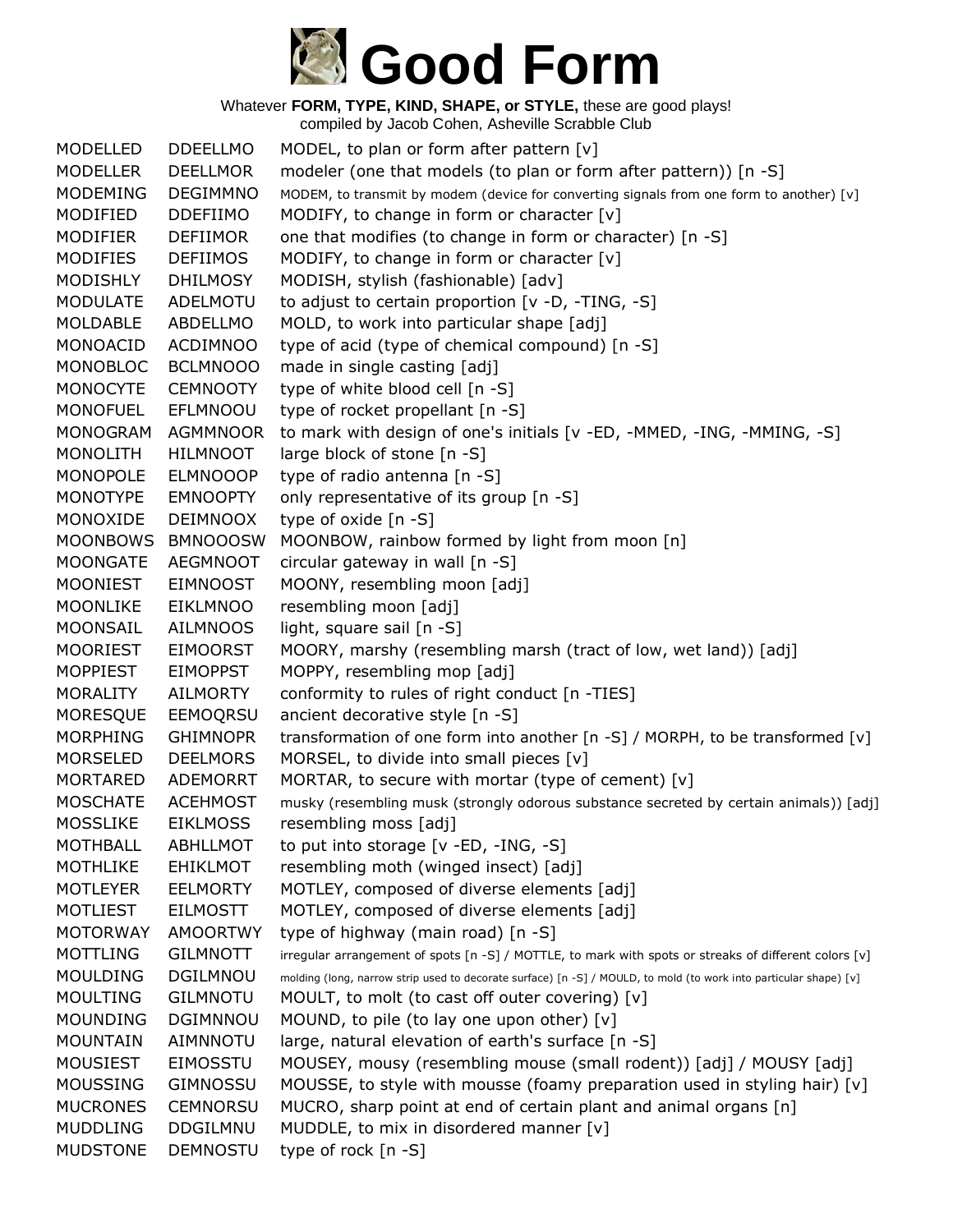# Good Form

Whatever **FORM, TYPE, KIND, SHAPE, or STYLE,** these are good plays!
compiled by Jacob Cohen, Asheville Scrabble Club

| | | |
|---|---|---|
| MODELLED | DDEELLMO | MODEL, to plan or form after pattern [v] |
| MODELLER | DEELLMOR | modeler (one that models (to plan or form after pattern)) [n -S] |
| MODEMING | DEGIMMNO | MODEM, to transmit by modem (device for converting signals from one form to another) [v] |
| MODIFIED | DDEFIIMO | MODIFY, to change in form or character [v] |
| MODIFIER | DEFIIMOR | one that modifies (to change in form or character) [n -S] |
| MODIFIES | DEFIIMOS | MODIFY, to change in form or character [v] |
| MODISHLY | DHILMOSY | MODISH, stylish (fashionable) [adv] |
| MODULATE | ADELMOTU | to adjust to certain proportion [v -D, -TING, -S] |
| MOLDABLE | ABDELLMO | MOLD, to work into particular shape [adj] |
| MONOACID | ACDIMNOO | type of acid (type of chemical compound) [n -S] |
| MONOBLOC | BCLMNOOO | made in single casting [adj] |
| MONOCYTE | CEMNOOTY | type of white blood cell [n -S] |
| MONOFUEL | EFLMNOOU | type of rocket propellant [n -S] |
| MONOGRAM | AGMMNOOR | to mark with design of one's initials [v -ED, -MMED, -ING, -MMING, -S] |
| MONOLITH | HILMNOOT | large block of stone [n -S] |
| MONOPOLE | ELMNOOOP | type of radio antenna [n -S] |
| MONOTYPE | EMNOOPTY | only representative of its group [n -S] |
| MONOXIDE | DEIMNOOX | type of oxide [n -S] |
| MOONBOWS | BMNOOOSW | MOONBOW, rainbow formed by light from moon [n] |
| MOONGATE | AEGMNOOT | circular gateway in wall [n -S] |
| MOONIEST | EIMNOOST | MOONY, resembling moon [adj] |
| MOONLIKE | EIKLMNOO | resembling moon [adj] |
| MOONSAIL | AILMNOOS | light, square sail [n -S] |
| MOORIEST | EIMOORST | MOORY, marshy (resembling marsh (tract of low, wet land)) [adj] |
| MOPPIEST | EIMOPPST | MOPPY, resembling mop [adj] |
| MORALITY | AILMORTY | conformity to rules of right conduct [n -TIES] |
| MORESQUE | EEMOQRSU | ancient decorative style [n -S] |
| MORPHING | GHIMNOPR | transformation of one form into another [n -S] / MORPH, to be transformed [v] |
| MORSELED | DEELMORS | MORSEL, to divide into small pieces [v] |
| MORTARED | ADEMORRT | MORTAR, to secure with mortar (type of cement) [v] |
| MOSCHATE | ACEHMOST | musky (resembling musk (strongly odorous substance secreted by certain animals)) [adj] |
| MOSSLIKE | EIKLMOSS | resembling moss [adj] |
| MOTHBALL | ABHLLMOT | to put into storage [v -ED, -ING, -S] |
| MOTHLIKE | EHIKLMOT | resembling moth (winged insect) [adj] |
| MOTLEYER | EELMORTY | MOTLEY, composed of diverse elements [adj] |
| MOTLIEST | EILMOSTT | MOTLEY, composed of diverse elements [adj] |
| MOTORWAY | AMOORTWY | type of highway (main road) [n -S] |
| MOTTLING | GILMNOTT | irregular arrangement of spots [n -S] / MOTTLE, to mark with spots or streaks of different colors [v] |
| MOULDING | DGILMNOU | molding (long, narrow strip used to decorate surface) [n -S] / MOULD, to mold (to work into particular shape) [v] |
| MOULTING | GILMNOTU | MOULT, to molt (to cast off outer covering) [v] |
| MOUNDING | DGIMNNOU | MOUND, to pile (to lay one upon other) [v] |
| MOUNTAIN | AIMNNOTU | large, natural elevation of earth's surface [n -S] |
| MOUSIEST | EIMOSSTU | MOUSEY, mousy (resembling mouse (small rodent)) [adj] / MOUSY [adj] |
| MOUSSING | GIMNOSSU | MOUSSE, to style with mousse (foamy preparation used in styling hair) [v] |
| MUCRONES | CEMNORSU | MUCRO, sharp point at end of certain plant and animal organs [n] |
| MUDDLING | DDGILMNU | MUDDLE, to mix in disordered manner [v] |
| MUDSTONE | DEMNOSTU | type of rock [n -S] |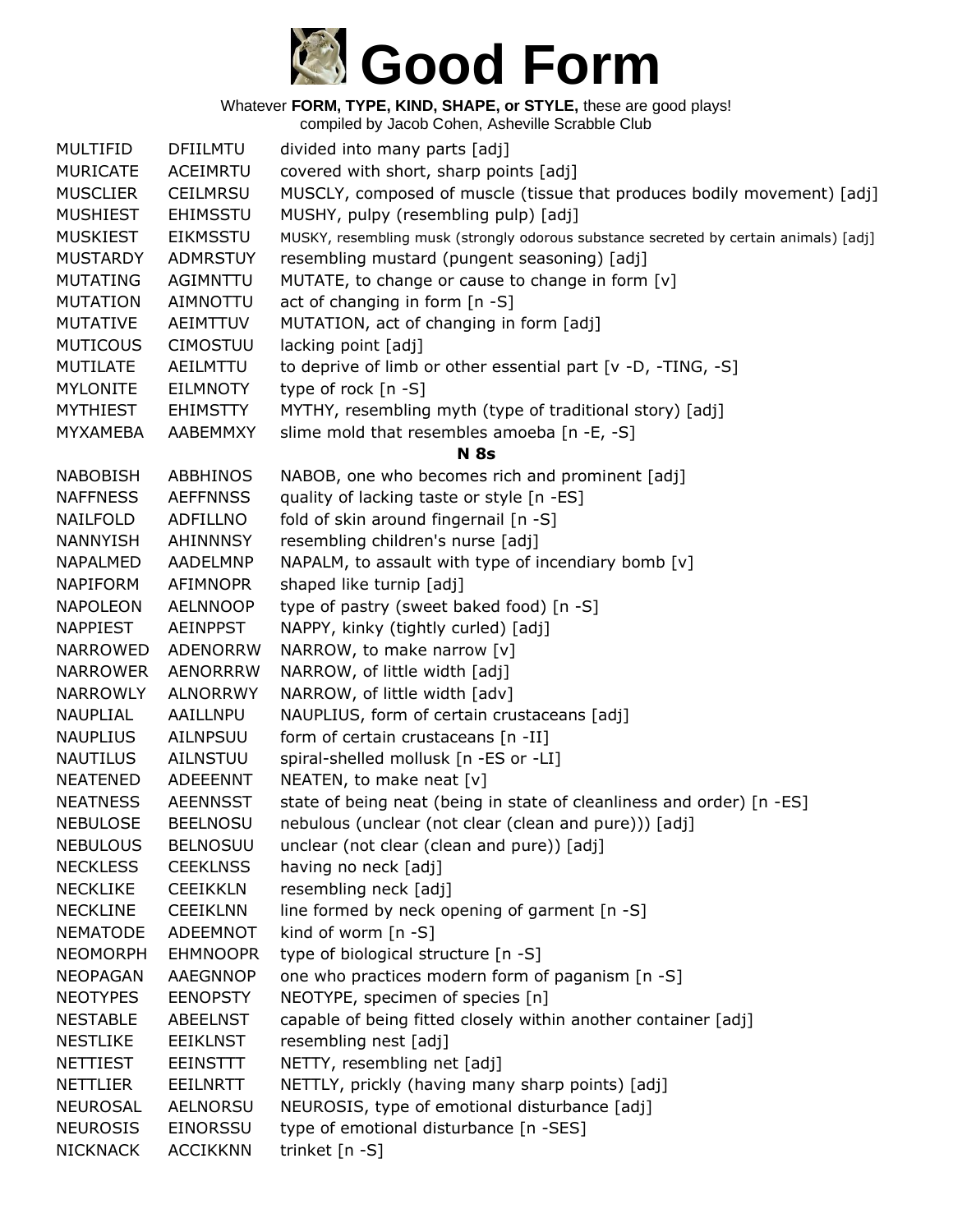# Good Form

Whatever **FORM, TYPE, KIND, SHAPE, or STYLE,** these are good plays!
compiled by Jacob Cohen, Asheville Scrabble Club

| | | |
|---|---|---|
| MULTIFID | DFIILMTU | divided into many parts [adj] |
| MURICATE | ACEIMRTU | covered with short, sharp points [adj] |
| MUSCLIER | CEILMRSU | MUSCLY, composed of muscle (tissue that produces bodily movement) [adj] |
| MUSHIEST | EHIMSSTU | MUSHY, pulpy (resembling pulp) [adj] |
| MUSKIEST | EIKMSSTU | MUSKY, resembling musk (strongly odorous substance secreted by certain animals) [adj] |
| MUSTARDY | ADMRSTUY | resembling mustard (pungent seasoning) [adj] |
| MUTATING | AGIMNTTU | MUTATE, to change or cause to change in form [v] |
| MUTATION | AIMNOTTU | act of changing in form [n -S] |
| MUTATIVE | AEIMTTUV | MUTATION, act of changing in form [adj] |
| MUTICOUS | CIMOSTUU | lacking point [adj] |
| MUTILATE | AEILMTTU | to deprive of limb or other essential part [v -D, -TING, -S] |
| MYLONITE | EILMNOTY | type of rock [n -S] |
| MYTHIEST | EHIMSTTY | MYTHY, resembling myth (type of traditional story) [adj] |
| MYXAMEBA | AABEMMXY | slime mold that resembles amoeba [n -E, -S] |
| | | **N 8s** |
| NABOBISH | ABBHINOS | NABOB, one who becomes rich and prominent [adj] |
| NAFFNESS | AEFFNNSS | quality of lacking taste or style [n -ES] |
| NAILFOLD | ADFILLNO | fold of skin around fingernail [n -S] |
| NANNYISH | AHINNNSY | resembling children's nurse [adj] |
| NAPALMED | AADELMNP | NAPALM, to assault with type of incendiary bomb [v] |
| NAPIFORM | AFIMNOPR | shaped like turnip [adj] |
| NAPOLEON | AELNNOOP | type of pastry (sweet baked food) [n -S] |
| NAPPIEST | AEINPPST | NAPPY, kinky (tightly curled) [adj] |
| NARROWED | ADENORRW | NARROW, to make narrow [v] |
| NARROWER | AENORRRW | NARROW, of little width [adj] |
| NARROWLY | ALNORRWY | NARROW, of little width [adv] |
| NAUPLIAL | AAILLNPU | NAUPLIUS, form of certain crustaceans [adj] |
| NAUPLIUS | AILNPSUU | form of certain crustaceans [n -II] |
| NAUTILUS | AILNSTUU | spiral-shelled mollusk [n -ES or -LI] |
| NEATENED | ADEEENNT | NEATEN, to make neat [v] |
| NEATNESS | AEENNSST | state of being neat (being in state of cleanliness and order) [n -ES] |
| NEBULOSE | BEELNOSU | nebulous (unclear (not clear (clean and pure))) [adj] |
| NEBULOUS | BELNOSUU | unclear (not clear (clean and pure)) [adj] |
| NECKLESS | CEEKLNSS | having no neck [adj] |
| NECKLIKE | CEEIKKLN | resembling neck [adj] |
| NECKLINE | CEEIKLNN | line formed by neck opening of garment [n -S] |
| NEMATODE | ADEEMNOT | kind of worm [n -S] |
| NEOMORPH | EHMNOOPR | type of biological structure [n -S] |
| NEOPAGAN | AAEGNNOP | one who practices modern form of paganism [n -S] |
| NEOTYPES | EENOPSTY | NEOTYPE, specimen of species [n] |
| NESTABLE | ABEELNST | capable of being fitted closely within another container [adj] |
| NESTLIKE | EEIKLNST | resembling nest [adj] |
| NETTIEST | EEINSTTT | NETTY, resembling net [adj] |
| NETTLIER | EEILNRTT | NETTLY, prickly (having many sharp points) [adj] |
| NEUROSAL | AELNORSU | NEUROSIS, type of emotional disturbance [adj] |
| NEUROSIS | EINORSSU | type of emotional disturbance [n -SES] |
| NICKNACK | ACCIKKNN | trinket [n -S] |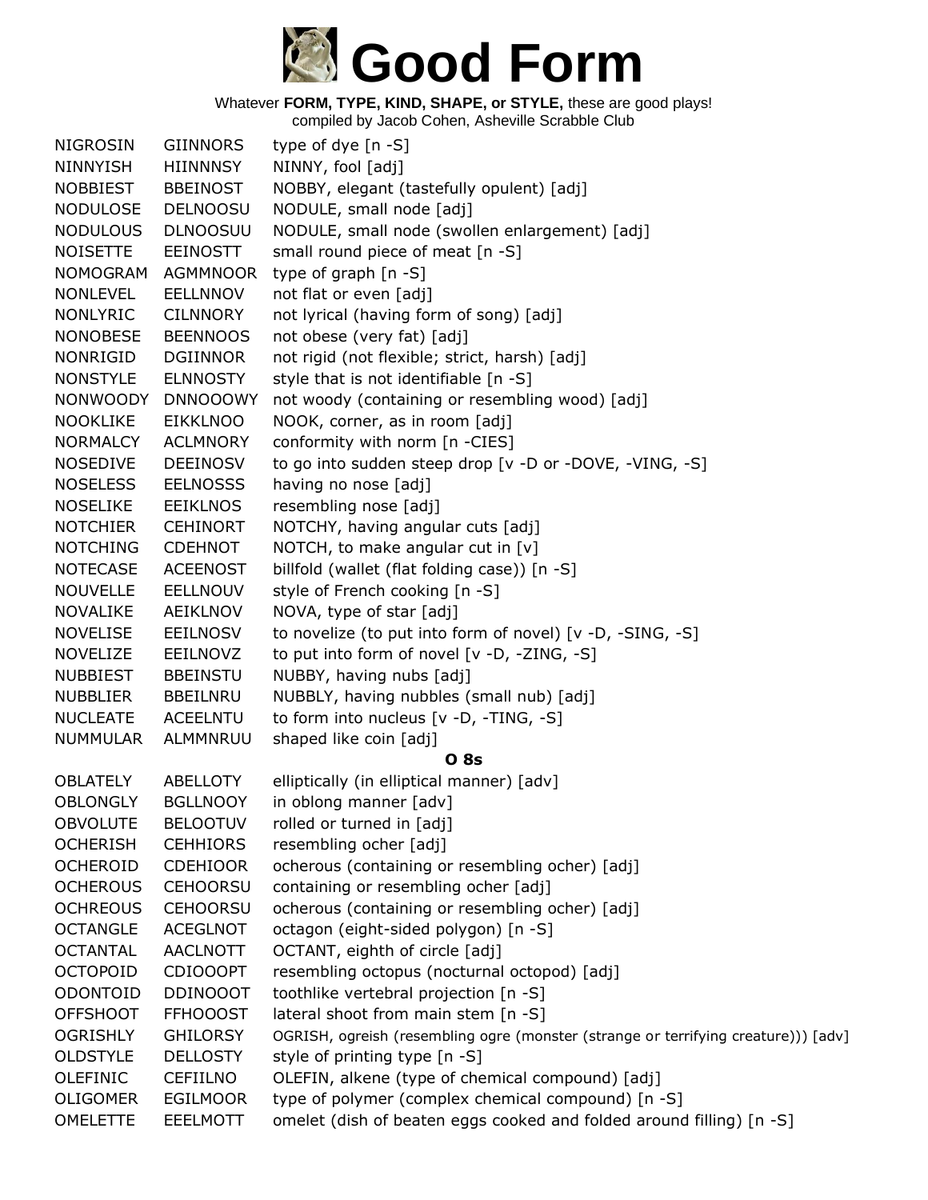# Good Form

Whatever **FORM, TYPE, KIND, SHAPE, or STYLE,** these are good plays!
compiled by Jacob Cohen, Asheville Scrabble Club

| | | |
|---|---|---|
| NIGROSIN | GIINNORS | type of dye [n -S] |
| NINNYISH | HIINNNSY | NINNY, fool [adj] |
| NOBBIEST | BBEINOST | NOBBY, elegant (tastefully opulent) [adj] |
| NODULOSE | DELNOOSU | NODULE, small node [adj] |
| NODULOUS | DLNOOSUU | NODULE, small node (swollen enlargement) [adj] |
| NOISETTE | EEINOSTT | small round piece of meat [n -S] |
| NOMOGRAM | AGMMNOOR | type of graph [n -S] |
| NONLEVEL | EELLNNOV | not flat or even [adj] |
| NONLYRIC | CILNNORY | not lyrical (having form of song) [adj] |
| NONOBESE | BEENNOOS | not obese (very fat) [adj] |
| NONRIGID | DGIINNOR | not rigid (not flexible; strict, harsh) [adj] |
| NONSTYLE | ELNNOSTY | style that is not identifiable [n -S] |
| NONWOODY | DNNOOOWY | not woody (containing or resembling wood) [adj] |
| NOOKLIKE | EIKKLNOO | NOOK, corner, as in room [adj] |
| NORMALCY | ACLMNORY | conformity with norm [n -CIES] |
| NOSEDIVE | DEEINOSV | to go into sudden steep drop [v -D or -DOVE, -VING, -S] |
| NOSELESS | EELNOSSS | having no nose [adj] |
| NOSELIKE | EEIKLNOS | resembling nose [adj] |
| NOTCHIER | CEHINORT | NOTCHY, having angular cuts [adj] |
| NOTCHING | CDEHNOT | NOTCH, to make angular cut in [v] |
| NOTECASE | ACEENOST | billfold (wallet (flat folding case)) [n -S] |
| NOUVELLE | EELLNOUV | style of French cooking [n -S] |
| NOVALIKE | AEIKLNOV | NOVA, type of star [adj] |
| NOVELISE | EEILNOSV | to novelize (to put into form of novel) [v -D, -SING, -S] |
| NOVELIZE | EEILNOVZ | to put into form of novel [v -D, -ZING, -S] |
| NUBBIEST | BBEINSTU | NUBBY, having nubs [adj] |
| NUBBLIER | BBEILNRU | NUBBLY, having nubbles (small nub) [adj] |
| NUCLEATE | ACEELNTU | to form into nucleus [v -D, -TING, -S] |
| NUMMULAR | ALMMNRUU | shaped like coin [adj] |

**O 8s**

| | | |
|---|---|---|
| OBLATELY | ABELLOTY | elliptically (in elliptical manner) [adv] |
| OBLONGLY | BGLLNOOY | in oblong manner [adv] |
| OBVOLUTE | BELOOTUV | rolled or turned in [adj] |
| OCHERISH | CEHHIORS | resembling ocher [adj] |
| OCHEROID | CDEHIOOR | ocherous (containing or resembling ocher) [adj] |
| OCHEROUS | CEHOORSU | containing or resembling ocher [adj] |
| OCHREOUS | CEHOORSU | ocherous (containing or resembling ocher) [adj] |
| OCTANGLE | ACEGLNOT | octagon (eight-sided polygon) [n -S] |
| OCTANTAL | AACLNOTT | OCTANT, eighth of circle [adj] |
| OCTOPOID | CDIOOOPT | resembling octopus (nocturnal octopod) [adj] |
| ODONTOID | DDINOOOT | toothlike vertebral projection [n -S] |
| OFFSHOOT | FFHOOOST | lateral shoot from main stem [n -S] |
| OGRISHLY | GHILORSY | OGRISH, ogreish (resembling ogre (monster (strange or terrifying creature))) [adv] |
| OLDSTYLE | DELLOSTY | style of printing type [n -S] |
| OLEFINIC | CEFIILNO | OLEFIN, alkene (type of chemical compound) [adj] |
| OLIGOMER | EGILMOOR | type of polymer (complex chemical compound) [n -S] |
| OMELETTE | EEELMOTT | omelet (dish of beaten eggs cooked and folded around filling) [n -S] |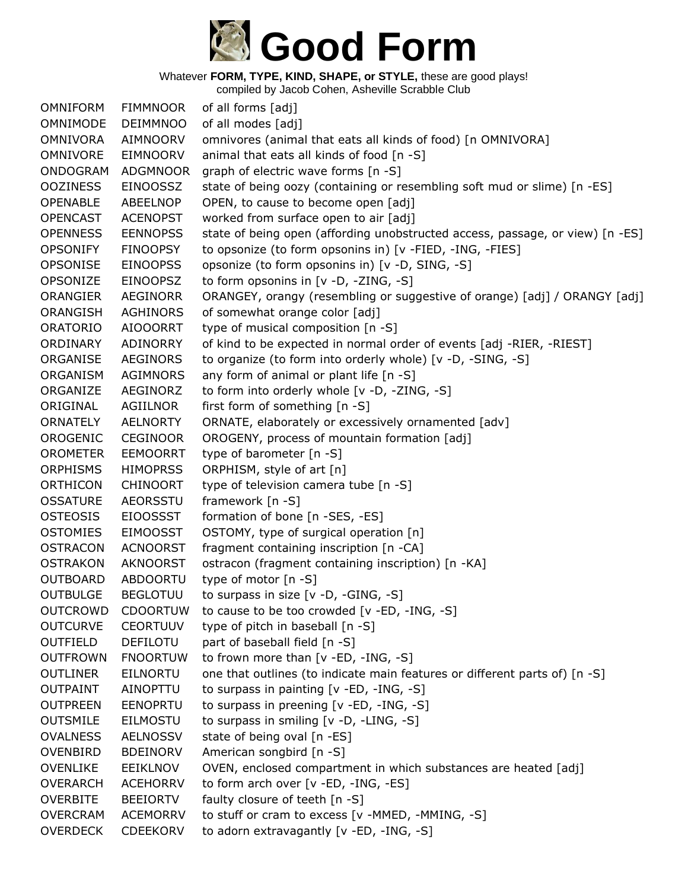# Good Form

Whatever **FORM, TYPE, KIND, SHAPE, or STYLE,** these are good plays!
compiled by Jacob Cohen, Asheville Scrabble Club

| | | |
|---|---|---|
| OMNIFORM | FIMMNOOR | of all forms [adj] |
| OMNIMODE | DEIMMNOO | of all modes [adj] |
| OMNIVORA | AIMNOORV | omnivores (animal that eats all kinds of food) [n OMNIVORA] |
| OMNIVORE | EIMNOORV | animal that eats all kinds of food [n -S] |
| ONDOGRAM | ADGMNOOR | graph of electric wave forms [n -S] |
| OOZINESS | EINOOSSZ | state of being oozy (containing or resembling soft mud or slime) [n -ES] |
| OPENABLE | ABEELNOP | OPEN, to cause to become open [adj] |
| OPENCAST | ACENOPST | worked from surface open to air [adj] |
| OPENNESS | EENNOPSS | state of being open (affording unobstructed access, passage, or view) [n -ES] |
| OPSONIFY | FINOOPSY | to opsonize (to form opsonins in) [v -FIED, -ING, -FIES] |
| OPSONISE | EINOOPSS | opsonize (to form opsonins in) [v -D, SING, -S] |
| OPSONIZE | EINOOPSZ | to form opsonins in [v -D, -ZING, -S] |
| ORANGIER | AEGINORR | ORANGEY, orangy (resembling or suggestive of orange) [adj] / ORANGY [adj] |
| ORANGISH | AGHINORS | of somewhat orange color [adj] |
| ORATORIO | AIOOORRT | type of musical composition [n -S] |
| ORDINARY | ADINORRY | of kind to be expected in normal order of events [adj -RIER, -RIEST] |
| ORGANISE | AEGINORS | to organize (to form into orderly whole) [v -D, -SING, -S] |
| ORGANISM | AGIMNORS | any form of animal or plant life [n -S] |
| ORGANIZE | AEGINORZ | to form into orderly whole [v -D, -ZING, -S] |
| ORIGINAL | AGIILNOR | first form of something [n -S] |
| ORNATELY | AELNORTY | ORNATE, elaborately or excessively ornamented [adv] |
| OROGENIC | CEGINOOR | OROGENY, process of mountain formation [adj] |
| OROMETER | EEMOORRT | type of barometer [n -S] |
| ORPHISMS | HIMOPRSS | ORPHISM, style of art [n] |
| ORTHICON | CHINOORT | type of television camera tube [n -S] |
| OSSATURE | AEORSSTU | framework [n -S] |
| OSTEOSIS | EIOOSSST | formation of bone [n -SES, -ES] |
| OSTOMIES | EIMOOSST | OSTOMY, type of surgical operation [n] |
| OSTRACON | ACNOORST | fragment containing inscription [n -CA] |
| OSTRAKON | AKNOORST | ostracon (fragment containing inscription) [n -KA] |
| OUTBOARD | ABDOORTU | type of motor [n -S] |
| OUTBULGE | BEGLOTUU | to surpass in size [v -D, -GING, -S] |
| OUTCROWD | CDOORTUW | to cause to be too crowded [v -ED, -ING, -S] |
| OUTCURVE | CEORTUUV | type of pitch in baseball [n -S] |
| OUTFIELD | DEFILOTU | part of baseball field [n -S] |
| OUTFROWN | FNOORTUW | to frown more than [v -ED, -ING, -S] |
| OUTLINER | EILNORTU | one that outlines (to indicate main features or different parts of) [n -S] |
| OUTPAINT | AINOPTTU | to surpass in painting [v -ED, -ING, -S] |
| OUTPREEN | EENOPRTU | to surpass in preening [v -ED, -ING, -S] |
| OUTSMILE | EILMOSTU | to surpass in smiling [v -D, -LING, -S] |
| OVALNESS | AELNOSSV | state of being oval [n -ES] |
| OVENBIRD | BDEINORV | American songbird [n -S] |
| OVENLIKE | EEIKLNOV | OVEN, enclosed compartment in which substances are heated [adj] |
| OVERARCH | ACEHORRV | to form arch over [v -ED, -ING, -ES] |
| OVERBITE | BEEIORTV | faulty closure of teeth [n -S] |
| OVERCRAM | ACEMORRV | to stuff or cram to excess [v -MMED, -MMING, -S] |
| OVERDECK | CDEEKORV | to adorn extravagantly [v -ED, -ING, -S] |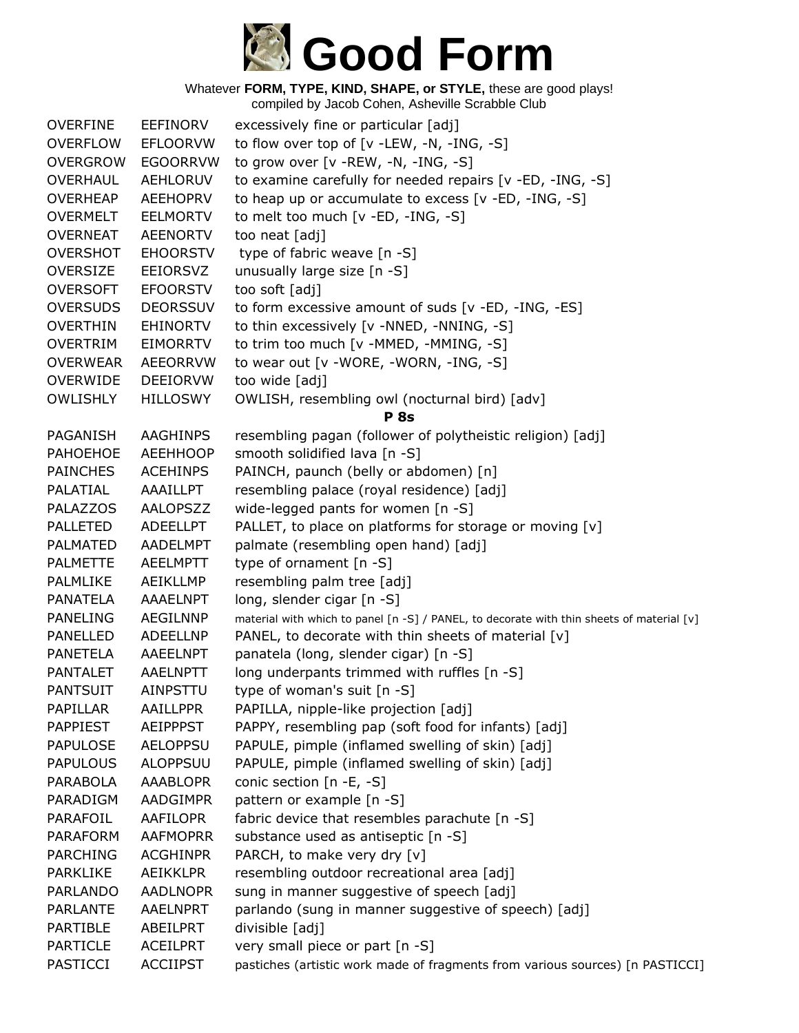# Good Form

Whatever **FORM, TYPE, KIND, SHAPE, or STYLE,** these are good plays!
compiled by Jacob Cohen, Asheville Scrabble Club

| | | |
|---|---|---|
| OVERFINE | EEFINORV | excessively fine or particular [adj] |
| OVERFLOW | EFLOORVW | to flow over top of [v -LEW, -N, -ING, -S] |
| OVERGROW | EGOORRVW | to grow over [v -REW, -N, -ING, -S] |
| OVERHAUL | AEHLORUV | to examine carefully for needed repairs [v -ED, -ING, -S] |
| OVERHEAP | AEEHOPRV | to heap up or accumulate to excess [v -ED, -ING, -S] |
| OVERMELT | EELMORTV | to melt too much [v -ED, -ING, -S] |
| OVERNEAT | AEENORTV | too neat [adj] |
| OVERSHOT | EHOORSTV | type of fabric weave [n -S] |
| OVERSIZE | EEIORSVZ | unusually large size [n -S] |
| OVERSOFT | EFOORSTV | too soft [adj] |
| OVERSUDS | DEORSSUV | to form excessive amount of suds [v -ED, -ING, -ES] |
| OVERTHIN | EHINORTV | to thin excessively [v -NNED, -NNING, -S] |
| OVERTRIM | EIMORRTV | to trim too much [v -MMED, -MMING, -S] |
| OVERWEAR | AEEORRVW | to wear out [v -WORE, -WORN, -ING, -S] |
| OVERWIDE | DEEIORVW | too wide [adj] |
| OWLISHLY | HILLOSWY | OWLISH, resembling owl (nocturnal bird) [adv] |
| | | **P 8s** |
| PAGANISH | AAGHINPS | resembling pagan (follower of polytheistic religion) [adj] |
| PAHOEHOE | AEEHHOOP | smooth solidified lava [n -S] |
| PAINCHES | ACEHINPS | PAINCH, paunch (belly or abdomen) [n] |
| PALATIAL | AAAILLPT | resembling palace (royal residence) [adj] |
| PALAZZOS | AALOPSZZ | wide-legged pants for women [n -S] |
| PALLETED | ADEELLPT | PALLET, to place on platforms for storage or moving [v] |
| PALMATED | AADELMPT | palmate (resembling open hand) [adj] |
| PALMETTE | AEELMPTT | type of ornament [n -S] |
| PALMLIKE | AEIKLLMP | resembling palm tree [adj] |
| PANATELA | AAAELNPT | long, slender cigar [n -S] |
| PANELING | AEGILNNP | material with which to panel [n -S] / PANEL, to decorate with thin sheets of material [v] |
| PANELLED | ADEELLNP | PANEL, to decorate with thin sheets of material [v] |
| PANETELA | AAEELNPT | panatela (long, slender cigar) [n -S] |
| PANTALET | AAELNPTT | long underpants trimmed with ruffles [n -S] |
| PANTSUIT | AINPSTTU | type of woman's suit [n -S] |
| PAPILLAR | AAILLPPR | PAPILLA, nipple-like projection [adj] |
| PAPPIEST | AEIPPPST | PAPPY, resembling pap (soft food for infants) [adj] |
| PAPULOSE | AELOPPSU | PAPULE, pimple (inflamed swelling of skin) [adj] |
| PAPULOUS | ALOPPSUU | PAPULE, pimple (inflamed swelling of skin) [adj] |
| PARABOLA | AAABLOPR | conic section [n -E, -S] |
| PARADIGM | AADGIMPR | pattern or example [n -S] |
| PARAFOIL | AAFILOPR | fabric device that resembles parachute [n -S] |
| PARAFORM | AAFMOPRR | substance used as antiseptic [n -S] |
| PARCHING | ACGHINPR | PARCH, to make very dry [v] |
| PARKLIKE | AEIKKLPR | resembling outdoor recreational area [adj] |
| PARLANDO | AADLNOPR | sung in manner suggestive of speech [adj] |
| PARLANTE | AAELNPRT | parlando (sung in manner suggestive of speech) [adj] |
| PARTIBLE | ABEILPRT | divisible [adj] |
| PARTICLE | ACEILPRT | very small piece or part [n -S] |
| PASTICCI | ACCIIPST | pastiches (artistic work made of fragments from various sources) [n PASTICCI] |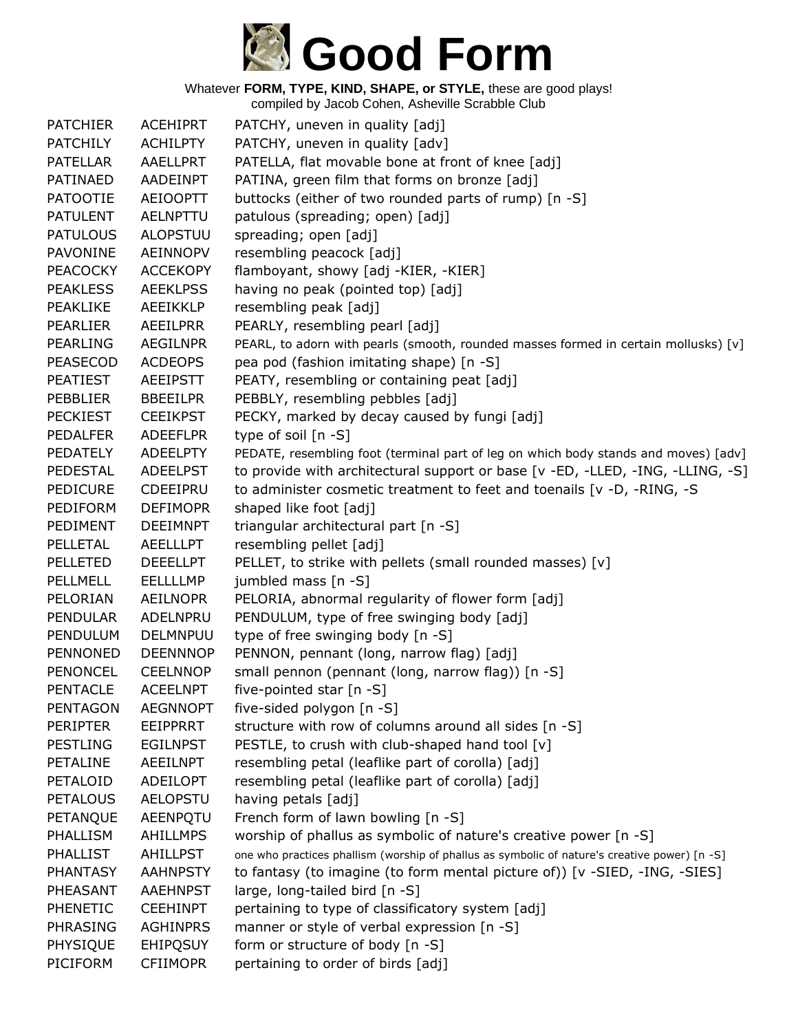# Good Form

Whatever **FORM, TYPE, KIND, SHAPE, or STYLE,** these are good plays!
compiled by Jacob Cohen, Asheville Scrabble Club

| | | |
|---|---|---|
| PATCHIER | ACEHIPRT | PATCHY, uneven in quality [adj] |
| PATCHILY | ACHILPTY | PATCHY, uneven in quality [adv] |
| PATELLAR | AAELLPRT | PATELLA, flat movable bone at front of knee [adj] |
| PATINAED | AADEINPT | PATINA, green film that forms on bronze [adj] |
| PATOOTIE | AEIOOPTT | buttocks (either of two rounded parts of rump) [n -S] |
| PATULENT | AELNPTTU | patulous (spreading; open) [adj] |
| PATULOUS | ALOPSTUU | spreading; open [adj] |
| PAVONINE | AEINNOPV | resembling peacock [adj] |
| PEACOCKY | ACCEKOPY | flamboyant, showy [adj -KIER, -KIER] |
| PEAKLESS | AEEKLPSS | having no peak (pointed top) [adj] |
| PEAKLIKE | AEEIKKLP | resembling peak [adj] |
| PEARLIER | AEEILPRR | PEARLY, resembling pearl [adj] |
| PEARLING | AEGILNPR | PEARL, to adorn with pearls (smooth, rounded masses formed in certain mollusks) [v] |
| PEASECOD | ACDEOPS | pea pod (fashion imitating shape) [n -S] |
| PEATIEST | AEEIPSTT | PEATY, resembling or containing peat [adj] |
| PEBBLIER | BBEEILPR | PEBBLY, resembling pebbles [adj] |
| PECKIEST | CEEIKPST | PECKY, marked by decay caused by fungi [adj] |
| PEDALFER | ADEEFLPR | type of soil [n -S] |
| PEDATELY | ADEELPTY | PEDATE, resembling foot (terminal part of leg on which body stands and moves) [adv] |
| PEDESTAL | ADEELPST | to provide with architectural support or base [v -ED, -LLED, -ING, -LLING, -S] |
| PEDICURE | CDEEIPRU | to administer cosmetic treatment to feet and toenails [v -D, -RING, -S |
| PEDIFORM | DEFIMOPR | shaped like foot [adj] |
| PEDIMENT | DEEIMNPT | triangular architectural part [n -S] |
| PELLETAL | AEELLLPT | resembling pellet [adj] |
| PELLETED | DEEELLPT | PELLET, to strike with pellets (small rounded masses) [v] |
| PELLMELL | EELLLLMP | jumbled mass [n -S] |
| PELORIAN | AEILNOPR | PELORIA, abnormal regularity of flower form [adj] |
| PENDULAR | ADELNPRU | PENDULUM, type of free swinging body [adj] |
| PENDULUM | DELMNPUU | type of free swinging body [n -S] |
| PENNONED | DEENNNOP | PENNON, pennant (long, narrow flag) [adj] |
| PENONCEL | CEELNNOP | small pennon (pennant (long, narrow flag)) [n -S] |
| PENTACLE | ACEELNPT | five-pointed star [n -S] |
| PENTAGON | AEGNNOPT | five-sided polygon [n -S] |
| PERIPTER | EEIPPRRT | structure with row of columns around all sides [n -S] |
| PESTLING | EGILNPST | PESTLE, to crush with club-shaped hand tool [v] |
| PETALINE | AEEILNPT | resembling petal (leaflike part of corolla) [adj] |
| PETALOID | ADEILOPT | resembling petal (leaflike part of corolla) [adj] |
| PETALOUS | AELOPSTU | having petals [adj] |
| PETANQUE | AEENPQTU | French form of lawn bowling [n -S] |
| PHALLISM | AHILLMPS | worship of phallus as symbolic of nature's creative power [n -S] |
| PHALLIST | AHILLPST | one who practices phallism (worship of phallus as symbolic of nature's creative power) [n -S] |
| PHANTASY | AAHNPSTY | to fantasy (to imagine (to form mental picture of)) [v -SIED, -ING, -SIES] |
| PHEASANT | AAEHNPST | large, long-tailed bird [n -S] |
| PHENETIC | CEEHINPT | pertaining to type of classificatory system [adj] |
| PHRASING | AGHINPRS | manner or style of verbal expression [n -S] |
| PHYSIQUE | EHIPQSUY | form or structure of body [n -S] |
| PICIFORM | CFIIMOPR | pertaining to order of birds [adj] |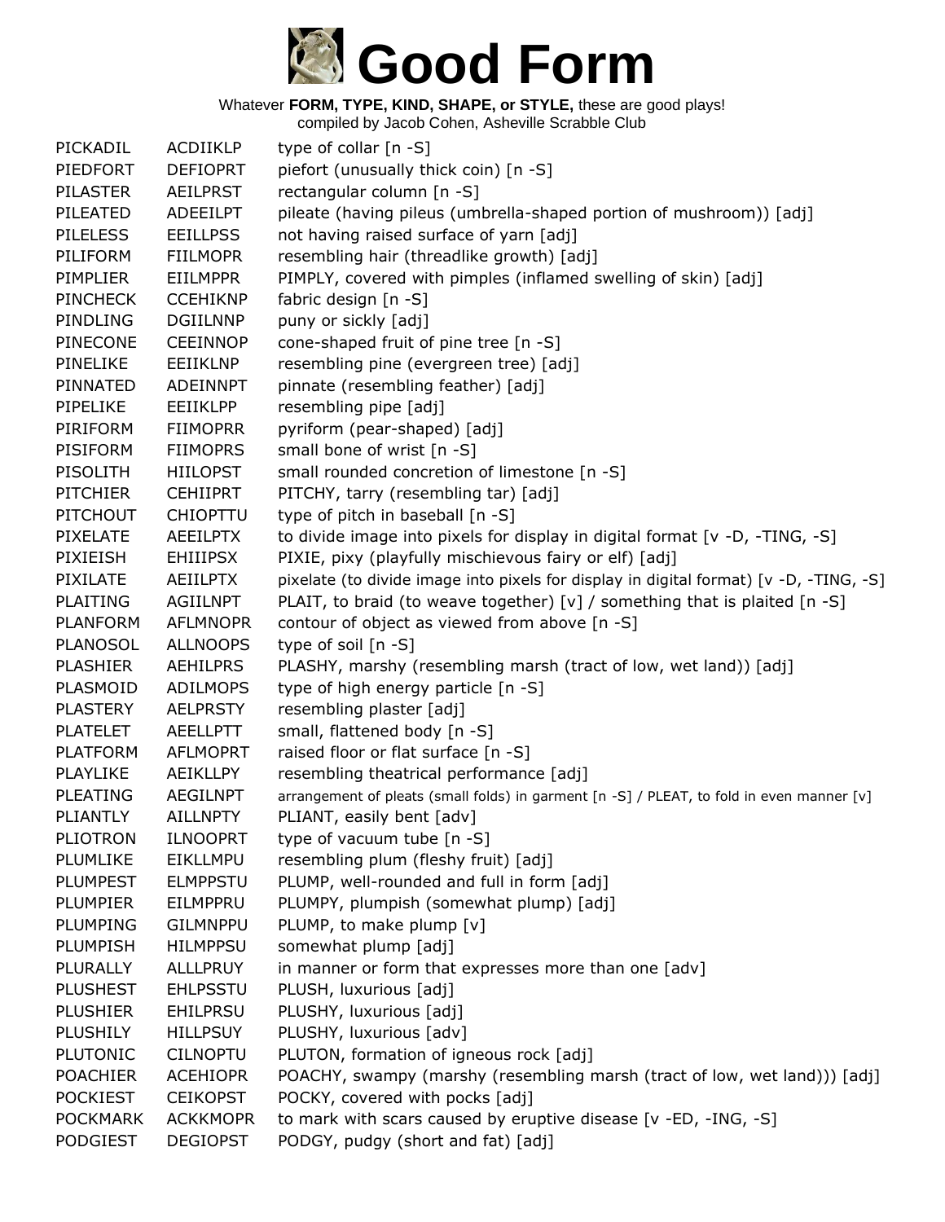# Good Form

Whatever **FORM, TYPE, KIND, SHAPE, or STYLE,** these are good plays!
compiled by Jacob Cohen, Asheville Scrabble Club

| | | |
|---|---|---|
| PICKADIL | ACDIIKLP | type of collar [n -S] |
| PIEDFORT | DEFIOPRT | piefort (unusually thick coin) [n -S] |
| PILASTER | AEILPRST | rectangular column [n -S] |
| PILEATED | ADEEILPT | pileate (having pileus (umbrella-shaped portion of mushroom)) [adj] |
| PILELESS | EEILLPSS | not having raised surface of yarn [adj] |
| PILIFORM | FIILMOPR | resembling hair (threadlike growth) [adj] |
| PIMPLIER | EIILMPPR | PIMPLY, covered with pimples (inflamed swelling of skin) [adj] |
| PINCHECK | CCEHIKNP | fabric design [n -S] |
| PINDLING | DGIILNNP | puny or sickly [adj] |
| PINECONE | CEEINNOP | cone-shaped fruit of pine tree [n -S] |
| PINELIKE | EEIIKLNP | resembling pine (evergreen tree) [adj] |
| PINNATED | ADEINNPT | pinnate (resembling feather) [adj] |
| PIPELIKE | EEIIKLPP | resembling pipe [adj] |
| PIRIFORM | FIIMOPRR | pyriform (pear-shaped) [adj] |
| PISIFORM | FIIMOPRS | small bone of wrist [n -S] |
| PISOLITH | HIILOPST | small rounded concretion of limestone [n -S] |
| PITCHIER | CEHIIPRT | PITCHY, tarry (resembling tar) [adj] |
| PITCHOUT | CHIOPTTU | type of pitch in baseball [n -S] |
| PIXELATE | AEEILPTX | to divide image into pixels for display in digital format [v -D, -TING, -S] |
| PIXIEISH | EHIIIPSX | PIXIE, pixy (playfully mischievous fairy or elf) [adj] |
| PIXILATE | AEIILPTX | pixelate (to divide image into pixels for display in digital format) [v -D, -TING, -S] |
| PLAITING | AGIILNPT | PLAIT, to braid (to weave together) [v] / something that is plaited [n -S] |
| PLANFORM | AFLMNOPR | contour of object as viewed from above [n -S] |
| PLANOSOL | ALLNOOPS | type of soil [n -S] |
| PLASHIER | AEHILPRS | PLASHY, marshy (resembling marsh (tract of low, wet land)) [adj] |
| PLASMOID | ADILMOPS | type of high energy particle [n -S] |
| PLASTERY | AELPRSTY | resembling plaster [adj] |
| PLATELET | AEELLPTT | small, flattened body [n -S] |
| PLATFORM | AFLMOPRT | raised floor or flat surface [n -S] |
| PLAYLIKE | AEIKLLPY | resembling theatrical performance [adj] |
| PLEATING | AEGILNPT | arrangement of pleats (small folds) in garment [n -S] / PLEAT, to fold in even manner [v] |
| PLIANTLY | AILLNPTY | PLIANT, easily bent [adv] |
| PLIOTRON | ILNOOPRT | type of vacuum tube [n -S] |
| PLUMLIKE | EIKLLMPU | resembling plum (fleshy fruit) [adj] |
| PLUMPEST | ELMPPSTU | PLUMP, well-rounded and full in form [adj] |
| PLUMPIER | EILMPPRU | PLUMPY, plumpish (somewhat plump) [adj] |
| PLUMPING | GILMNPPU | PLUMP, to make plump [v] |
| PLUMPISH | HILMPPSU | somewhat plump [adj] |
| PLURALLY | ALLLPRUY | in manner or form that expresses more than one [adv] |
| PLUSHEST | EHLPSSTU | PLUSH, luxurious [adj] |
| PLUSHIER | EHILPRSU | PLUSHY, luxurious [adj] |
| PLUSHILY | HILLPSUY | PLUSHY, luxurious [adv] |
| PLUTONIC | CILNOPTU | PLUTON, formation of igneous rock [adj] |
| POACHIER | ACEHIOPR | POACHY, swampy (marshy (resembling marsh (tract of low, wet land))) [adj] |
| POCKIEST | CEIKOPST | POCKY, covered with pocks [adj] |
| POCKMARK | ACKKMOPR | to mark with scars caused by eruptive disease [v -ED, -ING, -S] |
| PODGIEST | DEGIOPST | PODGY, pudgy (short and fat) [adj] |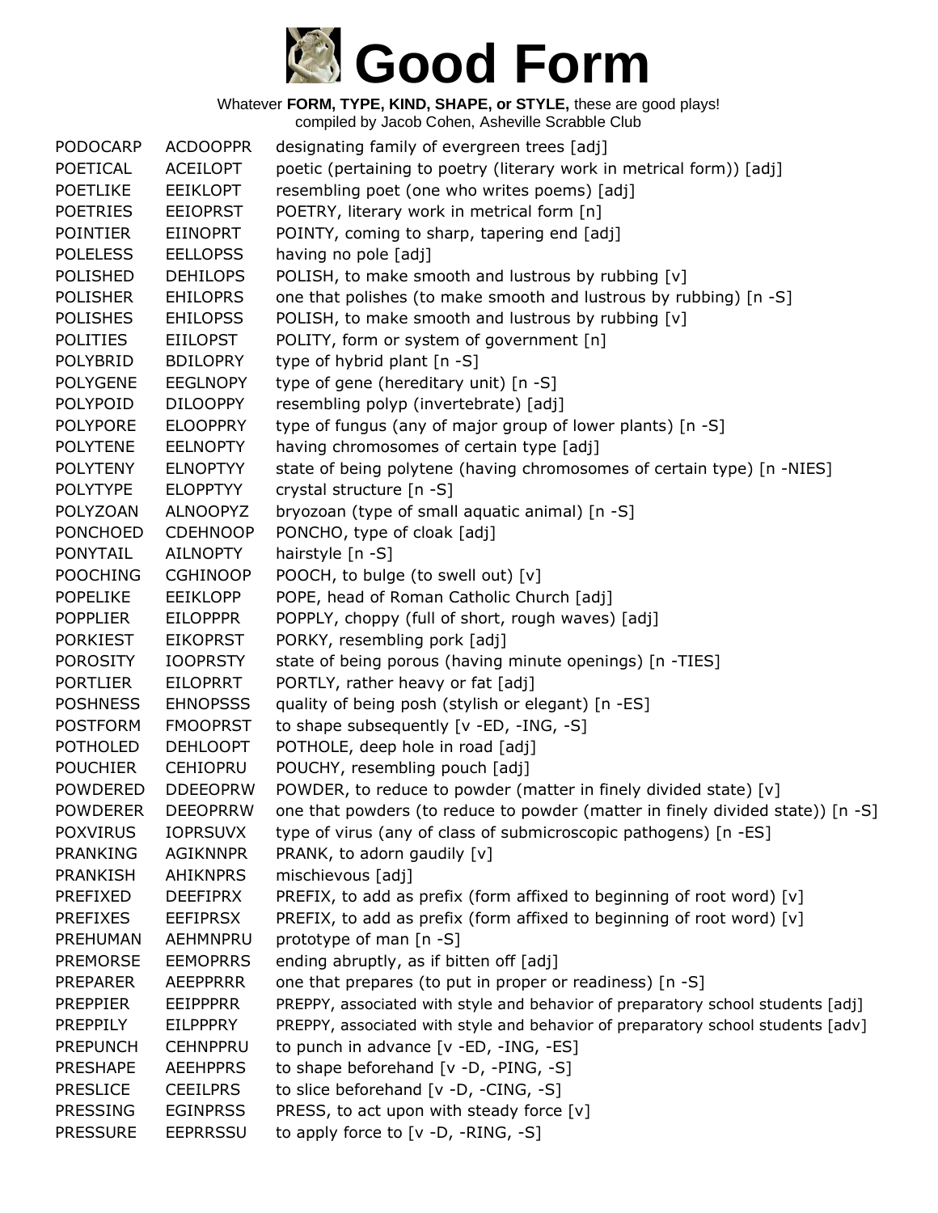# Good Form

Whatever **FORM, TYPE, KIND, SHAPE, or STYLE,** these are good plays!
compiled by Jacob Cohen, Asheville Scrabble Club

| | | |
|---|---|---|
| PODOCARP | ACDOOPPR | designating family of evergreen trees [adj] |
| POETICAL | ACEILOPT | poetic (pertaining to poetry (literary work in metrical form)) [adj] |
| POETLIKE | EEIKLOPT | resembling poet (one who writes poems) [adj] |
| POETRIES | EEIOPRST | POETRY, literary work in metrical form [n] |
| POINTIER | EIINOPRT | POINTY, coming to sharp, tapering end [adj] |
| POLELESS | EELLOPSS | having no pole [adj] |
| POLISHED | DEHILOPS | POLISH, to make smooth and lustrous by rubbing [v] |
| POLISHER | EHILOPRS | one that polishes (to make smooth and lustrous by rubbing) [n -S] |
| POLISHES | EHILOPSS | POLISH, to make smooth and lustrous by rubbing [v] |
| POLITIES | EIILOPST | POLITY, form or system of government [n] |
| POLYBRID | BDILOPRY | type of hybrid plant [n -S] |
| POLYGENE | EEGLNOPY | type of gene (hereditary unit) [n -S] |
| POLYPOID | DILOOPPY | resembling polyp (invertebrate) [adj] |
| POLYPORE | ELOOPPRY | type of fungus (any of major group of lower plants) [n -S] |
| POLYTENE | EELNOPTY | having chromosomes of certain type [adj] |
| POLYTENY | ELNOPTYY | state of being polytene (having chromosomes of certain type) [n -NIES] |
| POLYTYPE | ELOPPTYY | crystal structure [n -S] |
| POLYZOAN | ALNOOPYZ | bryozoan (type of small aquatic animal) [n -S] |
| PONCHOED | CDEHNOOP | PONCHO, type of cloak [adj] |
| PONYTAIL | AILNOPTY | hairstyle [n -S] |
| POOCHING | CGHINOOP | POOCH, to bulge (to swell out) [v] |
| POPELIKE | EEIKLOPP | POPE, head of Roman Catholic Church [adj] |
| POPPLIER | EILOPPPR | POPPLY, choppy (full of short, rough waves) [adj] |
| PORKIEST | EIKOPRST | PORKY, resembling pork [adj] |
| POROSITY | IOOPRSTY | state of being porous (having minute openings) [n -TIES] |
| PORTLIER | EILOPRRT | PORTLY, rather heavy or fat [adj] |
| POSHNESS | EHNOPSSS | quality of being posh (stylish or elegant) [n -ES] |
| POSTFORM | FMOOPRST | to shape subsequently [v -ED, -ING, -S] |
| POTHOLED | DEHLOOPT | POTHOLE, deep hole in road [adj] |
| POUCHIER | CEHIOPRU | POUCHY, resembling pouch [adj] |
| POWDERED | DDEEOPRW | POWDER, to reduce to powder (matter in finely divided state) [v] |
| POWDERER | DEEOPRRW | one that powders (to reduce to powder (matter in finely divided state)) [n -S] |
| POXVIRUS | IOPRSUVX | type of virus (any of class of submicroscopic pathogens) [n -ES] |
| PRANKING | AGIKNNPR | PRANK, to adorn gaudily [v] |
| PRANKISH | AHIKNPRS | mischievous [adj] |
| PREFIXED | DEEFIPRX | PREFIX, to add as prefix (form affixed to beginning of root word) [v] |
| PREFIXES | EEFIPRSX | PREFIX, to add as prefix (form affixed to beginning of root word) [v] |
| PREHUMAN | AEHMNPRU | prototype of man [n -S] |
| PREMORSE | EEMOPRRS | ending abruptly, as if bitten off [adj] |
| PREPARER | AEEPPRRR | one that prepares (to put in proper or readiness) [n -S] |
| PREPPIER | EEIPPPRR | PREPPY, associated with style and behavior of preparatory school students [adj] |
| PREPPILY | EILPPPRY | PREPPY, associated with style and behavior of preparatory school students [adv] |
| PREPUNCH | CEHNPPRU | to punch in advance [v -ED, -ING, -ES] |
| PRESHAPE | AEEHPPRS | to shape beforehand [v -D, -PING, -S] |
| PRESLICE | CEEILPRS | to slice beforehand [v -D, -CING, -S] |
| PRESSING | EGINPRSS | PRESS, to act upon with steady force [v] |
| PRESSURE | EEPRRSSU | to apply force to [v -D, -RING, -S] |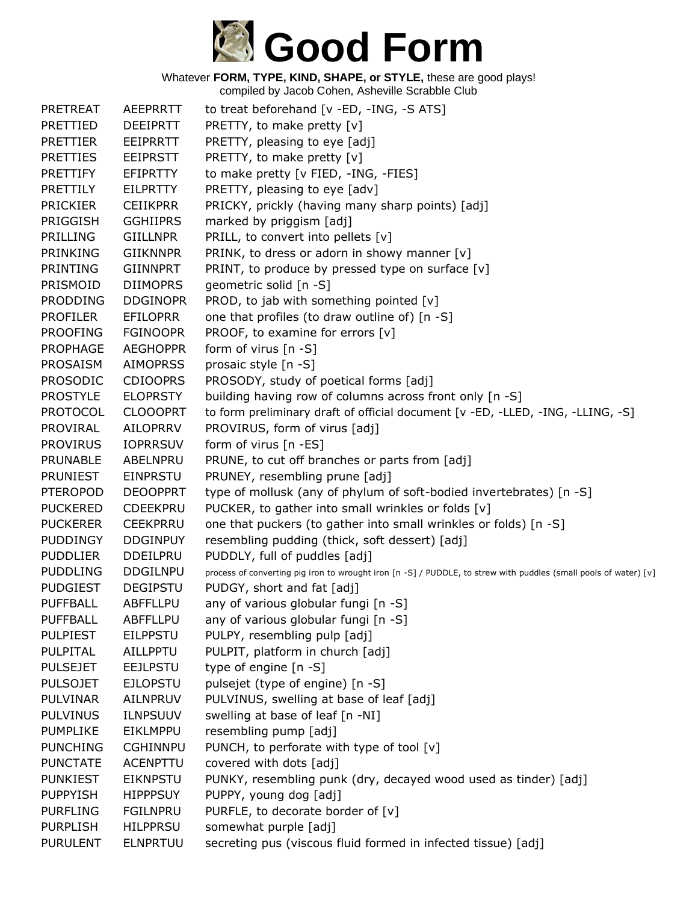# Good Form

Whatever **FORM, TYPE, KIND, SHAPE, or STYLE,** these are good plays!
compiled by Jacob Cohen, Asheville Scrabble Club

| | | |
|---|---|---|
| PRETREAT | AEEPRRTT | to treat beforehand [v -ED, -ING, -S ATS] |
| PRETTIED | DEEIPRTT | PRETTY, to make pretty [v] |
| PRETTIER | EEIPRRTT | PRETTY, pleasing to eye [adj] |
| PRETTIES | EEIPRSTT | PRETTY, to make pretty [v] |
| PRETTIFY | EFIPRTTY | to make pretty [v FIED, -ING, -FIES] |
| PRETTILY | EILPRTTY | PRETTY, pleasing to eye [adv] |
| PRICKIER | CEIIKPRR | PRICKY, prickly (having many sharp points) [adj] |
| PRIGGISH | GGHIIPRS | marked by priggism [adj] |
| PRILLING | GIILLNPR | PRILL, to convert into pellets [v] |
| PRINKING | GIIKNNPR | PRINK, to dress or adorn in showy manner [v] |
| PRINTING | GIINNPRT | PRINT, to produce by pressed type on surface [v] |
| PRISMOID | DIIMOPRS | geometric solid [n -S] |
| PRODDING | DDGINOPR | PROD, to jab with something pointed [v] |
| PROFILER | EFILOPRR | one that profiles (to draw outline of) [n -S] |
| PROOFING | FGINOOPR | PROOF, to examine for errors [v] |
| PROPHAGE | AEGHOPPR | form of virus [n -S] |
| PROSAISM | AIMOPRSS | prosaic style [n -S] |
| PROSODIC | CDIOOPRS | PROSODY, study of poetical forms [adj] |
| PROSTYLE | ELOPRSTY | building having row of columns across front only [n -S] |
| PROTOCOL | CLOOOPRT | to form preliminary draft of official document [v -ED, -LLED, -ING, -LLING, -S] |
| PROVIRAL | AILOPRRV | PROVIRUS, form of virus [adj] |
| PROVIRUS | IOPRRSUV | form of virus [n -ES] |
| PRUNABLE | ABELNPRU | PRUNE, to cut off branches or parts from [adj] |
| PRUNIEST | EINPRSTU | PRUNEY, resembling prune [adj] |
| PTEROPOD | DEOOPPRT | type of mollusk (any of phylum of soft-bodied invertebrates) [n -S] |
| PUCKERED | CDEEKPRU | PUCKER, to gather into small wrinkles or folds [v] |
| PUCKERER | CEEKPRRU | one that puckers (to gather into small wrinkles or folds) [n -S] |
| PUDDINGY | DDGINPUY | resembling pudding (thick, soft dessert) [adj] |
| PUDDLIER | DDEILPRU | PUDDLY, full of puddles [adj] |
| PUDDLING | DDGILNPU | process of converting pig iron to wrought iron [n -S] / PUDDLE, to strew with puddles (small pools of water) [v] |
| PUDGIEST | DEGIPSTU | PUDGY, short and fat [adj] |
| PUFFBALL | ABFFLLPU | any of various globular fungi [n -S] |
| PUFFBALL | ABFFLLPU | any of various globular fungi [n -S] |
| PULPIEST | EILPPSTU | PULPY, resembling pulp [adj] |
| PULPITAL | AILLPPTU | PULPIT, platform in church [adj] |
| PULSEJET | EEJLPSTU | type of engine [n -S] |
| PULSOJET | EJLOPSTU | pulsejet (type of engine) [n -S] |
| PULVINAR | AILNPRUV | PULVINUS, swelling at base of leaf [adj] |
| PULVINUS | ILNPSUUV | swelling at base of leaf [n -NI] |
| PUMPLIKE | EIKLMPPU | resembling pump [adj] |
| PUNCHING | CGHINNPU | PUNCH, to perforate with type of tool [v] |
| PUNCTATE | ACENPTTU | covered with dots [adj] |
| PUNKIEST | EIKNPSTU | PUNKY, resembling punk (dry, decayed wood used as tinder) [adj] |
| PUPPYISH | HIPPPSUY | PUPPY, young dog [adj] |
| PURFLING | FGILNPRU | PURFLE, to decorate border of [v] |
| PURPLISH | HILPPRSU | somewhat purple [adj] |
| PURULENT | ELNPRTUU | secreting pus (viscous fluid formed in infected tissue) [adj] |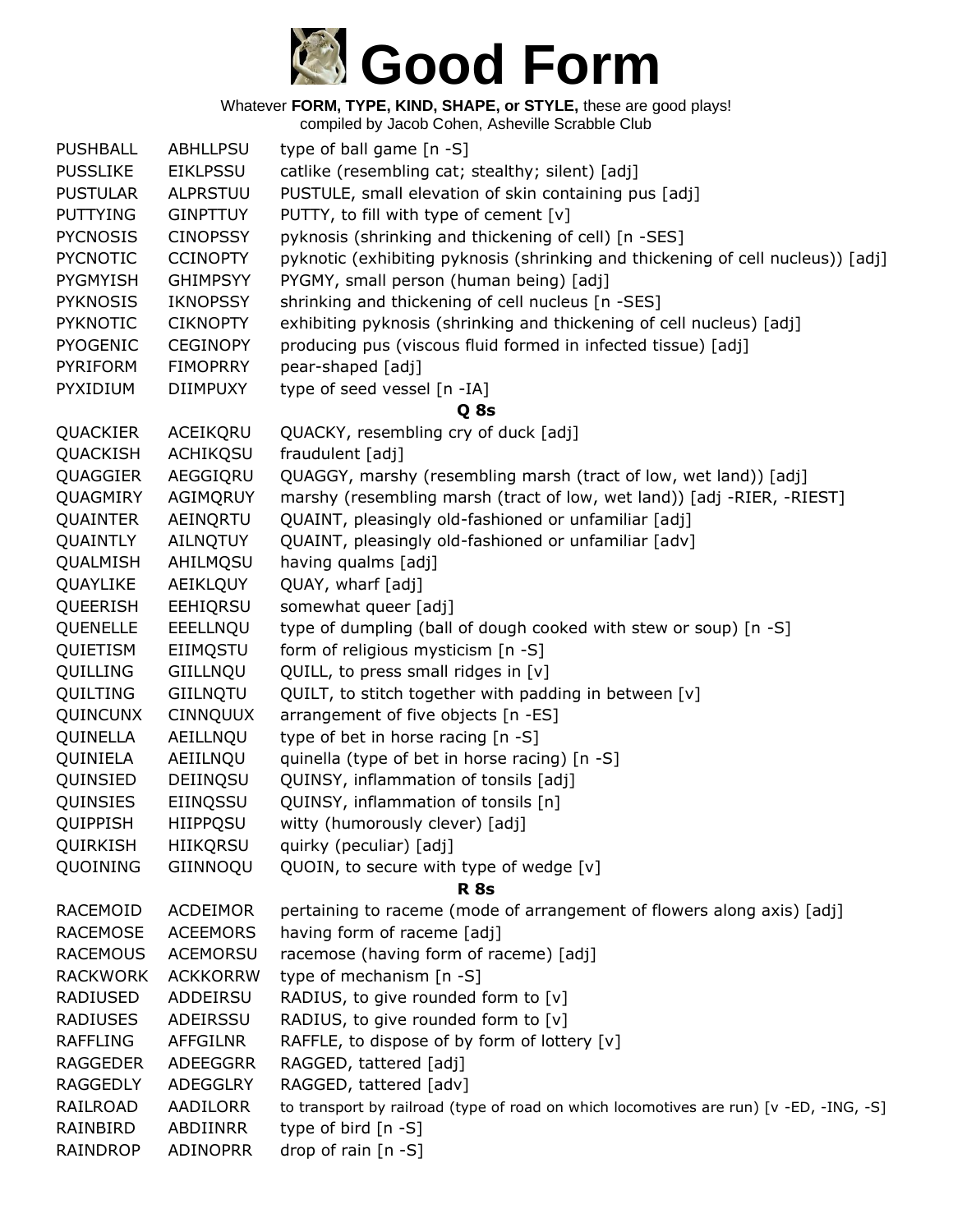# Good Form

Whatever **FORM, TYPE, KIND, SHAPE, or STYLE,** these are good plays!
compiled by Jacob Cohen, Asheville Scrabble Club

| | | |
|---|---|---|
| PUSHBALL | ABHLLPSU | type of ball game [n -S] |
| PUSSLIKE | EIKLPSSU | catlike (resembling cat; stealthy; silent) [adj] |
| PUSTULAR | ALPRSTUU | PUSTULE, small elevation of skin containing pus [adj] |
| PUTTYING | GINPTTUY | PUTTY, to fill with type of cement [v] |
| PYCNOSIS | CINOPSSY | pyknosis (shrinking and thickening of cell) [n -SES] |
| PYCNOTIC | CCINOPTY | pyknotic (exhibiting pyknosis (shrinking and thickening of cell nucleus)) [adj] |
| PYGMYISH | GHIMPSYY | PYGMY, small person (human being) [adj] |
| PYKNOSIS | IKNOPSSY | shrinking and thickening of cell nucleus [n -SES] |
| PYKNOTIC | CIKNOPTY | exhibiting pyknosis (shrinking and thickening of cell nucleus) [adj] |
| PYOGENIC | CEGINOPY | producing pus (viscous fluid formed in infected tissue) [adj] |
| PYRIFORM | FIMOPRRY | pear-shaped [adj] |
| PYXIDIUM | DIIMPUXY | type of seed vessel [n -IA] |

**Q 8s**

| | | |
|---|---|---|
| QUACKIER | ACEIKQRU | QUACKY, resembling cry of duck [adj] |
| QUACKISH | ACHIKQSU | fraudulent [adj] |
| QUAGGIER | AEGGIQRU | QUAGGY, marshy (resembling marsh (tract of low, wet land)) [adj] |
| QUAGMIRY | AGIMQRUY | marshy (resembling marsh (tract of low, wet land)) [adj -RIER, -RIEST] |
| QUAINTER | AEINQRTU | QUAINT, pleasingly old-fashioned or unfamiliar [adj] |
| QUAINTLY | AILNQTUY | QUAINT, pleasingly old-fashioned or unfamiliar [adv] |
| QUALMISH | AHILMQSU | having qualms [adj] |
| QUAYLIKE | AEIKLQUY | QUAY, wharf [adj] |
| QUEERISH | EEHIQRSU | somewhat queer [adj] |
| QUENELLE | EEELLNQU | type of dumpling (ball of dough cooked with stew or soup) [n -S] |
| QUIETISM | EIIMQSTU | form of religious mysticism [n -S] |
| QUILLING | GIILLNQU | QUILL, to press small ridges in [v] |
| QUILTING | GIILNQTU | QUILT, to stitch together with padding in between [v] |
| QUINCUNX | CINNQUUX | arrangement of five objects [n -ES] |
| QUINELLA | AEILLNQU | type of bet in horse racing [n -S] |
| QUINIELA | AEIILNQU | quinella (type of bet in horse racing) [n -S] |
| QUINSIED | DEIINQSU | QUINSY, inflammation of tonsils [adj] |
| QUINSIES | EIINQSSU | QUINSY, inflammation of tonsils [n] |
| QUIPPISH | HIIPPQSU | witty (humorously clever) [adj] |
| QUIRKISH | HIIKQRSU | quirky (peculiar) [adj] |
| QUOINING | GIINNOQU | QUOIN, to secure with type of wedge [v] |

**R 8s**

| | | |
|---|---|---|
| RACEMOID | ACDEIMOR | pertaining to raceme (mode of arrangement of flowers along axis) [adj] |
| RACEMOSE | ACEEMORS | having form of raceme [adj] |
| RACEMOUS | ACEMORSU | racemose (having form of raceme) [adj] |
| RACKWORK | ACKKORRW | type of mechanism [n -S] |
| RADIUSED | ADDEIRSU | RADIUS, to give rounded form to [v] |
| RADIUSES | ADEIRSSU | RADIUS, to give rounded form to [v] |
| RAFFLING | AFFGILNR | RAFFLE, to dispose of by form of lottery [v] |
| RAGGEDER | ADEEGGRR | RAGGED, tattered [adj] |
| RAGGEDLY | ADEGGLRY | RAGGED, tattered [adv] |
| RAILROAD | AADILORR | to transport by railroad (type of road on which locomotives are run) [v -ED, -ING, -S] |
| RAINBIRD | ABDIINRR | type of bird [n -S] |
| RAINDROP | ADINOPRR | drop of rain [n -S] |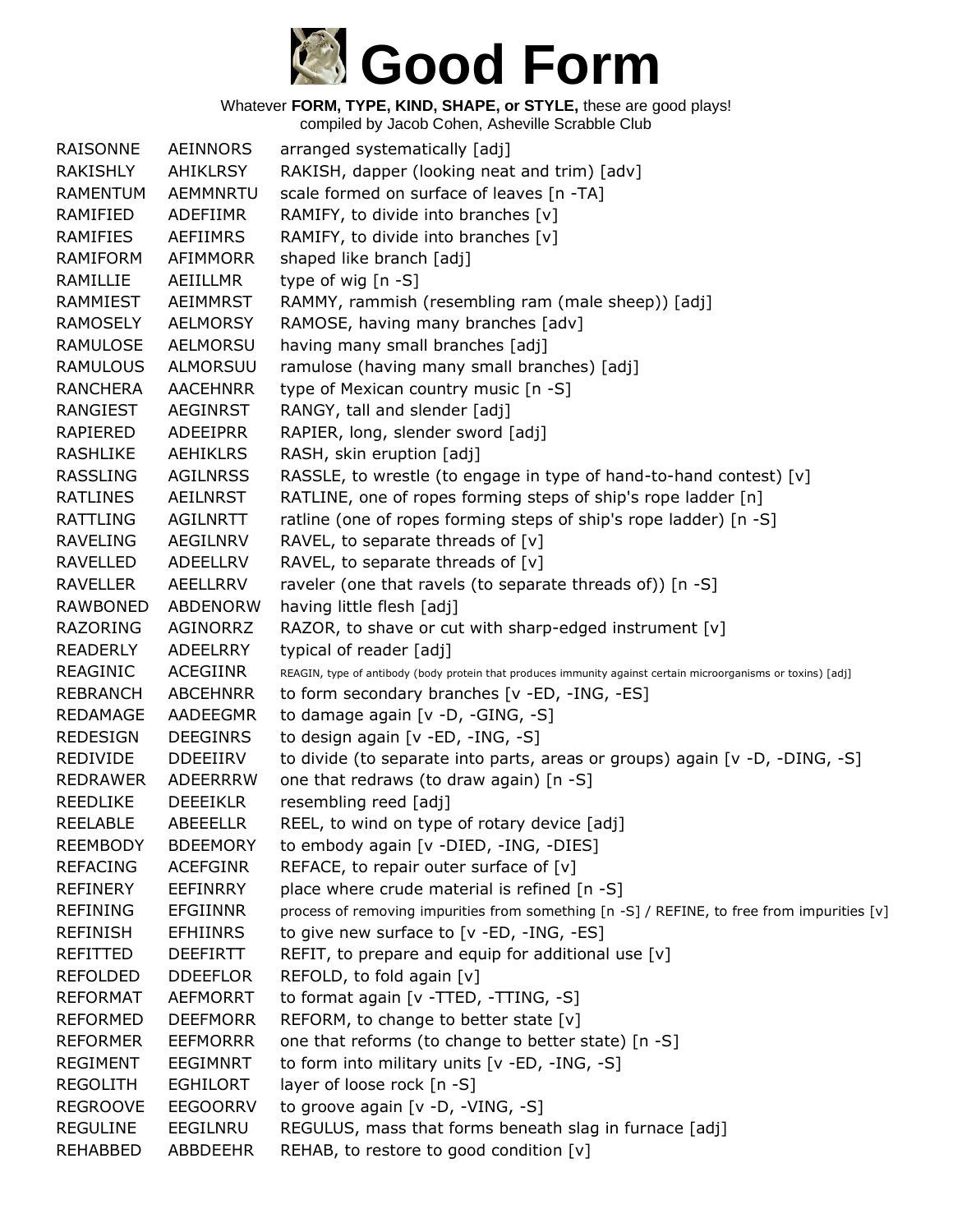# Good Form

Whatever **FORM, TYPE, KIND, SHAPE, or STYLE,** these are good plays!
compiled by Jacob Cohen, Asheville Scrabble Club

| | | |
|---|---|---|
| RAISONNE | AEINNORS | arranged systematically [adj] |
| RAKISHLY | AHIKLRSY | RAKISH, dapper (looking neat and trim) [adv] |
| RAMENTUM | AEMMNRTU | scale formed on surface of leaves [n -TA] |
| RAMIFIED | ADEFIIMR | RAMIFY, to divide into branches [v] |
| RAMIFIES | AEFIIMRS | RAMIFY, to divide into branches [v] |
| RAMIFORM | AFIMMORR | shaped like branch [adj] |
| RAMILLIE | AEIILLMR | type of wig [n -S] |
| RAMMIEST | AEIMMRST | RAMMY, rammish (resembling ram (male sheep)) [adj] |
| RAMOSELY | AELMORSY | RAMOSE, having many branches [adv] |
| RAMULOSE | AELMORSU | having many small branches [adj] |
| RAMULOUS | ALMORSUU | ramulose (having many small branches) [adj] |
| RANCHERA | AACEHNRR | type of Mexican country music [n -S] |
| RANGIEST | AEGINRST | RANGY, tall and slender [adj] |
| RAPIERED | ADEEIPRR | RAPIER, long, slender sword [adj] |
| RASHLIKE | AEHIKLRS | RASH, skin eruption [adj] |
| RASSLING | AGILNRSS | RASSLE, to wrestle (to engage in type of hand-to-hand contest) [v] |
| RATLINES | AEILNRST | RATLINE, one of ropes forming steps of ship's rope ladder [n] |
| RATTLING | AGILNRTT | ratline (one of ropes forming steps of ship's rope ladder) [n -S] |
| RAVELING | AEGILNRV | RAVEL, to separate threads of [v] |
| RAVELLED | ADEELLRV | RAVEL, to separate threads of [v] |
| RAVELLER | AEELLRRV | raveler (one that ravels (to separate threads of)) [n -S] |
| RAWBONED | ABDENORW | having little flesh [adj] |
| RAZORING | AGINORRZ | RAZOR, to shave or cut with sharp-edged instrument [v] |
| READERLY | ADEELRRY | typical of reader [adj] |
| REAGINIC | ACEGIINR | REAGIN, type of antibody (body protein that produces immunity against certain microorganisms or toxins) [adj] |
| REBRANCH | ABCEHNRR | to form secondary branches [v -ED, -ING, -ES] |
| REDAMAGE | AADEEGMR | to damage again [v -D, -GING, -S] |
| REDESIGN | DEEGINRS | to design again [v -ED, -ING, -S] |
| REDIVIDE | DDEEIIRV | to divide (to separate into parts, areas or groups) again [v -D, -DING, -S] |
| REDRAWER | ADEERRRW | one that redraws (to draw again) [n -S] |
| REEDLIKE | DEEEIKLR | resembling reed [adj] |
| REELABLE | ABEEELLR | REEL, to wind on type of rotary device [adj] |
| REEMBODY | BDEEMORY | to embody again [v -DIED, -ING, -DIES] |
| REFACING | ACEFGINR | REFACE, to repair outer surface of [v] |
| REFINERY | EEFINRRY | place where crude material is refined [n -S] |
| REFINING | EFGIINNR | process of removing impurities from something [n -S] / REFINE, to free from impurities [v] |
| REFINISH | EFHIINRS | to give new surface to [v -ED, -ING, -ES] |
| REFITTED | DEEFIRTT | REFIT, to prepare and equip for additional use [v] |
| REFOLDED | DDEEFLOR | REFOLD, to fold again [v] |
| REFORMAT | AEFMORRT | to format again [v -TTED, -TTING, -S] |
| REFORMED | DEEFMORR | REFORM, to change to better state [v] |
| REFORMER | EEFMORRR | one that reforms (to change to better state) [n -S] |
| REGIMENT | EEGIMNRT | to form into military units [v -ED, -ING, -S] |
| REGOLITH | EGHILORT | layer of loose rock [n -S] |
| REGROOVE | EEGOORRV | to groove again [v -D, -VING, -S] |
| REGULINE | EEGILNRU | REGULUS, mass that forms beneath slag in furnace [adj] |
| REHABBED | ABBDEEHR | REHAB, to restore to good condition [v] |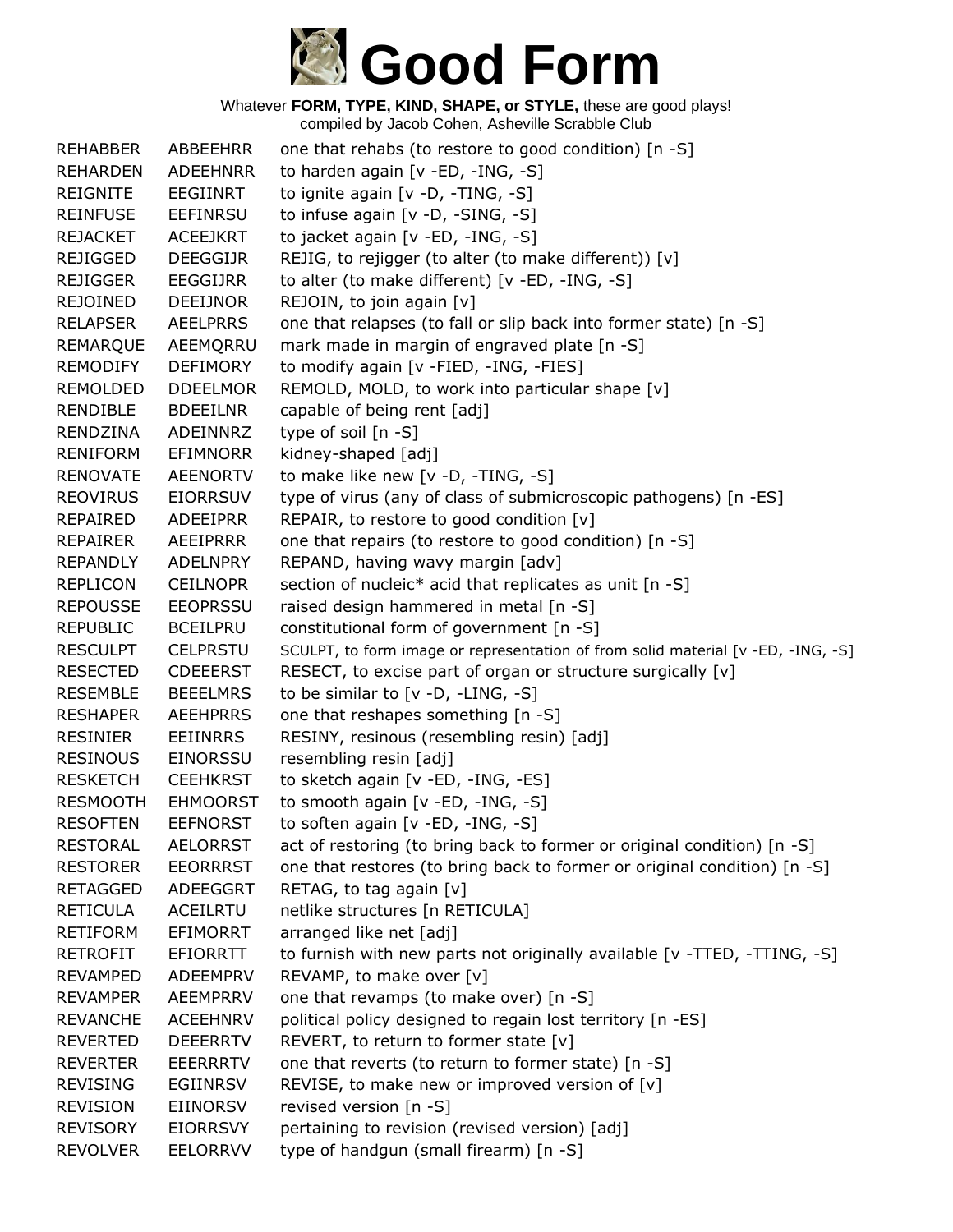# Good Form

Whatever **FORM, TYPE, KIND, SHAPE, or STYLE,** these are good plays!
compiled by Jacob Cohen, Asheville Scrabble Club

| | | |
|---|---|---|
| REHABBER | ABBEEHRR | one that rehabs (to restore to good condition) [n -S] |
| REHARDEN | ADEEHNRR | to harden again [v -ED, -ING, -S] |
| REIGNITE | EEGIINRT | to ignite again [v -D, -TING, -S] |
| REINFUSE | EEFINRSU | to infuse again [v -D, -SING, -S] |
| REJACKET | ACEEJKRT | to jacket again [v -ED, -ING, -S] |
| REJIGGED | DEEGGIJR | REJIG, to rejigger (to alter (to make different)) [v] |
| REJIGGER | EEGGIJRR | to alter (to make different) [v -ED, -ING, -S] |
| REJOINED | DEEIJNOR | REJOIN, to join again [v] |
| RELAPSER | AEELPRRS | one that relapses (to fall or slip back into former state) [n -S] |
| REMARQUE | AEEMQRRU | mark made in margin of engraved plate [n -S] |
| REMODIFY | DEFIMORY | to modify again [v -FIED, -ING, -FIES] |
| REMOLDED | DDEELMOR | REMOLD, MOLD, to work into particular shape [v] |
| RENDIBLE | BDEEILNR | capable of being rent [adj] |
| RENDZINA | ADEINNRZ | type of soil [n -S] |
| RENIFORM | EFIMNORR | kidney-shaped [adj] |
| RENOVATE | AEENORTV | to make like new [v -D, -TING, -S] |
| REOVIRUS | EIORRSUV | type of virus (any of class of submicroscopic pathogens) [n -ES] |
| REPAIRED | ADEEIPRR | REPAIR, to restore to good condition [v] |
| REPAIRER | AEEIPRRR | one that repairs (to restore to good condition) [n -S] |
| REPANDLY | ADELNPRY | REPAND, having wavy margin [adv] |
| REPLICON | CEILNOPR | section of nucleic* acid that replicates as unit [n -S] |
| REPOUSSE | EEOPRSSU | raised design hammered in metal [n -S] |
| REPUBLIC | BCEILPRU | constitutional form of government [n -S] |
| RESCULPT | CELPRSTU | SCULPT, to form image or representation of from solid material [v -ED, -ING, -S] |
| RESECTED | CDEEERST | RESECT, to excise part of organ or structure surgically [v] |
| RESEMBLE | BEEELMRS | to be similar to [v -D, -LING, -S] |
| RESHAPER | AEEHPRRS | one that reshapes something [n -S] |
| RESINIER | EEIINRRS | RESINY, resinous (resembling resin) [adj] |
| RESINOUS | EINORSSU | resembling resin [adj] |
| RESKETCH | CEEHKRST | to sketch again [v -ED, -ING, -ES] |
| RESMOOTH | EHMOORST | to smooth again [v -ED, -ING, -S] |
| RESOFTEN | EEFNORST | to soften again [v -ED, -ING, -S] |
| RESTORAL | AELORRST | act of restoring (to bring back to former or original condition) [n -S] |
| RESTORER | EEORRRST | one that restores (to bring back to former or original condition) [n -S] |
| RETAGGED | ADEEGGRT | RETAG, to tag again [v] |
| RETICULA | ACEILRTU | netlike structures [n RETICULA] |
| RETIFORM | EFIMORRT | arranged like net [adj] |
| RETROFIT | EFIORRTT | to furnish with new parts not originally available [v -TTED, -TTING, -S] |
| REVAMPED | ADEEMPRV | REVAMP, to make over [v] |
| REVAMPER | AEEMPRRV | one that revamps (to make over) [n -S] |
| REVANCHE | ACEEHNRV | political policy designed to regain lost territory [n -ES] |
| REVERTED | DEEERRTV | REVERT, to return to former state [v] |
| REVERTER | EEERRRTV | one that reverts (to return to former state) [n -S] |
| REVISING | EGIINRSV | REVISE, to make new or improved version of [v] |
| REVISION | EIINORSV | revised version [n -S] |
| REVISORY | EIORRSVY | pertaining to revision (revised version) [adj] |
| REVOLVER | EELORRVV | type of handgun (small firearm) [n -S] |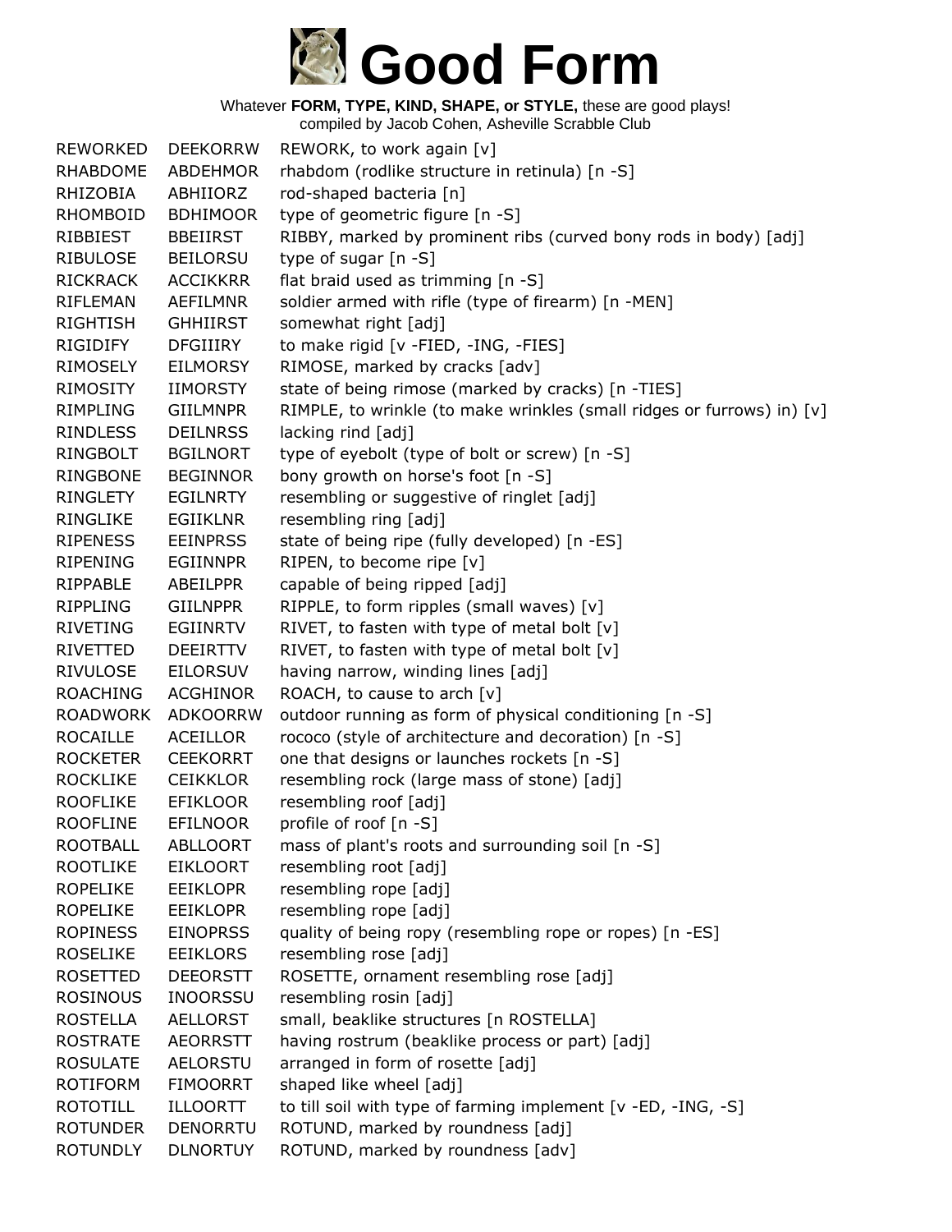# Good Form

Whatever **FORM, TYPE, KIND, SHAPE, or STYLE,** these are good plays!
compiled by Jacob Cohen, Asheville Scrabble Club

| | | |
|---|---|---|
| REWORKED | DEEKORRW | REWORK, to work again [v] |
| RHABDOME | ABDEHMOR | rhabdom (rodlike structure in retinula) [n -S] |
| RHIZOBIA | ABHIIORZ | rod-shaped bacteria [n] |
| RHOMBOID | BDHIMOOR | type of geometric figure [n -S] |
| RIBBIEST | BBEIIRST | RIBBY, marked by prominent ribs (curved bony rods in body) [adj] |
| RIBULOSE | BEILORSU | type of sugar [n -S] |
| RICKRACK | ACCIKKRR | flat braid used as trimming [n -S] |
| RIFLEMAN | AEFILMNR | soldier armed with rifle (type of firearm) [n -MEN] |
| RIGHTISH | GHHIIRST | somewhat right [adj] |
| RIGIDIFY | DFGIIIRY | to make rigid [v -FIED, -ING, -FIES] |
| RIMOSELY | EILMORSY | RIMOSE, marked by cracks [adv] |
| RIMOSITY | IIMORSTY | state of being rimose (marked by cracks) [n -TIES] |
| RIMPLING | GIILMNPR | RIMPLE, to wrinkle (to make wrinkles (small ridges or furrows) in) [v] |
| RINDLESS | DEILNRSS | lacking rind [adj] |
| RINGBOLT | BGILNORT | type of eyebolt (type of bolt or screw) [n -S] |
| RINGBONE | BEGINNOR | bony growth on horse's foot [n -S] |
| RINGLETY | EGILNRTY | resembling or suggestive of ringlet [adj] |
| RINGLIKE | EGIIKLNR | resembling ring [adj] |
| RIPENESS | EEINPRSS | state of being ripe (fully developed) [n -ES] |
| RIPENING | EGIINNPR | RIPEN, to become ripe [v] |
| RIPPABLE | ABEILPPR | capable of being ripped [adj] |
| RIPPLING | GIILNPPR | RIPPLE, to form ripples (small waves) [v] |
| RIVETING | EGIINRTV | RIVET, to fasten with type of metal bolt [v] |
| RIVETTED | DEEIRTTV | RIVET, to fasten with type of metal bolt [v] |
| RIVULOSE | EILORSUV | having narrow, winding lines [adj] |
| ROACHING | ACGHINOR | ROACH, to cause to arch [v] |
| ROADWORK | ADKOORRW | outdoor running as form of physical conditioning [n -S] |
| ROCAILLE | ACEILLOR | rococo (style of architecture and decoration) [n -S] |
| ROCKETER | CEEKORRT | one that designs or launches rockets [n -S] |
| ROCKLIKE | CEIKKLOR | resembling rock (large mass of stone) [adj] |
| ROOFLIKE | EFIKLOOR | resembling roof [adj] |
| ROOFLINE | EFILNOOR | profile of roof [n -S] |
| ROOTBALL | ABLLOORT | mass of plant's roots and surrounding soil [n -S] |
| ROOTLIKE | EIKLOORT | resembling root [adj] |
| ROPELIKE | EEIKLOPR | resembling rope [adj] |
| ROPELIKE | EEIKLOPR | resembling rope [adj] |
| ROPINESS | EINOPRSS | quality of being ropy (resembling rope or ropes) [n -ES] |
| ROSELIKE | EEIKLORS | resembling rose [adj] |
| ROSETTED | DEEORSTT | ROSETTE, ornament resembling rose [adj] |
| ROSINOUS | INOORSSU | resembling rosin [adj] |
| ROSTELLA | AELLORST | small, beaklike structures [n ROSTELLA] |
| ROSTRATE | AEORRSTT | having rostrum (beaklike process or part) [adj] |
| ROSULATE | AELORSTU | arranged in form of rosette [adj] |
| ROTIFORM | FIMOORRT | shaped like wheel [adj] |
| ROTOTILL | ILLOORTT | to till soil with type of farming implement [v -ED, -ING, -S] |
| ROTUNDER | DENORRTU | ROTUND, marked by roundness [adj] |
| ROTUNDLY | DLNORTUY | ROTUND, marked by roundness [adv] |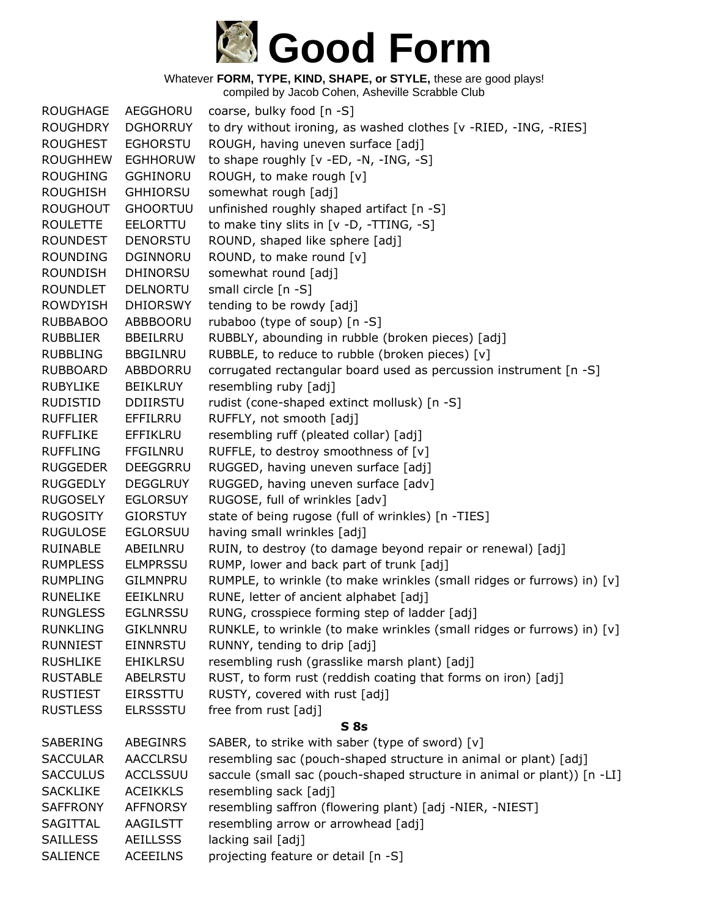# Good Form

Whatever **FORM, TYPE, KIND, SHAPE, or STYLE,** these are good plays!
compiled by Jacob Cohen, Asheville Scrabble Club

| | | |
|---|---|---|
| ROUGHAGE | AEGGHORU | coarse, bulky food [n -S] |
| ROUGHDRY | DGHORRUY | to dry without ironing, as washed clothes [v -RIED, -ING, -RIES] |
| ROUGHEST | EGHORSTU | ROUGH, having uneven surface [adj] |
| ROUGHHEW | EGHHORUW | to shape roughly [v -ED, -N, -ING, -S] |
| ROUGHING | GGHINORU | ROUGH, to make rough [v] |
| ROUGHISH | GHHIORSU | somewhat rough [adj] |
| ROUGHOUT | GHOORTUU | unfinished roughly shaped artifact [n -S] |
| ROULETTE | EELORTTU | to make tiny slits in [v -D, -TTING, -S] |
| ROUNDEST | DENORSTU | ROUND, shaped like sphere [adj] |
| ROUNDING | DGINNORU | ROUND, to make round [v] |
| ROUNDISH | DHINORSU | somewhat round [adj] |
| ROUNDLET | DELNORTU | small circle [n -S] |
| ROWDYISH | DHIORSWY | tending to be rowdy [adj] |
| RUBBABOO | ABBBOORU | rubaboo (type of soup) [n -S] |
| RUBBLIER | BBEILRRU | RUBBLY, abounding in rubble (broken pieces) [adj] |
| RUBBLING | BBGILNRU | RUBBLE, to reduce to rubble (broken pieces) [v] |
| RUBBOARD | ABBDORRU | corrugated rectangular board used as percussion instrument [n -S] |
| RUBYLIKE | BEIKLRUY | resembling ruby [adj] |
| RUDISTID | DDIIRSTU | rudist (cone-shaped extinct mollusk) [n -S] |
| RUFFLIER | EFFILRRU | RUFFLY, not smooth [adj] |
| RUFFLIKE | EFFIKLRU | resembling ruff (pleated collar) [adj] |
| RUFFLING | FFGILNRU | RUFFLE, to destroy smoothness of [v] |
| RUGGEDER | DEEGGRRU | RUGGED, having uneven surface [adj] |
| RUGGEDLY | DEGGLRUY | RUGGED, having uneven surface [adv] |
| RUGOSELY | EGLORSUY | RUGOSE, full of wrinkles [adv] |
| RUGOSITY | GIORSTUY | state of being rugose (full of wrinkles) [n -TIES] |
| RUGULOSE | EGLORSUU | having small wrinkles [adj] |
| RUINABLE | ABEILNRU | RUIN, to destroy (to damage beyond repair or renewal) [adj] |
| RUMPLESS | ELMPRSSU | RUMP, lower and back part of trunk [adj] |
| RUMPLING | GILMNPRU | RUMPLE, to wrinkle (to make wrinkles (small ridges or furrows) in) [v] |
| RUNELIKE | EEIKLNRU | RUNE, letter of ancient alphabet [adj] |
| RUNGLESS | EGLNRSSU | RUNG, crosspiece forming step of ladder [adj] |
| RUNKLING | GIKLNNRU | RUNKLE, to wrinkle (to make wrinkles (small ridges or furrows) in) [v] |
| RUNNIEST | EINNRSTU | RUNNY, tending to drip [adj] |
| RUSHLIKE | EHIKLRSU | resembling rush (grasslike marsh plant) [adj] |
| RUSTABLE | ABELRSTU | RUST, to form rust (reddish coating that forms on iron) [adj] |
| RUSTIEST | EIRSSTTU | RUSTY, covered with rust [adj] |
| RUSTLESS | ELRSSSTU | free from rust [adj] |

### S 8s

| | | |
|---|---|---|
| SABERING | ABEGINRS | SABER, to strike with saber (type of sword) [v] |
| SACCULAR | AACCLRSU | resembling sac (pouch-shaped structure in animal or plant) [adj] |
| SACCULUS | ACCLSSUU | saccule (small sac (pouch-shaped structure in animal or plant)) [n -LI] |
| SACKLIKE | ACEIKKLS | resembling sack [adj] |
| SAFFRONY | AFFNORSY | resembling saffron (flowering plant) [adj -NIER, -NIEST] |
| SAGITTAL | AAGILSTT | resembling arrow or arrowhead [adj] |
| SAILLESS | AEILLSSS | lacking sail [adj] |
| SALIENCE | ACEEILNS | projecting feature or detail [n -S] |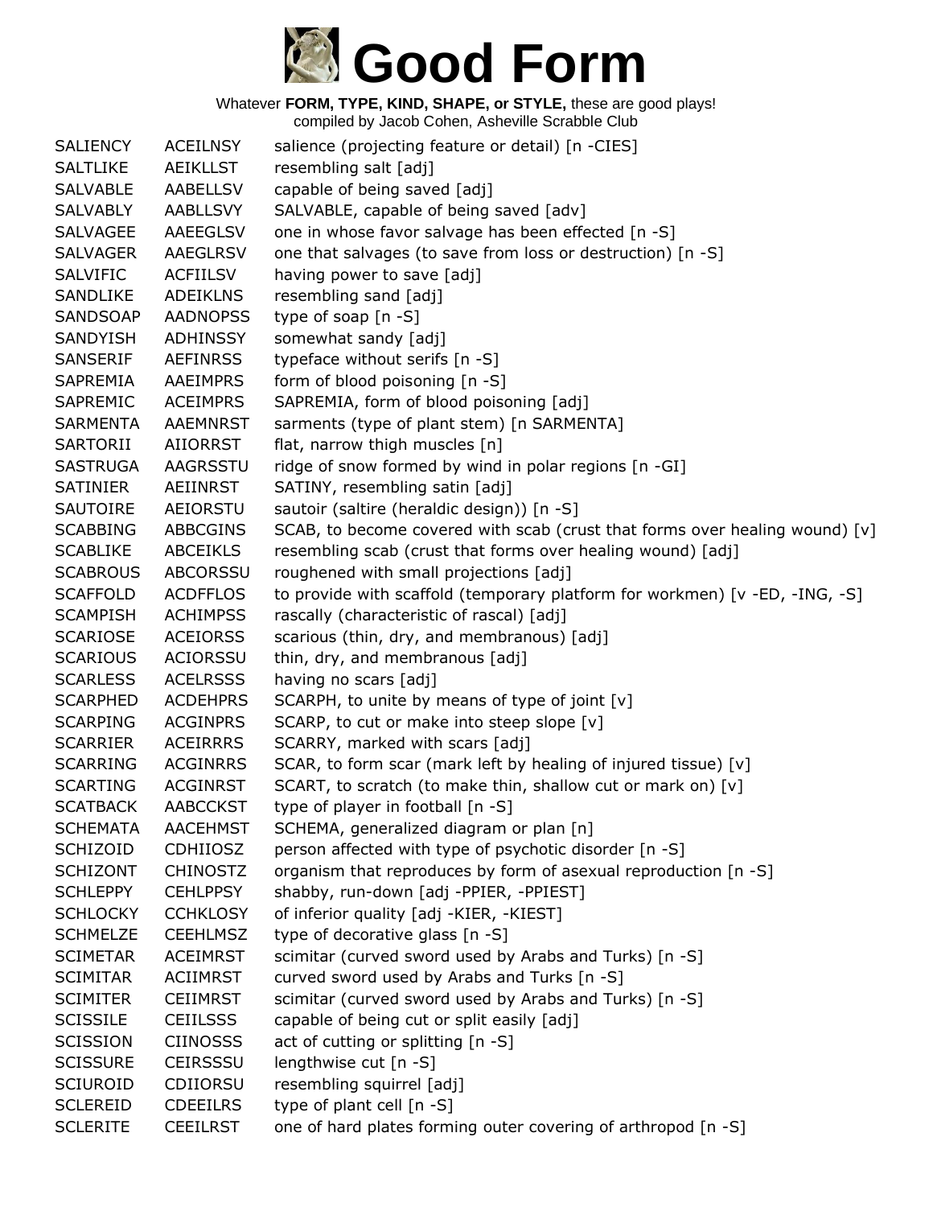# Good Form

Whatever **FORM, TYPE, KIND, SHAPE, or STYLE,** these are good plays!
compiled by Jacob Cohen, Asheville Scrabble Club

| | | |
|---|---|---|
| SALIENCY | ACEILNSY | salience (projecting feature or detail) [n -CIES] |
| SALTLIKE | AEIKLLST | resembling salt [adj] |
| SALVABLE | AABELLSV | capable of being saved [adj] |
| SALVABLY | AABLLSVY | SALVABLE, capable of being saved [adv] |
| SALVAGEE | AAEEGLSV | one in whose favor salvage has been effected [n -S] |
| SALVAGER | AAEGLRSV | one that salvages (to save from loss or destruction) [n -S] |
| SALVIFIC | ACFIILSV | having power to save [adj] |
| SANDLIKE | ADEIKLNS | resembling sand [adj] |
| SANDSOAP | AADNOPSS | type of soap [n -S] |
| SANDYISH | ADHINSSY | somewhat sandy [adj] |
| SANSERIF | AEFINRSS | typeface without serifs [n -S] |
| SAPREMIA | AAEIMPRS | form of blood poisoning [n -S] |
| SAPREMIC | ACEIMPRS | SAPREMIA, form of blood poisoning [adj] |
| SARMENTA | AAEMNRST | sarments (type of plant stem) [n SARMENTA] |
| SARTORII | AIIORRST | flat, narrow thigh muscles [n] |
| SASTRUGA | AAGRSSTU | ridge of snow formed by wind in polar regions [n -GI] |
| SATINIER | AEIINRST | SATINY, resembling satin [adj] |
| SAUTOIRE | AEIORSTU | sautoir (saltire (heraldic design)) [n -S] |
| SCABBING | ABBCGINS | SCAB, to become covered with scab (crust that forms over healing wound) [v] |
| SCABLIKE | ABCEIKLS | resembling scab (crust that forms over healing wound) [adj] |
| SCABROUS | ABCORSSU | roughened with small projections [adj] |
| SCAFFOLD | ACDFFLOS | to provide with scaffold (temporary platform for workmen) [v -ED, -ING, -S] |
| SCAMPISH | ACHIMPSS | rascally (characteristic of rascal) [adj] |
| SCARIOSE | ACEIORSS | scarious (thin, dry, and membranous) [adj] |
| SCARIOUS | ACIORSSU | thin, dry, and membranous [adj] |
| SCARLESS | ACELRSSS | having no scars [adj] |
| SCARPHED | ACDEHPRS | SCARPH, to unite by means of type of joint [v] |
| SCARPING | ACGINPRS | SCARP, to cut or make into steep slope [v] |
| SCARRIER | ACEIRRRS | SCARRY, marked with scars [adj] |
| SCARRING | ACGINRRS | SCAR, to form scar (mark left by healing of injured tissue) [v] |
| SCARTING | ACGINRST | SCART, to scratch (to make thin, shallow cut or mark on) [v] |
| SCATBACK | AABCCKST | type of player in football [n -S] |
| SCHEMATA | AACEHMST | SCHEMA, generalized diagram or plan [n] |
| SCHIZOID | CDHIIOSZ | person affected with type of psychotic disorder [n -S] |
| SCHIZONT | CHINOSTZ | organism that reproduces by form of asexual reproduction [n -S] |
| SCHLEPPY | CEHLPPSY | shabby, run-down [adj -PPIER, -PPIEST] |
| SCHLOCKY | CCHKLOSY | of inferior quality [adj -KIER, -KIEST] |
| SCHMELZE | CEEHLMSZ | type of decorative glass [n -S] |
| SCIMETAR | ACEIMRST | scimitar (curved sword used by Arabs and Turks) [n -S] |
| SCIMITAR | ACIIMRST | curved sword used by Arabs and Turks [n -S] |
| SCIMITER | CEIIMRST | scimitar (curved sword used by Arabs and Turks) [n -S] |
| SCISSILE | CEIILSSS | capable of being cut or split easily [adj] |
| SCISSION | CIINOSSS | act of cutting or splitting [n -S] |
| SCISSURE | CEIRSSSU | lengthwise cut [n -S] |
| SCIUROID | CDIIORSU | resembling squirrel [adj] |
| SCLEREID | CDEEILRS | type of plant cell [n -S] |
| SCLERITE | CEEILRST | one of hard plates forming outer covering of arthropod [n -S] |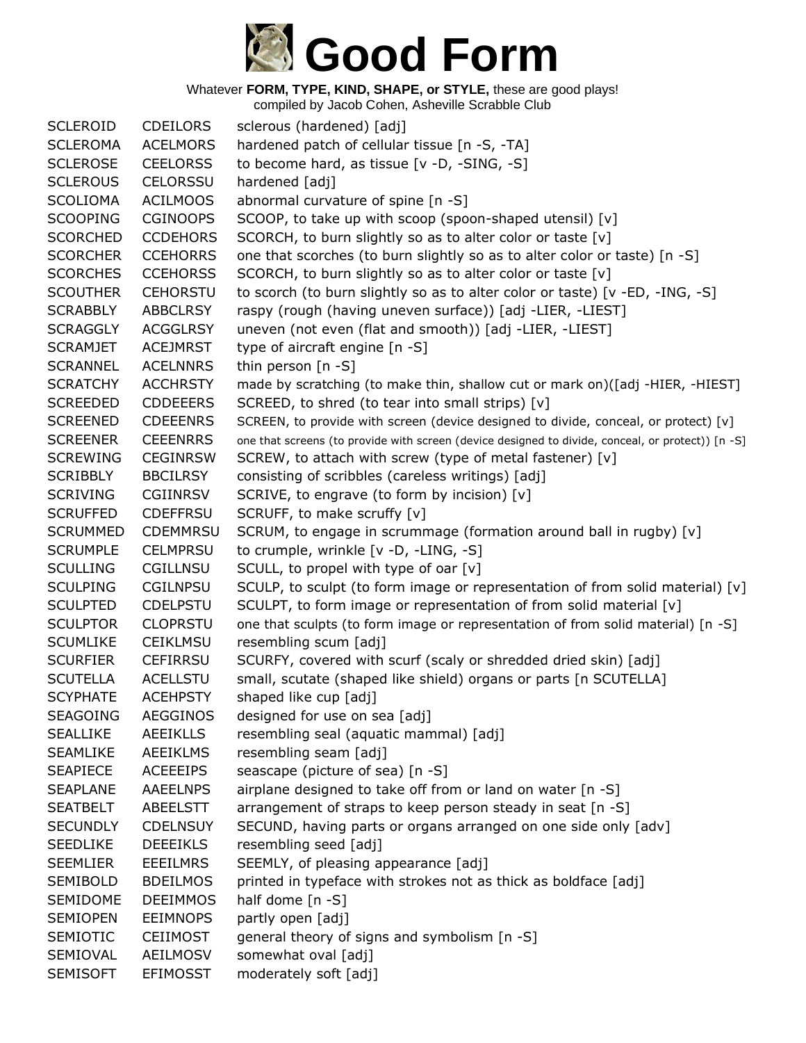# Good Form

Whatever **FORM, TYPE, KIND, SHAPE, or STYLE,** these are good plays!
compiled by Jacob Cohen, Asheville Scrabble Club

| | | |
|---|---|---|
| SCLEROID | CDEILORS | sclerous (hardened) [adj] |
| SCLEROMA | ACELMORS | hardened patch of cellular tissue [n -S, -TA] |
| SCLEROSE | CEELORSS | to become hard, as tissue [v -D, -SING, -S] |
| SCLEROUS | CELORSSU | hardened [adj] |
| SCOLIOMA | ACILMOOS | abnormal curvature of spine [n -S] |
| SCOOPING | CGINOOPS | SCOOP, to take up with scoop (spoon-shaped utensil) [v] |
| SCORCHED | CCDEHORS | SCORCH, to burn slightly so as to alter color or taste [v] |
| SCORCHER | CCEHORRS | one that scorches (to burn slightly so as to alter color or taste) [n -S] |
| SCORCHES | CCEHORSS | SCORCH, to burn slightly so as to alter color or taste [v] |
| SCOUTHER | CEHORSTU | to scorch (to burn slightly so as to alter color or taste) [v -ED, -ING, -S] |
| SCRABBLY | ABBCLRSY | raspy (rough (having uneven surface)) [adj -LIER, -LIEST] |
| SCRAGGLY | ACGGLRSY | uneven (not even (flat and smooth)) [adj -LIER, -LIEST] |
| SCRAMJET | ACEJMRST | type of aircraft engine [n -S] |
| SCRANNEL | ACELNNRS | thin person [n -S] |
| SCRATCHY | ACCHRSTY | made by scratching (to make thin, shallow cut or mark on)([adj -HIER, -HIEST] |
| SCREEDED | CDDEEERS | SCREED, to shred (to tear into small strips) [v] |
| SCREENED | CDEEENRS | SCREEN, to provide with screen (device designed to divide, conceal, or protect) [v] |
| SCREENER | CEEENRRS | one that screens (to provide with screen (device designed to divide, conceal, or protect)) [n -S] |
| SCREWING | CEGINRSW | SCREW, to attach with screw (type of metal fastener) [v] |
| SCRIBBLY | BBCILRSY | consisting of scribbles (careless writings) [adj] |
| SCRIVING | CGIINRSV | SCRIVE, to engrave (to form by incision) [v] |
| SCRUFFED | CDEFFRSU | SCRUFF, to make scruffy [v] |
| SCRUMMED | CDEMMRSU | SCRUM, to engage in scrummage (formation around ball in rugby) [v] |
| SCRUMPLE | CELMPRSU | to crumple, wrinkle [v -D, -LING, -S] |
| SCULLING | CGILLNSU | SCULL, to propel with type of oar [v] |
| SCULPING | CGILNPSU | SCULP, to sculpt (to form image or representation of from solid material) [v] |
| SCULPTED | CDELPSTU | SCULPT, to form image or representation of from solid material [v] |
| SCULPTOR | CLOPRSTU | one that sculpts (to form image or representation of from solid material) [n -S] |
| SCUMLIKE | CEIKLMSU | resembling scum [adj] |
| SCURFIER | CEFIRRSU | SCURFY, covered with scurf (scaly or shredded dried skin) [adj] |
| SCUTELLA | ACELLSTU | small, scutate (shaped like shield) organs or parts [n SCUTELLA] |
| SCYPHATE | ACEHPSTY | shaped like cup [adj] |
| SEAGOING | AEGGINOS | designed for use on sea [adj] |
| SEALLIKE | AEEIKLLS | resembling seal (aquatic mammal) [adj] |
| SEAMLIKE | AEEIKLMS | resembling seam [adj] |
| SEAPIECE | ACEEEIPS | seascape (picture of sea) [n -S] |
| SEAPLANE | AAEELNPS | airplane designed to take off from or land on water [n -S] |
| SEATBELT | ABEELSTT | arrangement of straps to keep person steady in seat [n -S] |
| SECUNDLY | CDELNSUY | SECUND, having parts or organs arranged on one side only [adv] |
| SEEDLIKE | DEEEIKLS | resembling seed [adj] |
| SEEMLIER | EEEILMRS | SEEMLY, of pleasing appearance [adj] |
| SEMIBOLD | BDEILMOS | printed in typeface with strokes not as thick as boldface [adj] |
| SEMIDOME | DEEIMMOS | half dome [n -S] |
| SEMIOPEN | EEIMNOPS | partly open [adj] |
| SEMIOTIC | CEIIMOST | general theory of signs and symbolism [n -S] |
| SEMIOVAL | AEILMOSV | somewhat oval [adj] |
| SEMISOFT | EFIMOSST | moderately soft [adj] |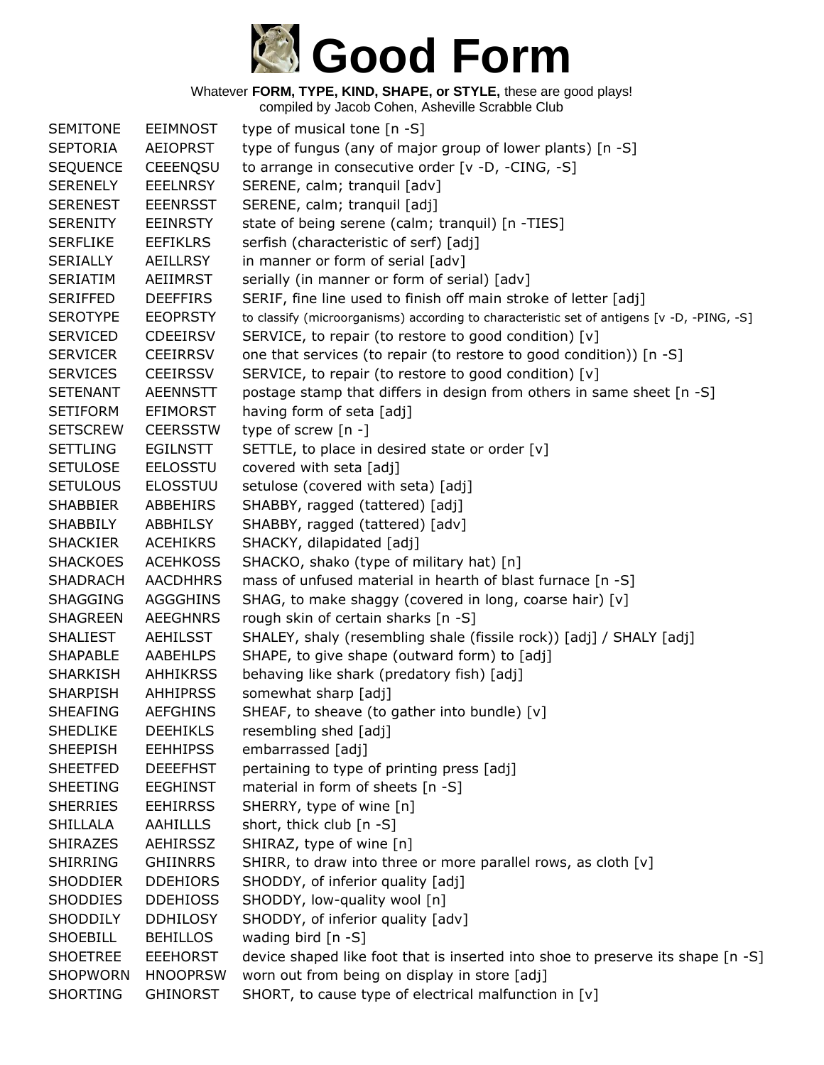# Good Form

Whatever **FORM, TYPE, KIND, SHAPE, or STYLE,** these are good plays!
compiled by Jacob Cohen, Asheville Scrabble Club

| | | |
|---|---|---|
| SEMITONE | EEIMNOST | type of musical tone [n -S] |
| SEPTORIA | AEIOPRST | type of fungus (any of major group of lower plants) [n -S] |
| SEQUENCE | CEEENQSU | to arrange in consecutive order [v -D, -CING, -S] |
| SERENELY | EEELNRSY | SERENE, calm; tranquil [adv] |
| SERENEST | EEENRSST | SERENE, calm; tranquil [adj] |
| SERENITY | EEINRSTY | state of being serene (calm; tranquil) [n -TIES] |
| SERFLIKE | EEFIKLRS | serfish (characteristic of serf) [adj] |
| SERIALLY | AEILLRSY | in manner or form of serial [adv] |
| SERIATIM | AEIIMRST | serially (in manner or form of serial) [adv] |
| SERIFFED | DEEFFIRS | SERIF, fine line used to finish off main stroke of letter [adj] |
| SEROTYPE | EEOPRSTY | to classify (microorganisms) according to characteristic set of antigens [v -D, -PING, -S] |
| SERVICED | CDEEIRSV | SERVICE, to repair (to restore to good condition) [v] |
| SERVICER | CEEIRRSV | one that services (to repair (to restore to good condition)) [n -S] |
| SERVICES | CEEIRSSV | SERVICE, to repair (to restore to good condition) [v] |
| SETENANT | AEENNSTT | postage stamp that differs in design from others in same sheet [n -S] |
| SETIFORM | EFIMORST | having form of seta [adj] |
| SETSCREW | CEERSSTW | type of screw [n -] |
| SETTLING | EGILNSTT | SETTLE, to place in desired state or order [v] |
| SETULOSE | EELOSSTU | covered with seta [adj] |
| SETULOUS | ELOSSTUU | setulose (covered with seta) [adj] |
| SHABBIER | ABBEHIRS | SHABBY, ragged (tattered) [adj] |
| SHABBILY | ABBHILSY | SHABBY, ragged (tattered) [adv] |
| SHACKIER | ACEHIKRS | SHACKY, dilapidated [adj] |
| SHACKOES | ACEHKOSS | SHACKO, shako (type of military hat) [n] |
| SHADRACH | AACDHHRS | mass of unfused material in hearth of blast furnace [n -S] |
| SHAGGING | AGGGHINS | SHAG, to make shaggy (covered in long, coarse hair) [v] |
| SHAGREEN | AEEGHNRS | rough skin of certain sharks [n -S] |
| SHALIEST | AEHILSST | SHALEY, shaly (resembling shale (fissile rock)) [adj] / SHALY [adj] |
| SHAPABLE | AABEHLPS | SHAPE, to give shape (outward form) to [adj] |
| SHARKISH | AHHIKRSS | behaving like shark (predatory fish) [adj] |
| SHARPISH | AHHIPRSS | somewhat sharp [adj] |
| SHEAFING | AEFGHINS | SHEAF, to sheave (to gather into bundle) [v] |
| SHEDLIKE | DEEHIKLS | resembling shed [adj] |
| SHEEPISH | EEHHIPSS | embarrassed [adj] |
| SHEETFED | DEEEFHST | pertaining to type of printing press [adj] |
| SHEETING | EEGHINST | material in form of sheets [n -S] |
| SHERRIES | EEHIRRSS | SHERRY, type of wine [n] |
| SHILLALA | AAHILLLS | short, thick club [n -S] |
| SHIRAZES | AEHIRSSZ | SHIRAZ, type of wine [n] |
| SHIRRING | GHIINRRS | SHIRR, to draw into three or more parallel rows, as cloth [v] |
| SHODDIER | DDEHIORS | SHODDY, of inferior quality [adj] |
| SHODDIES | DDEHIOSS | SHODDY, low-quality wool [n] |
| SHODDILY | DDHILOSY | SHODDY, of inferior quality [adv] |
| SHOEBILL | BEHILLOS | wading bird [n -S] |
| SHOETREE | EEEHORST | device shaped like foot that is inserted into shoe to preserve its shape [n -S] |
| SHOPWORN | HNOOPRSW | worn out from being on display in store [adj] |
| SHORTING | GHINORST | SHORT, to cause type of electrical malfunction in [v] |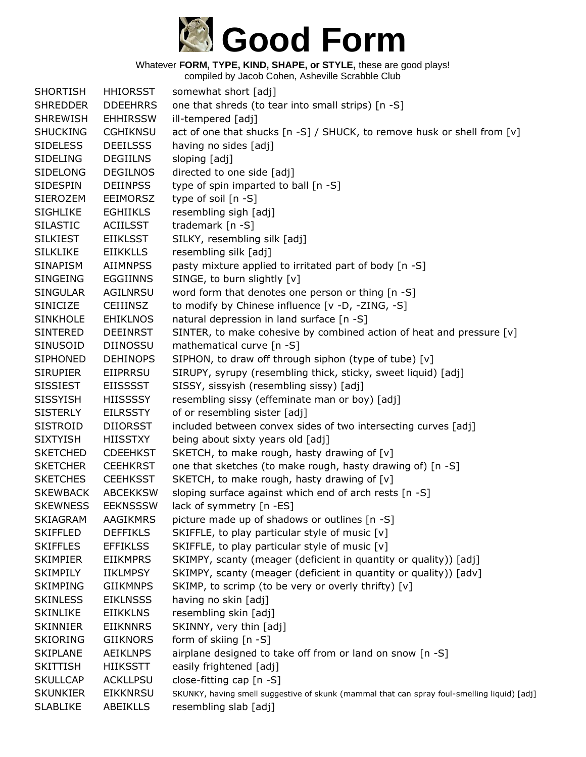# Good Form

Whatever **FORM, TYPE, KIND, SHAPE, or STYLE,** these are good plays!
compiled by Jacob Cohen, Asheville Scrabble Club

| | | |
|---|---|---|
| SHORTISH | HHIORSST | somewhat short [adj] |
| SHREDDER | DDEEHRRS | one that shreds (to tear into small strips) [n -S] |
| SHREWISH | EHHIRSSW | ill-tempered [adj] |
| SHUCKING | CGHIKNSU | act of one that shucks [n -S] / SHUCK, to remove husk or shell from [v] |
| SIDELESS | DEEILSSS | having no sides [adj] |
| SIDELING | DEGIILNS | sloping [adj] |
| SIDELONG | DEGILNOS | directed to one side [adj] |
| SIDESPIN | DEIINPSS | type of spin imparted to ball [n -S] |
| SIEROZEM | EEIMORSZ | type of soil [n -S] |
| SIGHLIKE | EGHIIKLS | resembling sigh [adj] |
| SILASTIC | ACIILSST | trademark [n -S] |
| SILKIEST | EIIKLSST | SILKY, resembling silk [adj] |
| SILKLIKE | EIIKKLLS | resembling silk [adj] |
| SINAPISM | AIIMNPSS | pasty mixture applied to irritated part of body [n -S] |
| SINGEING | EGGIINNS | SINGE, to burn slightly [v] |
| SINGULAR | AGILNRSU | word form that denotes one person or thing [n -S] |
| SINICIZE | CEIIINSZ | to modify by Chinese influence [v -D, -ZING, -S] |
| SINKHOLE | EHIKLNOS | natural depression in land surface [n -S] |
| SINTERED | DEEINRST | SINTER, to make cohesive by combined action of heat and pressure [v] |
| SINUSOID | DIINOSSU | mathematical curve [n -S] |
| SIPHONED | DEHINOPS | SIPHON, to draw off through siphon (type of tube) [v] |
| SIRUPIER | EIIPRRSU | SIRUPY, syrupy (resembling thick, sticky, sweet liquid) [adj] |
| SISSIEST | EIISSSST | SISSY, sissyish (resembling sissy) [adj] |
| SISSYISH | HIISSSSY | resembling sissy (effeminate man or boy) [adj] |
| SISTERLY | EILRSSTY | of or resembling sister [adj] |
| SISTROID | DIIORSST | included between convex sides of two intersecting curves [adj] |
| SIXTYISH | HIISSTXY | being about sixty years old [adj] |
| SKETCHED | CDEEHKST | SKETCH, to make rough, hasty drawing of [v] |
| SKETCHER | CEEHKRST | one that sketches (to make rough, hasty drawing of) [n -S] |
| SKETCHES | CEEHKSST | SKETCH, to make rough, hasty drawing of [v] |
| SKEWBACK | ABCEKKSW | sloping surface against which end of arch rests [n -S] |
| SKEWNESS | EEKNSSSW | lack of symmetry [n -ES] |
| SKIAGRAM | AAGIKMRS | picture made up of shadows or outlines [n -S] |
| SKIFFLED | DEFFIKLS | SKIFFLE, to play particular style of music [v] |
| SKIFFLES | EFFIKLSS | SKIFFLE, to play particular style of music [v] |
| SKIMPIER | EIIKMPRS | SKIMPY, scanty (meager (deficient in quantity or quality)) [adj] |
| SKIMPILY | IIKLMPSY | SKIMPY, scanty (meager (deficient in quantity or quality)) [adv] |
| SKIMPING | GIIKMNPS | SKIMP, to scrimp (to be very or overly thrifty) [v] |
| SKINLESS | EIKLNSSS | having no skin [adj] |
| SKINLIKE | EIIKKLNS | resembling skin [adj] |
| SKINNIER | EIIKNNRS | SKINNY, very thin [adj] |
| SKIORING | GIIKNORS | form of skiing [n -S] |
| SKIPLANE | AEIKLNPS | airplane designed to take off from or land on snow [n -S] |
| SKITTISH | HIIKSSTT | easily frightened [adj] |
| SKULLCAP | ACKLLPSU | close-fitting cap [n -S] |
| SKUNKIER | EIKKNRSU | SKUNKY, having smell suggestive of skunk (mammal that can spray foul-smelling liquid) [adj] |
| SLABLIKE | ABEIKLLS | resembling slab [adj] |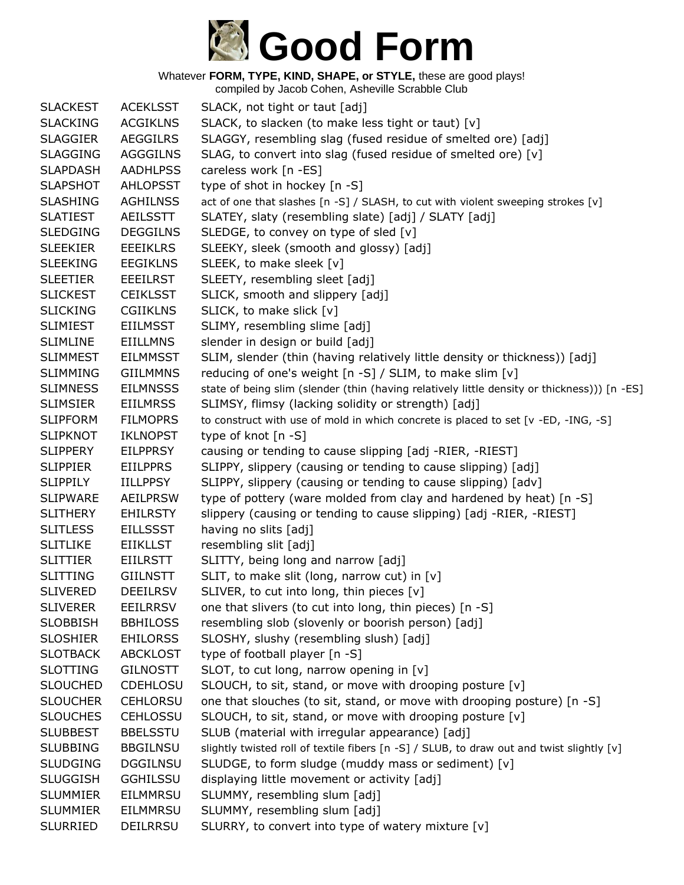# Good Form

Whatever **FORM, TYPE, KIND, SHAPE, or STYLE,** these are good plays!
compiled by Jacob Cohen, Asheville Scrabble Club

| | | |
|---|---|---|
| SLACKEST | ACEKLSST | SLACK, not tight or taut [adj] |
| SLACKING | ACGIKLNS | SLACK, to slacken (to make less tight or taut) [v] |
| SLAGGIER | AEGGILRS | SLAGGY, resembling slag (fused residue of smelted ore) [adj] |
| SLAGGING | AGGGILNS | SLAG, to convert into slag (fused residue of smelted ore) [v] |
| SLAPDASH | AADHLPSS | careless work [n -ES] |
| SLAPSHOT | AHLOPSST | type of shot in hockey [n -S] |
| SLASHING | AGHILNSS | act of one that slashes [n -S] / SLASH, to cut with violent sweeping strokes [v] |
| SLATIEST | AEILSSTT | SLATEY, slaty (resembling slate) [adj] / SLATY [adj] |
| SLEDGING | DEGGILNS | SLEDGE, to convey on type of sled [v] |
| SLEEKIER | EEEIKLRS | SLEEKY, sleek (smooth and glossy) [adj] |
| SLEEKING | EEGIKLNS | SLEEK, to make sleek [v] |
| SLEETIER | EEEILRST | SLEETY, resembling sleet [adj] |
| SLICKEST | CEIKLSST | SLICK, smooth and slippery [adj] |
| SLICKING | CGIIKLNS | SLICK, to make slick [v] |
| SLIMIEST | EIILMSST | SLIMY, resembling slime [adj] |
| SLIMLINE | EIILLMNS | slender in design or build [adj] |
| SLIMMEST | EILMMSST | SLIM, slender (thin (having relatively little density or thickness)) [adj] |
| SLIMMING | GIILMMNS | reducing of one's weight [n -S] / SLIM, to make slim [v] |
| SLIMNESS | EILMNSSS | state of being slim (slender (thin (having relatively little density or thickness))) [n -ES] |
| SLIMSIER | EIILMRSS | SLIMSY, flimsy (lacking solidity or strength) [adj] |
| SLIPFORM | FILMOPRS | to construct with use of mold in which concrete is placed to set [v -ED, -ING, -S] |
| SLIPKNOT | IKLNOPST | type of knot [n -S] |
| SLIPPERY | EILPPRSY | causing or tending to cause slipping [adj -RIER, -RIEST] |
| SLIPPIER | EIILPPRS | SLIPPY, slippery (causing or tending to cause slipping) [adj] |
| SLIPPILY | IILLPPSY | SLIPPY, slippery (causing or tending to cause slipping) [adv] |
| SLIPWARE | AEILPRSW | type of pottery (ware molded from clay and hardened by heat) [n -S] |
| SLITHERY | EHILRSTY | slippery (causing or tending to cause slipping) [adj -RIER, -RIEST] |
| SLITLESS | EILLSSST | having no slits [adj] |
| SLITLIKE | EIIKLLST | resembling slit [adj] |
| SLITTIER | EIILRSTT | SLITTY, being long and narrow [adj] |
| SLITTING | GIILNSTT | SLIT, to make slit (long, narrow cut) in [v] |
| SLIVERED | DEEILRSV | SLIVER, to cut into long, thin pieces [v] |
| SLIVERER | EEILRRSV | one that slivers (to cut into long, thin pieces) [n -S] |
| SLOBBISH | BBHILOSS | resembling slob (slovenly or boorish person) [adj] |
| SLOSHIER | EHILORSS | SLOSHY, slushy (resembling slush) [adj] |
| SLOTBACK | ABCKLOST | type of football player [n -S] |
| SLOTTING | GILNOSTT | SLOT, to cut long, narrow opening in [v] |
| SLOUCHED | CDEHLOSU | SLOUCH, to sit, stand, or move with drooping posture [v] |
| SLOUCHER | CEHLORSU | one that slouches (to sit, stand, or move with drooping posture) [n -S] |
| SLOUCHES | CEHLOSSU | SLOUCH, to sit, stand, or move with drooping posture [v] |
| SLUBBEST | BBELSSTU | SLUB (material with irregular appearance) [adj] |
| SLUBBING | BBGILNSU | slightly twisted roll of textile fibers [n -S] / SLUB, to draw out and twist slightly [v] |
| SLUDGING | DGGILNSU | SLUDGE, to form sludge (muddy mass or sediment) [v] |
| SLUGGISH | GGHILSSU | displaying little movement or activity [adj] |
| SLUMMIER | EILMMRSU | SLUMMY, resembling slum [adj] |
| SLUMMIER | EILMMRSU | SLUMMY, resembling slum [adj] |
| SLURRIED | DEILRRSU | SLURRY, to convert into type of watery mixture [v] |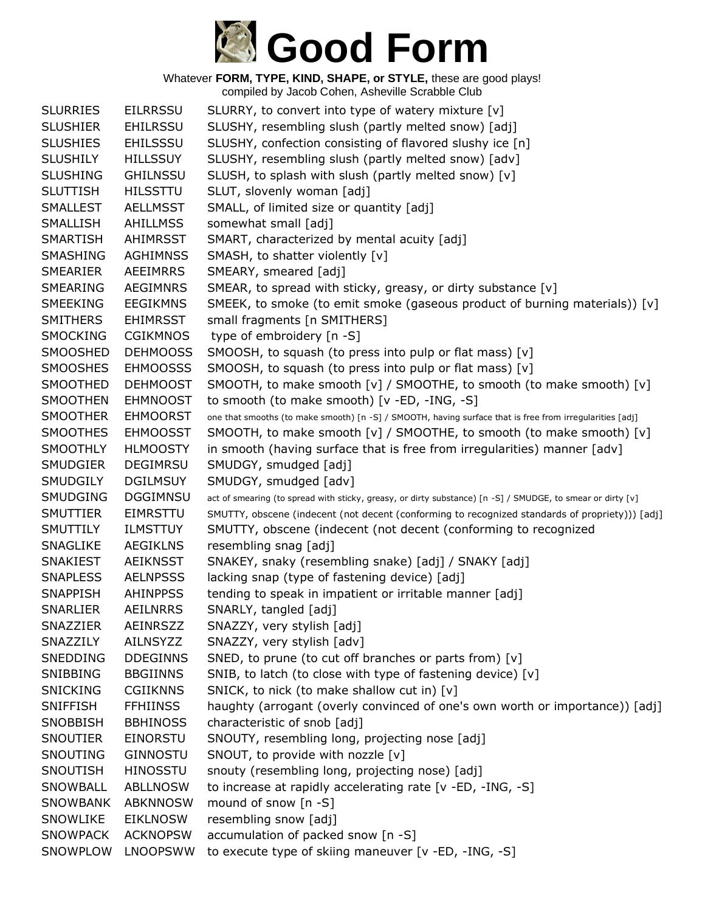# Good Form

Whatever **FORM, TYPE, KIND, SHAPE, or STYLE,** these are good plays!
compiled by Jacob Cohen, Asheville Scrabble Club

| | | |
|---|---|---|
| SLURRIES | EILRRSSU | SLURRY, to convert into type of watery mixture [v] |
| SLUSHIER | EHILRSSU | SLUSHY, resembling slush (partly melted snow) [adj] |
| SLUSHIES | EHILSSSU | SLUSHY, confection consisting of flavored slushy ice [n] |
| SLUSHILY | HILLSSUY | SLUSHY, resembling slush (partly melted snow) [adv] |
| SLUSHING | GHILNSSU | SLUSH, to splash with slush (partly melted snow) [v] |
| SLUTTISH | HILSSTTU | SLUT, slovenly woman [adj] |
| SMALLEST | AELLMSST | SMALL, of limited size or quantity [adj] |
| SMALLISH | AHILLMSS | somewhat small [adj] |
| SMARTISH | AHIMRSST | SMART, characterized by mental acuity [adj] |
| SMASHING | AGHIMNSS | SMASH, to shatter violently [v] |
| SMEARIER | AEEIMRRS | SMEARY, smeared [adj] |
| SMEARING | AEGIMNRS | SMEAR, to spread with sticky, greasy, or dirty substance [v] |
| SMEEKING | EEGIKMNS | SMEEK, to smoke (to emit smoke (gaseous product of burning materials)) [v] |
| SMITHERS | EHIMRSST | small fragments [n SMITHERS] |
| SMOCKING | CGIKMNOS | type of embroidery [n -S] |
| SMOOSHED | DEHMOOSS | SMOOSH, to squash (to press into pulp or flat mass) [v] |
| SMOOSHES | EHMOOSSS | SMOOSH, to squash (to press into pulp or flat mass) [v] |
| SMOOTHED | DEHMOOST | SMOOTH, to make smooth [v] / SMOOTHE, to smooth (to make smooth) [v] |
| SMOOTHEN | EHMNOOST | to smooth (to make smooth) [v -ED, -ING, -S] |
| SMOOTHER | EHMOORST | one that smooths (to make smooth) [n -S] / SMOOTH, having surface that is free from irregularities [adj] |
| SMOOTHES | EHMOOSST | SMOOTH, to make smooth [v] / SMOOTHE, to smooth (to make smooth) [v] |
| SMOOTHLY | HLMOOSTY | in smooth (having surface that is free from irregularities) manner [adv] |
| SMUDGIER | DEGIMRSU | SMUDGY, smudged [adj] |
| SMUDGILY | DGILMSUY | SMUDGY, smudged [adv] |
| SMUDGING | DGGIMNSU | act of smearing (to spread with sticky, greasy, or dirty substance) [n -S] / SMUDGE, to smear or dirty [v] |
| SMUTTIER | EIMRSTTU | SMUTTY, obscene (indecent (not decent (conforming to recognized standards of propriety))) [adj] |
| SMUTTILY | ILMSTTUY | SMUTTY, obscene (indecent (not decent (conforming to recognized |
| SNAGLIKE | AEGIKLNS | resembling snag [adj] |
| SNAKIEST | AEIKNSST | SNAKEY, snaky (resembling snake) [adj] / SNAKY [adj] |
| SNAPLESS | AELNPSSS | lacking snap (type of fastening device) [adj] |
| SNAPPISH | AHINPPSS | tending to speak in impatient or irritable manner [adj] |
| SNARLIER | AEILNRRS | SNARLY, tangled [adj] |
| SNAZZIER | AEINRSZZ | SNAZZY, very stylish [adj] |
| SNAZZILY | AILNSYZZ | SNAZZY, very stylish [adv] |
| SNEDDING | DDEGINNS | SNED, to prune (to cut off branches or parts from) [v] |
| SNIBBING | BBGIINNS | SNIB, to latch (to close with type of fastening device) [v] |
| SNICKING | CGIIKNNS | SNICK, to nick (to make shallow cut in) [v] |
| SNIFFISH | FFHIINSS | haughty (arrogant (overly convinced of one's own worth or importance)) [adj] |
| SNOBBISH | BBHINOSS | characteristic of snob [adj] |
| SNOUTIER | EINORSTU | SNOUTY, resembling long, projecting nose [adj] |
| SNOUTING | GINNOSTU | SNOUT, to provide with nozzle [v] |
| SNOUTISH | HINOSSTU | snouty (resembling long, projecting nose) [adj] |
| SNOWBALL | ABLLNOSW | to increase at rapidly accelerating rate [v -ED, -ING, -S] |
| SNOWBANK | ABKNNOSW | mound of snow [n -S] |
| SNOWLIKE | EIKLNOSW | resembling snow [adj] |
| SNOWPACK | ACKNOPSW | accumulation of packed snow [n -S] |
| SNOWPLOW | LNOOPSWW | to execute type of skiing maneuver [v -ED, -ING, -S] |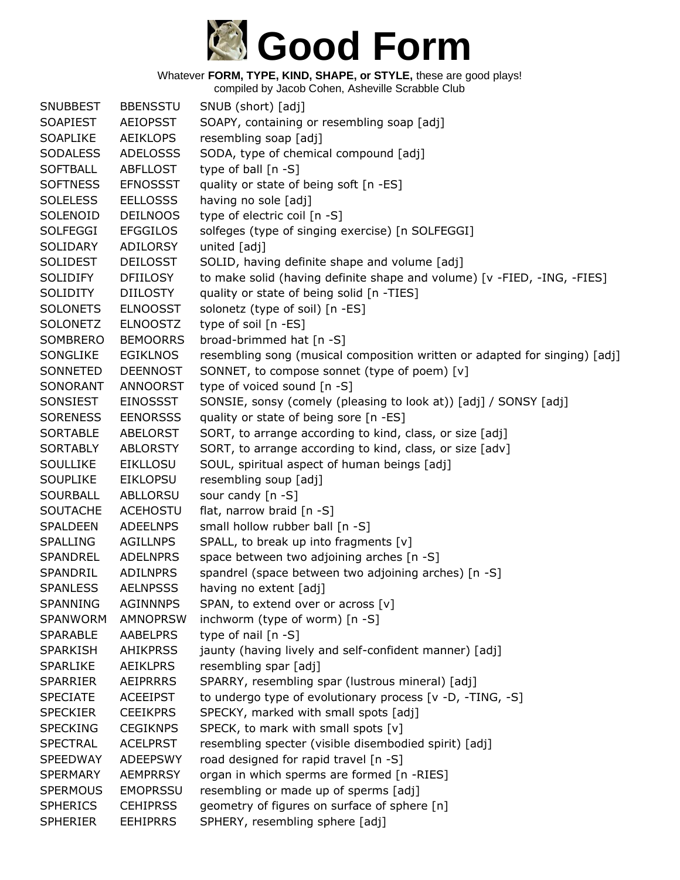# Good Form

Whatever **FORM, TYPE, KIND, SHAPE, or STYLE,** these are good plays!
compiled by Jacob Cohen, Asheville Scrabble Club

| | | |
|---|---|---|
| SNUBBEST | BBENSSTU | SNUB (short) [adj] |
| SOAPIEST | AEIOPSST | SOAPY, containing or resembling soap [adj] |
| SOAPLIKE | AEIKLOPS | resembling soap [adj] |
| SODALESS | ADELOSSS | SODA, type of chemical compound [adj] |
| SOFTBALL | ABFLLOST | type of ball [n -S] |
| SOFTNESS | EFNOSSST | quality or state of being soft [n -ES] |
| SOLELESS | EELLOSSS | having no sole [adj] |
| SOLENOID | DEILNOOS | type of electric coil [n -S] |
| SOLFEGGI | EFGGILOS | solfeges (type of singing exercise) [n SOLFEGGI] |
| SOLIDARY | ADILORSY | united [adj] |
| SOLIDEST | DEILOSST | SOLID, having definite shape and volume [adj] |
| SOLIDIFY | DFIILOSY | to make solid (having definite shape and volume) [v -FIED, -ING, -FIES] |
| SOLIDITY | DIILOSTY | quality or state of being solid [n -TIES] |
| SOLONETS | ELNOOSST | solonetz (type of soil) [n -ES] |
| SOLONETZ | ELNOOSTZ | type of soil [n -ES] |
| SOMBRERO | BEMOORRS | broad-brimmed hat [n -S] |
| SONGLIKE | EGIKLNOS | resembling song (musical composition written or adapted for singing) [adj] |
| SONNETED | DEENNOST | SONNET, to compose sonnet (type of poem) [v] |
| SONORANT | ANNOORST | type of voiced sound [n -S] |
| SONSIEST | EINOSSST | SONSIE, sonsy (comely (pleasing to look at)) [adj] / SONSY [adj] |
| SORENESS | EENORSSS | quality or state of being sore [n -ES] |
| SORTABLE | ABELORST | SORT, to arrange according to kind, class, or size [adj] |
| SORTABLY | ABLORSTY | SORT, to arrange according to kind, class, or size [adv] |
| SOULLIKE | EIKLLOSU | SOUL, spiritual aspect of human beings [adj] |
| SOUPLIKE | EIKLOPSU | resembling soup [adj] |
| SOURBALL | ABLLORSU | sour candy [n -S] |
| SOUTACHE | ACEHOSTU | flat, narrow braid [n -S] |
| SPALDEEN | ADEELNPS | small hollow rubber ball [n -S] |
| SPALLING | AGILLNPS | SPALL, to break up into fragments [v] |
| SPANDREL | ADELNPRS | space between two adjoining arches [n -S] |
| SPANDRIL | ADILNPRS | spandrel (space between two adjoining arches) [n -S] |
| SPANLESS | AELNPSSS | having no extent [adj] |
| SPANNING | AGINNNPS | SPAN, to extend over or across [v] |
| SPANWORM | AMNOPRSW | inchworm (type of worm) [n -S] |
| SPARABLE | AABELPRS | type of nail [n -S] |
| SPARKISH | AHIKPRSS | jaunty (having lively and self-confident manner) [adj] |
| SPARLIKE | AEIKLPRS | resembling spar [adj] |
| SPARRIER | AEIPRRRS | SPARRY, resembling spar (lustrous mineral) [adj] |
| SPECIATE | ACEEIPST | to undergo type of evolutionary process [v -D, -TING, -S] |
| SPECKIER | CEEIKPRS | SPECKY, marked with small spots [adj] |
| SPECKING | CEGIKNPS | SPECK, to mark with small spots [v] |
| SPECTRAL | ACELPRST | resembling specter (visible disembodied spirit) [adj] |
| SPEEDWAY | ADEEPSWY | road designed for rapid travel [n -S] |
| SPERMARY | AEMPRRSY | organ in which sperms are formed [n -RIES] |
| SPERMOUS | EMOPRSSU | resembling or made up of sperms [adj] |
| SPHERICS | CEHIPRSS | geometry of figures on surface of sphere [n] |
| SPHERIER | EEHIPRRS | SPHERY, resembling sphere [adj] |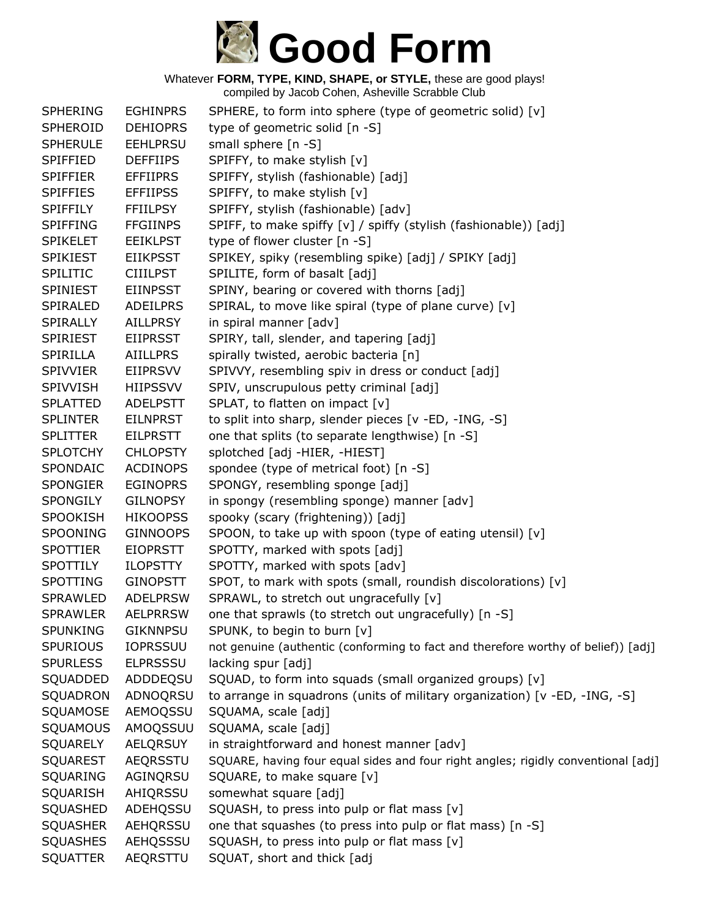# Good Form

Whatever **FORM, TYPE, KIND, SHAPE, or STYLE,** these are good plays!
compiled by Jacob Cohen, Asheville Scrabble Club

| | | |
|---|---|---|
| SPHERING | EGHINPRS | SPHERE, to form into sphere (type of geometric solid) [v] |
| SPHEROID | DEHIOPRS | type of geometric solid [n -S] |
| SPHERULE | EEHLPRSU | small sphere [n -S] |
| SPIFFIED | DEFFIIPS | SPIFFY, to make stylish [v] |
| SPIFFIER | EFFIIPRS | SPIFFY, stylish (fashionable) [adj] |
| SPIFFIES | EFFIIPSS | SPIFFY, to make stylish [v] |
| SPIFFILY | FFIILPSY | SPIFFY, stylish (fashionable) [adv] |
| SPIFFING | FFGIINPS | SPIFF, to make spiffy [v] / spiffy (stylish (fashionable)) [adj] |
| SPIKELET | EEIKLPST | type of flower cluster [n -S] |
| SPIKIEST | EIIKPSST | SPIKEY, spiky (resembling spike) [adj] / SPIKY [adj] |
| SPILITIC | CIIILPST | SPILITE, form of basalt [adj] |
| SPINIEST | EIINPSST | SPINY, bearing or covered with thorns [adj] |
| SPIRALED | ADEILPRS | SPIRAL, to move like spiral (type of plane curve) [v] |
| SPIRALLY | AILLPRSY | in spiral manner [adv] |
| SPIRIEST | EIIPRSST | SPIRY, tall, slender, and tapering [adj] |
| SPIRILLA | AIILLPRS | spirally twisted, aerobic bacteria [n] |
| SPIVVIER | EIIPRSVV | SPIVVY, resembling spiv in dress or conduct [adj] |
| SPIVVISH | HIIPSSVV | SPIV, unscrupulous petty criminal [adj] |
| SPLATTED | ADELPSTT | SPLAT, to flatten on impact [v] |
| SPLINTER | EILNPRST | to split into sharp, slender pieces [v -ED, -ING, -S] |
| SPLITTER | EILPRSTT | one that splits (to separate lengthwise) [n -S] |
| SPLOTCHY | CHLOPSTY | splotched [adj -HIER, -HIEST] |
| SPONDAIC | ACDINOPS | spondee (type of metrical foot) [n -S] |
| SPONGIER | EGINOPRS | SPONGY, resembling sponge [adj] |
| SPONGILY | GILNOPSY | in spongy (resembling sponge) manner [adv] |
| SPOOKISH | HIKOOPSS | spooky (scary (frightening)) [adj] |
| SPOONING | GINNOOPS | SPOON, to take up with spoon (type of eating utensil) [v] |
| SPOTTIER | EIOPRSTT | SPOTTY, marked with spots [adj] |
| SPOTTILY | ILOPSTTY | SPOTTY, marked with spots [adv] |
| SPOTTING | GINOPSTT | SPOT, to mark with spots (small, roundish discolorations) [v] |
| SPRAWLED | ADELPRSW | SPRAWL, to stretch out ungracefully [v] |
| SPRAWLER | AELPRRSW | one that sprawls (to stretch out ungracefully) [n -S] |
| SPUNKING | GIKNNPSU | SPUNK, to begin to burn [v] |
| SPURIOUS | IOPRSSUU | not genuine (authentic (conforming to fact and therefore worthy of belief)) [adj] |
| SPURLESS | ELPRSSSU | lacking spur [adj] |
| SQUADDED | ADDDEQSU | SQUAD, to form into squads (small organized groups) [v] |
| SQUADRON | ADNOQRSU | to arrange in squadrons (units of military organization) [v -ED, -ING, -S] |
| SQUAMOSE | AEMOQSSU | SQUAMA, scale [adj] |
| SQUAMOUS | AMOQSSUU | SQUAMA, scale [adj] |
| SQUARELY | AELQRSUY | in straightforward and honest manner [adv] |
| SQUAREST | AEQRSSTU | SQUARE, having four equal sides and four right angles; rigidly conventional [adj] |
| SQUARING | AGINQRSU | SQUARE, to make square [v] |
| SQUARISH | AHIQRSSU | somewhat square [adj] |
| SQUASHED | ADEHQSSU | SQUASH, to press into pulp or flat mass [v] |
| SQUASHER | AEHQRSSU | one that squashes (to press into pulp or flat mass) [n -S] |
| SQUASHES | AEHQSSSU | SQUASH, to press into pulp or flat mass [v] |
| SQUATTER | AEQRSTTU | SQUAT, short and thick [adj |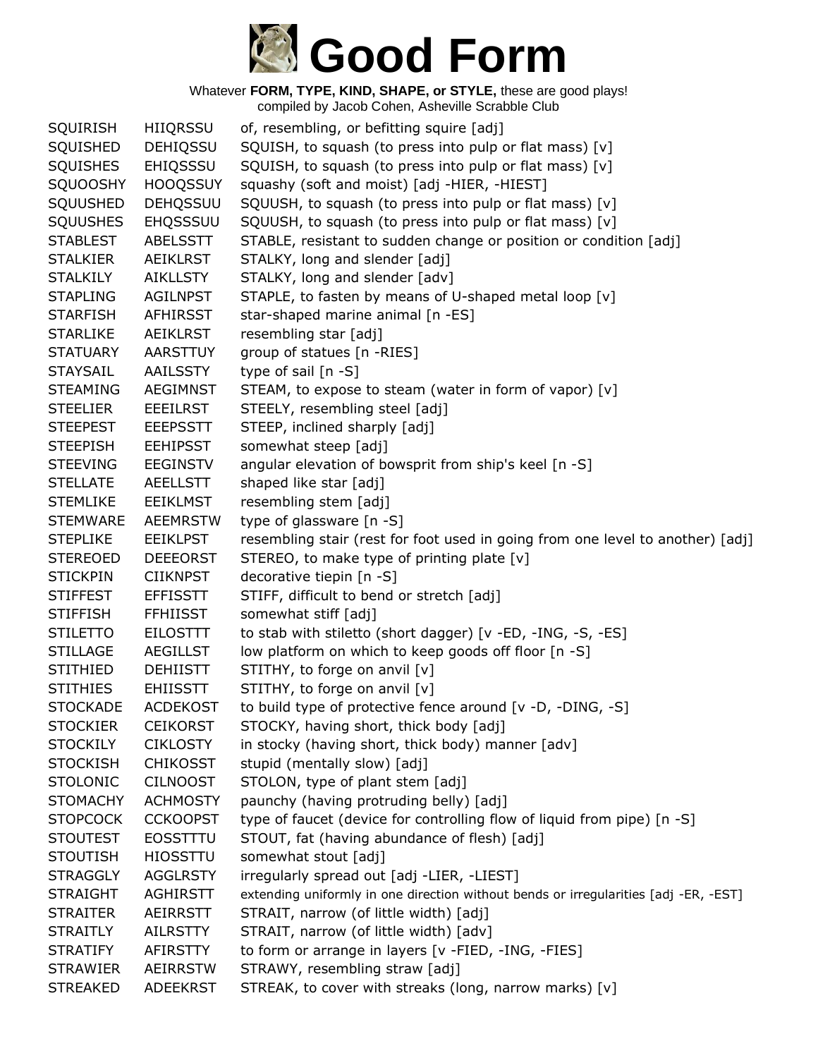# Good Form

Whatever **FORM, TYPE, KIND, SHAPE, or STYLE,** these are good plays!
compiled by Jacob Cohen, Asheville Scrabble Club

| | | |
|---|---|---|
| SQUIRISH | HIIQRSSU | of, resembling, or befitting squire [adj] |
| SQUISHED | DEHIQSSU | SQUISH, to squash (to press into pulp or flat mass) [v] |
| SQUISHES | EHIQSSSU | SQUISH, to squash (to press into pulp or flat mass) [v] |
| SQUOOSHY | HOOQSSUY | squashy (soft and moist) [adj -HIER, -HIEST] |
| SQUUSHED | DEHQSSUU | SQUUSH, to squash (to press into pulp or flat mass) [v] |
| SQUUSHES | EHQSSSUU | SQUUSH, to squash (to press into pulp or flat mass) [v] |
| STABLEST | ABELSSTT | STABLE, resistant to sudden change or position or condition [adj] |
| STALKIER | AEIKLRST | STALKY, long and slender [adj] |
| STALKILY | AIKLLSTY | STALKY, long and slender [adv] |
| STAPLING | AGILNPST | STAPLE, to fasten by means of U-shaped metal loop [v] |
| STARFISH | AFHIRSST | star-shaped marine animal [n -ES] |
| STARLIKE | AEIKLRST | resembling star [adj] |
| STATUARY | AARSTTUY | group of statues [n -RIES] |
| STAYSAIL | AAILSSTY | type of sail [n -S] |
| STEAMING | AEGIMNST | STEAM, to expose to steam (water in form of vapor) [v] |
| STEELIER | EEEILRST | STEELY, resembling steel [adj] |
| STEEPEST | EEEPSSTT | STEEP, inclined sharply [adj] |
| STEEPISH | EEHIPSST | somewhat steep [adj] |
| STEEVING | EEGINSTV | angular elevation of bowsprit from ship's keel [n -S] |
| STELLATE | AEELLSTT | shaped like star [adj] |
| STEMLIKE | EEIKLMST | resembling stem [adj] |
| STEMWARE | AEEMRSTW | type of glassware [n -S] |
| STEPLIKE | EEIKLPST | resembling stair (rest for foot used in going from one level to another) [adj] |
| STEREOED | DEEEORST | STEREO, to make type of printing plate [v] |
| STICKPIN | CIIKNPST | decorative tiepin [n -S] |
| STIFFEST | EFFISSTT | STIFF, difficult to bend or stretch [adj] |
| STIFFISH | FFHIISST | somewhat stiff [adj] |
| STILETTO | EILOSTTT | to stab with stiletto (short dagger) [v -ED, -ING, -S, -ES] |
| STILLAGE | AEGILLST | low platform on which to keep goods off floor [n -S] |
| STITHIED | DEHIISTT | STITHY, to forge on anvil [v] |
| STITHIES | EHIISSTT | STITHY, to forge on anvil [v] |
| STOCKADE | ACDEKOST | to build type of protective fence around [v -D, -DING, -S] |
| STOCKIER | CEIKORST | STOCKY, having short, thick body [adj] |
| STOCKILY | CIKLOSTY | in stocky (having short, thick body) manner [adv] |
| STOCKISH | CHIKOSST | stupid (mentally slow) [adj] |
| STOLONIC | CILNOOST | STOLON, type of plant stem [adj] |
| STOMACHY | ACHMOSTY | paunchy (having protruding belly) [adj] |
| STOPCOCK | CCKOOPST | type of faucet (device for controlling flow of liquid from pipe) [n -S] |
| STOUTEST | EOSSTTTU | STOUT, fat (having abundance of flesh) [adj] |
| STOUTISH | HIOSSTTU | somewhat stout [adj] |
| STRAGGLY | AGGLRSTY | irregularly spread out [adj -LIER, -LIEST] |
| STRAIGHT | AGHIRSTT | extending uniformly in one direction without bends or irregularities [adj -ER, -EST] |
| STRAITER | AEIRRSTT | STRAIT, narrow (of little width) [adj] |
| STRAITLY | AILRSTTY | STRAIT, narrow (of little width) [adv] |
| STRATIFY | AFIRSTTY | to form or arrange in layers [v -FIED, -ING, -FIES] |
| STRAWIER | AEIRRSTW | STRAWY, resembling straw [adj] |
| STREAKED | ADEEKRST | STREAK, to cover with streaks (long, narrow marks) [v] |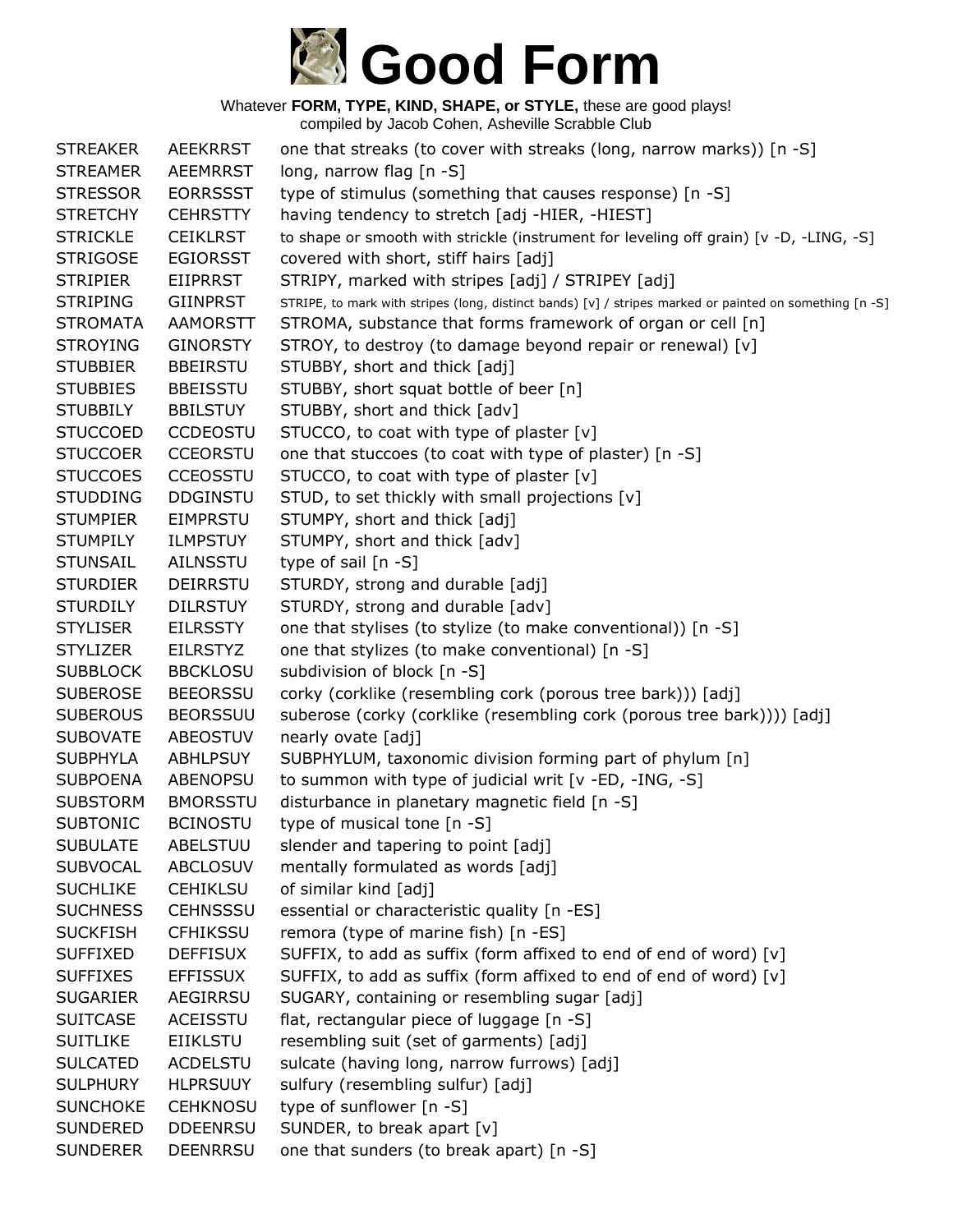# Good Form

Whatever **FORM, TYPE, KIND, SHAPE, or STYLE,** these are good plays!
compiled by Jacob Cohen, Asheville Scrabble Club

| | | |
|---|---|---|
| STREAKER | AEEKRRST | one that streaks (to cover with streaks (long, narrow marks)) [n -S] |
| STREAMER | AEEMRRST | long, narrow flag [n -S] |
| STRESSOR | EORRSSST | type of stimulus (something that causes response) [n -S] |
| STRETCHY | CEHRSTTY | having tendency to stretch [adj -HIER, -HIEST] |
| STRICKLE | CEIKLRST | to shape or smooth with strickle (instrument for leveling off grain) [v -D, -LING, -S] |
| STRIGOSE | EGIORSST | covered with short, stiff hairs [adj] |
| STRIPIER | EIIPRRST | STRIPY, marked with stripes [adj] / STRIPEY [adj] |
| STRIPING | GIINPRST | STRIPE, to mark with stripes (long, distinct bands) [v] / stripes marked or painted on something [n -S] |
| STROMATA | AAMORSTT | STROMA, substance that forms framework of organ or cell [n] |
| STROYING | GINORSTY | STROY, to destroy (to damage beyond repair or renewal) [v] |
| STUBBIER | BBEIRSTU | STUBBY, short and thick [adj] |
| STUBBIES | BBEISSTU | STUBBY, short squat bottle of beer [n] |
| STUBBILY | BBILSTUY | STUBBY, short and thick [adv] |
| STUCCOED | CCDEOSTU | STUCCO, to coat with type of plaster [v] |
| STUCCOER | CCEORSTU | one that stuccoes (to coat with type of plaster) [n -S] |
| STUCCOES | CCEOSSTU | STUCCO, to coat with type of plaster [v] |
| STUDDING | DDGINSTU | STUD, to set thickly with small projections [v] |
| STUMPIER | EIMPRSTU | STUMPY, short and thick [adj] |
| STUMPILY | ILMPSTUY | STUMPY, short and thick [adv] |
| STUNSAIL | AILNSSTU | type of sail [n -S] |
| STURDIER | DEIRRSTU | STURDY, strong and durable [adj] |
| STURDILY | DILRSTUY | STURDY, strong and durable [adv] |
| STYLISER | EILRSSTY | one that stylises (to stylize (to make conventional)) [n -S] |
| STYLIZER | EILRSTYZ | one that stylizes (to make conventional) [n -S] |
| SUBBLOCK | BBCKLOSU | subdivision of block [n -S] |
| SUBEROSE | BEEORSSU | corky (corklike (resembling cork (porous tree bark))) [adj] |
| SUBEROUS | BEORSSUU | suberose (corky (corklike (resembling cork (porous tree bark)))) [adj] |
| SUBOVATE | ABEOSTUV | nearly ovate [adj] |
| SUBPHYLA | ABHLPSUY | SUBPHYLUM, taxonomic division forming part of phylum [n] |
| SUBPOENA | ABENOPSU | to summon with type of judicial writ [v -ED, -ING, -S] |
| SUBSTORM | BMORSSTU | disturbance in planetary magnetic field [n -S] |
| SUBTONIC | BCINOSTU | type of musical tone [n -S] |
| SUBULATE | ABELSTUU | slender and tapering to point [adj] |
| SUBVOCAL | ABCLOSUV | mentally formulated as words [adj] |
| SUCHLIKE | CEHIKLSU | of similar kind [adj] |
| SUCHNESS | CEHNSSSU | essential or characteristic quality [n -ES] |
| SUCKFISH | CFHIKSSU | remora (type of marine fish) [n -ES] |
| SUFFIXED | DEFFISUX | SUFFIX, to add as suffix (form affixed to end of end of word) [v] |
| SUFFIXES | EFFISSUX | SUFFIX, to add as suffix (form affixed to end of end of word) [v] |
| SUGARIER | AEGIRRSU | SUGARY, containing or resembling sugar [adj] |
| SUITCASE | ACEISSTU | flat, rectangular piece of luggage [n -S] |
| SUITLIKE | EIIKLSTU | resembling suit (set of garments) [adj] |
| SULCATED | ACDELSTU | sulcate (having long, narrow furrows) [adj] |
| SULPHURY | HLPRSUUY | sulfury (resembling sulfur) [adj] |
| SUNCHOKE | CEHKNOSU | type of sunflower [n -S] |
| SUNDERED | DDEENRSU | SUNDER, to break apart [v] |
| SUNDERER | DEENRRSU | one that sunders (to break apart) [n -S] |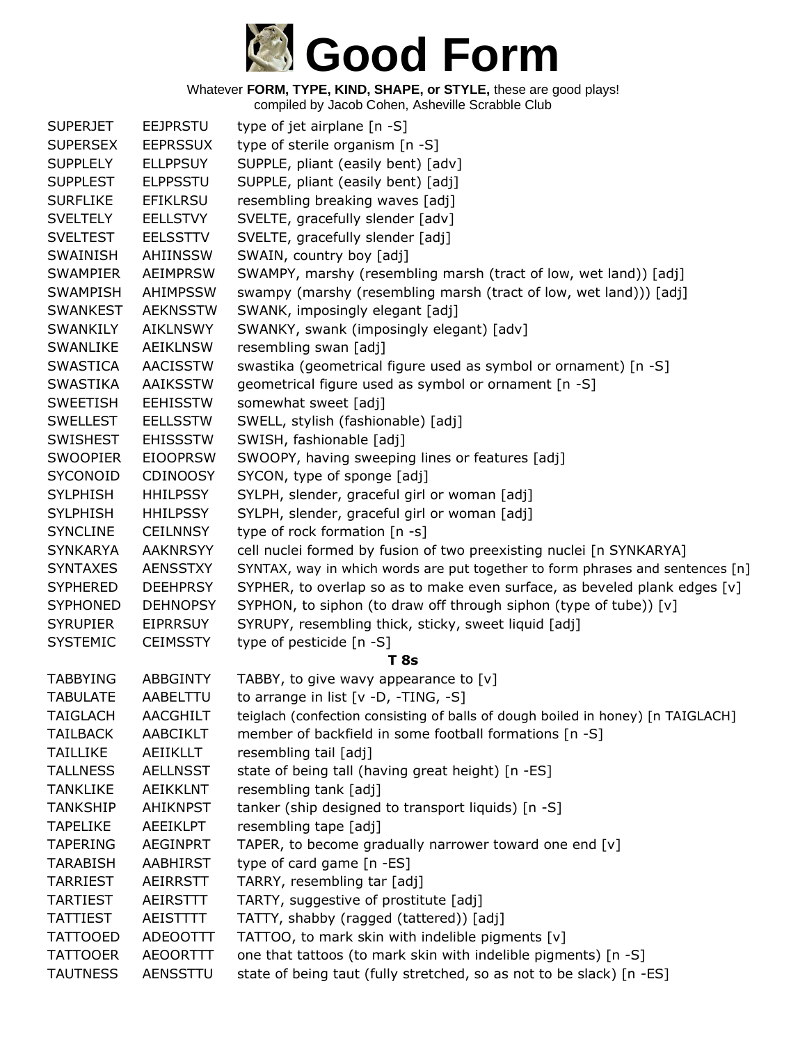# Good Form

Whatever **FORM, TYPE, KIND, SHAPE, or STYLE,** these are good plays!
compiled by Jacob Cohen, Asheville Scrabble Club

| | | |
|---|---|---|
| SUPERJET | EEJPRSTU | type of jet airplane [n -S] |
| SUPERSEX | EEPRSSUX | type of sterile organism [n -S] |
| SUPPLELY | ELLPPSUY | SUPPLE, pliant (easily bent) [adv] |
| SUPPLEST | ELPPSSTU | SUPPLE, pliant (easily bent) [adj] |
| SURFLIKE | EFIKLRSU | resembling breaking waves [adj] |
| SVELTELY | EELLSTVY | SVELTE, gracefully slender [adv] |
| SVELTEST | EELSSTTV | SVELTE, gracefully slender [adj] |
| SWAINISH | AHIINSSW | SWAIN, country boy [adj] |
| SWAMPIER | AEIMPRSW | SWAMPY, marshy (resembling marsh (tract of low, wet land)) [adj] |
| SWAMPISH | AHIMPSSW | swampy (marshy (resembling marsh (tract of low, wet land))) [adj] |
| SWANKEST | AEKNSSTW | SWANK, imposingly elegant [adj] |
| SWANKILY | AIKLNSWY | SWANKY, swank (imposingly elegant) [adv] |
| SWANLIKE | AEIKLNSW | resembling swan [adj] |
| SWASTICA | AACISSTW | swastika (geometrical figure used as symbol or ornament) [n -S] |
| SWASTIKA | AAIKSSTW | geometrical figure used as symbol or ornament [n -S] |
| SWEETISH | EEHISSTW | somewhat sweet [adj] |
| SWELLEST | EELLSSTW | SWELL, stylish (fashionable) [adj] |
| SWISHEST | EHISSSTW | SWISH, fashionable [adj] |
| SWOOPIER | EIOOPRSW | SWOOPY, having sweeping lines or features [adj] |
| SYCONOID | CDINOOSY | SYCON, type of sponge [adj] |
| SYLPHISH | HHILPSSY | SYLPH, slender, graceful girl or woman [adj] |
| SYLPHISH | HHILPSSY | SYLPH, slender, graceful girl or woman [adj] |
| SYNCLINE | CEILNNSY | type of rock formation [n -s] |
| SYNKARYA | AAKNRSYY | cell nuclei formed by fusion of two preexisting nuclei [n SYNKARYA] |
| SYNTAXES | AENSSTXY | SYNTAX, way in which words are put together to form phrases and sentences [n] |
| SYPHERED | DEEHPRSY | SYPHER, to overlap so as to make even surface, as beveled plank edges [v] |
| SYPHONED | DEHNOPSY | SYPHON, to siphon (to draw off through siphon (type of tube)) [v] |
| SYRUPIER | EIPRRSUY | SYRUPY, resembling thick, sticky, sweet liquid [adj] |
| SYSTEMIC | CEIMSSTY | type of pesticide [n -S] |
| | | **T 8s** |
| TABBYING | ABBGINTY | TABBY, to give wavy appearance to [v] |
| TABULATE | AABELTTU | to arrange in list [v -D, -TING, -S] |
| TAIGLACH | AACGHILT | teiglach (confection consisting of balls of dough boiled in honey) [n TAIGLACH] |
| TAILBACK | AABCIKLT | member of backfield in some football formations [n -S] |
| TAILLIKE | AEIIKLLT | resembling tail [adj] |
| TALLNESS | AELLNSST | state of being tall (having great height) [n -ES] |
| TANKLIKE | AEIKKLNT | resembling tank [adj] |
| TANKSHIP | AHIKNPST | tanker (ship designed to transport liquids) [n -S] |
| TAPELIKE | AEEIKLPT | resembling tape [adj] |
| TAPERING | AEGINPRT | TAPER, to become gradually narrower toward one end [v] |
| TARABISH | AABHIRST | type of card game [n -ES] |
| TARRIEST | AEIRRSTT | TARRY, resembling tar [adj] |
| TARTIEST | AEIRSTTT | TARTY, suggestive of prostitute [adj] |
| TATTIEST | AEISTTTT | TATTY, shabby (ragged (tattered)) [adj] |
| TATTOOED | ADEOOTTT | TATTOO, to mark skin with indelible pigments [v] |
| TATTOOER | AEOORTTT | one that tattoos (to mark skin with indelible pigments) [n -S] |
| TAUTNESS | AENSSTTU | state of being taut (fully stretched, so as not to be slack) [n -ES] |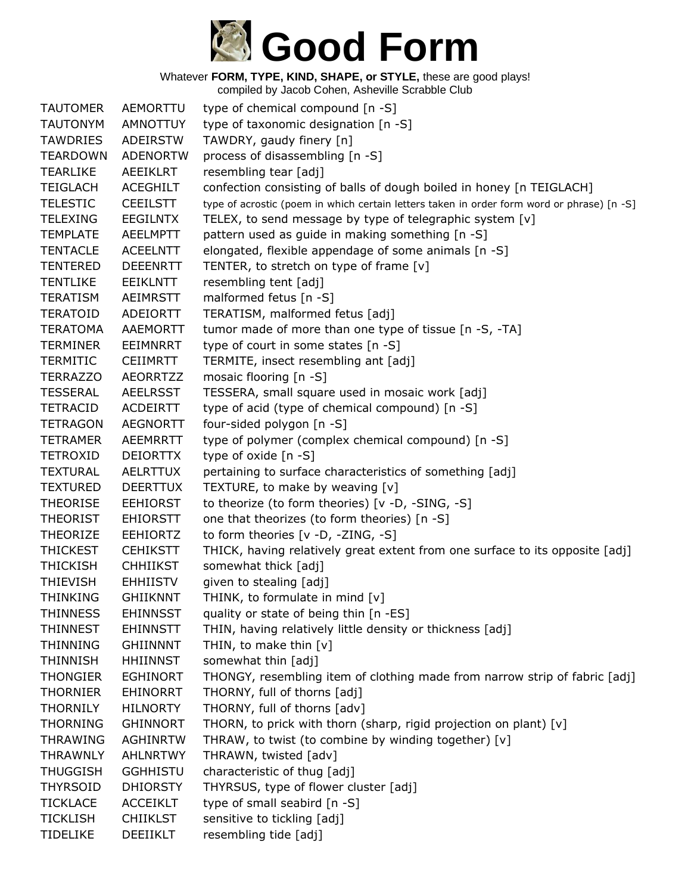# Good Form

Whatever **FORM, TYPE, KIND, SHAPE, or STYLE,** these are good plays!
compiled by Jacob Cohen, Asheville Scrabble Club

| | | |
|---|---|---|
| TAUTOMER | AEMORTTU | type of chemical compound [n -S] |
| TAUTONYM | AMNOTTUY | type of taxonomic designation [n -S] |
| TAWDRIES | ADEIRSTW | TAWDRY, gaudy finery [n] |
| TEARDOWN | ADENORTW | process of disassembling [n -S] |
| TEARLIKE | AEEIKLRT | resembling tear [adj] |
| TEIGLACH | ACEGHILT | confection consisting of balls of dough boiled in honey [n TEIGLACH] |
| TELESTIC | CEEILSTT | type of acrostic (poem in which certain letters taken in order form word or phrase) [n -S] |
| TELEXING | EEGILNTX | TELEX, to send message by type of telegraphic system [v] |
| TEMPLATE | AEELMPTT | pattern used as guide in making something [n -S] |
| TENTACLE | ACEELNTT | elongated, flexible appendage of some animals [n -S] |
| TENTERED | DEEENRTT | TENTER, to stretch on type of frame [v] |
| TENTLIKE | EEIKLNTT | resembling tent [adj] |
| TERATISM | AEIMRSTT | malformed fetus [n -S] |
| TERATOID | ADEIORTT | TERATISM, malformed fetus [adj] |
| TERATOMA | AAEMORTT | tumor made of more than one type of tissue [n -S, -TA] |
| TERMINER | EEIMNRRT | type of court in some states [n -S] |
| TERMITIC | CEIIMRTT | TERMITE, insect resembling ant [adj] |
| TERRAZZO | AEORRTZZ | mosaic flooring [n -S] |
| TESSERAL | AEELRSST | TESSERA, small square used in mosaic work [adj] |
| TETRACID | ACDEIRTT | type of acid (type of chemical compound) [n -S] |
| TETRAGON | AEGNORTT | four-sided polygon [n -S] |
| TETRAMER | AEEMRRTT | type of polymer (complex chemical compound) [n -S] |
| TETROXID | DEIORTTX | type of oxide [n -S] |
| TEXTURAL | AELRTTUX | pertaining to surface characteristics of something [adj] |
| TEXTURED | DEERTTUX | TEXTURE, to make by weaving [v] |
| THEORISE | EEHIORST | to theorize (to form theories) [v -D, -SING, -S] |
| THEORIST | EHIORSTT | one that theorizes (to form theories) [n -S] |
| THEORIZE | EEHIORTZ | to form theories [v -D, -ZING, -S] |
| THICKEST | CEHIKSTT | THICK, having relatively great extent from one surface to its opposite [adj] |
| THICKISH | CHHIIKST | somewhat thick [adj] |
| THIEVISH | EHHIISTV | given to stealing [adj] |
| THINKING | GHIIKNNT | THINK, to formulate in mind [v] |
| THINNESS | EHINNSST | quality or state of being thin [n -ES] |
| THINNEST | EHINNSTT | THIN, having relatively little density or thickness [adj] |
| THINNING | GHIINNNT | THIN, to make thin [v] |
| THINNISH | HHIINNST | somewhat thin [adj] |
| THONGIER | EGHINORT | THONGY, resembling item of clothing made from narrow strip of fabric [adj] |
| THORNIER | EHINORRT | THORNY, full of thorns [adj] |
| THORNILY | HILNORTY | THORNY, full of thorns [adv] |
| THORNING | GHINNORT | THORN, to prick with thorn (sharp, rigid projection on plant) [v] |
| THRAWING | AGHINRTW | THRAW, to twist (to combine by winding together) [v] |
| THRAWNLY | AHLNRTWY | THRAWN, twisted [adv] |
| THUGGISH | GGHHISTU | characteristic of thug [adj] |
| THYRSOID | DHIORSTY | THYRSUS, type of flower cluster [adj] |
| TICKLACE | ACCEIKLT | type of small seabird [n -S] |
| TICKLISH | CHIIKLST | sensitive to tickling [adj] |
| TIDELIKE | DEEIIKLT | resembling tide [adj] |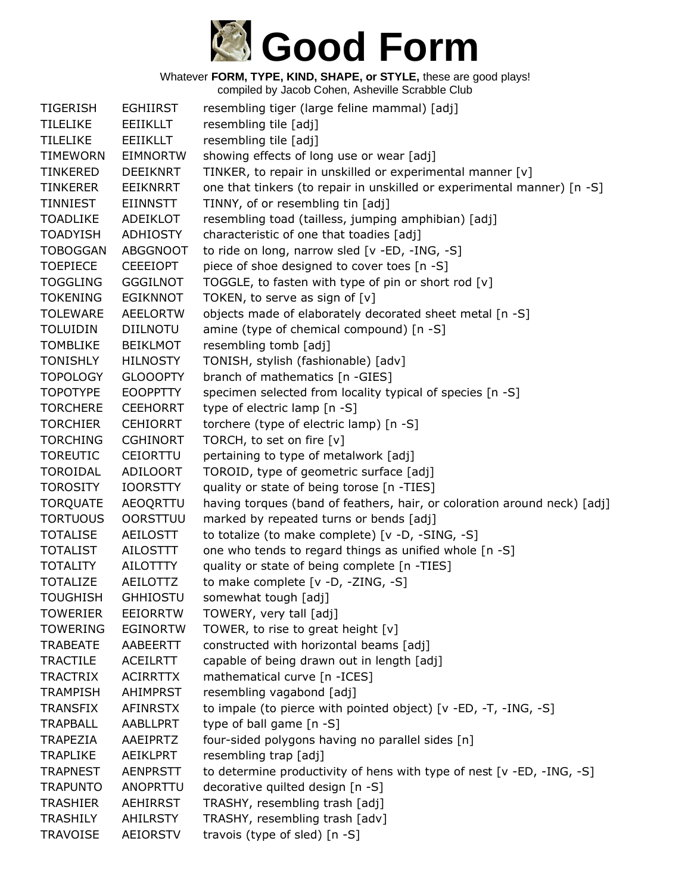# Good Form

Whatever **FORM, TYPE, KIND, SHAPE, or STYLE,** these are good plays!
compiled by Jacob Cohen, Asheville Scrabble Club

| | | |
|---|---|---|
| TIGERISH | EGHIIRST | resembling tiger (large feline mammal) [adj] |
| TILELIKE | EEIIKLLT | resembling tile [adj] |
| TILELIKE | EEIIKLLT | resembling tile [adj] |
| TIMEWORN | EIMNORTW | showing effects of long use or wear [adj] |
| TINKERED | DEEIKNRT | TINKER, to repair in unskilled or experimental manner [v] |
| TINKERER | EEIKNRRT | one that tinkers (to repair in unskilled or experimental manner) [n -S] |
| TINNIEST | EIINNSTT | TINNY, of or resembling tin [adj] |
| TOADLIKE | ADEIKLOT | resembling toad (tailless, jumping amphibian) [adj] |
| TOADYISH | ADHIOSTY | characteristic of one that toadies [adj] |
| TOBOGGAN | ABGGNOOT | to ride on long, narrow sled [v -ED, -ING, -S] |
| TOEPIECE | CEEEIOPT | piece of shoe designed to cover toes [n -S] |
| TOGGLING | GGGILNOT | TOGGLE, to fasten with type of pin or short rod [v] |
| TOKENING | EGIKNNOT | TOKEN, to serve as sign of [v] |
| TOLEWARE | AEELORTW | objects made of elaborately decorated sheet metal [n -S] |
| TOLUIDIN | DIILNOTU | amine (type of chemical compound) [n -S] |
| TOMBLIKE | BEIKLMOT | resembling tomb [adj] |
| TONISHLY | HILNOSTY | TONISH, stylish (fashionable) [adv] |
| TOPOLOGY | GLOOOPTY | branch of mathematics [n -GIES] |
| TOPOTYPE | EOOPPTTY | specimen selected from locality typical of species [n -S] |
| TORCHERE | CEEHORRT | type of electric lamp [n -S] |
| TORCHIER | CEHIORRT | torchere (type of electric lamp) [n -S] |
| TORCHING | CGHINORT | TORCH, to set on fire [v] |
| TOREUTIC | CEIORTTU | pertaining to type of metalwork [adj] |
| TOROIDAL | ADILOORT | TOROID, type of geometric surface [adj] |
| TOROSITY | IOORSTTY | quality or state of being torose [n -TIES] |
| TORQUATE | AEOQRTTU | having torques (band of feathers, hair, or coloration around neck) [adj] |
| TORTUOUS | OORSTTUU | marked by repeated turns or bends [adj] |
| TOTALISE | AEILOSTT | to totalize (to make complete) [v -D, -SING, -S] |
| TOTALIST | AILOSTTT | one who tends to regard things as unified whole [n -S] |
| TOTALITY | AILOTTTY | quality or state of being complete [n -TIES] |
| TOTALIZE | AEILOTTZ | to make complete [v -D, -ZING, -S] |
| TOUGHISH | GHHIOSTU | somewhat tough [adj] |
| TOWERIER | EEIORRTW | TOWERY, very tall [adj] |
| TOWERING | EGINORTW | TOWER, to rise to great height [v] |
| TRABEATE | AABEERTT | constructed with horizontal beams [adj] |
| TRACTILE | ACEILRTT | capable of being drawn out in length [adj] |
| TRACTRIX | ACIRRTTX | mathematical curve [n -ICES] |
| TRAMPISH | AHIMPRST | resembling vagabond [adj] |
| TRANSFIX | AFINRSTX | to impale (to pierce with pointed object) [v -ED, -T, -ING, -S] |
| TRAPBALL | AABLLPRT | type of ball game [n -S] |
| TRAPEZIA | AAEIPRTZ | four-sided polygons having no parallel sides [n] |
| TRAPLIKE | AEIKLPRT | resembling trap [adj] |
| TRAPNEST | AENPRSTT | to determine productivity of hens with type of nest [v -ED, -ING, -S] |
| TRAPUNTO | ANOPRTTU | decorative quilted design [n -S] |
| TRASHIER | AEHIRRST | TRASHY, resembling trash [adj] |
| TRASHILY | AHILRSTY | TRASHY, resembling trash [adv] |
| TRAVOISE | AEIORSTV | travois (type of sled) [n -S] |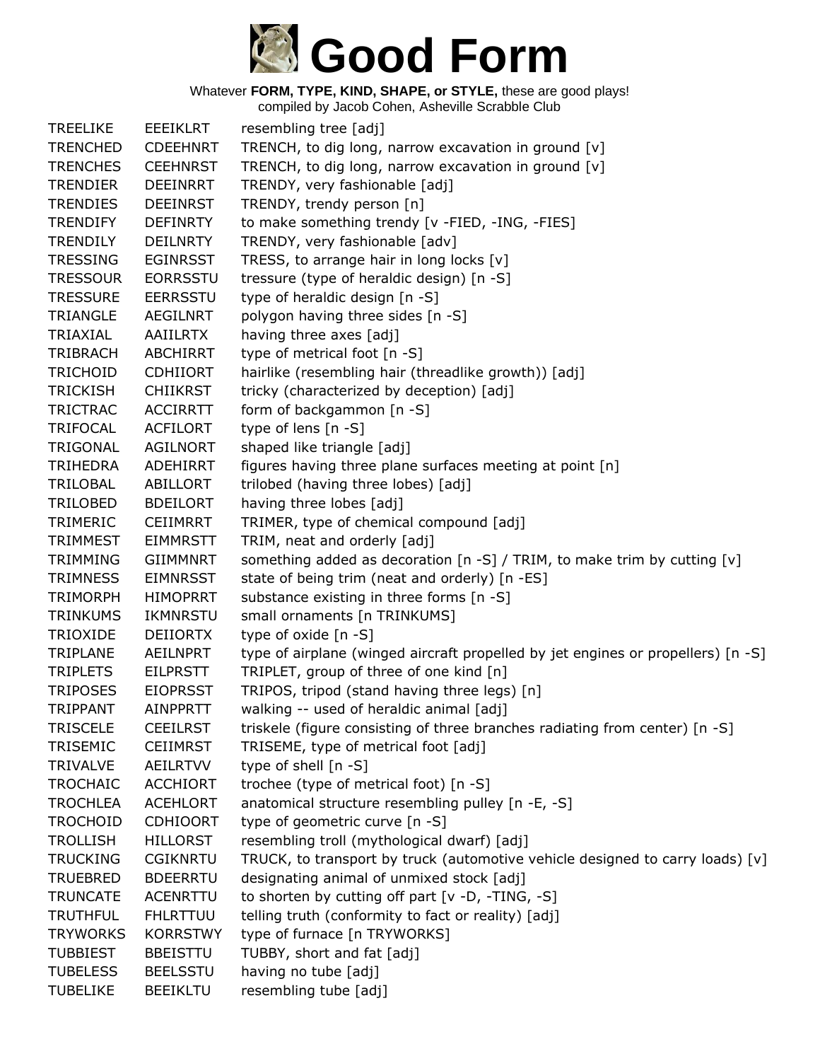# Good Form

Whatever **FORM, TYPE, KIND, SHAPE, or STYLE,** these are good plays!
compiled by Jacob Cohen, Asheville Scrabble Club

| | | |
|---|---|---|
| TREELIKE | EEEIKLRT | resembling tree [adj] |
| TRENCHED | CDEEHNRT | TRENCH, to dig long, narrow excavation in ground [v] |
| TRENCHES | CEEHNRST | TRENCH, to dig long, narrow excavation in ground [v] |
| TRENDIER | DEEINRRT | TRENDY, very fashionable [adj] |
| TRENDIES | DEEINRST | TRENDY, trendy person [n] |
| TRENDIFY | DEFINRTY | to make something trendy [v -FIED, -ING, -FIES] |
| TRENDILY | DEILNRTY | TRENDY, very fashionable [adv] |
| TRESSING | EGINRSST | TRESS, to arrange hair in long locks [v] |
| TRESSOUR | EORRSSTU | tressure (type of heraldic design) [n -S] |
| TRESSURE | EERRSSTU | type of heraldic design [n -S] |
| TRIANGLE | AEGILNRT | polygon having three sides [n -S] |
| TRIAXIAL | AAIILRTX | having three axes [adj] |
| TRIBRACH | ABCHIRRT | type of metrical foot [n -S] |
| TRICHOID | CDHIIORT | hairlike (resembling hair (threadlike growth)) [adj] |
| TRICKISH | CHIIKRST | tricky (characterized by deception) [adj] |
| TRICTRAC | ACCIRRTT | form of backgammon [n -S] |
| TRIFOCAL | ACFILORT | type of lens [n -S] |
| TRIGONAL | AGILNORT | shaped like triangle [adj] |
| TRIHEDRA | ADEHIRRT | figures having three plane surfaces meeting at point [n] |
| TRILOBAL | ABILLORT | trilobed (having three lobes) [adj] |
| TRILOBED | BDEILORT | having three lobes [adj] |
| TRIMERIC | CEIIMRRT | TRIMER, type of chemical compound [adj] |
| TRIMMEST | EIMMRSTT | TRIM, neat and orderly [adj] |
| TRIMMING | GIIMMNRT | something added as decoration [n -S] / TRIM, to make trim by cutting [v] |
| TRIMNESS | EIMNRSST | state of being trim (neat and orderly) [n -ES] |
| TRIMORPH | HIMOPRRT | substance existing in three forms [n -S] |
| TRINKUMS | IKMNRSTU | small ornaments [n TRINKUMS] |
| TRIOXIDE | DEIIORTX | type of oxide [n -S] |
| TRIPLANE | AEILNPRT | type of airplane (winged aircraft propelled by jet engines or propellers) [n -S] |
| TRIPLETS | EILPRSTT | TRIPLET, group of three of one kind [n] |
| TRIPOSES | EIOPRSST | TRIPOS, tripod (stand having three legs) [n] |
| TRIPPANT | AINPPRTT | walking -- used of heraldic animal [adj] |
| TRISCELE | CEEILRST | triskele (figure consisting of three branches radiating from center) [n -S] |
| TRISEMIC | CEIIMRST | TRISEME, type of metrical foot [adj] |
| TRIVALVE | AEILRTVV | type of shell [n -S] |
| TROCHAIC | ACCHIORT | trochee (type of metrical foot) [n -S] |
| TROCHLEA | ACEHLORT | anatomical structure resembling pulley [n -E, -S] |
| TROCHOID | CDHIOORT | type of geometric curve [n -S] |
| TROLLISH | HILLORST | resembling troll (mythological dwarf) [adj] |
| TRUCKING | CGIKNRTU | TRUCK, to transport by truck (automotive vehicle designed to carry loads) [v] |
| TRUEBRED | BDEERRTU | designating animal of unmixed stock [adj] |
| TRUNCATE | ACENRTTU | to shorten by cutting off part [v -D, -TING, -S] |
| TRUTHFUL | FHLRTTUU | telling truth (conformity to fact or reality) [adj] |
| TRYWORKS | KORRSTWY | type of furnace [n TRYWORKS] |
| TUBBIEST | BBEISTTU | TUBBY, short and fat [adj] |
| TUBELESS | BEELSSTU | having no tube [adj] |
| TUBELIKE | BEEIKLTU | resembling tube [adj] |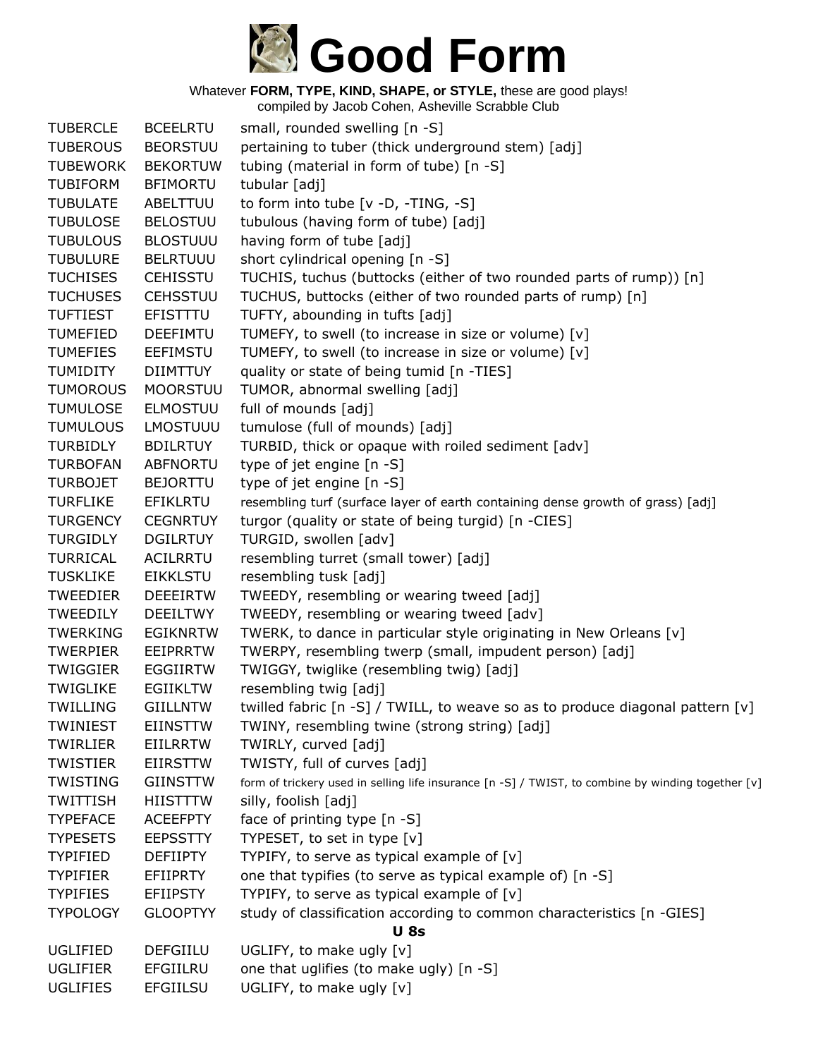# Good Form

Whatever **FORM, TYPE, KIND, SHAPE, or STYLE,** these are good plays!
compiled by Jacob Cohen, Asheville Scrabble Club

| | | |
|---|---|---|
| TUBERCLE | BCEELRTU | small, rounded swelling [n -S] |
| TUBEROUS | BEORSTUU | pertaining to tuber (thick underground stem) [adj] |
| TUBEWORK | BEKORTUW | tubing (material in form of tube) [n -S] |
| TUBIFORM | BFIMORTU | tubular [adj] |
| TUBULATE | ABELTTUU | to form into tube [v -D, -TING, -S] |
| TUBULOSE | BELOSTUU | tubulous (having form of tube) [adj] |
| TUBULOUS | BLOSTUUU | having form of tube [adj] |
| TUBULURE | BELRTUUU | short cylindrical opening [n -S] |
| TUCHISES | CEHISSTU | TUCHIS, tuchus (buttocks (either of two rounded parts of rump)) [n] |
| TUCHUSES | CEHSSTUU | TUCHUS, buttocks (either of two rounded parts of rump) [n] |
| TUFTIEST | EFISTTTU | TUFTY, abounding in tufts [adj] |
| TUMEFIED | DEEFIMTU | TUMEFY, to swell (to increase in size or volume) [v] |
| TUMEFIES | EEFIMSTU | TUMEFY, to swell (to increase in size or volume) [v] |
| TUMIDITY | DIIMTTUY | quality or state of being tumid [n -TIES] |
| TUMOROUS | MOORSTUU | TUMOR, abnormal swelling [adj] |
| TUMULOSE | ELMOSTUU | full of mounds [adj] |
| TUMULOUS | LMOSTUUU | tumulose (full of mounds) [adj] |
| TURBIDLY | BDILRTUY | TURBID, thick or opaque with roiled sediment [adv] |
| TURBOFAN | ABFNORTU | type of jet engine [n -S] |
| TURBOJET | BEJORTTU | type of jet engine [n -S] |
| TURFLIKE | EFIKLRTU | resembling turf (surface layer of earth containing dense growth of grass) [adj] |
| TURGENCY | CEGNRTUY | turgor (quality or state of being turgid) [n -CIES] |
| TURGIDLY | DGILRTUY | TURGID, swollen [adv] |
| TURRICAL | ACILRRTU | resembling turret (small tower) [adj] |
| TUSKLIKE | EIKKLSTU | resembling tusk [adj] |
| TWEEDIER | DEEEIRTW | TWEEDY, resembling or wearing tweed [adj] |
| TWEEDILY | DEEILTWY | TWEEDY, resembling or wearing tweed [adv] |
| TWERKING | EGIKNRTW | TWERK, to dance in particular style originating in New Orleans [v] |
| TWERPIER | EEIPRRTW | TWERPY, resembling twerp (small, impudent person) [adj] |
| TWIGGIER | EGGIIRTW | TWIGGY, twiglike (resembling twig) [adj] |
| TWIGLIKE | EGIIKLTW | resembling twig [adj] |
| TWILLING | GIILLNTW | twilled fabric [n -S] / TWILL, to weave so as to produce diagonal pattern [v] |
| TWINIEST | EIINSTTW | TWINY, resembling twine (strong string) [adj] |
| TWIRLIER | EIILRRTW | TWIRLY, curved [adj] |
| TWISTIER | EIIRSTTW | TWISTY, full of curves [adj] |
| TWISTING | GIINSTTW | form of trickery used in selling life insurance [n -S] / TWIST, to combine by winding together [v] |
| TWITTISH | HIISTTTW | silly, foolish [adj] |
| TYPEFACE | ACEEFPTY | face of printing type [n -S] |
| TYPESETS | EEPSSTTY | TYPESET, to set in type [v] |
| TYPIFIED | DEFIIPTY | TYPIFY, to serve as typical example of [v] |
| TYPIFIER | EFIIPRTY | one that typifies (to serve as typical example of) [n -S] |
| TYPIFIES | EFIIPSTY | TYPIFY, to serve as typical example of [v] |
| TYPOLOGY | GLOOPTYY | study of classification according to common characteristics [n -GIES] |

### U 8s

| | | |
|---|---|---|
| UGLIFIED | DEFGIILU | UGLIFY, to make ugly [v] |
| UGLIFIER | EFGIILRU | one that uglifies (to make ugly) [n -S] |
| UGLIFIES | EFGIILSU | UGLIFY, to make ugly [v] |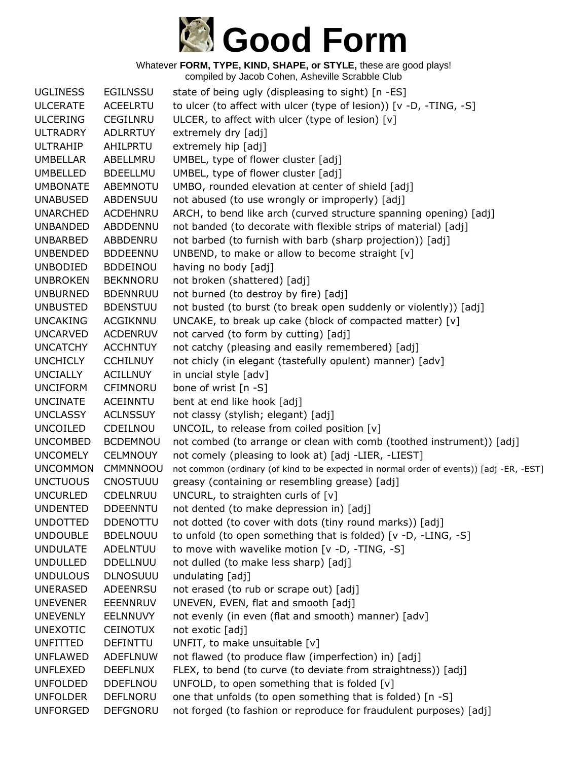# Good Form

Whatever **FORM, TYPE, KIND, SHAPE, or STYLE,** these are good plays!
compiled by Jacob Cohen, Asheville Scrabble Club

| | | |
|---|---|---|
| UGLINESS | EGILNSSU | state of being ugly (displeasing to sight) [n -ES] |
| ULCERATE | ACEELRTU | to ulcer (to affect with ulcer (type of lesion)) [v -D, -TING, -S] |
| ULCERING | CEGILNRU | ULCER, to affect with ulcer (type of lesion) [v] |
| ULTRADRY | ADLRRTUY | extremely dry [adj] |
| ULTRAHIP | AHILPRTU | extremely hip [adj] |
| UMBELLAR | ABELLMRU | UMBEL, type of flower cluster [adj] |
| UMBELLED | BDEELLMU | UMBEL, type of flower cluster [adj] |
| UMBONATE | ABEMNOTU | UMBO, rounded elevation at center of shield [adj] |
| UNABUSED | ABDENSUU | not abused (to use wrongly or improperly) [adj] |
| UNARCHED | ACDEHNRU | ARCH, to bend like arch (curved structure spanning opening) [adj] |
| UNBANDED | ABDDENNU | not banded (to decorate with flexible strips of material) [adj] |
| UNBARBED | ABBDENRU | not barbed (to furnish with barb (sharp projection)) [adj] |
| UNBENDED | BDDEENNU | UNBEND, to make or allow to become straight [v] |
| UNBODIED | BDDEINOU | having no body [adj] |
| UNBROKEN | BEKNNORU | not broken (shattered) [adj] |
| UNBURNED | BDENNRUU | not burned (to destroy by fire) [adj] |
| UNBUSTED | BDENSTUU | not busted (to burst (to break open suddenly or violently)) [adj] |
| UNCAKING | ACGIKNNU | UNCAKE, to break up cake (block of compacted matter) [v] |
| UNCARVED | ACDENRUV | not carved (to form by cutting) [adj] |
| UNCATCHY | ACCHNTUY | not catchy (pleasing and easily remembered) [adj] |
| UNCHICLY | CCHILNUY | not chicly (in elegant (tastefully opulent) manner) [adv] |
| UNCIALLY | ACILLNUY | in uncial style [adv] |
| UNCIFORM | CFIMNORU | bone of wrist [n -S] |
| UNCINATE | ACEINNTU | bent at end like hook [adj] |
| UNCLASSY | ACLNSSUY | not classy (stylish; elegant) [adj] |
| UNCOILED | CDEILNOU | UNCOIL, to release from coiled position [v] |
| UNCOMBED | BCDEMNOU | not combed (to arrange or clean with comb (toothed instrument)) [adj] |
| UNCOMELY | CELMNOUY | not comely (pleasing to look at) [adj -LIER, -LIEST] |
| UNCOMMON | CMMNNOOU | not common (ordinary (of kind to be expected in normal order of events)) [adj -ER, -EST] |
| UNCTUOUS | CNOSTUUU | greasy (containing or resembling grease) [adj] |
| UNCURLED | CDELNRUU | UNCURL, to straighten curls of [v] |
| UNDENTED | DDEENNTU | not dented (to make depression in) [adj] |
| UNDOTTED | DDENOTTU | not dotted (to cover with dots (tiny round marks)) [adj] |
| UNDOUBLE | BDELNOUU | to unfold (to open something that is folded) [v -D, -LING, -S] |
| UNDULATE | ADELNTUU | to move with wavelike motion [v -D, -TING, -S] |
| UNDULLED | DDELLNUU | not dulled (to make less sharp) [adj] |
| UNDULOUS | DLNOSUUU | undulating [adj] |
| UNERASED | ADEENRSU | not erased (to rub or scrape out) [adj] |
| UNEVENER | EEENNRUV | UNEVEN, EVEN, flat and smooth [adj] |
| UNEVENLY | EELNNUVY | not evenly (in even (flat and smooth) manner) [adv] |
| UNEXOTIC | CEINOTUX | not exotic [adj] |
| UNFITTED | DEFINTTU | UNFIT, to make unsuitable [v] |
| UNFLAWED | ADEFLNUW | not flawed (to produce flaw (imperfection) in) [adj] |
| UNFLEXED | DEEFLNUX | FLEX, to bend (to curve (to deviate from straightness)) [adj] |
| UNFOLDED | DDEFLNOU | UNFOLD, to open something that is folded [v] |
| UNFOLDER | DEFLNORU | one that unfolds (to open something that is folded) [n -S] |
| UNFORGED | DEFGNORU | not forged (to fashion or reproduce for fraudulent purposes) [adj] |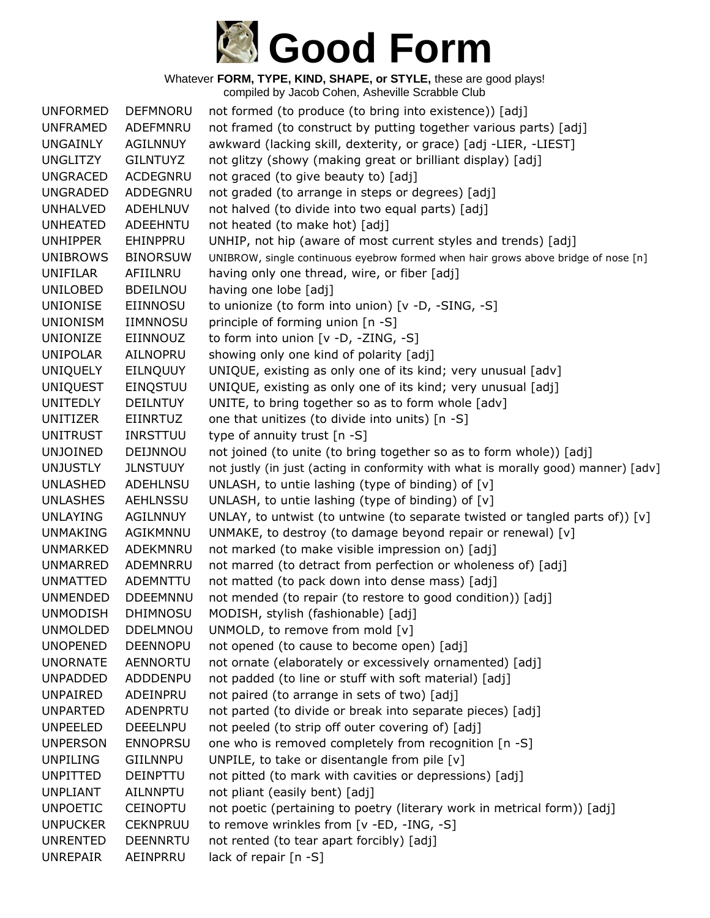# Good Form

Whatever **FORM, TYPE, KIND, SHAPE, or STYLE,** these are good plays!
compiled by Jacob Cohen, Asheville Scrabble Club

| | | |
|---|---|---|
| UNFORMED | DEFMNORU | not formed (to produce (to bring into existence)) [adj] |
| UNFRAMED | ADEFMNRU | not framed (to construct by putting together various parts) [adj] |
| UNGAINLY | AGILNNUY | awkward (lacking skill, dexterity, or grace) [adj -LIER, -LIEST] |
| UNGLITZY | GILNTUYZ | not glitzy (showy (making great or brilliant display) [adj] |
| UNGRACED | ACDEGNRU | not graced (to give beauty to) [adj] |
| UNGRADED | ADDEGNRU | not graded (to arrange in steps or degrees) [adj] |
| UNHALVED | ADEHLNUV | not halved (to divide into two equal parts) [adj] |
| UNHEATED | ADEEHNTU | not heated (to make hot) [adj] |
| UNHIPPER | EHINPPRU | UNHIP, not hip (aware of most current styles and trends) [adj] |
| UNIBROWS | BINORSUW | UNIBROW, single continuous eyebrow formed when hair grows above bridge of nose [n] |
| UNIFILAR | AFIILNRU | having only one thread, wire, or fiber [adj] |
| UNILOBED | BDEILNOU | having one lobe [adj] |
| UNIONISE | EIINNOSU | to unionize (to form into union) [v -D, -SING, -S] |
| UNIONISM | IIMNNOSU | principle of forming union [n -S] |
| UNIONIZE | EIINNOUZ | to form into union [v -D, -ZING, -S] |
| UNIPOLAR | AILNOPRU | showing only one kind of polarity [adj] |
| UNIQUELY | EILNQUUY | UNIQUE, existing as only one of its kind; very unusual [adv] |
| UNIQUEST | EINQSTUU | UNIQUE, existing as only one of its kind; very unusual [adj] |
| UNITEDLY | DEILNTUY | UNITE, to bring together so as to form whole [adv] |
| UNITIZER | EIINRTUZ | one that unitizes (to divide into units) [n -S] |
| UNITRUST | INRSTTUU | type of annuity trust [n -S] |
| UNJOINED | DEIJNNOU | not joined (to unite (to bring together so as to form whole)) [adj] |
| UNJUSTLY | JLNSTUUY | not justly (in just (acting in conformity with what is morally good) manner) [adv] |
| UNLASHED | ADEHLNSU | UNLASH, to untie lashing (type of binding) of [v] |
| UNLASHES | AEHLNSSU | UNLASH, to untie lashing (type of binding) of [v] |
| UNLAYING | AGILNNUY | UNLAY, to untwist (to untwine (to separate twisted or tangled parts of)) [v] |
| UNMAKING | AGIKMNNU | UNMAKE, to destroy (to damage beyond repair or renewal) [v] |
| UNMARKED | ADEKMNRU | not marked (to make visible impression on) [adj] |
| UNMARRED | ADEMNRRU | not marred (to detract from perfection or wholeness of) [adj] |
| UNMATTED | ADEMNTTU | not matted (to pack down into dense mass) [adj] |
| UNMENDED | DDEEMNNU | not mended (to repair (to restore to good condition)) [adj] |
| UNMODISH | DHIMNOSU | MODISH, stylish (fashionable) [adj] |
| UNMOLDED | DDELMNOU | UNMOLD, to remove from mold [v] |
| UNOPENED | DEENNOPU | not opened (to cause to become open) [adj] |
| UNORNATE | AENNORTU | not ornate (elaborately or excessively ornamented) [adj] |
| UNPADDED | ADDDENPU | not padded (to line or stuff with soft material) [adj] |
| UNPAIRED | ADEINPRU | not paired (to arrange in sets of two) [adj] |
| UNPARTED | ADENPRTU | not parted (to divide or break into separate pieces) [adj] |
| UNPEELED | DEEELNPU | not peeled (to strip off outer covering of) [adj] |
| UNPERSON | ENNOPRSU | one who is removed completely from recognition [n -S] |
| UNPILING | GIILNNPU | UNPILE, to take or disentangle from pile [v] |
| UNPITTED | DEINPTTU | not pitted (to mark with cavities or depressions) [adj] |
| UNPLIANT | AILNNPTU | not pliant (easily bent) [adj] |
| UNPOETIC | CEINOPTU | not poetic (pertaining to poetry (literary work in metrical form)) [adj] |
| UNPUCKER | CEKNPRUU | to remove wrinkles from [v -ED, -ING, -S] |
| UNRENTED | DEENNRTU | not rented (to tear apart forcibly) [adj] |
| UNREPAIR | AEINPRRU | lack of repair [n -S] |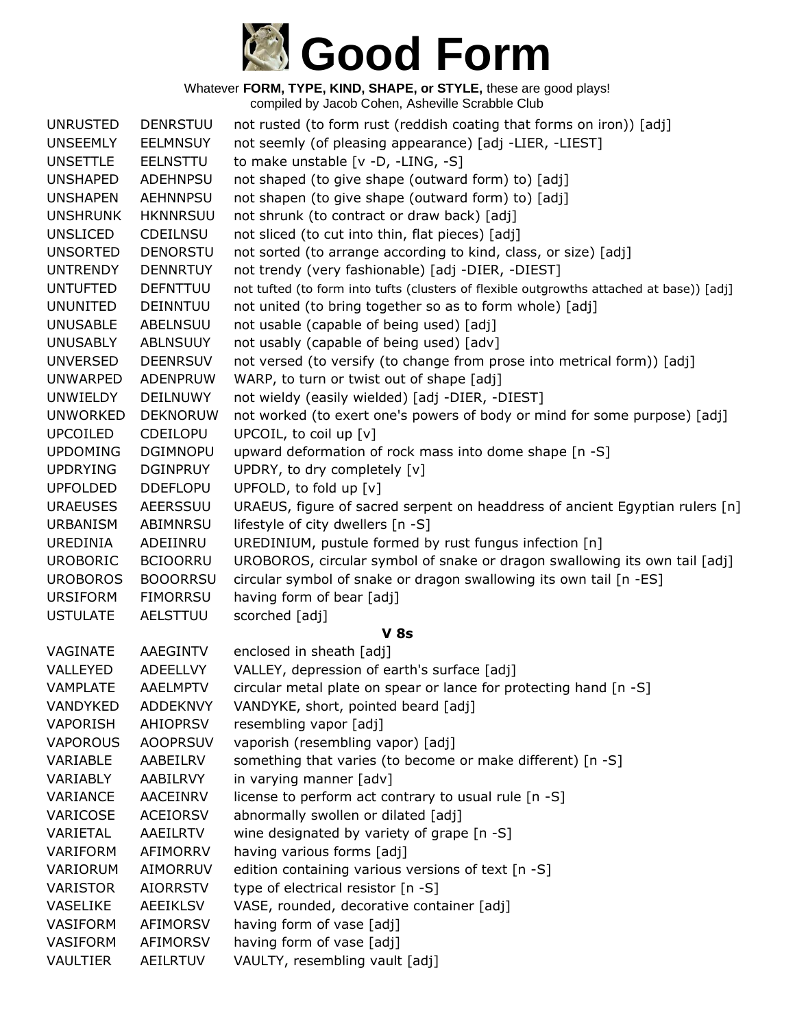# Good Form

Whatever **FORM, TYPE, KIND, SHAPE, or STYLE,** these are good plays!
compiled by Jacob Cohen, Asheville Scrabble Club

| | | |
|---|---|---|
| UNRUSTED | DENRSTUU | not rusted (to form rust (reddish coating that forms on iron)) [adj] |
| UNSEEMLY | EELMNSUY | not seemly (of pleasing appearance) [adj -LIER, -LIEST] |
| UNSETTLE | EELNSTTU | to make unstable [v -D, -LING, -S] |
| UNSHAPED | ADEHNPSU | not shaped (to give shape (outward form) to) [adj] |
| UNSHAPEN | AEHNNPSU | not shapen (to give shape (outward form) to) [adj] |
| UNSHRUNK | HKNNRSUU | not shrunk (to contract or draw back) [adj] |
| UNSLICED | CDEILNSU | not sliced (to cut into thin, flat pieces) [adj] |
| UNSORTED | DENORSTU | not sorted (to arrange according to kind, class, or size) [adj] |
| UNTRENDY | DENNRTUY | not trendy (very fashionable) [adj -DIER, -DIEST] |
| UNTUFTED | DEFNTTUU | not tufted (to form into tufts (clusters of flexible outgrowths attached at base)) [adj] |
| UNUNITED | DEINNTUU | not united (to bring together so as to form whole) [adj] |
| UNUSABLE | ABELNSUU | not usable (capable of being used) [adj] |
| UNUSABLY | ABLNSUUY | not usably (capable of being used) [adv] |
| UNVERSED | DEENRSUV | not versed (to versify (to change from prose into metrical form)) [adj] |
| UNWARPED | ADENPRUW | WARP, to turn or twist out of shape [adj] |
| UNWIELDY | DEILNUWY | not wieldy (easily wielded) [adj -DIER, -DIEST] |
| UNWORKED | DEKNORUW | not worked (to exert one's powers of body or mind for some purpose) [adj] |
| UPCOILED | CDEILOPU | UPCOIL, to coil up [v] |
| UPDOMING | DGIMNOPU | upward deformation of rock mass into dome shape [n -S] |
| UPDRYING | DGINPRUY | UPDRY, to dry completely [v] |
| UPFOLDED | DDEFLOPU | UPFOLD, to fold up [v] |
| URAEUSES | AEERSSUU | URAEUS, figure of sacred serpent on headdress of ancient Egyptian rulers [n] |
| URBANISM | ABIMNRSU | lifestyle of city dwellers [n -S] |
| UREDINIA | ADEIINRU | UREDINIUM, pustule formed by rust fungus infection [n] |
| UROBORIC | BCIOORRU | UROBOROS, circular symbol of snake or dragon swallowing its own tail [adj] |
| UROBOROS | BOOORRSU | circular symbol of snake or dragon swallowing its own tail [n -ES] |
| URSIFORM | FIMORRSU | having form of bear [adj] |
| USTULATE | AELSTTUU | scorched [adj] |

**V 8s**

| | | |
|---|---|---|
| VAGINATE | AAEGINTV | enclosed in sheath [adj] |
| VALLEYED | ADEELLVY | VALLEY, depression of earth's surface [adj] |
| VAMPLATE | AAELMPTV | circular metal plate on spear or lance for protecting hand [n -S] |
| VANDYKED | ADDEKNVY | VANDYKE, short, pointed beard [adj] |
| VAPORISH | AHIOPRSV | resembling vapor [adj] |
| VAPOROUS | AOOPRSUV | vaporish (resembling vapor) [adj] |
| VARIABLE | AABEILRV | something that varies (to become or make different) [n -S] |
| VARIABLY | AABILRVY | in varying manner [adv] |
| VARIANCE | AACEINRV | license to perform act contrary to usual rule [n -S] |
| VARICOSE | ACEIORSV | abnormally swollen or dilated [adj] |
| VARIETAL | AAEILRTV | wine designated by variety of grape [n -S] |
| VARIFORM | AFIMORRV | having various forms [adj] |
| VARIORUM | AIMORRUV | edition containing various versions of text [n -S] |
| VARISTOR | AIORRSTV | type of electrical resistor [n -S] |
| VASELIKE | AEEIKLSV | VASE, rounded, decorative container [adj] |
| VASIFORM | AFIMORSV | having form of vase [adj] |
| VASIFORM | AFIMORSV | having form of vase [adj] |
| VAULTIER | AEILRTUV | VAULTY, resembling vault [adj] |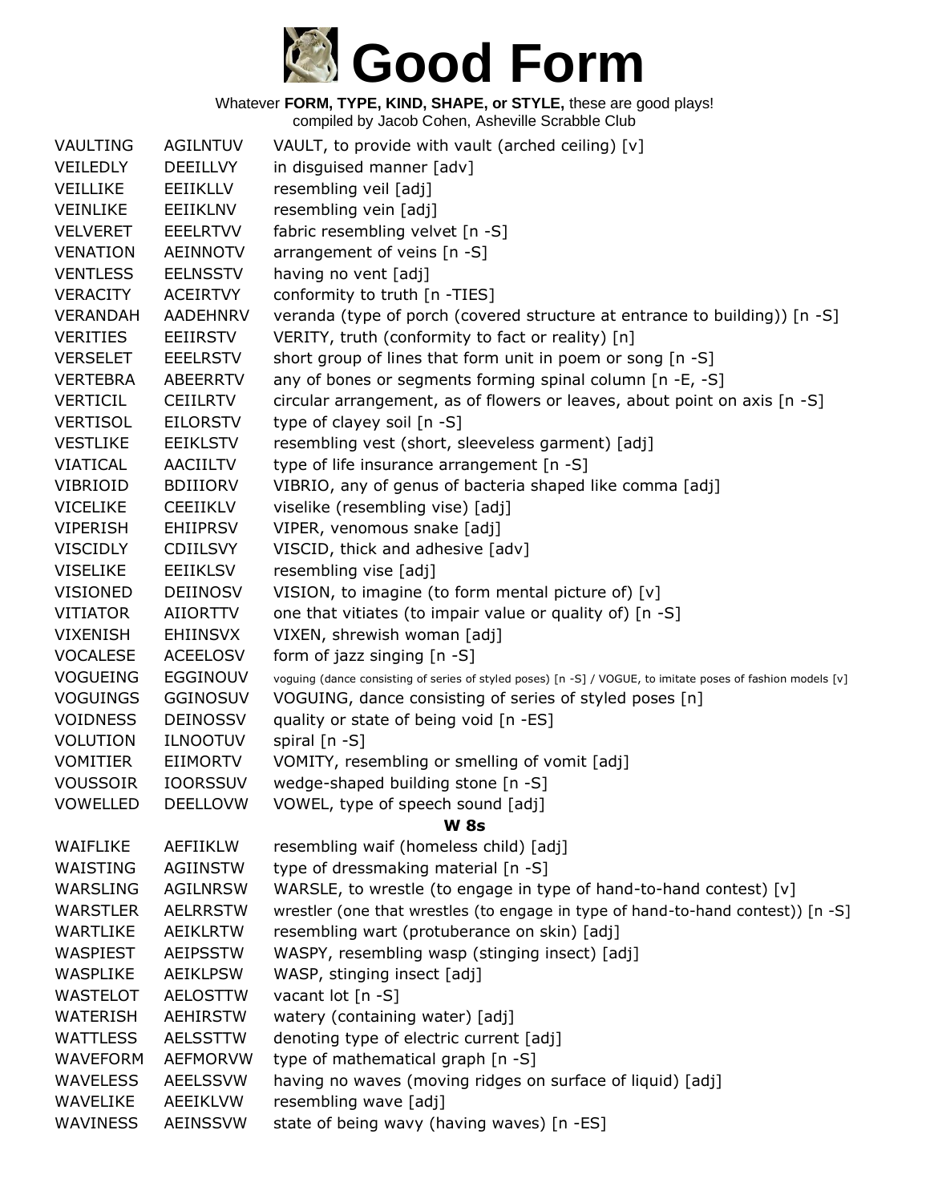# Good Form

Whatever **FORM, TYPE, KIND, SHAPE, or STYLE,** these are good plays!
compiled by Jacob Cohen, Asheville Scrabble Club

| | | |
|---|---|---|
| VAULTING | AGILNTUV | VAULT, to provide with vault (arched ceiling) [v] |
| VEILEDLY | DEEILLVY | in disguised manner [adv] |
| VEILLIKE | EEIIKLLV | resembling veil [adj] |
| VEINLIKE | EEIIKLNV | resembling vein [adj] |
| VELVERET | EEELRTVV | fabric resembling velvet [n -S] |
| VENATION | AEINNOTV | arrangement of veins [n -S] |
| VENTLESS | EELNSSTV | having no vent [adj] |
| VERACITY | ACEIRTVY | conformity to truth [n -TIES] |
| VERANDAH | AADEHNRV | veranda (type of porch (covered structure at entrance to building)) [n -S] |
| VERITIES | EEIIRSTV | VERITY, truth (conformity to fact or reality) [n] |
| VERSELET | EEELRSTV | short group of lines that form unit in poem or song [n -S] |
| VERTEBRA | ABEERRTV | any of bones or segments forming spinal column [n -E, -S] |
| VERTICIL | CEIILRTV | circular arrangement, as of flowers or leaves, about point on axis [n -S] |
| VERTISOL | EILORSTV | type of clayey soil [n -S] |
| VESTLIKE | EEIKLSTV | resembling vest (short, sleeveless garment) [adj] |
| VIATICAL | AACIILTV | type of life insurance arrangement [n -S] |
| VIBRIOID | BDIIIORV | VIBRIO, any of genus of bacteria shaped like comma [adj] |
| VICELIKE | CEEIIKLV | viselike (resembling vise) [adj] |
| VIPERISH | EHIIPRSV | VIPER, venomous snake [adj] |
| VISCIDLY | CDIILSVY | VISCID, thick and adhesive [adv] |
| VISELIKE | EEIIKLSV | resembling vise [adj] |
| VISIONED | DEIINOSV | VISION, to imagine (to form mental picture of) [v] |
| VITIATOR | AIIORTTV | one that vitiates (to impair value or quality of) [n -S] |
| VIXENISH | EHIINSVX | VIXEN, shrewish woman [adj] |
| VOCALESE | ACEELOSV | form of jazz singing [n -S] |
| VOGUEING | EGGINOUV | voguing (dance consisting of series of styled poses) [n -S] / VOGUE, to imitate poses of fashion models [v] |
| VOGUINGS | GGINOSUV | VOGUING, dance consisting of series of styled poses [n] |
| VOIDNESS | DEINOSSV | quality or state of being void [n -ES] |
| VOLUTION | ILNOOTUV | spiral [n -S] |
| VOMITIER | EIIMORTV | VOMITY, resembling or smelling of vomit [adj] |
| VOUSSOIR | IOORSSUV | wedge-shaped building stone [n -S] |
| VOWELLED | DEELLOVW | VOWEL, type of speech sound [adj] |

### W 8s

| | | |
|---|---|---|
| WAIFLIKE | AEFIIKLW | resembling waif (homeless child) [adj] |
| WAISTING | AGIINSTW | type of dressmaking material [n -S] |
| WARSLING | AGILNRSW | WARSLE, to wrestle (to engage in type of hand-to-hand contest) [v] |
| WARSTLER | AELRRSTW | wrestler (one that wrestles (to engage in type of hand-to-hand contest)) [n -S] |
| WARTLIKE | AEIKLRTW | resembling wart (protuberance on skin) [adj] |
| WASPIEST | AEIPSSTW | WASPY, resembling wasp (stinging insect) [adj] |
| WASPLIKE | AEIKLPSW | WASP, stinging insect [adj] |
| WASTELOT | AELOSTTW | vacant lot [n -S] |
| WATERISH | AEHIRSTW | watery (containing water) [adj] |
| WATTLESS | AELSSTTW | denoting type of electric current [adj] |
| WAVEFORM | AEFMORVW | type of mathematical graph [n -S] |
| WAVELESS | AEELSSVW | having no waves (moving ridges on surface of liquid) [adj] |
| WAVELIKE | AEEIKLVW | resembling wave [adj] |
| WAVINESS | AEINSSVW | state of being wavy (having waves) [n -ES] |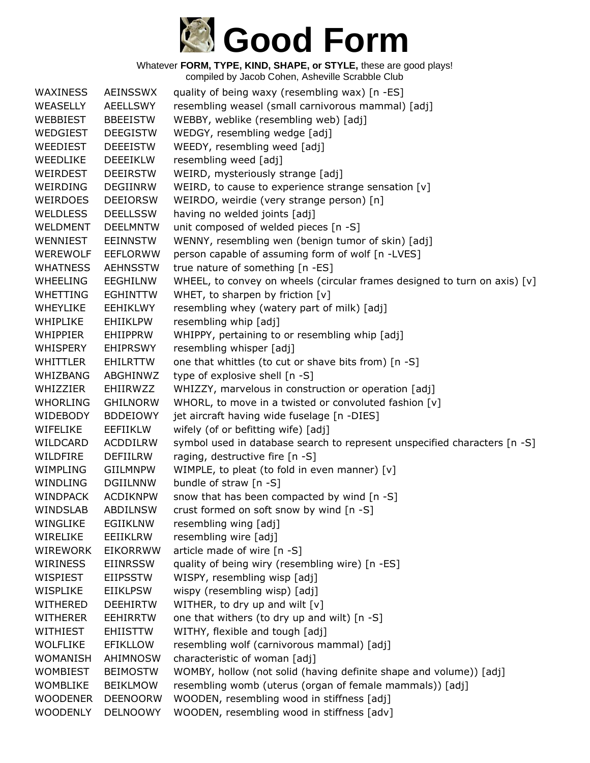# Good Form

Whatever **FORM, TYPE, KIND, SHAPE, or STYLE,** these are good plays!
compiled by Jacob Cohen, Asheville Scrabble Club

| | | |
|---|---|---|
| WAXINESS | AEINSSWX | quality of being waxy (resembling wax) [n -ES] |
| WEASELLY | AEELLSWY | resembling weasel (small carnivorous mammal) [adj] |
| WEBBIEST | BBEEISTW | WEBBY, weblike (resembling web) [adj] |
| WEDGIEST | DEEGISTW | WEDGY, resembling wedge [adj] |
| WEEDIEST | DEEEISTW | WEEDY, resembling weed [adj] |
| WEEDLIKE | DEEEIKLW | resembling weed [adj] |
| WEIRDEST | DEEIRSTW | WEIRD, mysteriously strange [adj] |
| WEIRDING | DEGIINRW | WEIRD, to cause to experience strange sensation [v] |
| WEIRDOES | DEEIORSW | WEIRDO, weirdie (very strange person) [n] |
| WELDLESS | DEELLSSW | having no welded joints [adj] |
| WELDMENT | DEELMNTW | unit composed of welded pieces [n -S] |
| WENNIEST | EEINNSTW | WENNY, resembling wen (benign tumor of skin) [adj] |
| WEREWOLF | EEFLORWW | person capable of assuming form of wolf [n -LVES] |
| WHATNESS | AEHNSSTW | true nature of something [n -ES] |
| WHEELING | EEGHILNW | WHEEL, to convey on wheels (circular frames designed to turn on axis) [v] |
| WHETTING | EGHINTTW | WHET, to sharpen by friction [v] |
| WHEYLIKE | EEHIKLWY | resembling whey (watery part of milk) [adj] |
| WHIPLIKE | EHIIKLPW | resembling whip [adj] |
| WHIPPIER | EHIIPPRW | WHIPPY, pertaining to or resembling whip [adj] |
| WHISPERY | EHIPRSWY | resembling whisper [adj] |
| WHITTLER | EHILRTTW | one that whittles (to cut or shave bits from) [n -S] |
| WHIZBANG | ABGHINWZ | type of explosive shell [n -S] |
| WHIZZIER | EHIIRWZZ | WHIZZY, marvelous in construction or operation [adj] |
| WHORLING | GHILNORW | WHORL, to move in a twisted or convoluted fashion [v] |
| WIDEBODY | BDDEIOWY | jet aircraft having wide fuselage [n -DIES] |
| WIFELIKE | EEFIIKLW | wifely (of or befitting wife) [adj] |
| WILDCARD | ACDDILRW | symbol used in database search to represent unspecified characters [n -S] |
| WILDFIRE | DEFIILRW | raging, destructive fire [n -S] |
| WIMPLING | GIILMNPW | WIMPLE, to pleat (to fold in even manner) [v] |
| WINDLING | DGIILNNW | bundle of straw [n -S] |
| WINDPACK | ACDIKNPW | snow that has been compacted by wind [n -S] |
| WINDSLAB | ABDILNSW | crust formed on soft snow by wind [n -S] |
| WINGLIKE | EGIIKLNW | resembling wing [adj] |
| WIRELIKE | EEIIKLRW | resembling wire [adj] |
| WIREWORK | EIKORRWW | article made of wire [n -S] |
| WIRINESS | EIINRSSW | quality of being wiry (resembling wire) [n -ES] |
| WISPIEST | EIIPSSTW | WISPY, resembling wisp [adj] |
| WISPLIKE | EIIKLPSW | wispy (resembling wisp) [adj] |
| WITHERED | DEEHIRTW | WITHER, to dry up and wilt [v] |
| WITHERER | EEHIRRTW | one that withers (to dry up and wilt) [n -S] |
| WITHIEST | EHIISTTW | WITHY, flexible and tough [adj] |
| WOLFLIKE | EFIKLLOW | resembling wolf (carnivorous mammal) [adj] |
| WOMANISH | AHIMNOSW | characteristic of woman [adj] |
| WOMBIEST | BEIMOSTW | WOMBY, hollow (not solid (having definite shape and volume)) [adj] |
| WOMBLIKE | BEIKLMOW | resembling womb (uterus (organ of female mammals)) [adj] |
| WOODENER | DEENOORW | WOODEN, resembling wood in stiffness [adj] |
| WOODENLY | DELNOOWY | WOODEN, resembling wood in stiffness [adv] |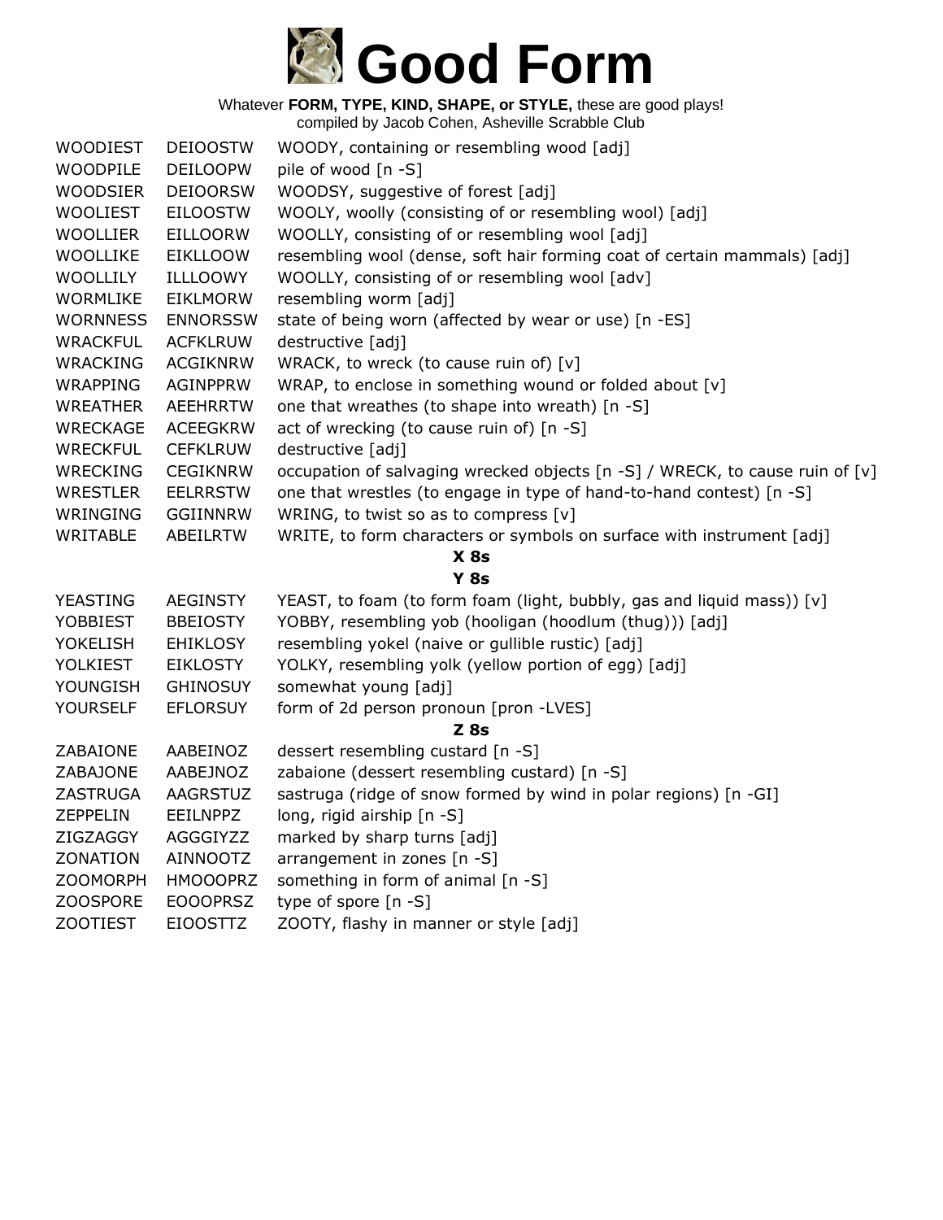# Good Form

Whatever **FORM, TYPE, KIND, SHAPE, or STYLE,** these are good plays!
compiled by Jacob Cohen, Asheville Scrabble Club

| | | |
|---|---|---|
| WOODIEST | DEIOOSTW | WOODY, containing or resembling wood [adj] |
| WOODPILE | DEILOOPW | pile of wood [n -S] |
| WOODSIER | DEIOORSW | WOODSY, suggestive of forest [adj] |
| WOOLIEST | EILOOSTW | WOOLY, woolly (consisting of or resembling wool) [adj] |
| WOOLLIER | EILLOORW | WOOLLY, consisting of or resembling wool [adj] |
| WOOLLIKE | EIKLLOOW | resembling wool (dense, soft hair forming coat of certain mammals) [adj] |
| WOOLLILY | ILLLOOWY | WOOLLY, consisting of or resembling wool [adv] |
| WORMLIKE | EIKLMORW | resembling worm [adj] |
| WORNNESS | ENNORSSW | state of being worn (affected by wear or use) [n -ES] |
| WRACKFUL | ACFKLRUW | destructive [adj] |
| WRACKING | ACGIKNRW | WRACK, to wreck (to cause ruin of) [v] |
| WRAPPING | AGINPPRW | WRAP, to enclose in something wound or folded about [v] |
| WREATHER | AEEHRRTW | one that wreathes (to shape into wreath) [n -S] |
| WRECKAGE | ACEEGKRW | act of wrecking (to cause ruin of) [n -S] |
| WRECKFUL | CEFKLRUW | destructive [adj] |
| WRECKING | CEGIKNRW | occupation of salvaging wrecked objects [n -S] / WRECK, to cause ruin of [v] |
| WRESTLER | EELRRSTW | one that wrestles (to engage in type of hand-to-hand contest) [n -S] |
| WRINGING | GGIINNRW | WRING, to twist so as to compress [v] |
| WRITABLE | ABEILRTW | WRITE, to form characters or symbols on surface with instrument [adj] |

**X 8s**

**Y 8s**

| | | |
|---|---|---|
| YEASTING | AEGINSTY | YEAST, to foam (to form foam (light, bubbly, gas and liquid mass)) [v] |
| YOBBIEST | BBEIOSTY | YOBBY, resembling yob (hooligan (hoodlum (thug))) [adj] |
| YOKELISH | EHIKLOSY | resembling yokel (naive or gullible rustic) [adj] |
| YOLKIEST | EIKLOSTY | YOLKY, resembling yolk (yellow portion of egg) [adj] |
| YOUNGISH | GHINOSUY | somewhat young [adj] |
| YOURSELF | EFLORSUY | form of 2d person pronoun [pron -LVES] |

**Z 8s**

| | | |
|---|---|---|
| ZABAIONE | AABEINOZ | dessert resembling custard [n -S] |
| ZABAJONE | AABEJNOZ | zabaione (dessert resembling custard) [n -S] |
| ZASTRUGA | AAGRSTUZ | sastruga (ridge of snow formed by wind in polar regions) [n -GI] |
| ZEPPELIN | EEILNPPZ | long, rigid airship [n -S] |
| ZIGZAGGY | AGGGIYZZ | marked by sharp turns [adj] |
| ZONATION | AINNOOTZ | arrangement in zones [n -S] |
| ZOOMORPH | HMOOOPRZ | something in form of animal [n -S] |
| ZOOSPORE | EOOOPRSZ | type of spore [n -S] |
| ZOOTIEST | EIOOSTTZ | ZOOTY, flashy in manner or style [adj] |